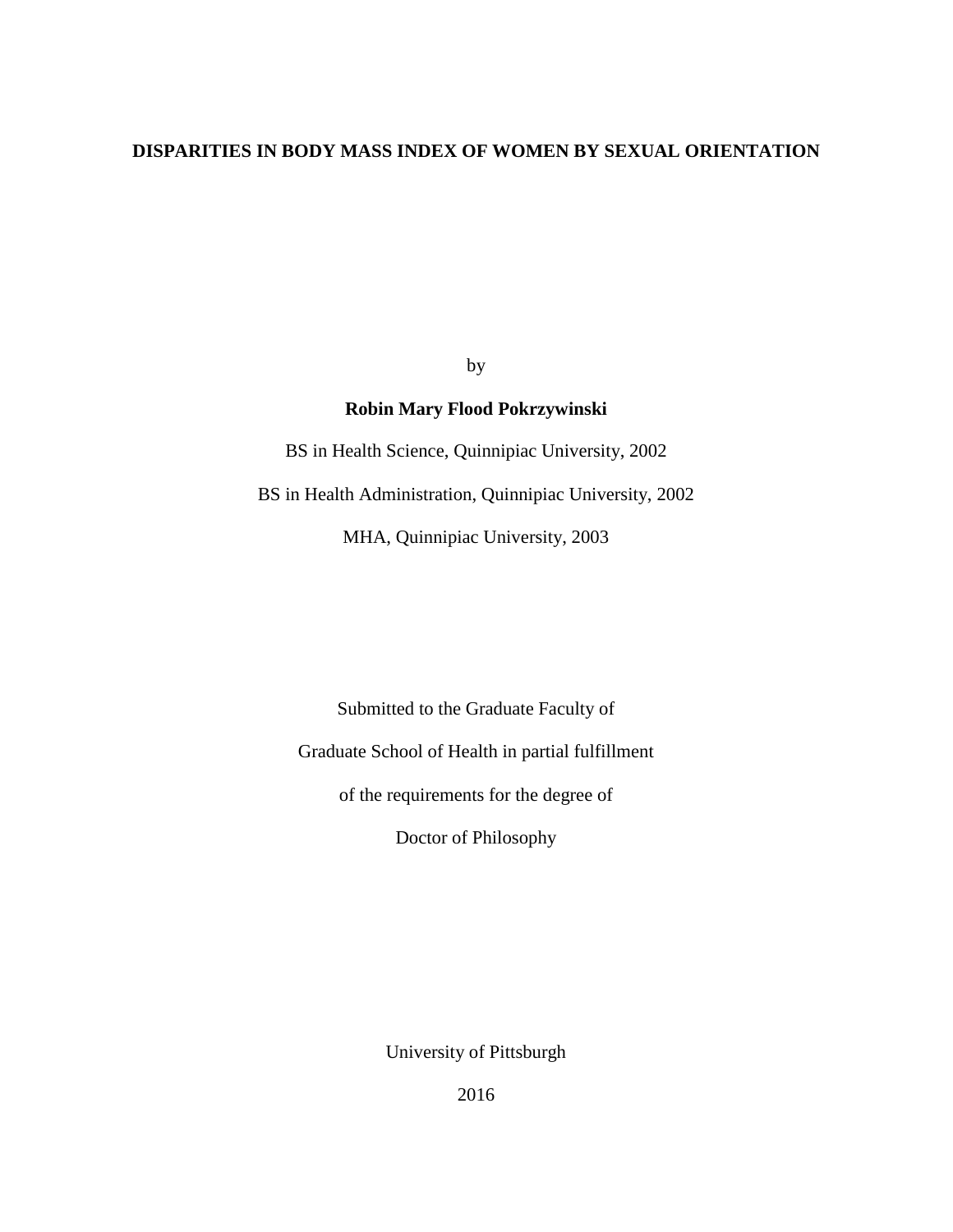# DISPARITIES IN BODY MASS INDEX OF WOMEN BY SEXUAL ORIENTATION

by

**Robin Mary Flood Pokrzywinski**

BS in Health Science, Quinnipiac University, 2002

BS in Health Administration, Quinnipiac University, 2002

MHA, Quinnipiac University, 2003

Submitted to the Graduate Faculty of

Graduate School of Health in partial fulfillment

of the requirements for the degree of

Doctor of Philosophy

University of Pittsburgh

2016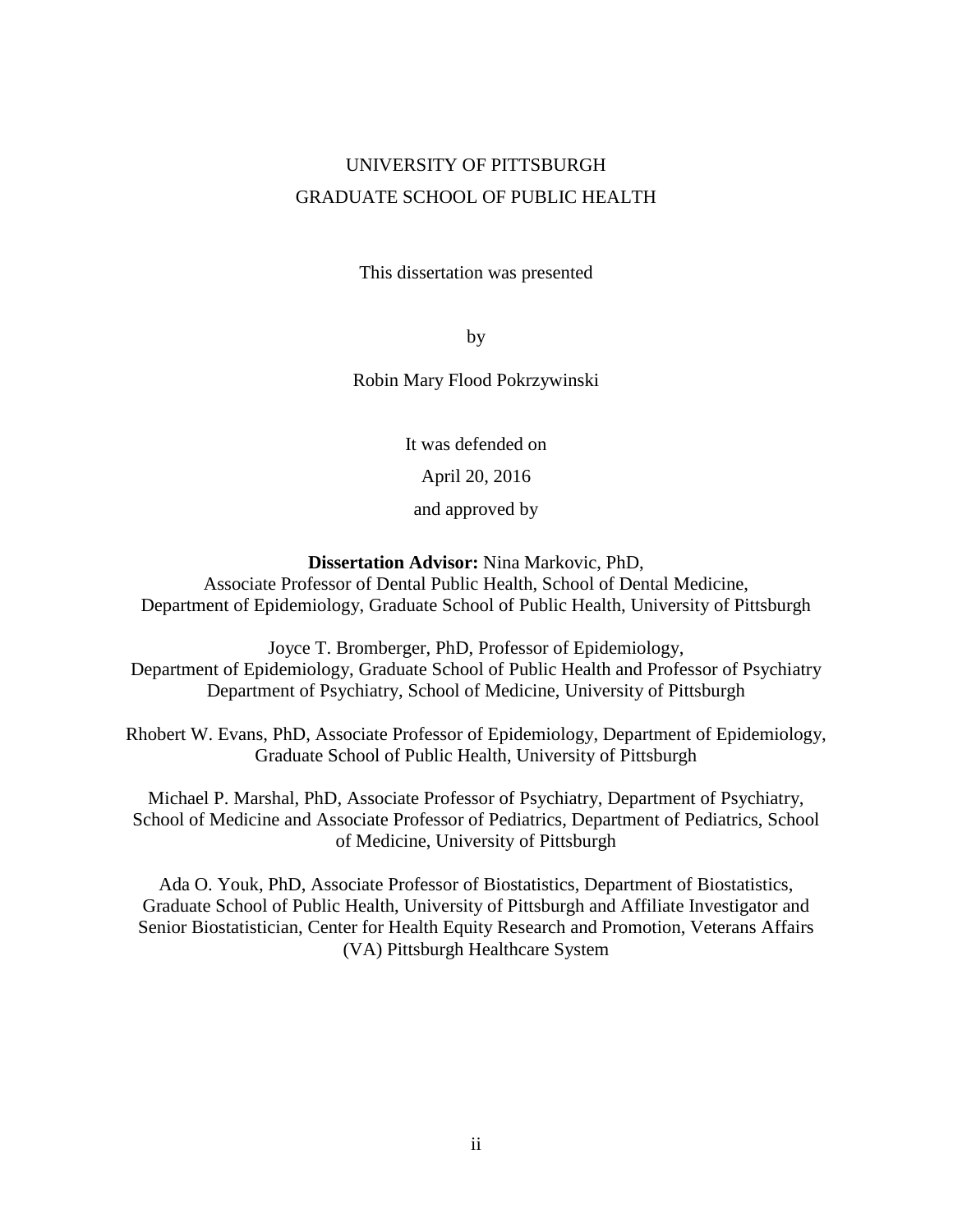UNIVERSITY OF PITTSBURGH

GRADUATE SCHOOL OF PUBLIC HEALTH

This dissertation was presented

by

Robin Mary Flood Pokrzywinski

It was defended on

April 20, 2016

and approved by

**Dissertation Advisor:** Nina Markovic, PhD,
Associate Professor of Dental Public Health, School of Dental Medicine,
Department of Epidemiology, Graduate School of Public Health, University of Pittsburgh

Joyce T. Bromberger, PhD, Professor of Epidemiology,
Department of Epidemiology, Graduate School of Public Health and Professor of Psychiatry
Department of Psychiatry, School of Medicine, University of Pittsburgh

Rhobert W. Evans, PhD, Associate Professor of Epidemiology, Department of Epidemiology,
Graduate School of Public Health, University of Pittsburgh

Michael P. Marshal, PhD, Associate Professor of Psychiatry, Department of Psychiatry,
School of Medicine and Associate Professor of Pediatrics, Department of Pediatrics, School
of Medicine, University of Pittsburgh

Ada O. Youk, PhD, Associate Professor of Biostatistics, Department of Biostatistics,
Graduate School of Public Health, University of Pittsburgh and Affiliate Investigator and
Senior Biostatistician, Center for Health Equity Research and Promotion, Veterans Affairs
(VA) Pittsburgh Healthcare System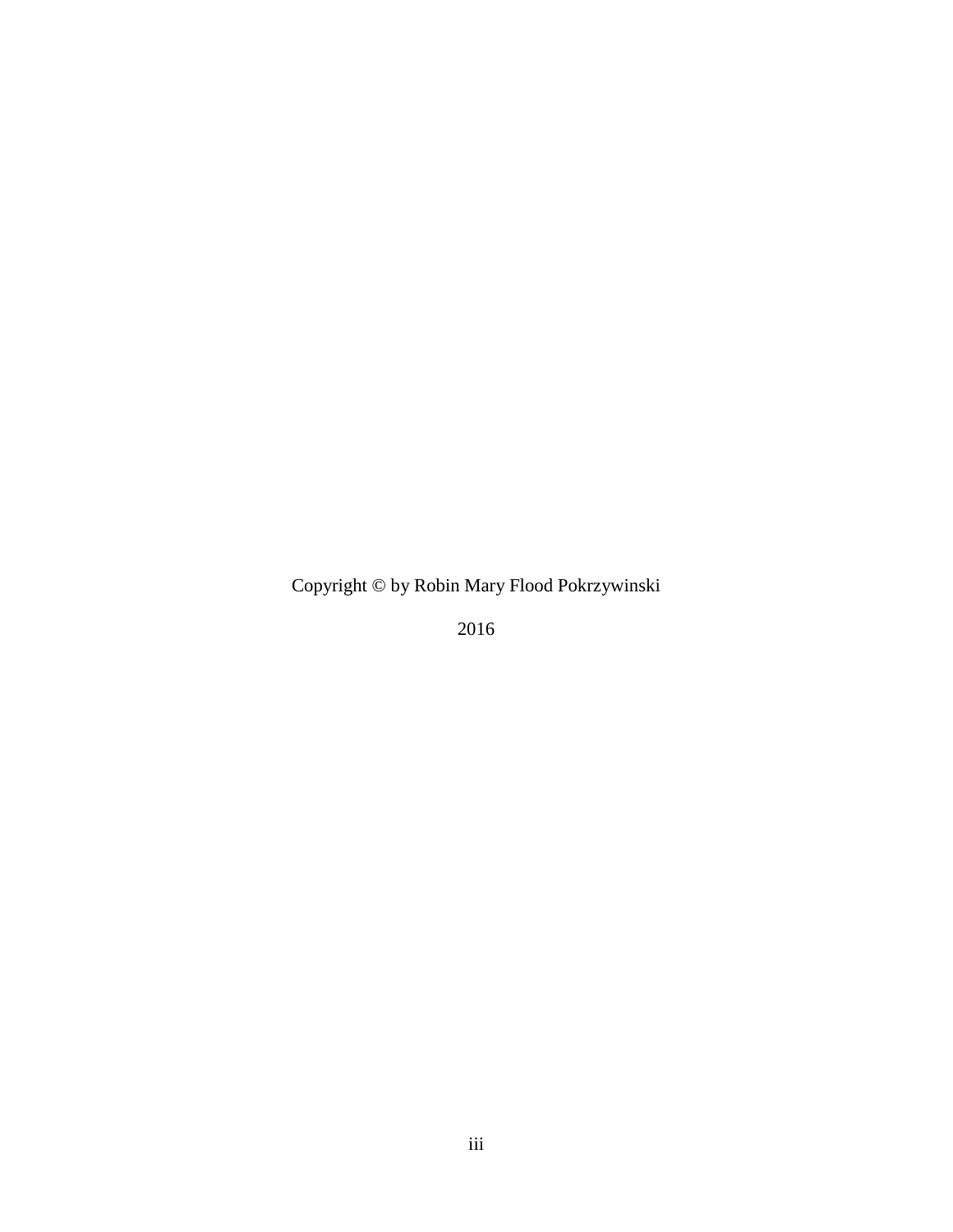Copyright © by Robin Mary Flood Pokrzywinski

2016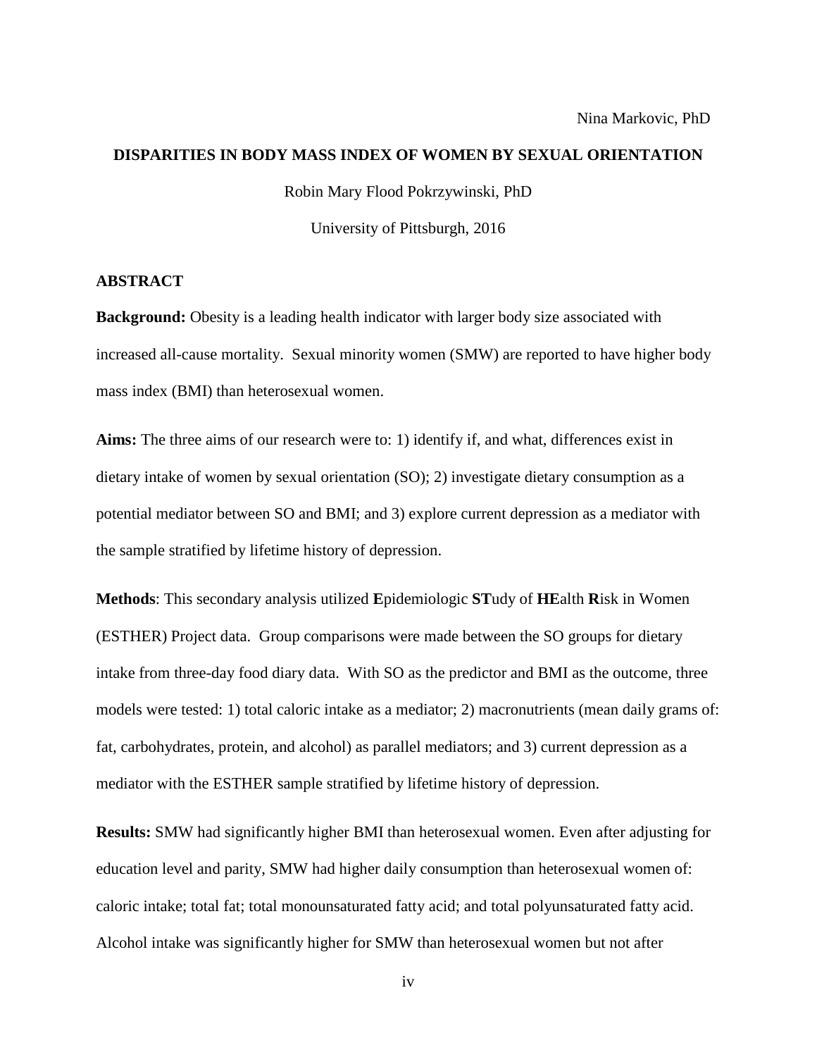Nina Markovic, PhD

**DISPARITIES IN BODY MASS INDEX OF WOMEN BY SEXUAL ORIENTATION**

Robin Mary Flood Pokrzywinski, PhD

University of Pittsburgh, 2016

**ABSTRACT**

**Background:** Obesity is a leading health indicator with larger body size associated with increased all-cause mortality. Sexual minority women (SMW) are reported to have higher body mass index (BMI) than heterosexual women.

**Aims:** The three aims of our research were to: 1) identify if, and what, differences exist in dietary intake of women by sexual orientation (SO); 2) investigate dietary consumption as a potential mediator between SO and BMI; and 3) explore current depression as a mediator with the sample stratified by lifetime history of depression.

**Methods**: This secondary analysis utilized **E**pidemiologic **ST**udy of **HE**alth **R**isk in Women (ESTHER) Project data. Group comparisons were made between the SO groups for dietary intake from three-day food diary data. With SO as the predictor and BMI as the outcome, three models were tested: 1) total caloric intake as a mediator; 2) macronutrients (mean daily grams of: fat, carbohydrates, protein, and alcohol) as parallel mediators; and 3) current depression as a mediator with the ESTHER sample stratified by lifetime history of depression.

**Results:** SMW had significantly higher BMI than heterosexual women. Even after adjusting for education level and parity, SMW had higher daily consumption than heterosexual women of: caloric intake; total fat; total monounsaturated fatty acid; and total polyunsaturated fatty acid. Alcohol intake was significantly higher for SMW than heterosexual women but not after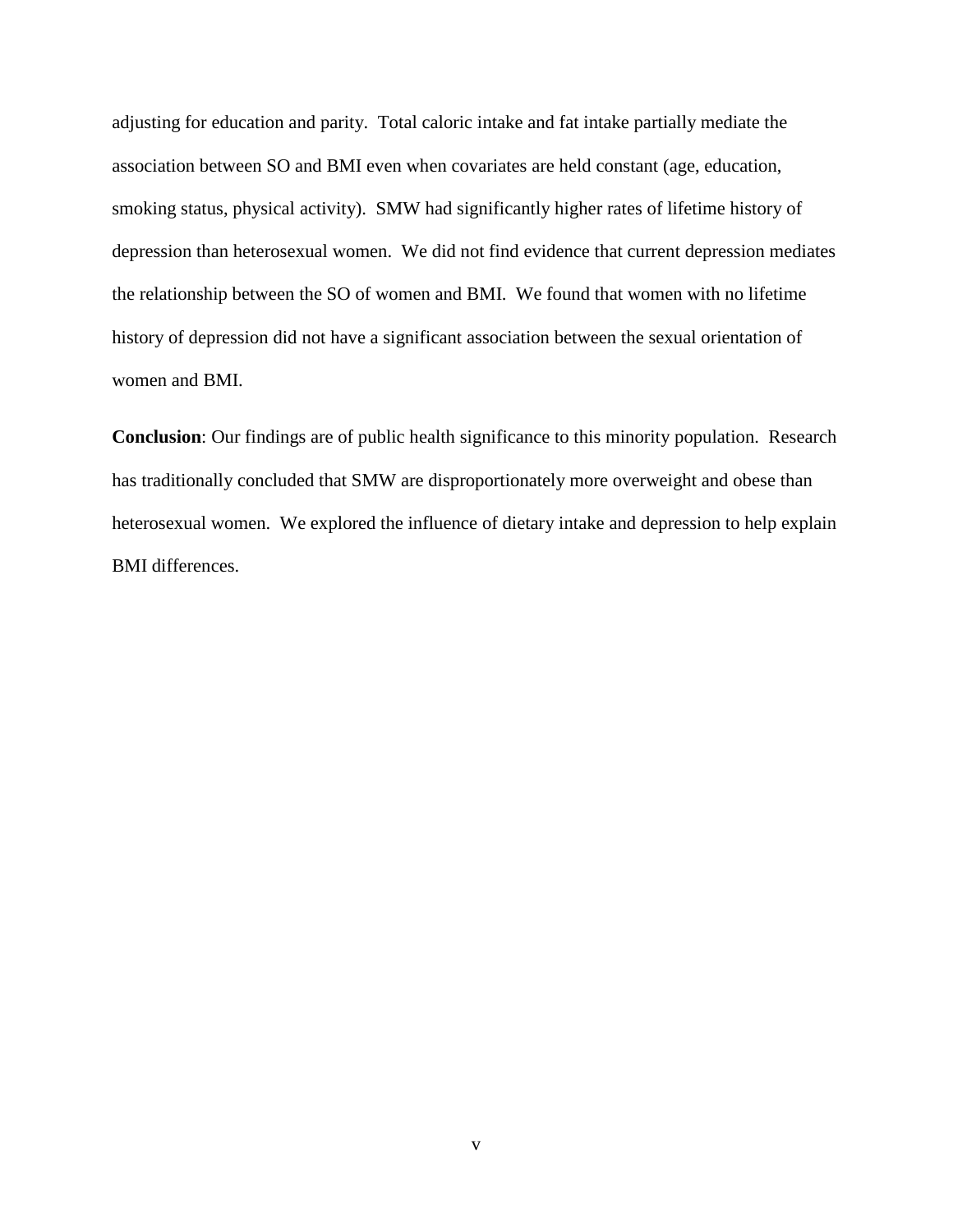adjusting for education and parity. Total caloric intake and fat intake partially mediate the association between SO and BMI even when covariates are held constant (age, education, smoking status, physical activity). SMW had significantly higher rates of lifetime history of depression than heterosexual women. We did not find evidence that current depression mediates the relationship between the SO of women and BMI. We found that women with no lifetime history of depression did not have a significant association between the sexual orientation of women and BMI.

**Conclusion**: Our findings are of public health significance to this minority population. Research has traditionally concluded that SMW are disproportionately more overweight and obese than heterosexual women. We explored the influence of dietary intake and depression to help explain BMI differences.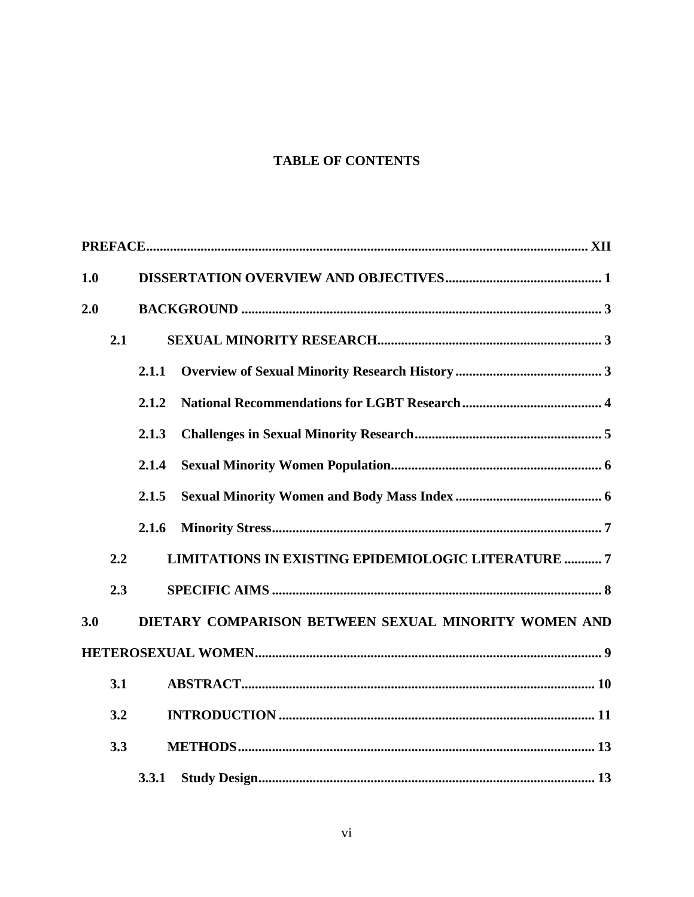## TABLE OF CONTENTS

**PREFACE** ..... **XII**

**1.0 DISSERTATION OVERVIEW AND OBJECTIVES** ..... **1**

**2.0 BACKGROUND** ..... **3**

- **2.1 SEXUAL MINORITY RESEARCH** ..... **3**
  - **2.1.1 Overview of Sexual Minority Research History** ..... **3**
  - **2.1.2 National Recommendations for LGBT Research** ..... **4**
  - **2.1.3 Challenges in Sexual Minority Research** ..... **5**
  - **2.1.4 Sexual Minority Women Population** ..... **6**
  - **2.1.5 Sexual Minority Women and Body Mass Index** ..... **6**
  - **2.1.6 Minority Stress** ..... **7**
- **2.2 LIMITATIONS IN EXISTING EPIDEMIOLOGIC LITERATURE** ..... **7**
- **2.3 SPECIFIC AIMS** ..... **8**

**3.0 DIETARY COMPARISON BETWEEN SEXUAL MINORITY WOMEN AND HETEROSEXUAL WOMEN** ..... **9**

- **3.1 ABSTRACT** ..... **10**
- **3.2 INTRODUCTION** ..... **11**
- **3.3 METHODS** ..... **13**
  - **3.3.1 Study Design** ..... **13**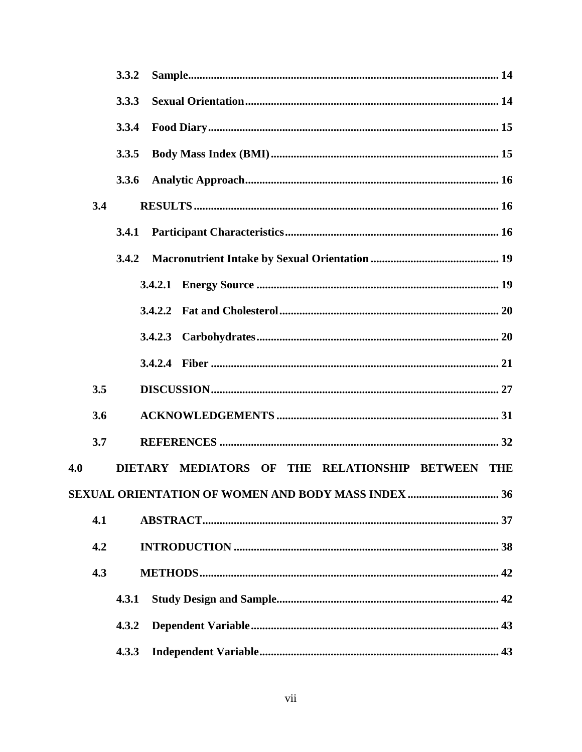3.3.2 Sample ..... 14

3.3.3 Sexual Orientation ..... 14

3.3.4 Food Diary ..... 15

3.3.5 Body Mass Index (BMI) ..... 15

3.3.6 Analytic Approach ..... 16

3.4 RESULTS ..... 16

3.4.1 Participant Characteristics ..... 16

3.4.2 Macronutrient Intake by Sexual Orientation ..... 19

3.4.2.1 Energy Source ..... 19

3.4.2.2 Fat and Cholesterol ..... 20

3.4.2.3 Carbohydrates ..... 20

3.4.2.4 Fiber ..... 21

3.5 DISCUSSION ..... 27

3.6 ACKNOWLEDGEMENTS ..... 31

3.7 REFERENCES ..... 32

4.0 DIETARY MEDIATORS OF THE RELATIONSHIP BETWEEN THE SEXUAL ORIENTATION OF WOMEN AND BODY MASS INDEX ..... 36

4.1 ABSTRACT ..... 37

4.2 INTRODUCTION ..... 38

4.3 METHODS ..... 42

4.3.1 Study Design and Sample ..... 42

4.3.2 Dependent Variable ..... 43

4.3.3 Independent Variable ..... 43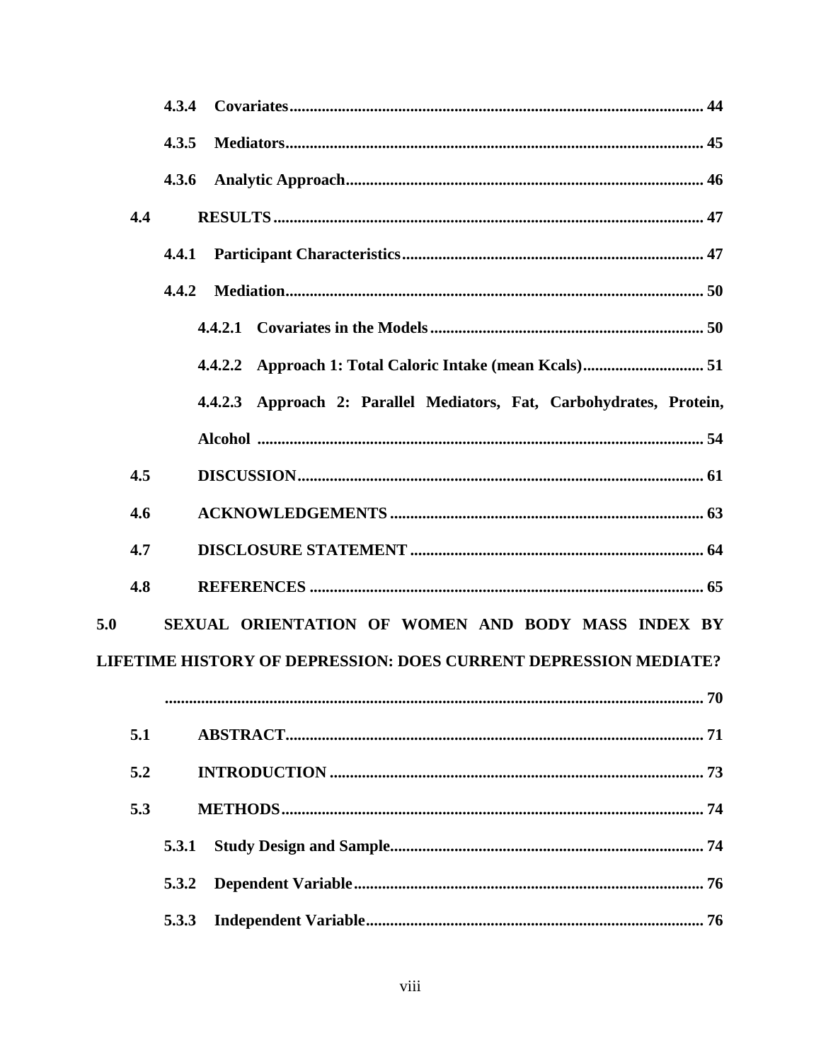- 4.3.4 Covariates ........................................ 44
- 4.3.5 Mediators ........................................ 45
- 4.3.6 Analytic Approach ........................................ 46
- 4.4 RESULTS ........................................ 47
  - 4.4.1 Participant Characteristics ........................................ 47
  - 4.4.2 Mediation ........................................ 50
    - 4.4.2.1 Covariates in the Models ........................................ 50
    - 4.4.2.2 Approach 1: Total Caloric Intake (mean Kcals) ........................................ 51
    - 4.4.2.3 Approach 2: Parallel Mediators, Fat, Carbohydrates, Protein, Alcohol ........................................ 54
- 4.5 DISCUSSION ........................................ 61
- 4.6 ACKNOWLEDGEMENTS ........................................ 63
- 4.7 DISCLOSURE STATEMENT ........................................ 64
- 4.8 REFERENCES ........................................ 65

5.0 SEXUAL ORIENTATION OF WOMEN AND BODY MASS INDEX BY LIFETIME HISTORY OF DEPRESSION: DOES CURRENT DEPRESSION MEDIATE? ........................................ 70

- 5.1 ABSTRACT ........................................ 71
- 5.2 INTRODUCTION ........................................ 73
- 5.3 METHODS ........................................ 74
  - 5.3.1 Study Design and Sample ........................................ 74
  - 5.3.2 Dependent Variable ........................................ 76
  - 5.3.3 Independent Variable ........................................ 76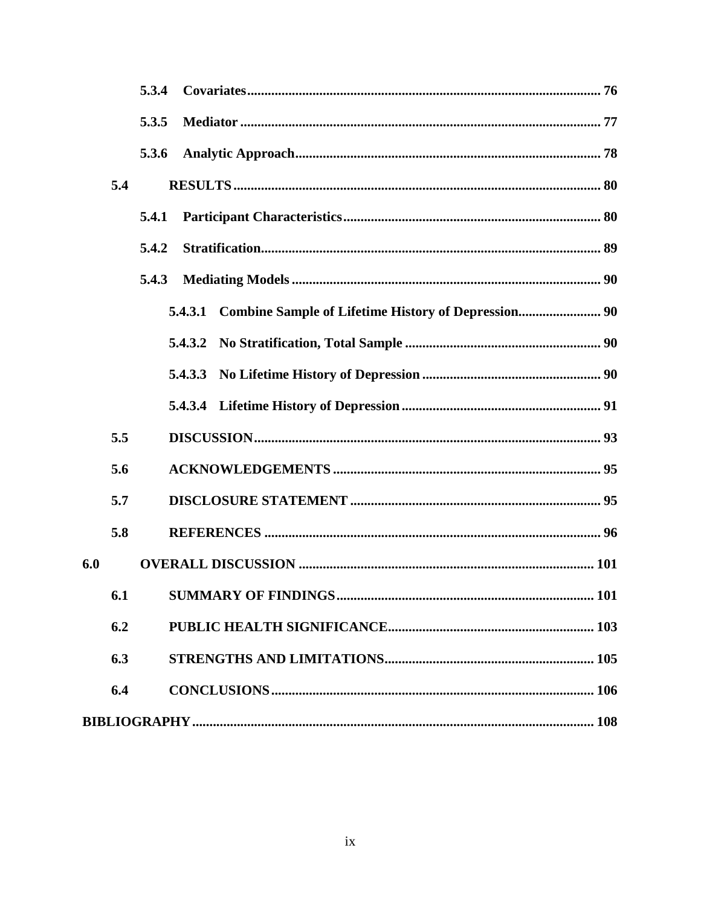- **5.3.4 Covariates** ........ 76
- **5.3.5 Mediator** ........ 77
- **5.3.6 Analytic Approach** ........ 78

**5.4 RESULTS** ........ 80

- **5.4.1 Participant Characteristics** ........ 80
- **5.4.2 Stratification** ........ 89
- **5.4.3 Mediating Models** ........ 90
  - **5.4.3.1 Combine Sample of Lifetime History of Depression** ........ 90
  - **5.4.3.2 No Stratification, Total Sample** ........ 90
  - **5.4.3.3 No Lifetime History of Depression** ........ 90
  - **5.4.3.4 Lifetime History of Depression** ........ 91

**5.5 DISCUSSION** ........ 93

**5.6 ACKNOWLEDGEMENTS** ........ 95

**5.7 DISCLOSURE STATEMENT** ........ 95

**5.8 REFERENCES** ........ 96

**6.0 OVERALL DISCUSSION** ........ 101

**6.1 SUMMARY OF FINDINGS** ........ 101

**6.2 PUBLIC HEALTH SIGNIFICANCE** ........ 103

**6.3 STRENGTHS AND LIMITATIONS** ........ 105

**6.4 CONCLUSIONS** ........ 106

**BIBLIOGRAPHY** ........ 108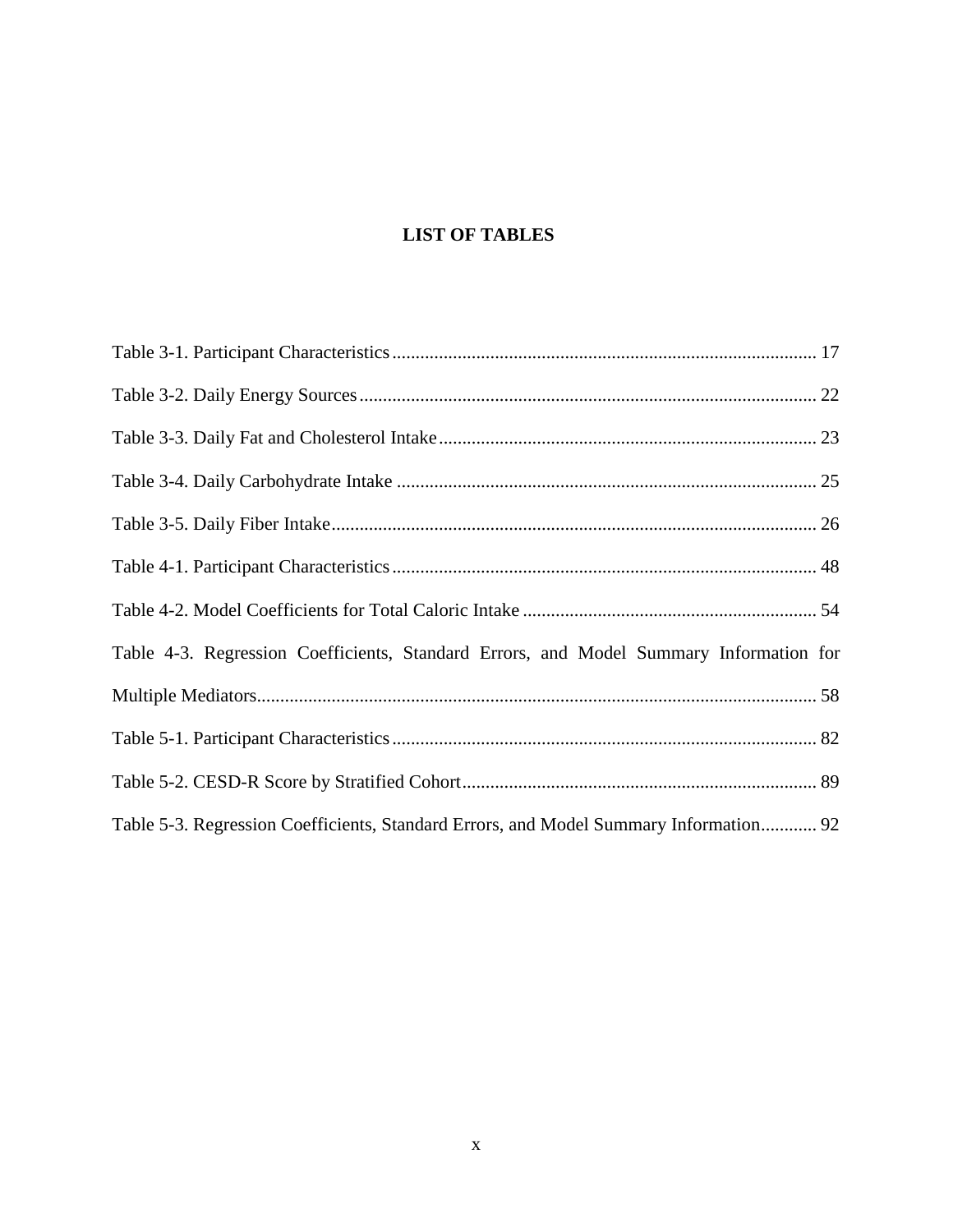# LIST OF TABLES

Table 3-1. Participant Characteristics .......... 17

Table 3-2. Daily Energy Sources .......... 22

Table 3-3. Daily Fat and Cholesterol Intake .......... 23

Table 3-4. Daily Carbohydrate Intake .......... 25

Table 3-5. Daily Fiber Intake .......... 26

Table 4-1. Participant Characteristics .......... 48

Table 4-2. Model Coefficients for Total Caloric Intake .......... 54

Table 4-3. Regression Coefficients, Standard Errors, and Model Summary Information for Multiple Mediators .......... 58

Table 5-1. Participant Characteristics .......... 82

Table 5-2. CESD-R Score by Stratified Cohort .......... 89

Table 5-3. Regression Coefficients, Standard Errors, and Model Summary Information .......... 92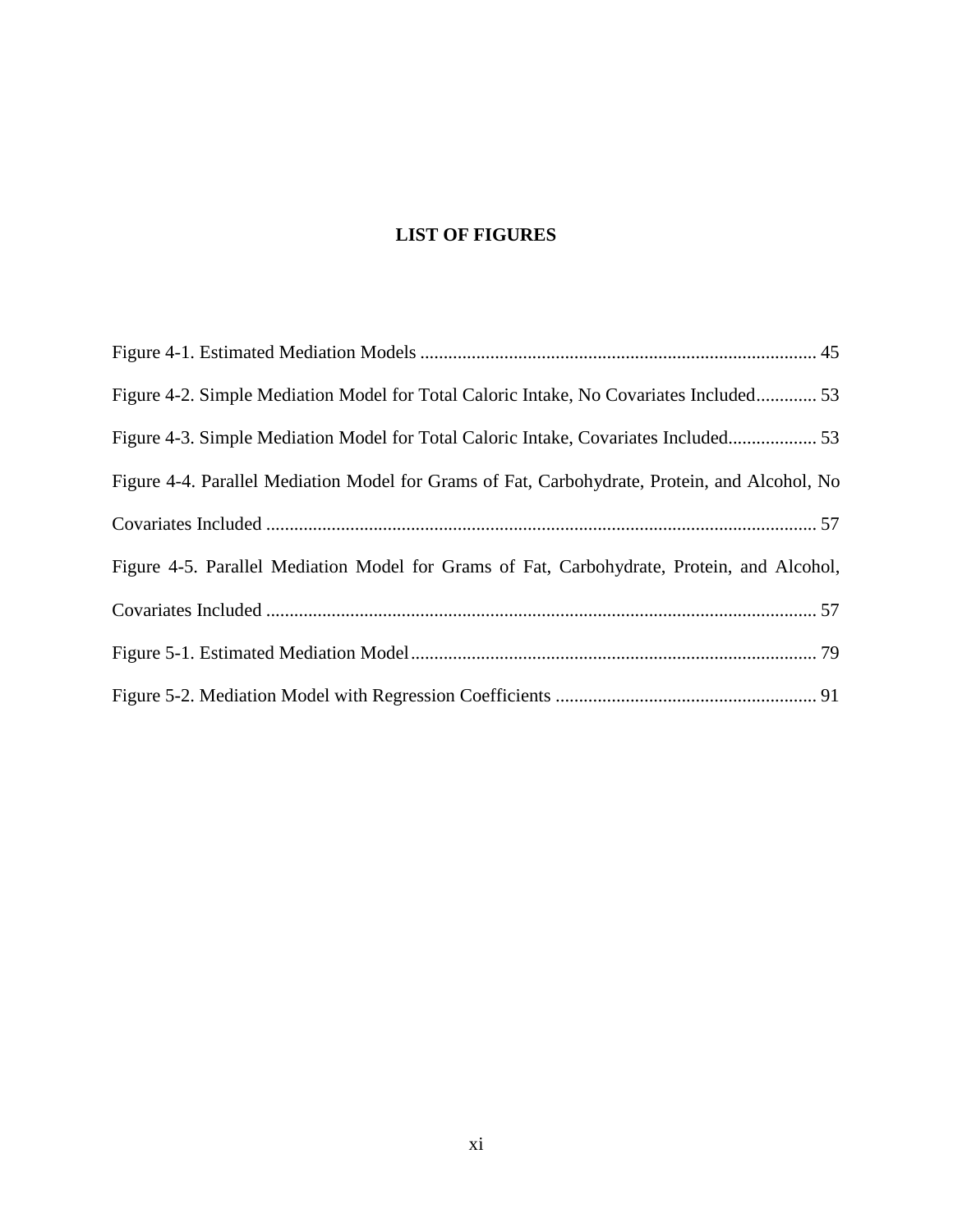# LIST OF FIGURES

Figure 4-1. Estimated Mediation Models .................................................................................... 45

Figure 4-2. Simple Mediation Model for Total Caloric Intake, No Covariates Included............. 53

Figure 4-3. Simple Mediation Model for Total Caloric Intake, Covariates Included................... 53

Figure 4-4. Parallel Mediation Model for Grams of Fat, Carbohydrate, Protein, and Alcohol, No Covariates Included ..................................................................................................................... 57

Figure 4-5. Parallel Mediation Model for Grams of Fat, Carbohydrate, Protein, and Alcohol, Covariates Included ..................................................................................................................... 57

Figure 5-1. Estimated Mediation Model...................................................................................... 79

Figure 5-2. Mediation Model with Regression Coefficients ....................................................... 91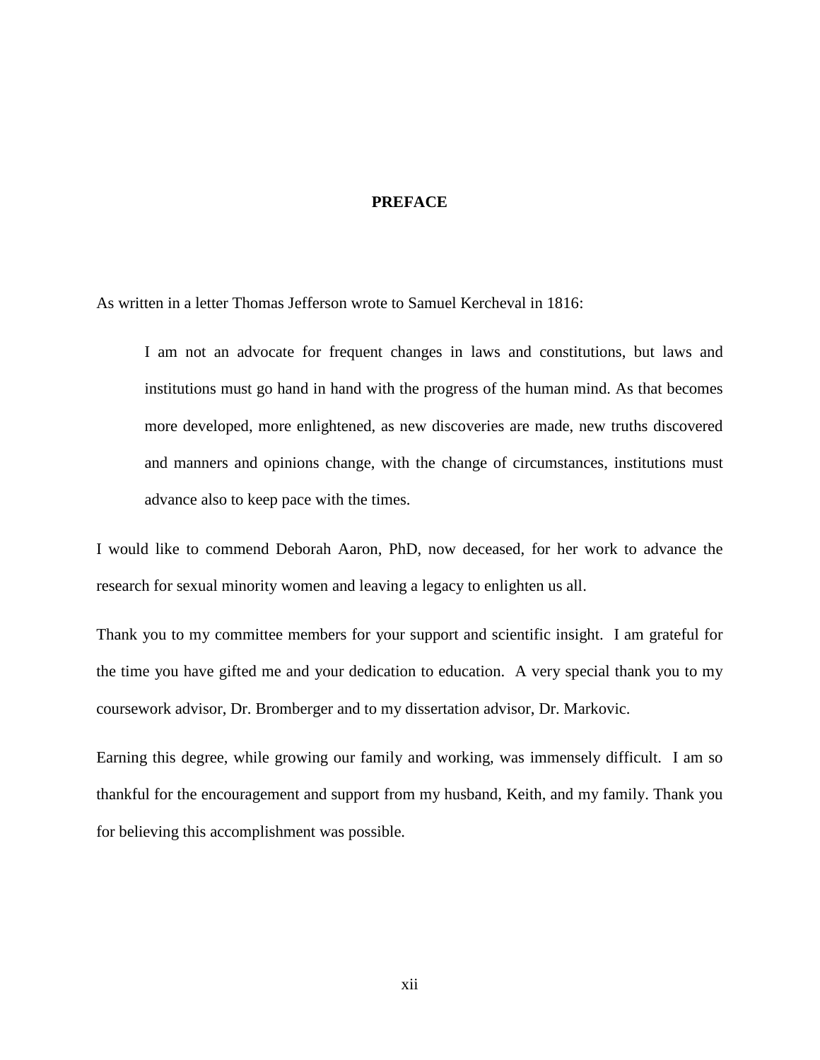# PREFACE

As written in a letter Thomas Jefferson wrote to Samuel Kercheval in 1816:

> I am not an advocate for frequent changes in laws and constitutions, but laws and institutions must go hand in hand with the progress of the human mind. As that becomes more developed, more enlightened, as new discoveries are made, new truths discovered and manners and opinions change, with the change of circumstances, institutions must advance also to keep pace with the times.

I would like to commend Deborah Aaron, PhD, now deceased, for her work to advance the research for sexual minority women and leaving a legacy to enlighten us all.

Thank you to my committee members for your support and scientific insight. I am grateful for the time you have gifted me and your dedication to education. A very special thank you to my coursework advisor, Dr. Bromberger and to my dissertation advisor, Dr. Markovic.

Earning this degree, while growing our family and working, was immensely difficult. I am so thankful for the encouragement and support from my husband, Keith, and my family. Thank you for believing this accomplishment was possible.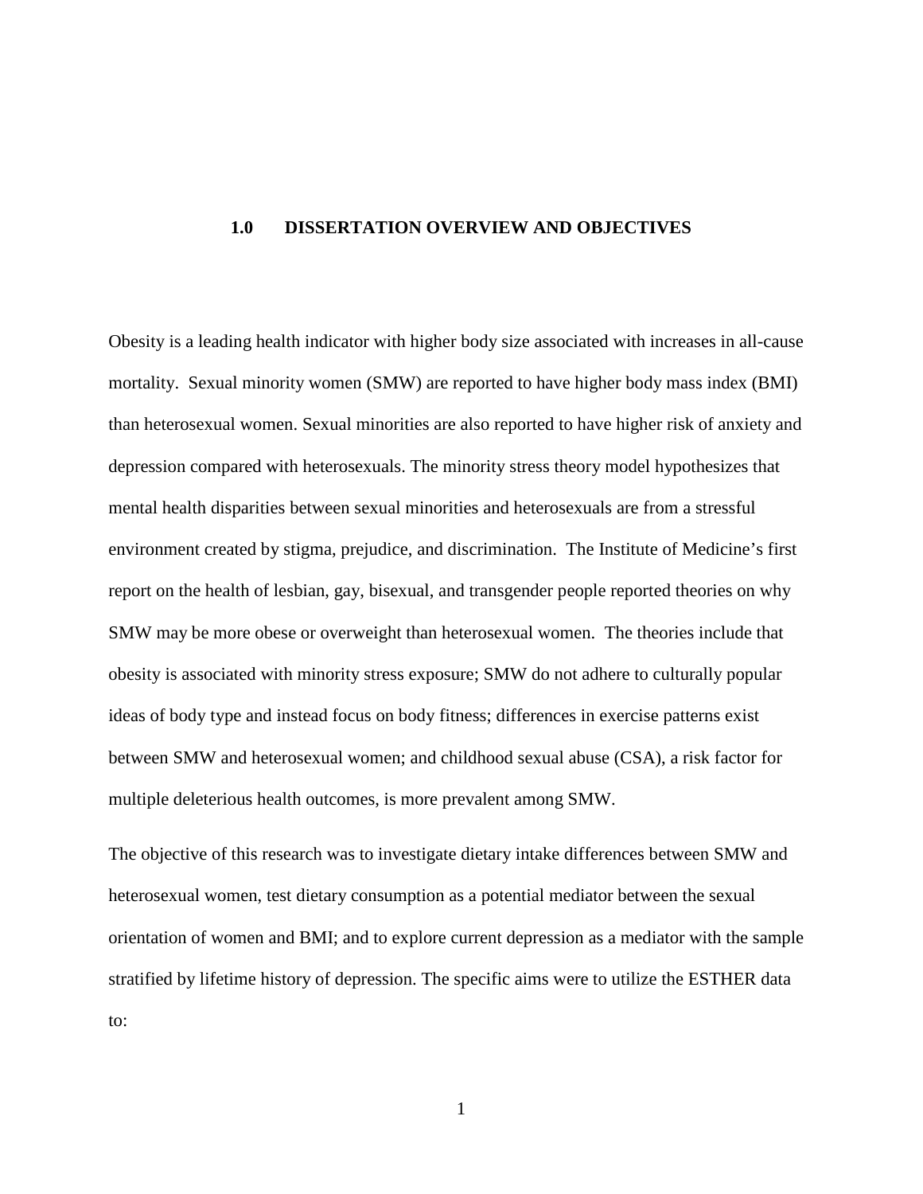# 1.0 DISSERTATION OVERVIEW AND OBJECTIVES

Obesity is a leading health indicator with higher body size associated with increases in all-cause mortality. Sexual minority women (SMW) are reported to have higher body mass index (BMI) than heterosexual women. Sexual minorities are also reported to have higher risk of anxiety and depression compared with heterosexuals. The minority stress theory model hypothesizes that mental health disparities between sexual minorities and heterosexuals are from a stressful environment created by stigma, prejudice, and discrimination. The Institute of Medicine's first report on the health of lesbian, gay, bisexual, and transgender people reported theories on why SMW may be more obese or overweight than heterosexual women. The theories include that obesity is associated with minority stress exposure; SMW do not adhere to culturally popular ideas of body type and instead focus on body fitness; differences in exercise patterns exist between SMW and heterosexual women; and childhood sexual abuse (CSA), a risk factor for multiple deleterious health outcomes, is more prevalent among SMW.

The objective of this research was to investigate dietary intake differences between SMW and heterosexual women, test dietary consumption as a potential mediator between the sexual orientation of women and BMI; and to explore current depression as a mediator with the sample stratified by lifetime history of depression. The specific aims were to utilize the ESTHER data to: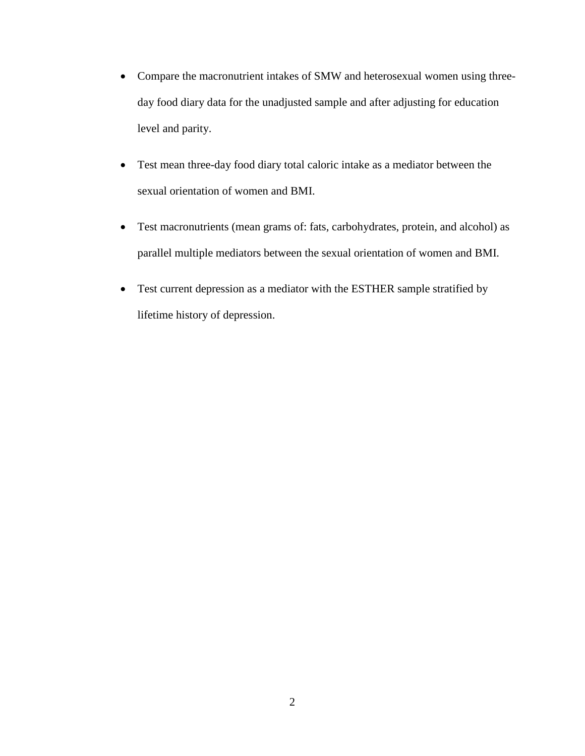- Compare the macronutrient intakes of SMW and heterosexual women using three-day food diary data for the unadjusted sample and after adjusting for education level and parity.
- Test mean three-day food diary total caloric intake as a mediator between the sexual orientation of women and BMI.
- Test macronutrients (mean grams of: fats, carbohydrates, protein, and alcohol) as parallel multiple mediators between the sexual orientation of women and BMI.
- Test current depression as a mediator with the ESTHER sample stratified by lifetime history of depression.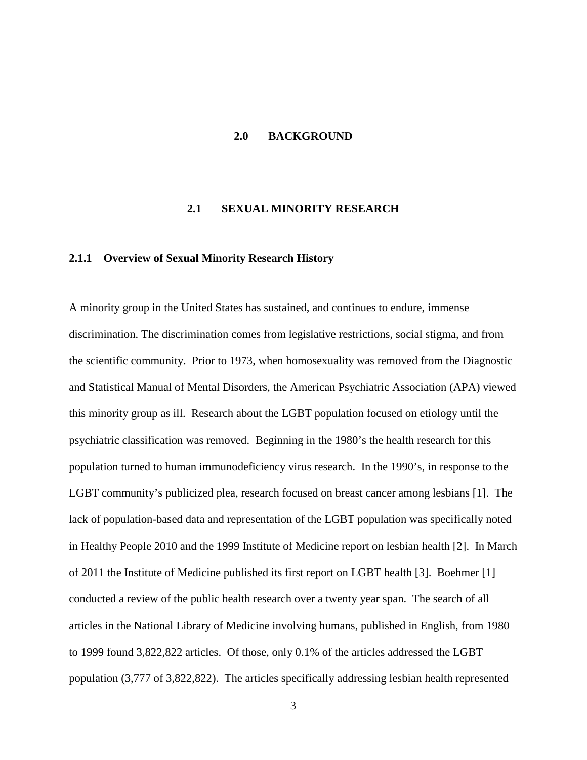# 2.0 BACKGROUND

## 2.1 SEXUAL MINORITY RESEARCH

### 2.1.1 Overview of Sexual Minority Research History

A minority group in the United States has sustained, and continues to endure, immense discrimination. The discrimination comes from legislative restrictions, social stigma, and from the scientific community. Prior to 1973, when homosexuality was removed from the Diagnostic and Statistical Manual of Mental Disorders, the American Psychiatric Association (APA) viewed this minority group as ill. Research about the LGBT population focused on etiology until the psychiatric classification was removed. Beginning in the 1980's the health research for this population turned to human immunodeficiency virus research. In the 1990's, in response to the LGBT community's publicized plea, research focused on breast cancer among lesbians [1]. The lack of population-based data and representation of the LGBT population was specifically noted in Healthy People 2010 and the 1999 Institute of Medicine report on lesbian health [2]. In March of 2011 the Institute of Medicine published its first report on LGBT health [3]. Boehmer [1] conducted a review of the public health research over a twenty year span. The search of all articles in the National Library of Medicine involving humans, published in English, from 1980 to 1999 found 3,822,822 articles. Of those, only 0.1% of the articles addressed the LGBT population (3,777 of 3,822,822). The articles specifically addressing lesbian health represented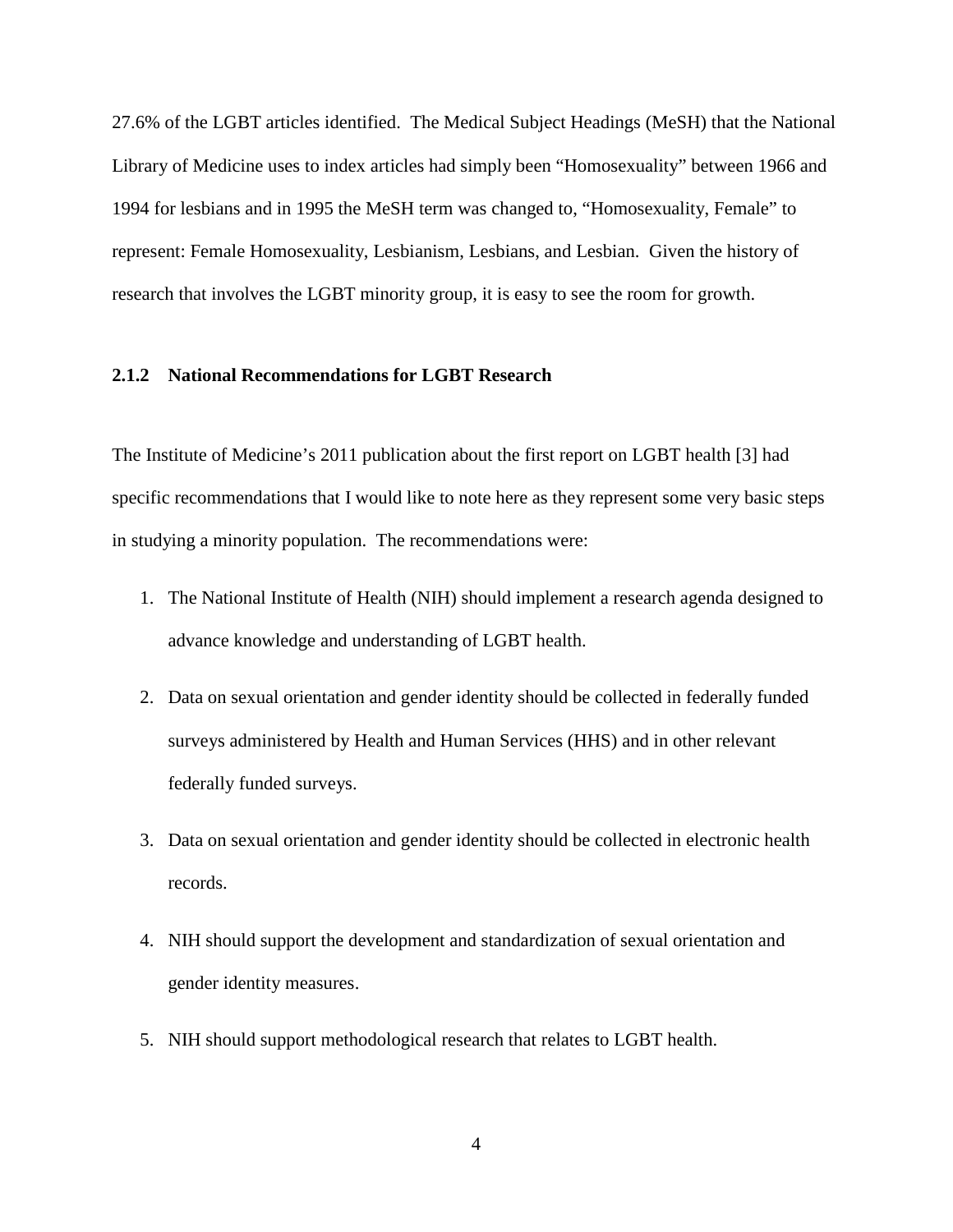27.6% of the LGBT articles identified. The Medical Subject Headings (MeSH) that the National Library of Medicine uses to index articles had simply been "Homosexuality" between 1966 and 1994 for lesbians and in 1995 the MeSH term was changed to, "Homosexuality, Female" to represent: Female Homosexuality, Lesbianism, Lesbians, and Lesbian. Given the history of research that involves the LGBT minority group, it is easy to see the room for growth.

### 2.1.2 National Recommendations for LGBT Research

The Institute of Medicine's 2011 publication about the first report on LGBT health [3] had specific recommendations that I would like to note here as they represent some very basic steps in studying a minority population. The recommendations were:

1. The National Institute of Health (NIH) should implement a research agenda designed to advance knowledge and understanding of LGBT health.
2. Data on sexual orientation and gender identity should be collected in federally funded surveys administered by Health and Human Services (HHS) and in other relevant federally funded surveys.
3. Data on sexual orientation and gender identity should be collected in electronic health records.
4. NIH should support the development and standardization of sexual orientation and gender identity measures.
5. NIH should support methodological research that relates to LGBT health.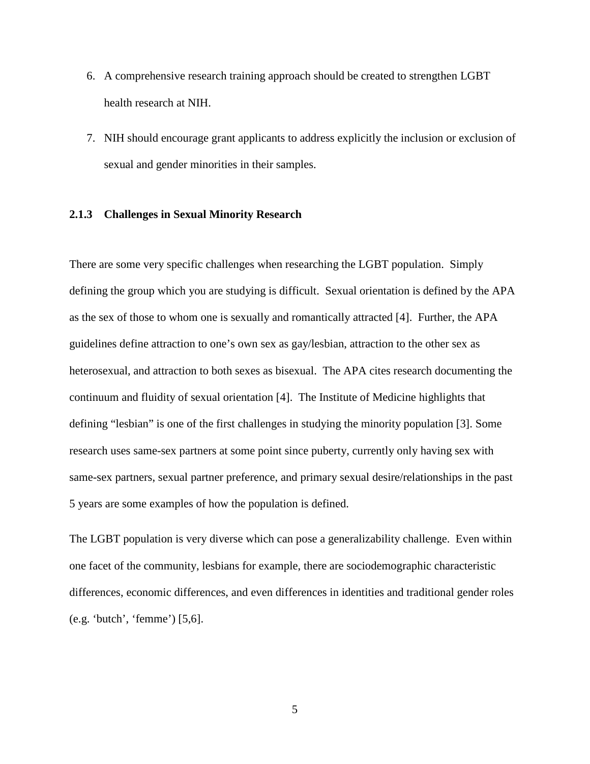6. A comprehensive research training approach should be created to strengthen LGBT health research at NIH.

7. NIH should encourage grant applicants to address explicitly the inclusion or exclusion of sexual and gender minorities in their samples.

### 2.1.3 Challenges in Sexual Minority Research

There are some very specific challenges when researching the LGBT population. Simply defining the group which you are studying is difficult. Sexual orientation is defined by the APA as the sex of those to whom one is sexually and romantically attracted [4]. Further, the APA guidelines define attraction to one's own sex as gay/lesbian, attraction to the other sex as heterosexual, and attraction to both sexes as bisexual. The APA cites research documenting the continuum and fluidity of sexual orientation [4]. The Institute of Medicine highlights that defining "lesbian" is one of the first challenges in studying the minority population [3]. Some research uses same-sex partners at some point since puberty, currently only having sex with same-sex partners, sexual partner preference, and primary sexual desire/relationships in the past 5 years are some examples of how the population is defined.

The LGBT population is very diverse which can pose a generalizability challenge. Even within one facet of the community, lesbians for example, there are sociodemographic characteristic differences, economic differences, and even differences in identities and traditional gender roles (e.g. 'butch', 'femme') [5,6].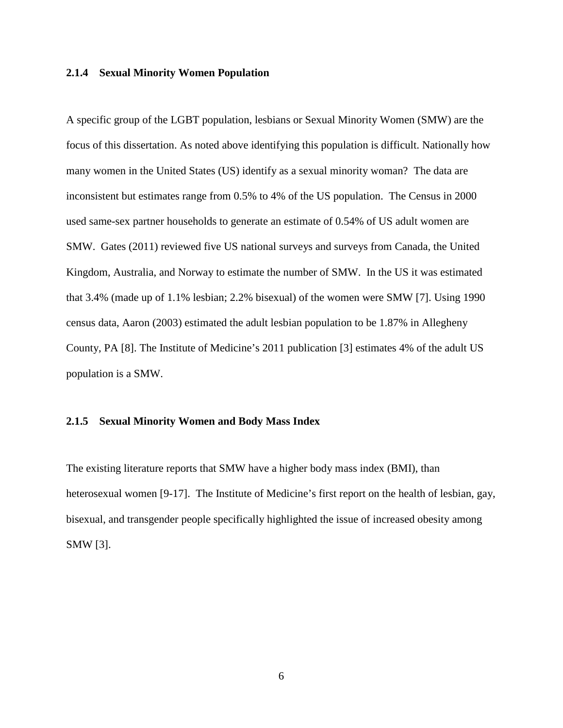### 2.1.4 Sexual Minority Women Population

A specific group of the LGBT population, lesbians or Sexual Minority Women (SMW) are the focus of this dissertation. As noted above identifying this population is difficult. Nationally how many women in the United States (US) identify as a sexual minority woman? The data are inconsistent but estimates range from 0.5% to 4% of the US population. The Census in 2000 used same-sex partner households to generate an estimate of 0.54% of US adult women are SMW. Gates (2011) reviewed five US national surveys and surveys from Canada, the United Kingdom, Australia, and Norway to estimate the number of SMW. In the US it was estimated that 3.4% (made up of 1.1% lesbian; 2.2% bisexual) of the women were SMW [7]. Using 1990 census data, Aaron (2003) estimated the adult lesbian population to be 1.87% in Allegheny County, PA [8]. The Institute of Medicine's 2011 publication [3] estimates 4% of the adult US population is a SMW.

### 2.1.5 Sexual Minority Women and Body Mass Index

The existing literature reports that SMW have a higher body mass index (BMI), than heterosexual women [9-17]. The Institute of Medicine's first report on the health of lesbian, gay, bisexual, and transgender people specifically highlighted the issue of increased obesity among SMW [3].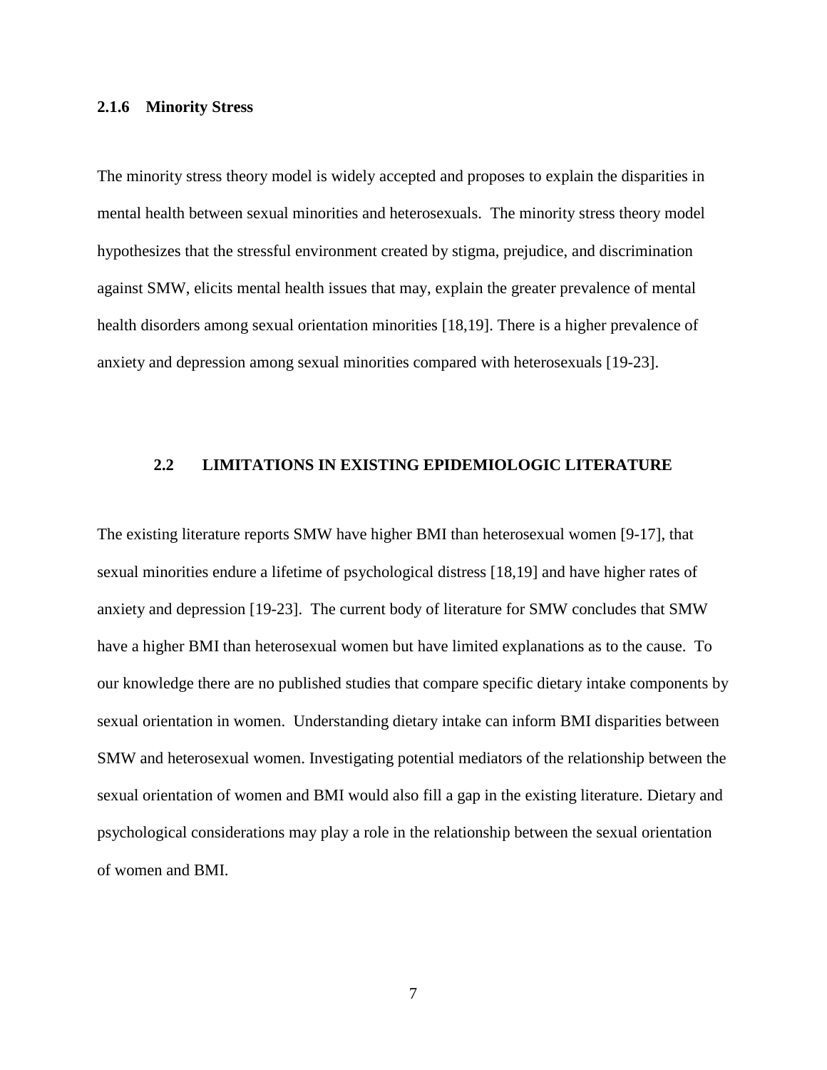### 2.1.6 Minority Stress

The minority stress theory model is widely accepted and proposes to explain the disparities in mental health between sexual minorities and heterosexuals. The minority stress theory model hypothesizes that the stressful environment created by stigma, prejudice, and discrimination against SMW, elicits mental health issues that may, explain the greater prevalence of mental health disorders among sexual orientation minorities [18,19]. There is a higher prevalence of anxiety and depression among sexual minorities compared with heterosexuals [19-23].

## 2.2 LIMITATIONS IN EXISTING EPIDEMIOLOGIC LITERATURE

The existing literature reports SMW have higher BMI than heterosexual women [9-17], that sexual minorities endure a lifetime of psychological distress [18,19] and have higher rates of anxiety and depression [19-23]. The current body of literature for SMW concludes that SMW have a higher BMI than heterosexual women but have limited explanations as to the cause. To our knowledge there are no published studies that compare specific dietary intake components by sexual orientation in women. Understanding dietary intake can inform BMI disparities between SMW and heterosexual women. Investigating potential mediators of the relationship between the sexual orientation of women and BMI would also fill a gap in the existing literature. Dietary and psychological considerations may play a role in the relationship between the sexual orientation of women and BMI.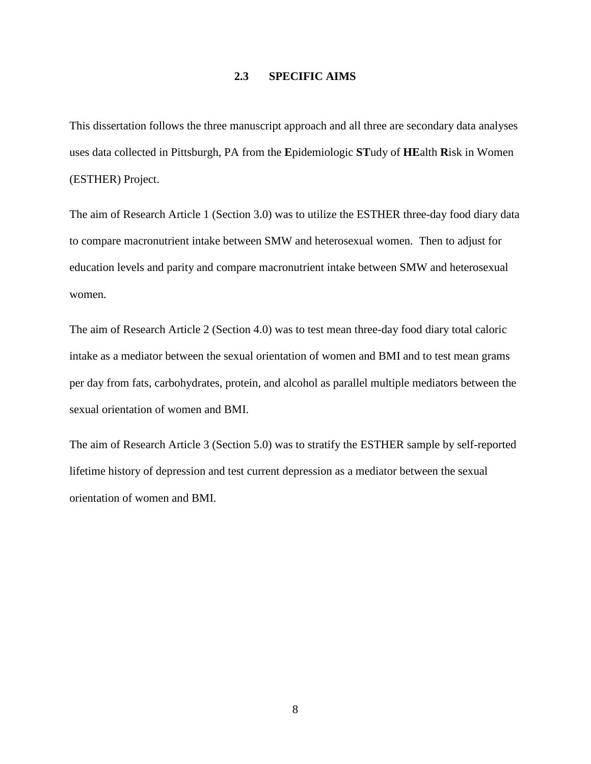## 2.3 SPECIFIC AIMS

This dissertation follows the three manuscript approach and all three are secondary data analyses uses data collected in Pittsburgh, PA from the **E**pidemiologic **ST**udy of **HE**alth **R**isk in Women (ESTHER) Project.

The aim of Research Article 1 (Section 3.0) was to utilize the ESTHER three-day food diary data to compare macronutrient intake between SMW and heterosexual women. Then to adjust for education levels and parity and compare macronutrient intake between SMW and heterosexual women.

The aim of Research Article 2 (Section 4.0) was to test mean three-day food diary total caloric intake as a mediator between the sexual orientation of women and BMI and to test mean grams per day from fats, carbohydrates, protein, and alcohol as parallel multiple mediators between the sexual orientation of women and BMI.

The aim of Research Article 3 (Section 5.0) was to stratify the ESTHER sample by self-reported lifetime history of depression and test current depression as a mediator between the sexual orientation of women and BMI.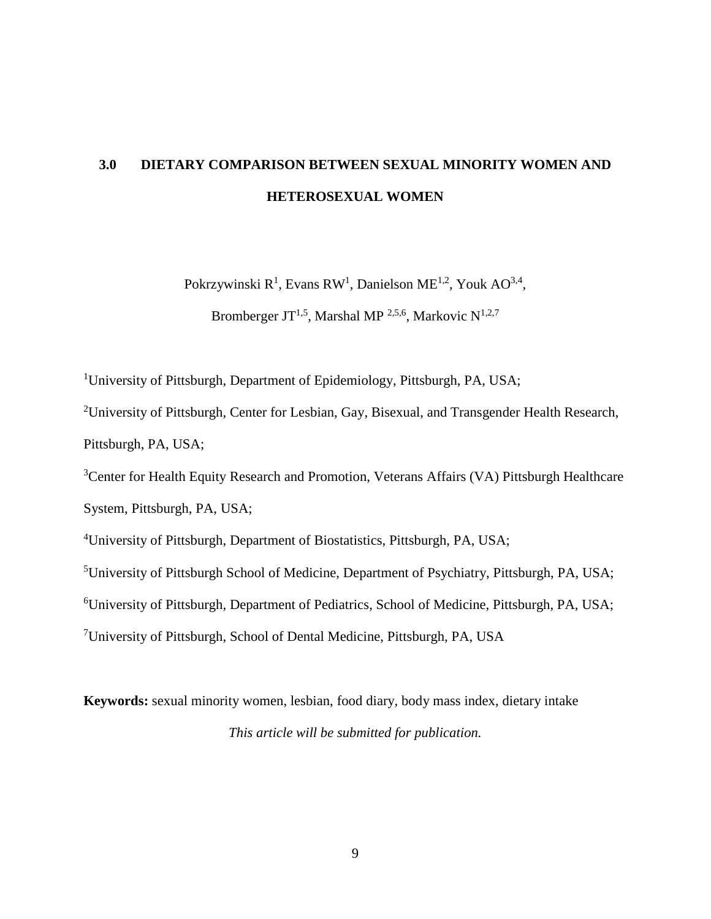# 3.0 DIETARY COMPARISON BETWEEN SEXUAL MINORITY WOMEN AND HETEROSEXUAL WOMEN

Pokrzywinski R[1], Evans RW[1], Danielson ME[1,2], Youk AO[3,4],

Bromberger JT[1,5], Marshal MP [2,5,6], Markovic N[1,2,7]

[1]University of Pittsburgh, Department of Epidemiology, Pittsburgh, PA, USA;

[2]University of Pittsburgh, Center for Lesbian, Gay, Bisexual, and Transgender Health Research, Pittsburgh, PA, USA;

[3]Center for Health Equity Research and Promotion, Veterans Affairs (VA) Pittsburgh Healthcare System, Pittsburgh, PA, USA;

[4]University of Pittsburgh, Department of Biostatistics, Pittsburgh, PA, USA;

[5]University of Pittsburgh School of Medicine, Department of Psychiatry, Pittsburgh, PA, USA;

[6]University of Pittsburgh, Department of Pediatrics, School of Medicine, Pittsburgh, PA, USA;

[7]University of Pittsburgh, School of Dental Medicine, Pittsburgh, PA, USA

**Keywords:** sexual minority women, lesbian, food diary, body mass index, dietary intake

*This article will be submitted for publication.*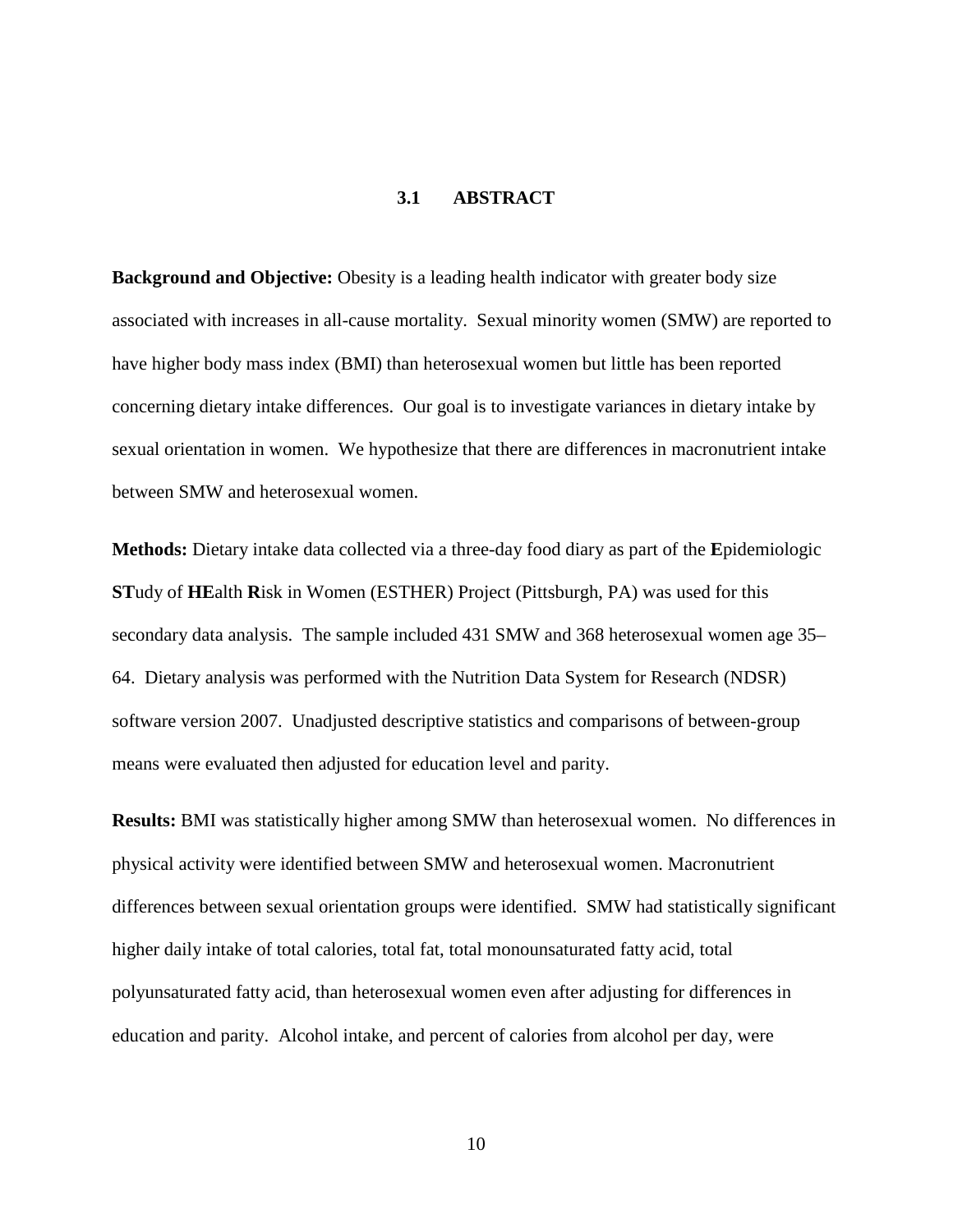### 3.1 ABSTRACT

**Background and Objective:** Obesity is a leading health indicator with greater body size associated with increases in all-cause mortality. Sexual minority women (SMW) are reported to have higher body mass index (BMI) than heterosexual women but little has been reported concerning dietary intake differences. Our goal is to investigate variances in dietary intake by sexual orientation in women. We hypothesize that there are differences in macronutrient intake between SMW and heterosexual women.

**Methods:** Dietary intake data collected via a three-day food diary as part of the **E**pidemiologic **ST**udy of **HE**alth **R**isk in Women (ESTHER) Project (Pittsburgh, PA) was used for this secondary data analysis. The sample included 431 SMW and 368 heterosexual women age 35–64. Dietary analysis was performed with the Nutrition Data System for Research (NDSR) software version 2007. Unadjusted descriptive statistics and comparisons of between-group means were evaluated then adjusted for education level and parity.

**Results:** BMI was statistically higher among SMW than heterosexual women. No differences in physical activity were identified between SMW and heterosexual women. Macronutrient differences between sexual orientation groups were identified. SMW had statistically significant higher daily intake of total calories, total fat, total monounsaturated fatty acid, total polyunsaturated fatty acid, than heterosexual women even after adjusting for differences in education and parity. Alcohol intake, and percent of calories from alcohol per day, were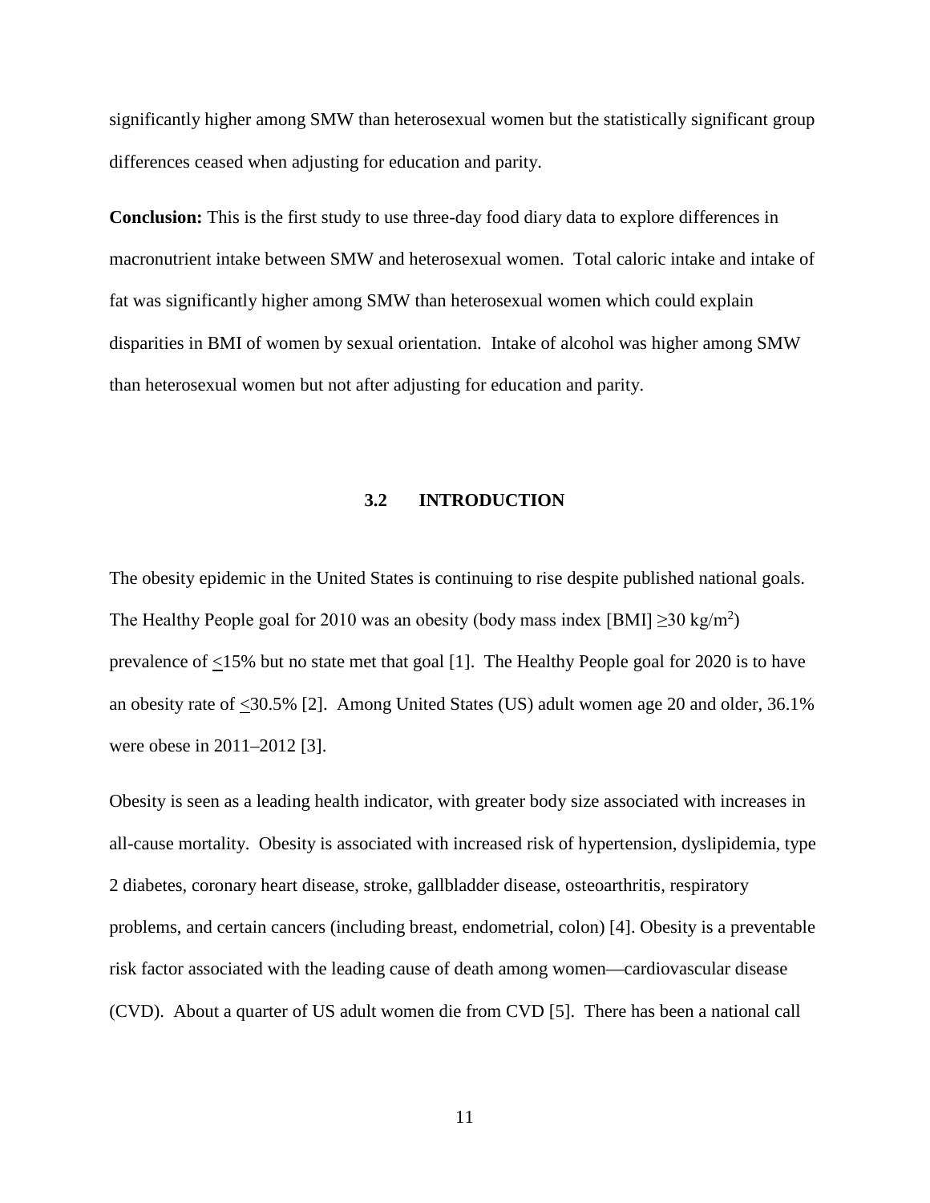significantly higher among SMW than heterosexual women but the statistically significant group differences ceased when adjusting for education and parity.

**Conclusion:** This is the first study to use three-day food diary data to explore differences in macronutrient intake between SMW and heterosexual women. Total caloric intake and intake of fat was significantly higher among SMW than heterosexual women which could explain disparities in BMI of women by sexual orientation. Intake of alcohol was higher among SMW than heterosexual women but not after adjusting for education and parity.

## 3.2 INTRODUCTION

The obesity epidemic in the United States is continuing to rise despite published national goals. The Healthy People goal for 2010 was an obesity (body mass index [BMI] $\geq$30 kg/m$^2$) prevalence of $\leq$15% but no state met that goal [1]. The Healthy People goal for 2020 is to have an obesity rate of $\leq$30.5% [2]. Among United States (US) adult women age 20 and older, 36.1% were obese in 2011–2012 [3].

Obesity is seen as a leading health indicator, with greater body size associated with increases in all-cause mortality. Obesity is associated with increased risk of hypertension, dyslipidemia, type 2 diabetes, coronary heart disease, stroke, gallbladder disease, osteoarthritis, respiratory problems, and certain cancers (including breast, endometrial, colon) [4]. Obesity is a preventable risk factor associated with the leading cause of death among women—cardiovascular disease (CVD). About a quarter of US adult women die from CVD [5]. There has been a national call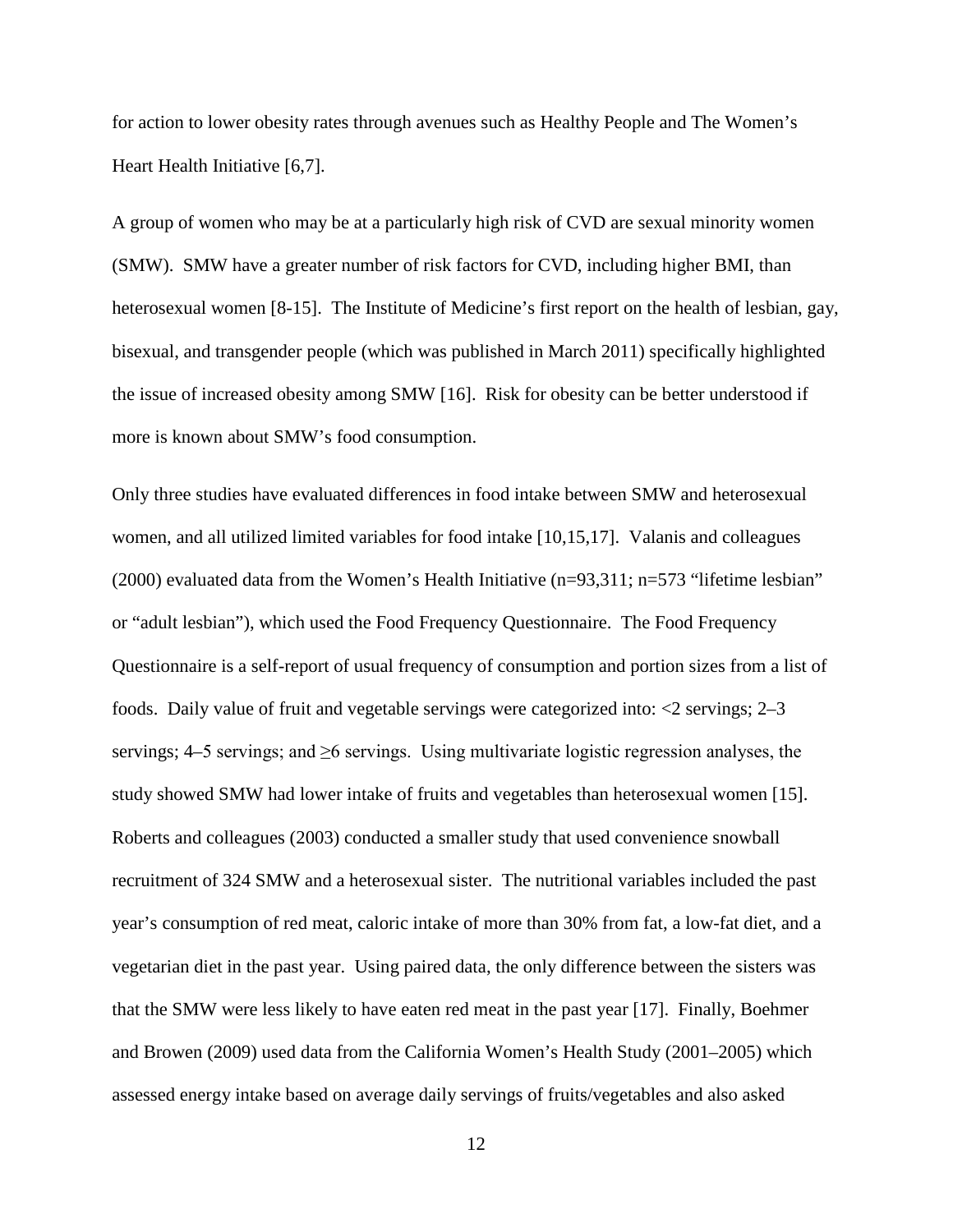for action to lower obesity rates through avenues such as Healthy People and The Women's Heart Health Initiative [6,7].

A group of women who may be at a particularly high risk of CVD are sexual minority women (SMW). SMW have a greater number of risk factors for CVD, including higher BMI, than heterosexual women [8-15]. The Institute of Medicine's first report on the health of lesbian, gay, bisexual, and transgender people (which was published in March 2011) specifically highlighted the issue of increased obesity among SMW [16]. Risk for obesity can be better understood if more is known about SMW's food consumption.

Only three studies have evaluated differences in food intake between SMW and heterosexual women, and all utilized limited variables for food intake [10,15,17]. Valanis and colleagues (2000) evaluated data from the Women's Health Initiative (n=93,311; n=573 "lifetime lesbian" or "adult lesbian"), which used the Food Frequency Questionnaire. The Food Frequency Questionnaire is a self-report of usual frequency of consumption and portion sizes from a list of foods. Daily value of fruit and vegetable servings were categorized into: <2 servings; 2–3 servings; 4–5 servings; and ≥6 servings. Using multivariate logistic regression analyses, the study showed SMW had lower intake of fruits and vegetables than heterosexual women [15]. Roberts and colleagues (2003) conducted a smaller study that used convenience snowball recruitment of 324 SMW and a heterosexual sister. The nutritional variables included the past year's consumption of red meat, caloric intake of more than 30% from fat, a low-fat diet, and a vegetarian diet in the past year. Using paired data, the only difference between the sisters was that the SMW were less likely to have eaten red meat in the past year [17]. Finally, Boehmer and Browen (2009) used data from the California Women's Health Study (2001–2005) which assessed energy intake based on average daily servings of fruits/vegetables and also asked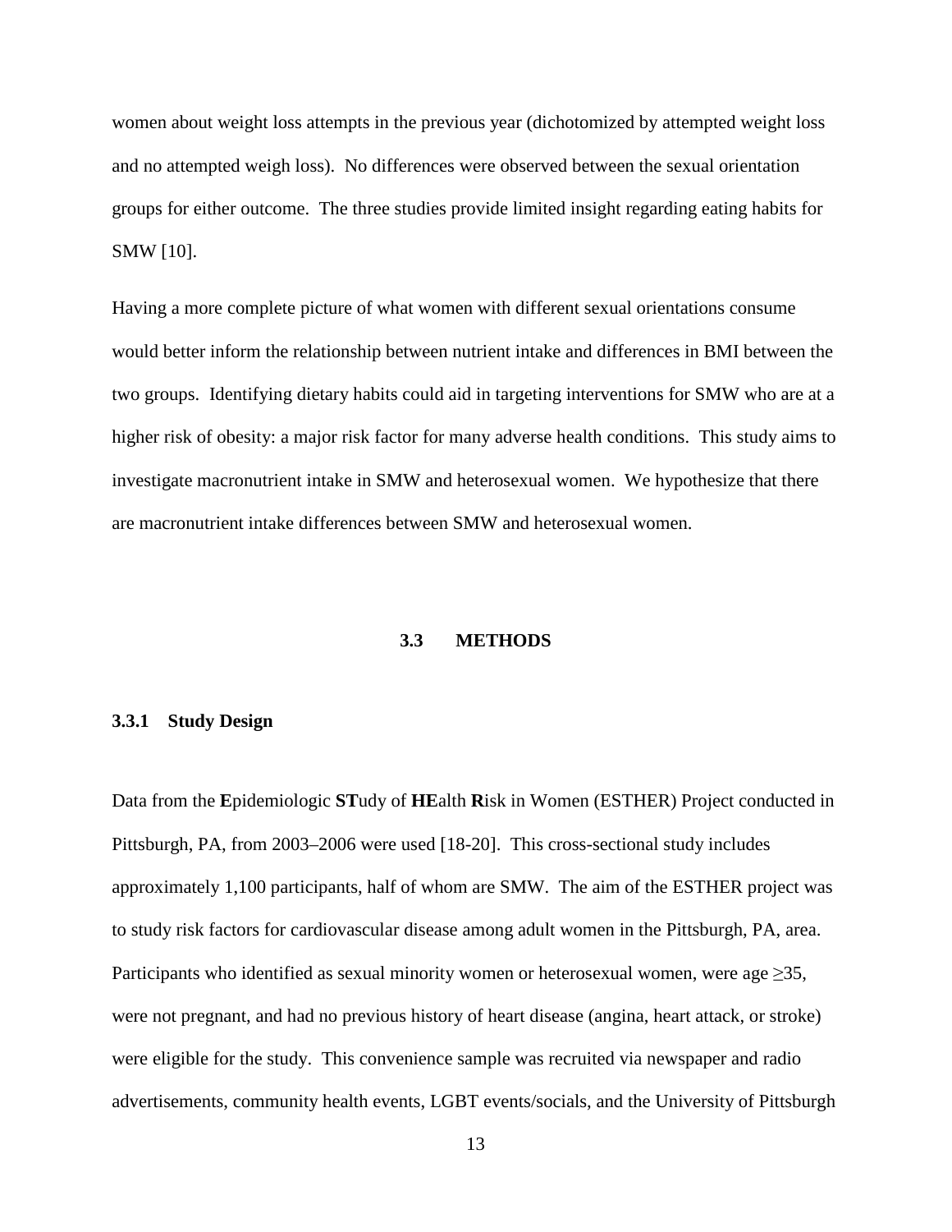women about weight loss attempts in the previous year (dichotomized by attempted weight loss and no attempted weigh loss). No differences were observed between the sexual orientation groups for either outcome. The three studies provide limited insight regarding eating habits for SMW [10].

Having a more complete picture of what women with different sexual orientations consume would better inform the relationship between nutrient intake and differences in BMI between the two groups. Identifying dietary habits could aid in targeting interventions for SMW who are at a higher risk of obesity: a major risk factor for many adverse health conditions. This study aims to investigate macronutrient intake in SMW and heterosexual women. We hypothesize that there are macronutrient intake differences between SMW and heterosexual women.

## 3.3 METHODS

### 3.3.1 Study Design

Data from the **E**pidemiologic **ST**udy of **HE**alth **R**isk in Women (ESTHER) Project conducted in Pittsburgh, PA, from 2003–2006 were used [18-20]. This cross-sectional study includes approximately 1,100 participants, half of whom are SMW. The aim of the ESTHER project was to study risk factors for cardiovascular disease among adult women in the Pittsburgh, PA, area. Participants who identified as sexual minority women or heterosexual women, were age ≥35, were not pregnant, and had no previous history of heart disease (angina, heart attack, or stroke) were eligible for the study. This convenience sample was recruited via newspaper and radio advertisements, community health events, LGBT events/socials, and the University of Pittsburgh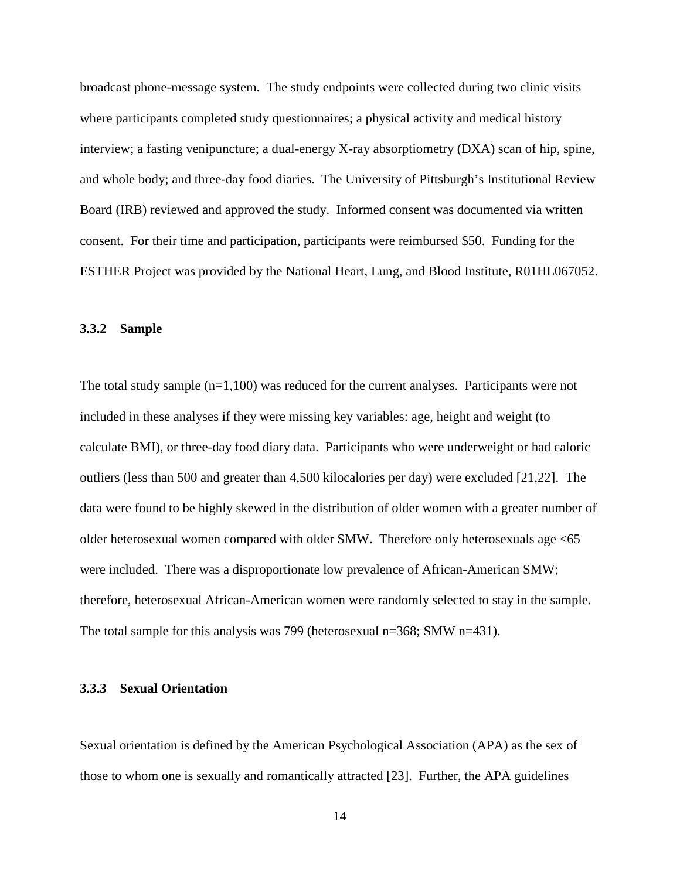broadcast phone-message system. The study endpoints were collected during two clinic visits where participants completed study questionnaires; a physical activity and medical history interview; a fasting venipuncture; a dual-energy X-ray absorptiometry (DXA) scan of hip, spine, and whole body; and three-day food diaries. The University of Pittsburgh's Institutional Review Board (IRB) reviewed and approved the study. Informed consent was documented via written consent. For their time and participation, participants were reimbursed $50. Funding for the ESTHER Project was provided by the National Heart, Lung, and Blood Institute, R01HL067052.

### 3.3.2 Sample

The total study sample (n=1,100) was reduced for the current analyses. Participants were not included in these analyses if they were missing key variables: age, height and weight (to calculate BMI), or three-day food diary data. Participants who were underweight or had caloric outliers (less than 500 and greater than 4,500 kilocalories per day) were excluded [21,22]. The data were found to be highly skewed in the distribution of older women with a greater number of older heterosexual women compared with older SMW. Therefore only heterosexuals age <65 were included. There was a disproportionate low prevalence of African-American SMW; therefore, heterosexual African-American women were randomly selected to stay in the sample. The total sample for this analysis was 799 (heterosexual n=368; SMW n=431).

### 3.3.3 Sexual Orientation

Sexual orientation is defined by the American Psychological Association (APA) as the sex of those to whom one is sexually and romantically attracted [23]. Further, the APA guidelines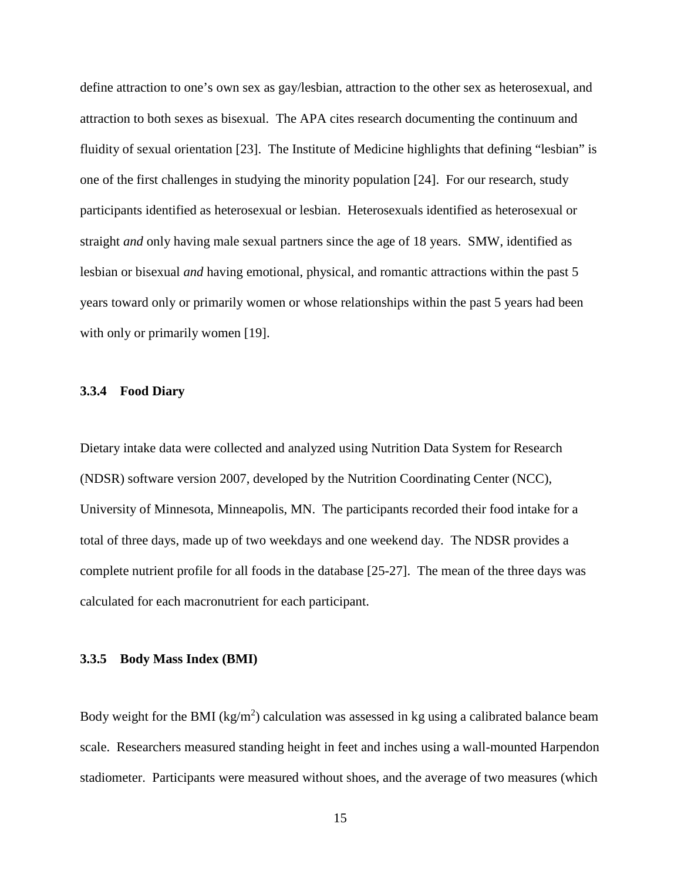define attraction to one's own sex as gay/lesbian, attraction to the other sex as heterosexual, and attraction to both sexes as bisexual. The APA cites research documenting the continuum and fluidity of sexual orientation [23]. The Institute of Medicine highlights that defining "lesbian" is one of the first challenges in studying the minority population [24]. For our research, study participants identified as heterosexual or lesbian. Heterosexuals identified as heterosexual or straight *and* only having male sexual partners since the age of 18 years. SMW, identified as lesbian or bisexual *and* having emotional, physical, and romantic attractions within the past 5 years toward only or primarily women or whose relationships within the past 5 years had been with only or primarily women [19].

### 3.3.4 Food Diary

Dietary intake data were collected and analyzed using Nutrition Data System for Research (NDSR) software version 2007, developed by the Nutrition Coordinating Center (NCC), University of Minnesota, Minneapolis, MN. The participants recorded their food intake for a total of three days, made up of two weekdays and one weekend day. The NDSR provides a complete nutrient profile for all foods in the database [25-27]. The mean of the three days was calculated for each macronutrient for each participant.

### 3.3.5 Body Mass Index (BMI)

Body weight for the BMI ($kg/m^2$) calculation was assessed in kg using a calibrated balance beam scale. Researchers measured standing height in feet and inches using a wall-mounted Harpendon stadiometer. Participants were measured without shoes, and the average of two measures (which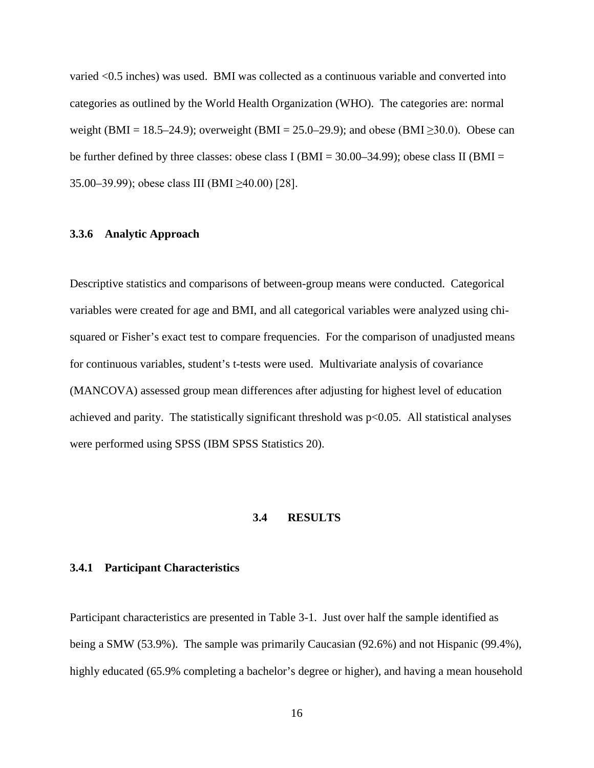varied <0.5 inches) was used. BMI was collected as a continuous variable and converted into categories as outlined by the World Health Organization (WHO). The categories are: normal weight (BMI = 18.5–24.9); overweight (BMI = 25.0–29.9); and obese (BMI ≥30.0). Obese can be further defined by three classes: obese class I (BMI = 30.00–34.99); obese class II (BMI = 35.00–39.99); obese class III (BMI ≥40.00) [28].

### 3.3.6 Analytic Approach

Descriptive statistics and comparisons of between-group means were conducted. Categorical variables were created for age and BMI, and all categorical variables were analyzed using chi-squared or Fisher's exact test to compare frequencies. For the comparison of unadjusted means for continuous variables, student's t-tests were used. Multivariate analysis of covariance (MANCOVA) assessed group mean differences after adjusting for highest level of education achieved and parity. The statistically significant threshold was $p<0.05$. All statistical analyses were performed using SPSS (IBM SPSS Statistics 20).

## 3.4 RESULTS

### 3.4.1 Participant Characteristics

Participant characteristics are presented in Table 3-1. Just over half the sample identified as being a SMW (53.9%). The sample was primarily Caucasian (92.6%) and not Hispanic (99.4%), highly educated (65.9% completing a bachelor's degree or higher), and having a mean household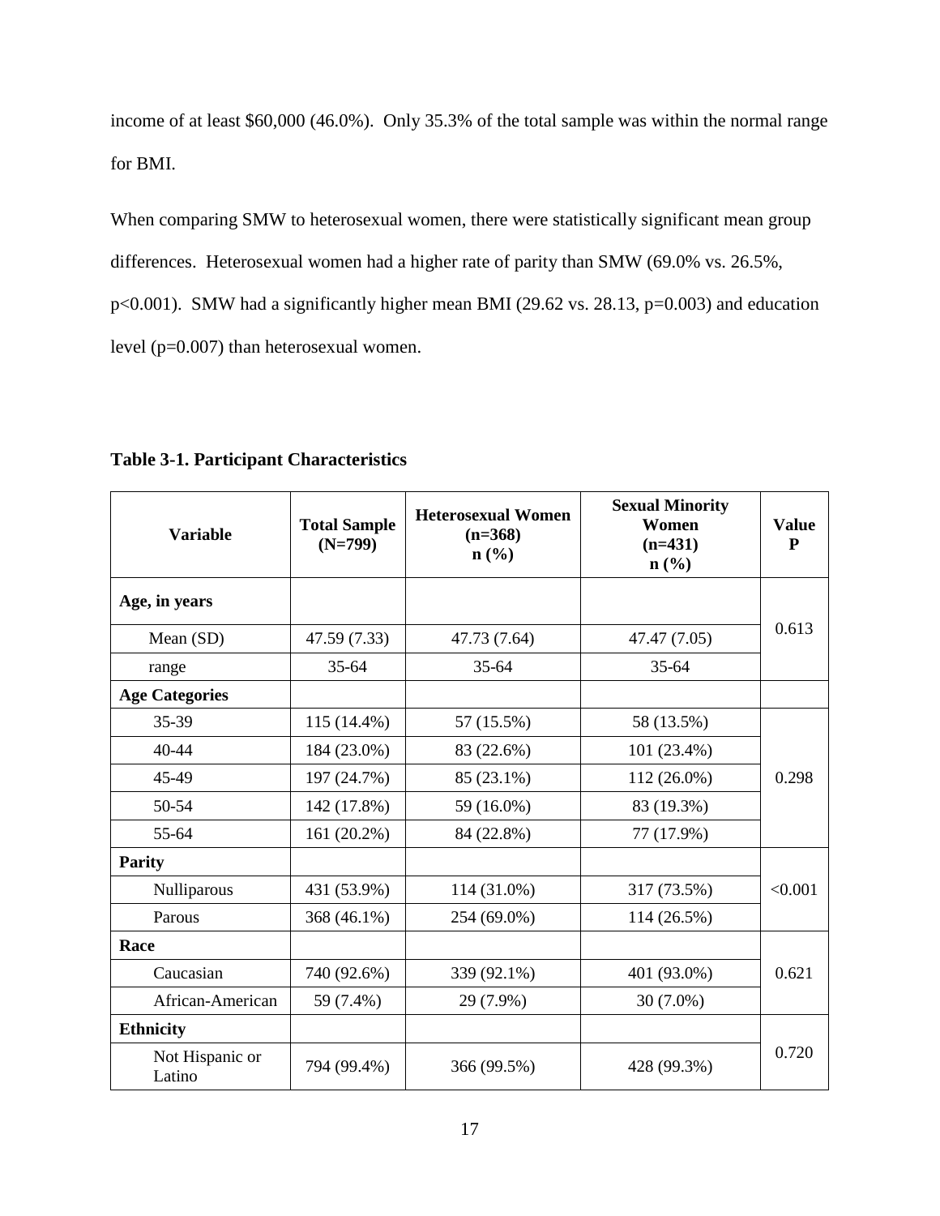income of at least $60,000 (46.0%). Only 35.3% of the total sample was within the normal range for BMI.

When comparing SMW to heterosexual women, there were statistically significant mean group differences. Heterosexual women had a higher rate of parity than SMW (69.0% vs. 26.5%, $p<0.001$). SMW had a significantly higher mean BMI (29.62 vs. 28.13, $p=0.003$) and education level ($p=0.007$) than heterosexual women.

**Table 3-1. Participant Characteristics**

| Variable | Total Sample (N=799) | Heterosexual Women (n=368) n (%) | Sexual Minority Women (n=431) n (%) | Value P |
|---|---|---|---|---|
| **Age, in years** | | | | 0.613 |
| Mean (SD) | 47.59 (7.33) | 47.73 (7.64) | 47.47 (7.05) | |
| range | 35-64 | 35-64 | 35-64 | |
| **Age Categories** | | | | |
| 35-39 | 115 (14.4%) | 57 (15.5%) | 58 (13.5%) | 0.298 |
| 40-44 | 184 (23.0%) | 83 (22.6%) | 101 (23.4%) | |
| 45-49 | 197 (24.7%) | 85 (23.1%) | 112 (26.0%) | |
| 50-54 | 142 (17.8%) | 59 (16.0%) | 83 (19.3%) | |
| 55-64 | 161 (20.2%) | 84 (22.8%) | 77 (17.9%) | |
| **Parity** | | | | <0.001 |
| Nulliparous | 431 (53.9%) | 114 (31.0%) | 317 (73.5%) | |
| Parous | 368 (46.1%) | 254 (69.0%) | 114 (26.5%) | |
| **Race** | | | | 0.621 |
| Caucasian | 740 (92.6%) | 339 (92.1%) | 401 (93.0%) | |
| African-American | 59 (7.4%) | 29 (7.9%) | 30 (7.0%) | |
| **Ethnicity** | | | | 0.720 |
| Not Hispanic or Latino | 794 (99.4%) | 366 (99.5%) | 428 (99.3%) | |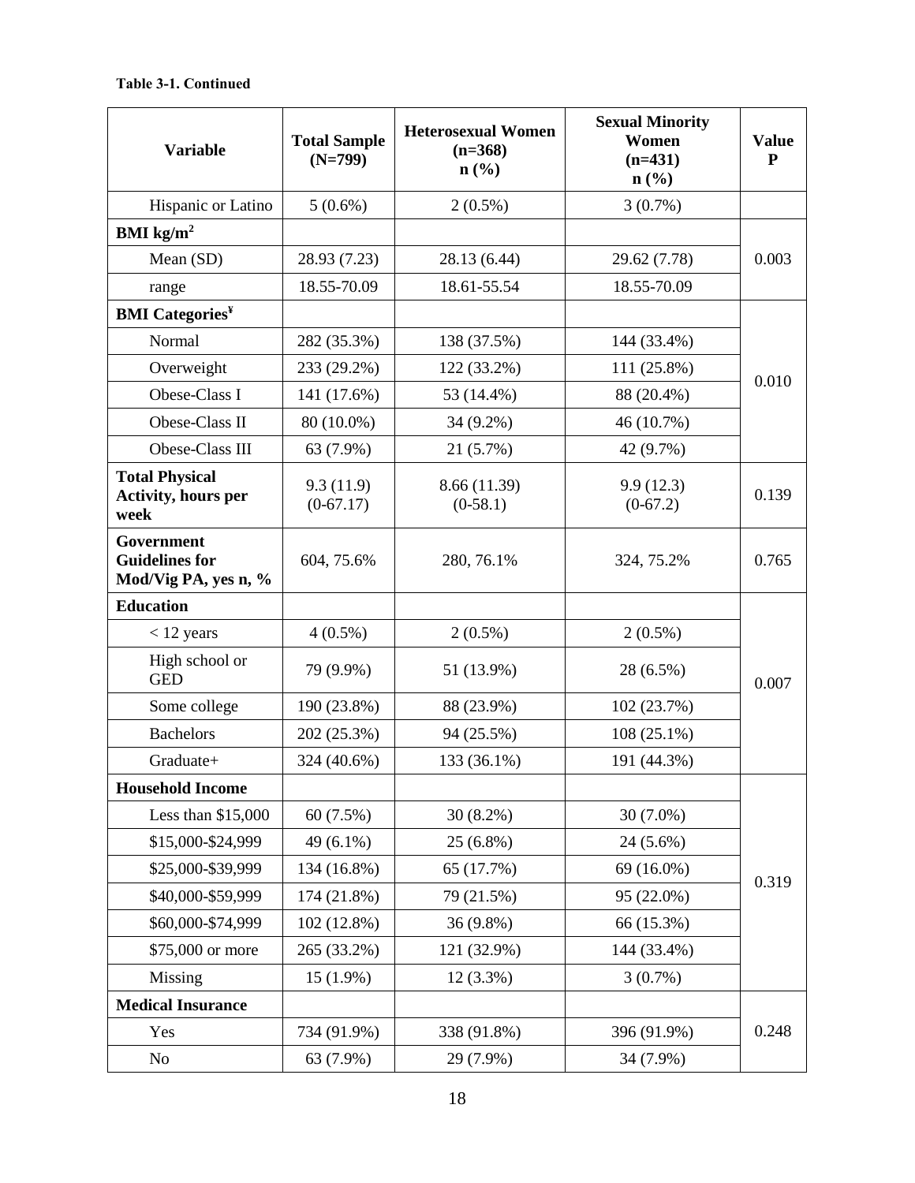**Table 3-1. Continued**

| Variable | Total Sample (N=799) | Heterosexual Women (n=368) n (%) | Sexual Minority Women (n=431) n (%) | Value P |
|---|---|---|---|---|
| Hispanic or Latino | 5 (0.6%) | 2 (0.5%) | 3 (0.7%) | |
| **BMI kg/m$^2$** | | | | |
| Mean (SD) | 28.93 (7.23) | 28.13 (6.44) | 29.62 (7.78) | 0.003 |
| range | 18.55-70.09 | 18.61-55.54 | 18.55-70.09 | |
| **BMI Categories[¥]** | | | | |
| Normal | 282 (35.3%) | 138 (37.5%) | 144 (33.4%) | 0.010 |
| Overweight | 233 (29.2%) | 122 (33.2%) | 111 (25.8%) | |
| Obese-Class I | 141 (17.6%) | 53 (14.4%) | 88 (20.4%) | |
| Obese-Class II | 80 (10.0%) | 34 (9.2%) | 46 (10.7%) | |
| Obese-Class III | 63 (7.9%) | 21 (5.7%) | 42 (9.7%) | |
| **Total Physical Activity, hours per week** | 9.3 (11.9) (0-67.17) | 8.66 (11.39) (0-58.1) | 9.9 (12.3) (0-67.2) | 0.139 |
| **Government Guidelines for Mod/Vig PA, yes n, %** | 604, 75.6% | 280, 76.1% | 324, 75.2% | 0.765 |
| **Education** | | | | |
| < 12 years | 4 (0.5%) | 2 (0.5%) | 2 (0.5%) | 0.007 |
| High school or GED | 79 (9.9%) | 51 (13.9%) | 28 (6.5%) | |
| Some college | 190 (23.8%) | 88 (23.9%) | 102 (23.7%) | |
| Bachelors | 202 (25.3%) | 94 (25.5%) | 108 (25.1%) | |
| Graduate+ | 324 (40.6%) | 133 (36.1%) | 191 (44.3%) | |
| **Household Income** | | | | |
| Less than $15,000 | 60 (7.5%) | 30 (8.2%) | 30 (7.0%) | 0.319 |
| $15,000-$24,999 | 49 (6.1%) | 25 (6.8%) | 24 (5.6%) | |
| $25,000-$39,999 | 134 (16.8%) | 65 (17.7%) | 69 (16.0%) | |
| $40,000-$59,999 | 174 (21.8%) | 79 (21.5%) | 95 (22.0%) | |
| $60,000-$74,999 | 102 (12.8%) | 36 (9.8%) | 66 (15.3%) | |
| $75,000 or more | 265 (33.2%) | 121 (32.9%) | 144 (33.4%) | |
| Missing | 15 (1.9%) | 12 (3.3%) | 3 (0.7%) | |
| **Medical Insurance** | | | | |
| Yes | 734 (91.9%) | 338 (91.8%) | 396 (91.9%) | 0.248 |
| No | 63 (7.9%) | 29 (7.9%) | 34 (7.9%) | |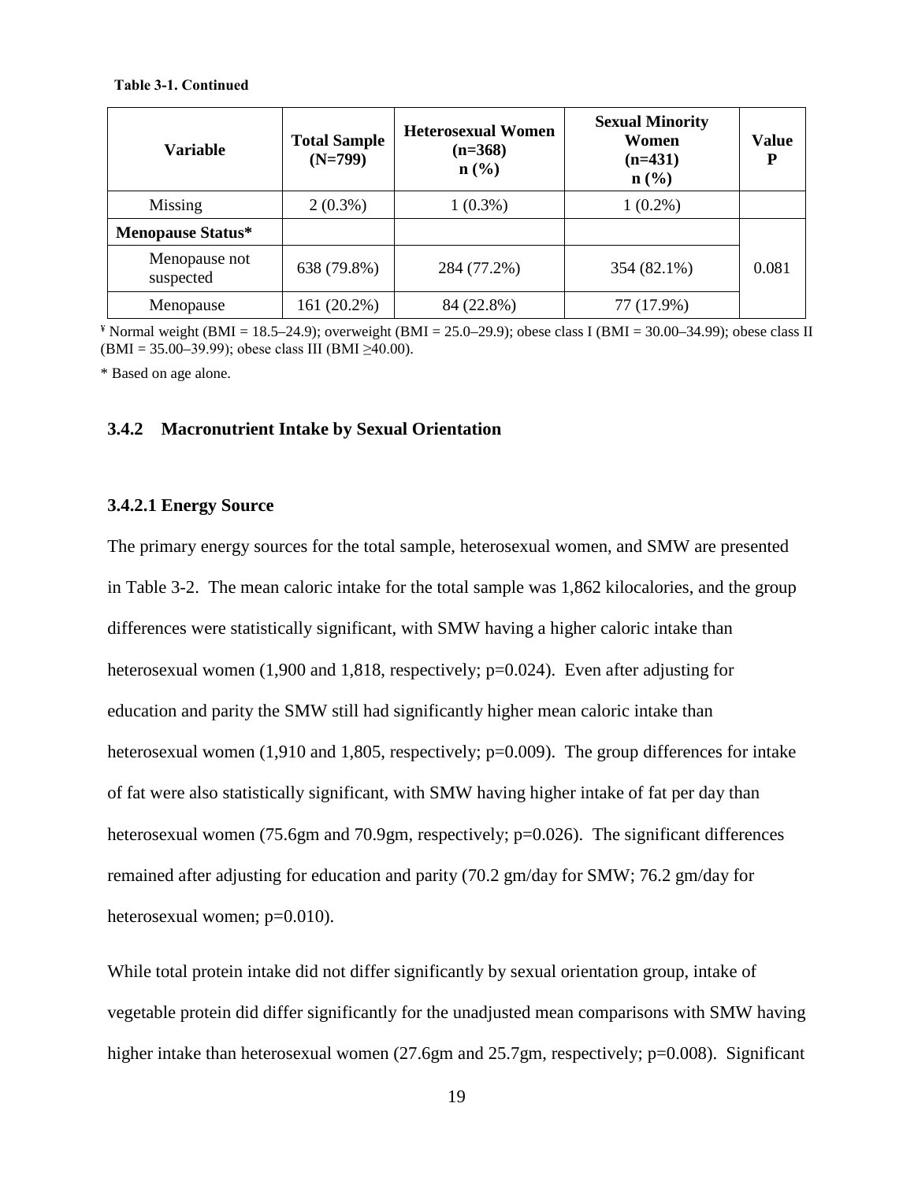**Table 3-1. Continued**

| Variable | Total Sample (N=799) | Heterosexual Women (n=368) n (%) | Sexual Minority Women (n=431) n (%) | Value P |
|---|---|---|---|---|
| Missing | 2 (0.3%) | 1 (0.3%) | 1 (0.2%) | |
| **Menopause Status*** | | | | 0.081 |
| Menopause not suspected | 638 (79.8%) | 284 (77.2%) | 354 (82.1%) | |
| Menopause | 161 (20.2%) | 84 (22.8%) | 77 (17.9%) | |

¥ Normal weight (BMI = 18.5–24.9); overweight (BMI = 25.0–29.9); obese class I (BMI = 30.00–34.99); obese class II (BMI = 35.00–39.99); obese class III (BMI ≥40.00).

* Based on age alone.

### 3.4.2 Macronutrient Intake by Sexual Orientation

#### 3.4.2.1 Energy Source

The primary energy sources for the total sample, heterosexual women, and SMW are presented in Table 3-2. The mean caloric intake for the total sample was 1,862 kilocalories, and the group differences were statistically significant, with SMW having a higher caloric intake than heterosexual women (1,900 and 1,818, respectively; p=0.024). Even after adjusting for education and parity the SMW still had significantly higher mean caloric intake than heterosexual women (1,910 and 1,805, respectively; p=0.009). The group differences for intake of fat were also statistically significant, with SMW having higher intake of fat per day than heterosexual women (75.6gm and 70.9gm, respectively; p=0.026). The significant differences remained after adjusting for education and parity (70.2 gm/day for SMW; 76.2 gm/day for heterosexual women; p=0.010).

While total protein intake did not differ significantly by sexual orientation group, intake of vegetable protein did differ significantly for the unadjusted mean comparisons with SMW having higher intake than heterosexual women (27.6gm and 25.7gm, respectively; p=0.008). Significant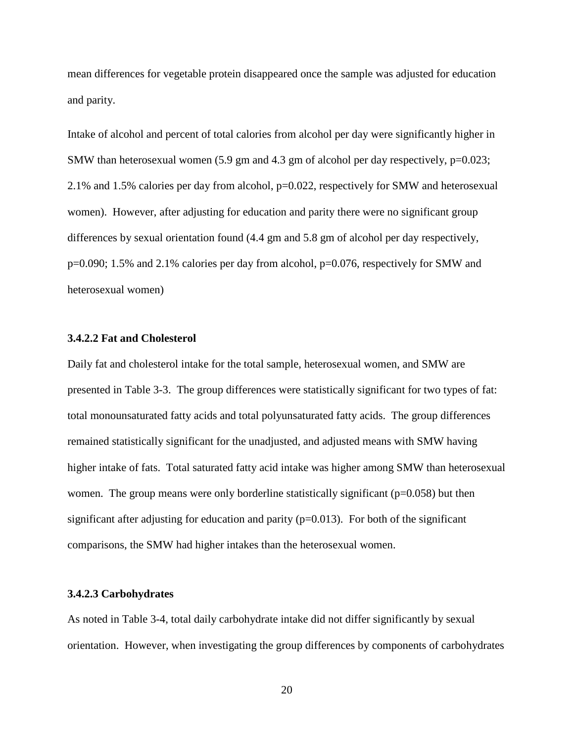mean differences for vegetable protein disappeared once the sample was adjusted for education and parity.

Intake of alcohol and percent of total calories from alcohol per day were significantly higher in SMW than heterosexual women (5.9 gm and 4.3 gm of alcohol per day respectively, $p=0.023$; 2.1% and 1.5% calories per day from alcohol, $p=0.022$, respectively for SMW and heterosexual women). However, after adjusting for education and parity there were no significant group differences by sexual orientation found (4.4 gm and 5.8 gm of alcohol per day respectively, $p=0.090$; 1.5% and 2.1% calories per day from alcohol, $p=0.076$, respectively for SMW and heterosexual women)

#### 3.4.2.2 Fat and Cholesterol

Daily fat and cholesterol intake for the total sample, heterosexual women, and SMW are presented in Table 3-3. The group differences were statistically significant for two types of fat: total monounsaturated fatty acids and total polyunsaturated fatty acids. The group differences remained statistically significant for the unadjusted, and adjusted means with SMW having higher intake of fats. Total saturated fatty acid intake was higher among SMW than heterosexual women. The group means were only borderline statistically significant ($p=0.058$) but then significant after adjusting for education and parity ($p=0.013$). For both of the significant comparisons, the SMW had higher intakes than the heterosexual women.

#### 3.4.2.3 Carbohydrates

As noted in Table 3-4, total daily carbohydrate intake did not differ significantly by sexual orientation. However, when investigating the group differences by components of carbohydrates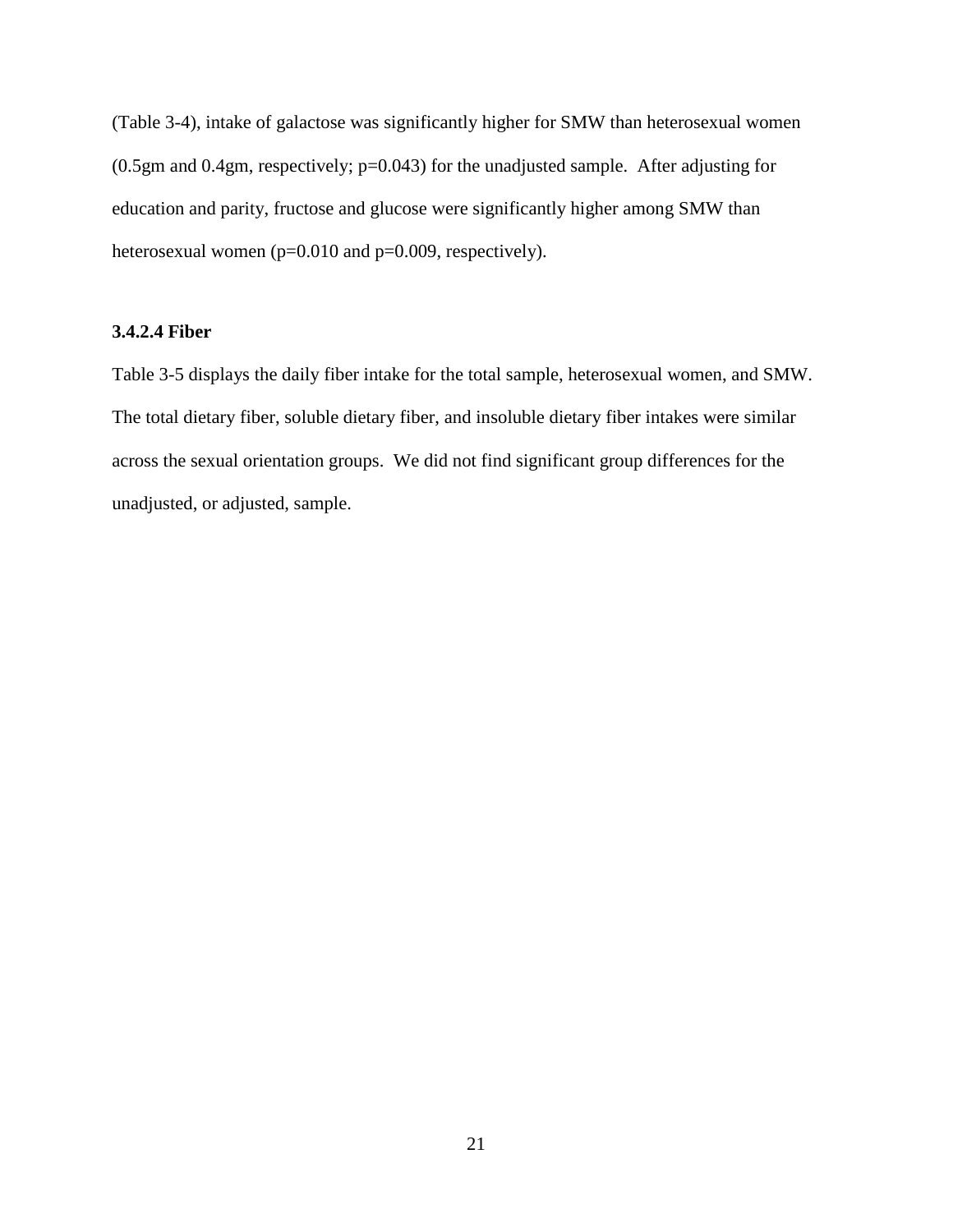(Table 3-4), intake of galactose was significantly higher for SMW than heterosexual women (0.5gm and 0.4gm, respectively; p=0.043) for the unadjusted sample. After adjusting for education and parity, fructose and glucose were significantly higher among SMW than heterosexual women (p=0.010 and p=0.009, respectively).

#### 3.4.2.4 Fiber

Table 3-5 displays the daily fiber intake for the total sample, heterosexual women, and SMW. The total dietary fiber, soluble dietary fiber, and insoluble dietary fiber intakes were similar across the sexual orientation groups. We did not find significant group differences for the unadjusted, or adjusted, sample.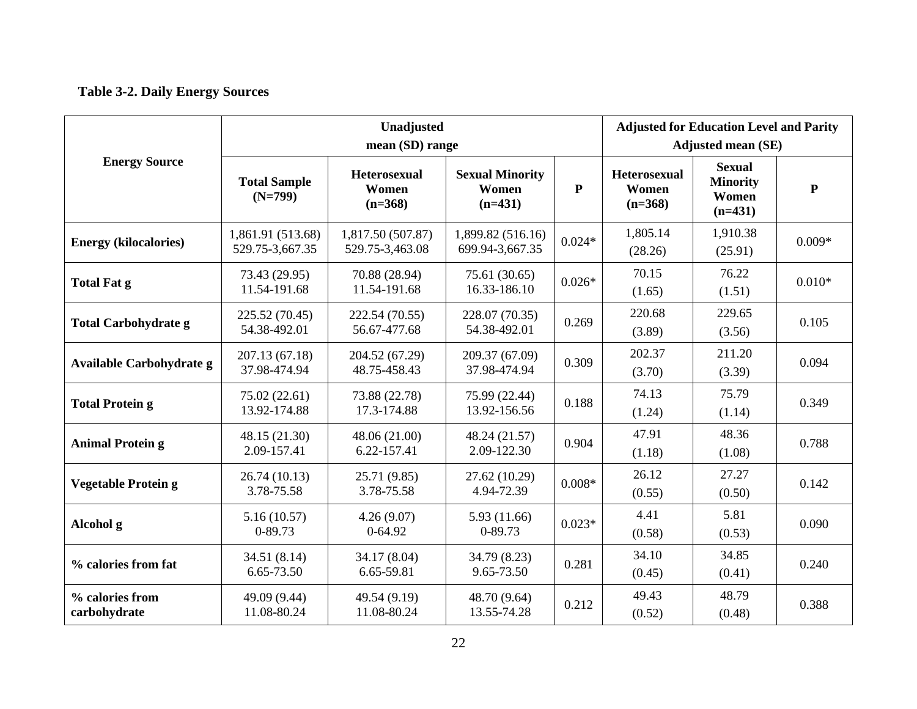**Table 3-2. Daily Energy Sources**

| Energy Source | Unadjusted mean (SD) range | | | | Adjusted for Education Level and Parity Adjusted mean (SE) | | |
|---|---|---|---|---|---|---|---|
| | Total Sample (N=799) | Heterosexual Women (n=368) | Sexual Minority Women (n=431) | P | Heterosexual Women (n=368) | Sexual Minority Women (n=431) | P |
| **Energy (kilocalories)** | 1,861.91 (513.68) 529.75-3,667.35 | 1,817.50 (507.87) 529.75-3,463.08 | 1,899.82 (516.16) 699.94-3,667.35 | 0.024* | 1,805.14 (28.26) | 1,910.38 (25.91) | 0.009* |
| **Total Fat g** | 73.43 (29.95) 11.54-191.68 | 70.88 (28.94) 11.54-191.68 | 75.61 (30.65) 16.33-186.10 | 0.026* | 70.15 (1.65) | 76.22 (1.51) | 0.010* |
| **Total Carbohydrate g** | 225.52 (70.45) 54.38-492.01 | 222.54 (70.55) 56.67-477.68 | 228.07 (70.35) 54.38-492.01 | 0.269 | 220.68 (3.89) | 229.65 (3.56) | 0.105 |
| **Available Carbohydrate g** | 207.13 (67.18) 37.98-474.94 | 204.52 (67.29) 48.75-458.43 | 209.37 (67.09) 37.98-474.94 | 0.309 | 202.37 (3.70) | 211.20 (3.39) | 0.094 |
| **Total Protein g** | 75.02 (22.61) 13.92-174.88 | 73.88 (22.78) 17.3-174.88 | 75.99 (22.44) 13.92-156.56 | 0.188 | 74.13 (1.24) | 75.79 (1.14) | 0.349 |
| **Animal Protein g** | 48.15 (21.30) 2.09-157.41 | 48.06 (21.00) 6.22-157.41 | 48.24 (21.57) 2.09-122.30 | 0.904 | 47.91 (1.18) | 48.36 (1.08) | 0.788 |
| **Vegetable Protein g** | 26.74 (10.13) 3.78-75.58 | 25.71 (9.85) 3.78-75.58 | 27.62 (10.29) 4.94-72.39 | 0.008* | 26.12 (0.55) | 27.27 (0.50) | 0.142 |
| **Alcohol g** | 5.16 (10.57) 0-89.73 | 4.26 (9.07) 0-64.92 | 5.93 (11.66) 0-89.73 | 0.023* | 4.41 (0.58) | 5.81 (0.53) | 0.090 |
| **% calories from fat** | 34.51 (8.14) 6.65-73.50 | 34.17 (8.04) 6.65-59.81 | 34.79 (8.23) 9.65-73.50 | 0.281 | 34.10 (0.45) | 34.85 (0.41) | 0.240 |
| **% calories from carbohydrate** | 49.09 (9.44) 11.08-80.24 | 49.54 (9.19) 11.08-80.24 | 48.70 (9.64) 13.55-74.28 | 0.212 | 49.43 (0.52) | 48.79 (0.48) | 0.388 |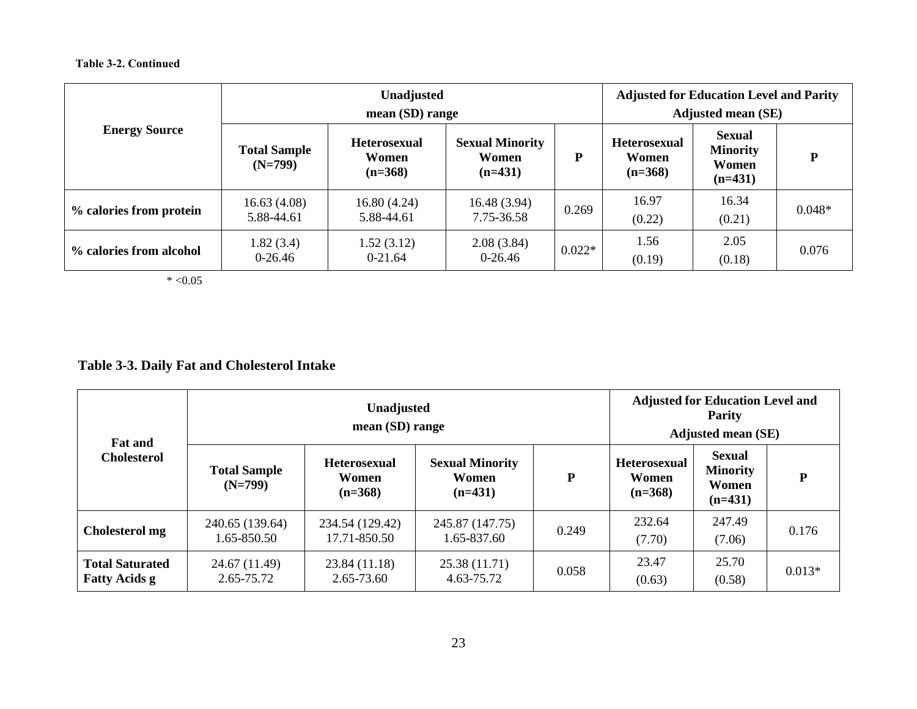**Table 3-2. Continued**

| Energy Source | Unadjusted mean (SD) range | | | | Adjusted for Education Level and Parity Adjusted mean (SE) | | |
|---|---|---|---|---|---|---|---|
| | Total Sample (N=799) | Heterosexual Women (n=368) | Sexual Minority Women (n=431) | P | Heterosexual Women (n=368) | Sexual Minority Women (n=431) | P |
| % calories from protein | 16.63 (4.08) 5.88-44.61 | 16.80 (4.24) 5.88-44.61 | 16.48 (3.94) 7.75-36.58 | 0.269 | 16.97 (0.22) | 16.34 (0.21) | 0.048* |
| % calories from alcohol | 1.82 (3.4) 0-26.46 | 1.52 (3.12) 0-21.64 | 2.08 (3.84) 0-26.46 | 0.022* | 1.56 (0.19) | 2.05 (0.18) | 0.076 |

* <0.05

**Table 3-3. Daily Fat and Cholesterol Intake**

| Fat and Cholesterol | Unadjusted mean (SD) range | | | | Adjusted for Education Level and Parity Adjusted mean (SE) | | |
|---|---|---|---|---|---|---|---|
| | Total Sample (N=799) | Heterosexual Women (n=368) | Sexual Minority Women (n=431) | P | Heterosexual Women (n=368) | Sexual Minority Women (n=431) | P |
| Cholesterol mg | 240.65 (139.64) 1.65-850.50 | 234.54 (129.42) 17.71-850.50 | 245.87 (147.75) 1.65-837.60 | 0.249 | 232.64 (7.70) | 247.49 (7.06) | 0.176 |
| Total Saturated Fatty Acids g | 24.67 (11.49) 2.65-75.72 | 23.84 (11.18) 2.65-73.60 | 25.38 (11.71) 4.63-75.72 | 0.058 | 23.47 (0.63) | 25.70 (0.58) | 0.013* |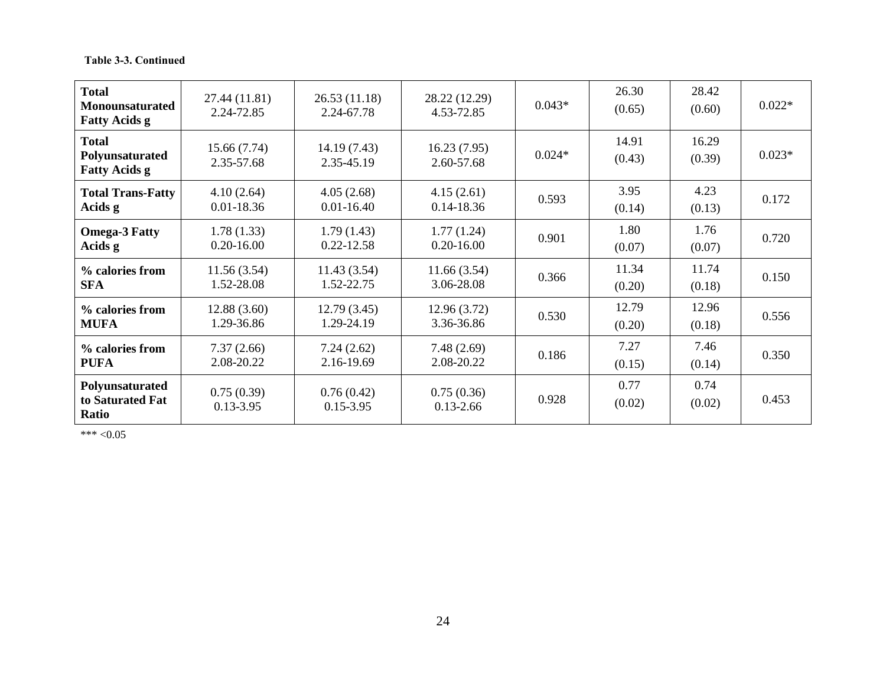**Table 3-3. Continued**

| | | | | | | | |
|---|---|---|---|---|---|---|---|
| **Total Monounsaturated Fatty Acids g** | 27.44 (11.81) 2.24-72.85 | 26.53 (11.18) 2.24-67.78 | 28.22 (12.29) 4.53-72.85 | 0.043* | 26.30 (0.65) | 28.42 (0.60) | 0.022* |
| **Total Polyunsaturated Fatty Acids g** | 15.66 (7.74) 2.35-57.68 | 14.19 (7.43) 2.35-45.19 | 16.23 (7.95) 2.60-57.68 | 0.024* | 14.91 (0.43) | 16.29 (0.39) | 0.023* |
| **Total Trans-Fatty Acids g** | 4.10 (2.64) 0.01-18.36 | 4.05 (2.68) 0.01-16.40 | 4.15 (2.61) 0.14-18.36 | 0.593 | 3.95 (0.14) | 4.23 (0.13) | 0.172 |
| **Omega-3 Fatty Acids g** | 1.78 (1.33) 0.20-16.00 | 1.79 (1.43) 0.22-12.58 | 1.77 (1.24) 0.20-16.00 | 0.901 | 1.80 (0.07) | 1.76 (0.07) | 0.720 |
| **% calories from SFA** | 11.56 (3.54) 1.52-28.08 | 11.43 (3.54) 1.52-22.75 | 11.66 (3.54) 3.06-28.08 | 0.366 | 11.34 (0.20) | 11.74 (0.18) | 0.150 |
| **% calories from MUFA** | 12.88 (3.60) 1.29-36.86 | 12.79 (3.45) 1.29-24.19 | 12.96 (3.72) 3.36-36.86 | 0.530 | 12.79 (0.20) | 12.96 (0.18) | 0.556 |
| **% calories from PUFA** | 7.37 (2.66) 2.08-20.22 | 7.24 (2.62) 2.16-19.69 | 7.48 (2.69) 2.08-20.22 | 0.186 | 7.27 (0.15) | 7.46 (0.14) | 0.350 |
| **Polyunsaturated to Saturated Fat Ratio** | 0.75 (0.39) 0.13-3.95 | 0.76 (0.42) 0.15-3.95 | 0.75 (0.36) 0.13-2.66 | 0.928 | 0.77 (0.02) | 0.74 (0.02) | 0.453 |

*** <0.05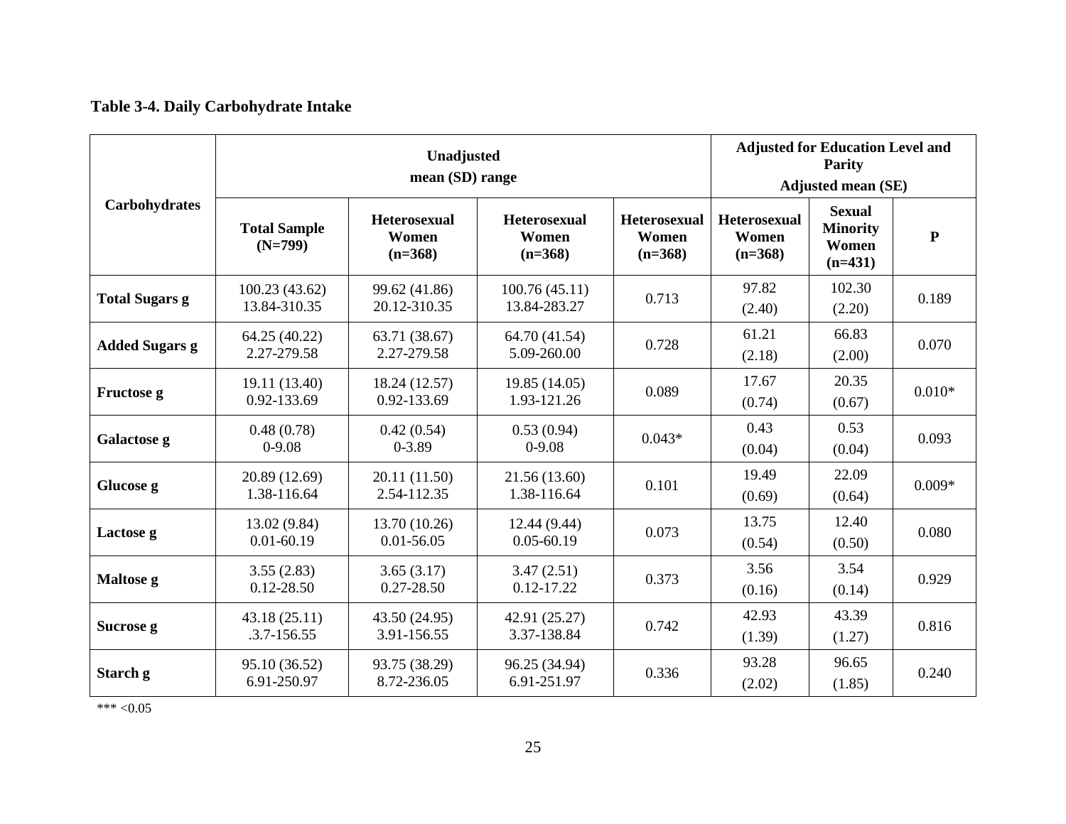**Table 3-4. Daily Carbohydrate Intake**

| Carbohydrates | Unadjusted mean (SD) range | | | | Adjusted for Education Level and Parity Adjusted mean (SE) | | |
|---|---|---|---|---|---|---|---|
| | Total Sample (N=799) | Heterosexual Women (n=368) | Heterosexual Women (n=368) | Heterosexual Women (n=368) | Heterosexual Women (n=368) | Sexual Minority Women (n=431) | P |
| **Total Sugars g** | 100.23 (43.62) 13.84-310.35 | 99.62 (41.86) 20.12-310.35 | 100.76 (45.11) 13.84-283.27 | 0.713 | 97.82 (2.40) | 102.30 (2.20) | 0.189 |
| **Added Sugars g** | 64.25 (40.22) 2.27-279.58 | 63.71 (38.67) 2.27-279.58 | 64.70 (41.54) 5.09-260.00 | 0.728 | 61.21 (2.18) | 66.83 (2.00) | 0.070 |
| **Fructose g** | 19.11 (13.40) 0.92-133.69 | 18.24 (12.57) 0.92-133.69 | 19.85 (14.05) 1.93-121.26 | 0.089 | 17.67 (0.74) | 20.35 (0.67) | 0.010* |
| **Galactose g** | 0.48 (0.78) 0-9.08 | 0.42 (0.54) 0-3.89 | 0.53 (0.94) 0-9.08 | 0.043* | 0.43 (0.04) | 0.53 (0.04) | 0.093 |
| **Glucose g** | 20.89 (12.69) 1.38-116.64 | 20.11 (11.50) 2.54-112.35 | 21.56 (13.60) 1.38-116.64 | 0.101 | 19.49 (0.69) | 22.09 (0.64) | 0.009* |
| **Lactose g** | 13.02 (9.84) 0.01-60.19 | 13.70 (10.26) 0.01-56.05 | 12.44 (9.44) 0.05-60.19 | 0.073 | 13.75 (0.54) | 12.40 (0.50) | 0.080 |
| **Maltose g** | 3.55 (2.83) 0.12-28.50 | 3.65 (3.17) 0.27-28.50 | 3.47 (2.51) 0.12-17.22 | 0.373 | 3.56 (0.16) | 3.54 (0.14) | 0.929 |
| **Sucrose g** | 43.18 (25.11) .3.7-156.55 | 43.50 (24.95) 3.91-156.55 | 42.91 (25.27) 3.37-138.84 | 0.742 | 42.93 (1.39) | 43.39 (1.27) | 0.816 |
| **Starch g** | 95.10 (36.52) 6.91-250.97 | 93.75 (38.29) 8.72-236.05 | 96.25 (34.94) 6.91-251.97 | 0.336 | 93.28 (2.02) | 96.65 (1.85) | 0.240 |

*** <0.05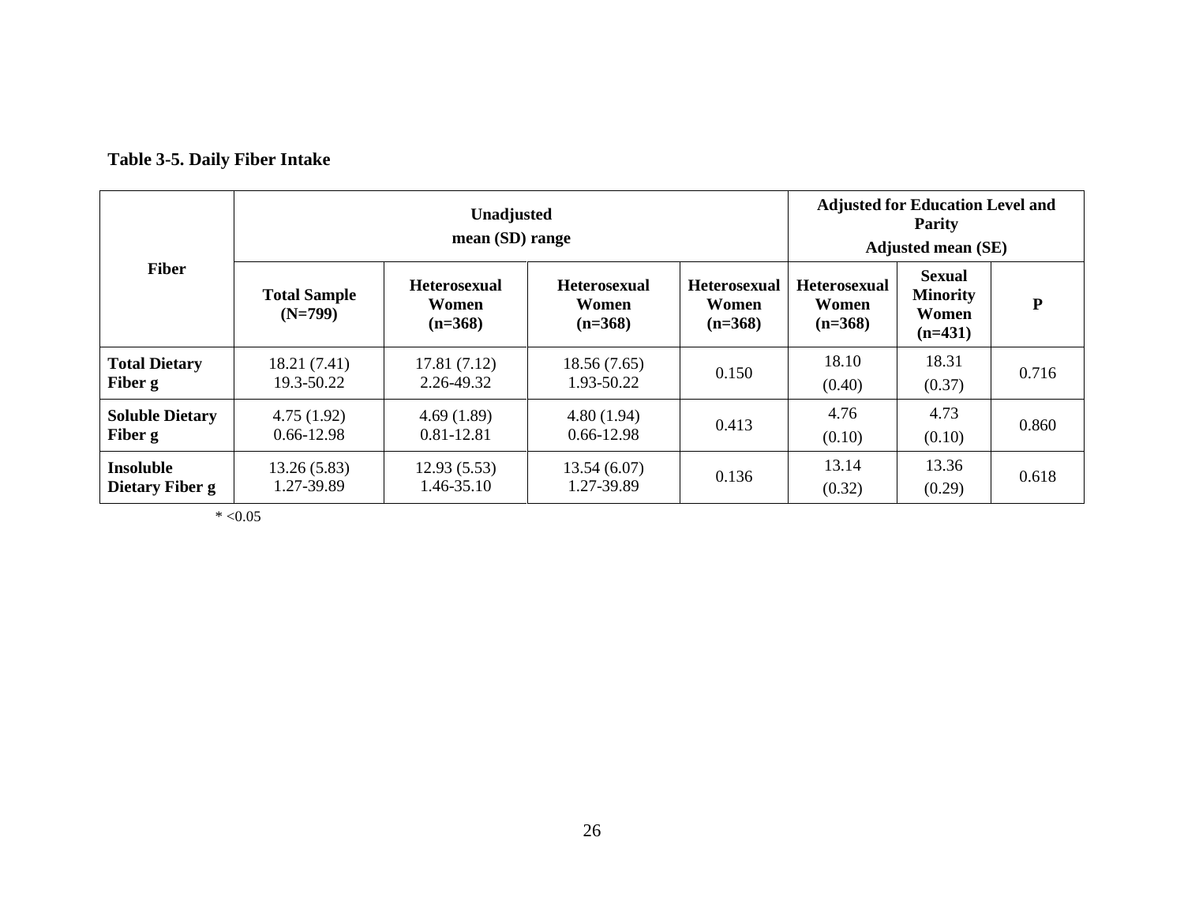**Table 3-5. Daily Fiber Intake**

| Fiber | Unadjusted mean (SD) range | | | | Adjusted for Education Level and Parity Adjusted mean (SE) | | |
|---|---|---|---|---|---|---|---|
| | **Total Sample (N=799)** | **Heterosexual Women (n=368)** | **Heterosexual Women (n=368)** | **Heterosexual Women (n=368)** | **Heterosexual Women (n=368)** | **Sexual Minority Women (n=431)** | **P** |
| **Total Dietary Fiber g** | 18.21 (7.41) 19.3-50.22 | 17.81 (7.12) 2.26-49.32 | 18.56 (7.65) 1.93-50.22 | 0.150 | 18.10 (0.40) | 18.31 (0.37) | 0.716 |
| **Soluble Dietary Fiber g** | 4.75 (1.92) 0.66-12.98 | 4.69 (1.89) 0.81-12.81 | 4.80 (1.94) 0.66-12.98 | 0.413 | 4.76 (0.10) | 4.73 (0.10) | 0.860 |
| **Insoluble Dietary Fiber g** | 13.26 (5.83) 1.27-39.89 | 12.93 (5.53) 1.46-35.10 | 13.54 (6.07) 1.27-39.89 | 0.136 | 13.14 (0.32) | 13.36 (0.29) | 0.618 |

* <0.05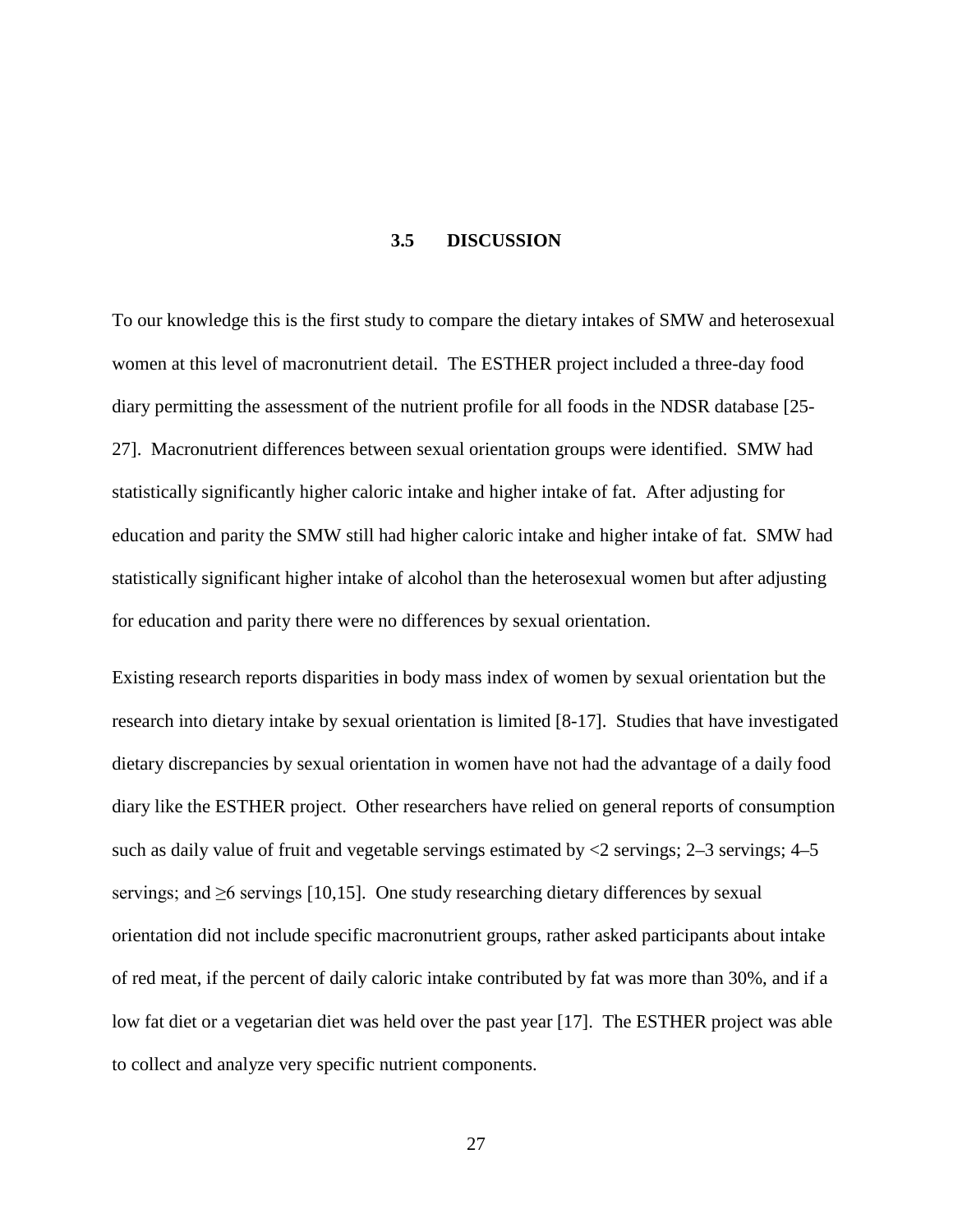### 3.5 DISCUSSION

To our knowledge this is the first study to compare the dietary intakes of SMW and heterosexual women at this level of macronutrient detail. The ESTHER project included a three-day food diary permitting the assessment of the nutrient profile for all foods in the NDSR database [25-27]. Macronutrient differences between sexual orientation groups were identified. SMW had statistically significantly higher caloric intake and higher intake of fat. After adjusting for education and parity the SMW still had higher caloric intake and higher intake of fat. SMW had statistically significant higher intake of alcohol than the heterosexual women but after adjusting for education and parity there were no differences by sexual orientation.

Existing research reports disparities in body mass index of women by sexual orientation but the research into dietary intake by sexual orientation is limited [8-17]. Studies that have investigated dietary discrepancies by sexual orientation in women have not had the advantage of a daily food diary like the ESTHER project. Other researchers have relied on general reports of consumption such as daily value of fruit and vegetable servings estimated by <2 servings; 2–3 servings; 4–5 servings; and ≥6 servings [10,15]. One study researching dietary differences by sexual orientation did not include specific macronutrient groups, rather asked participants about intake of red meat, if the percent of daily caloric intake contributed by fat was more than 30%, and if a low fat diet or a vegetarian diet was held over the past year [17]. The ESTHER project was able to collect and analyze very specific nutrient components.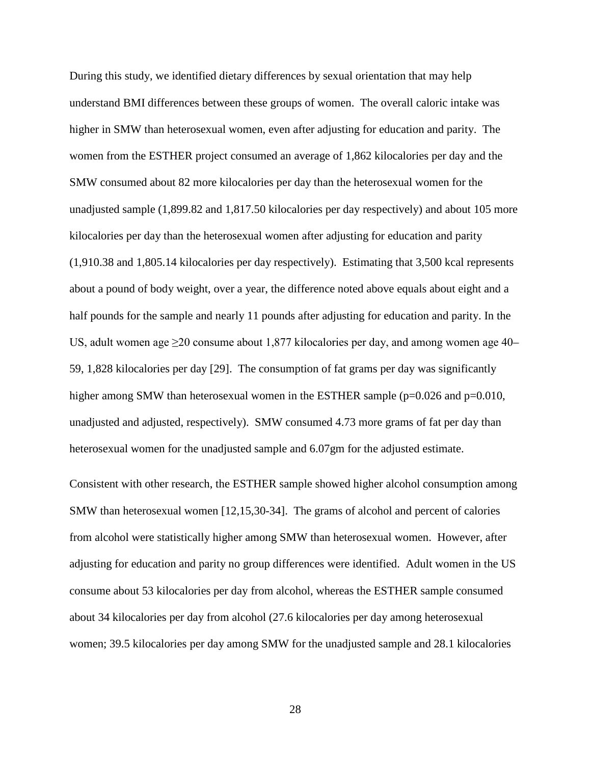During this study, we identified dietary differences by sexual orientation that may help understand BMI differences between these groups of women. The overall caloric intake was higher in SMW than heterosexual women, even after adjusting for education and parity. The women from the ESTHER project consumed an average of 1,862 kilocalories per day and the SMW consumed about 82 more kilocalories per day than the heterosexual women for the unadjusted sample (1,899.82 and 1,817.50 kilocalories per day respectively) and about 105 more kilocalories per day than the heterosexual women after adjusting for education and parity (1,910.38 and 1,805.14 kilocalories per day respectively). Estimating that 3,500 kcal represents about a pound of body weight, over a year, the difference noted above equals about eight and a half pounds for the sample and nearly 11 pounds after adjusting for education and parity. In the US, adult women age ≥20 consume about 1,877 kilocalories per day, and among women age 40–59, 1,828 kilocalories per day [29]. The consumption of fat grams per day was significantly higher among SMW than heterosexual women in the ESTHER sample ($p=0.026$ and $p=0.010$, unadjusted and adjusted, respectively). SMW consumed 4.73 more grams of fat per day than heterosexual women for the unadjusted sample and 6.07gm for the adjusted estimate.

Consistent with other research, the ESTHER sample showed higher alcohol consumption among SMW than heterosexual women [12,15,30-34]. The grams of alcohol and percent of calories from alcohol were statistically higher among SMW than heterosexual women. However, after adjusting for education and parity no group differences were identified. Adult women in the US consume about 53 kilocalories per day from alcohol, whereas the ESTHER sample consumed about 34 kilocalories per day from alcohol (27.6 kilocalories per day among heterosexual women; 39.5 kilocalories per day among SMW for the unadjusted sample and 28.1 kilocalories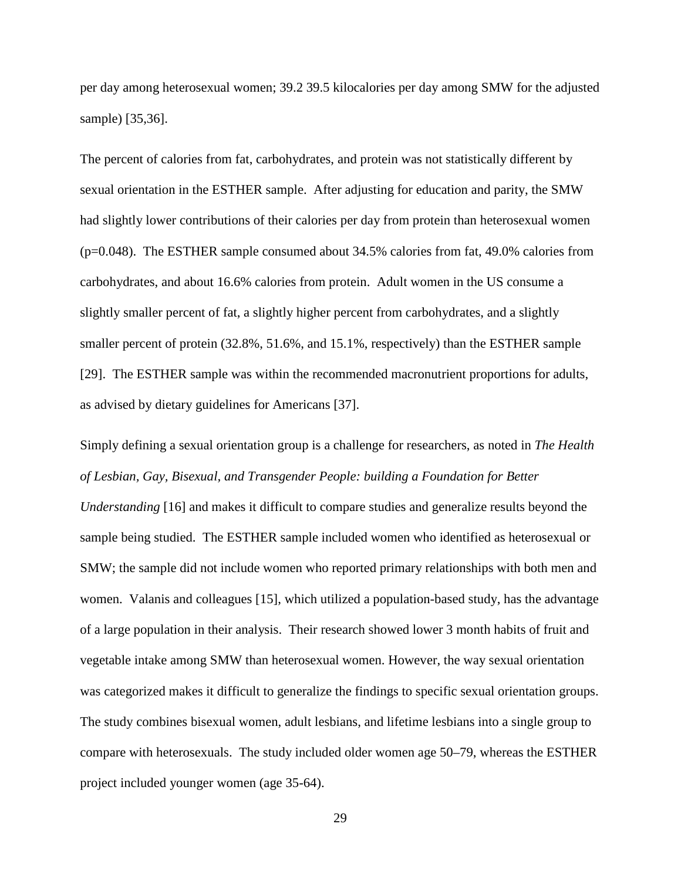per day among heterosexual women; 39.2 39.5 kilocalories per day among SMW for the adjusted sample) [35,36].

The percent of calories from fat, carbohydrates, and protein was not statistically different by sexual orientation in the ESTHER sample. After adjusting for education and parity, the SMW had slightly lower contributions of their calories per day from protein than heterosexual women ($p=0.048$). The ESTHER sample consumed about 34.5% calories from fat, 49.0% calories from carbohydrates, and about 16.6% calories from protein. Adult women in the US consume a slightly smaller percent of fat, a slightly higher percent from carbohydrates, and a slightly smaller percent of protein (32.8%, 51.6%, and 15.1%, respectively) than the ESTHER sample [29]. The ESTHER sample was within the recommended macronutrient proportions for adults, as advised by dietary guidelines for Americans [37].

Simply defining a sexual orientation group is a challenge for researchers, as noted in *The Health of Lesbian, Gay, Bisexual, and Transgender People: building a Foundation for Better Understanding* [16] and makes it difficult to compare studies and generalize results beyond the sample being studied. The ESTHER sample included women who identified as heterosexual or SMW; the sample did not include women who reported primary relationships with both men and women. Valanis and colleagues [15], which utilized a population-based study, has the advantage of a large population in their analysis. Their research showed lower 3 month habits of fruit and vegetable intake among SMW than heterosexual women. However, the way sexual orientation was categorized makes it difficult to generalize the findings to specific sexual orientation groups. The study combines bisexual women, adult lesbians, and lifetime lesbians into a single group to compare with heterosexuals. The study included older women age 50–79, whereas the ESTHER project included younger women (age 35-64).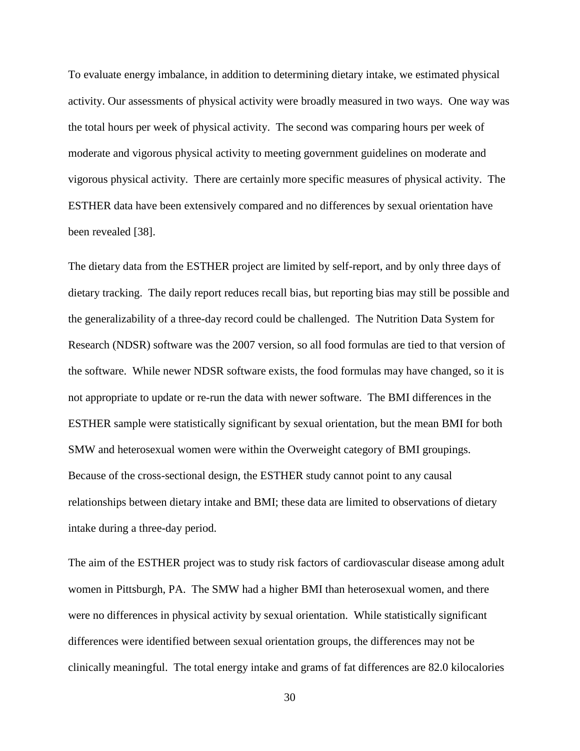To evaluate energy imbalance, in addition to determining dietary intake, we estimated physical activity. Our assessments of physical activity were broadly measured in two ways. One way was the total hours per week of physical activity. The second was comparing hours per week of moderate and vigorous physical activity to meeting government guidelines on moderate and vigorous physical activity. There are certainly more specific measures of physical activity. The ESTHER data have been extensively compared and no differences by sexual orientation have been revealed [38].

The dietary data from the ESTHER project are limited by self-report, and by only three days of dietary tracking. The daily report reduces recall bias, but reporting bias may still be possible and the generalizability of a three-day record could be challenged. The Nutrition Data System for Research (NDSR) software was the 2007 version, so all food formulas are tied to that version of the software. While newer NDSR software exists, the food formulas may have changed, so it is not appropriate to update or re-run the data with newer software. The BMI differences in the ESTHER sample were statistically significant by sexual orientation, but the mean BMI for both SMW and heterosexual women were within the Overweight category of BMI groupings. Because of the cross-sectional design, the ESTHER study cannot point to any causal relationships between dietary intake and BMI; these data are limited to observations of dietary intake during a three-day period.

The aim of the ESTHER project was to study risk factors of cardiovascular disease among adult women in Pittsburgh, PA. The SMW had a higher BMI than heterosexual women, and there were no differences in physical activity by sexual orientation. While statistically significant differences were identified between sexual orientation groups, the differences may not be clinically meaningful. The total energy intake and grams of fat differences are 82.0 kilocalories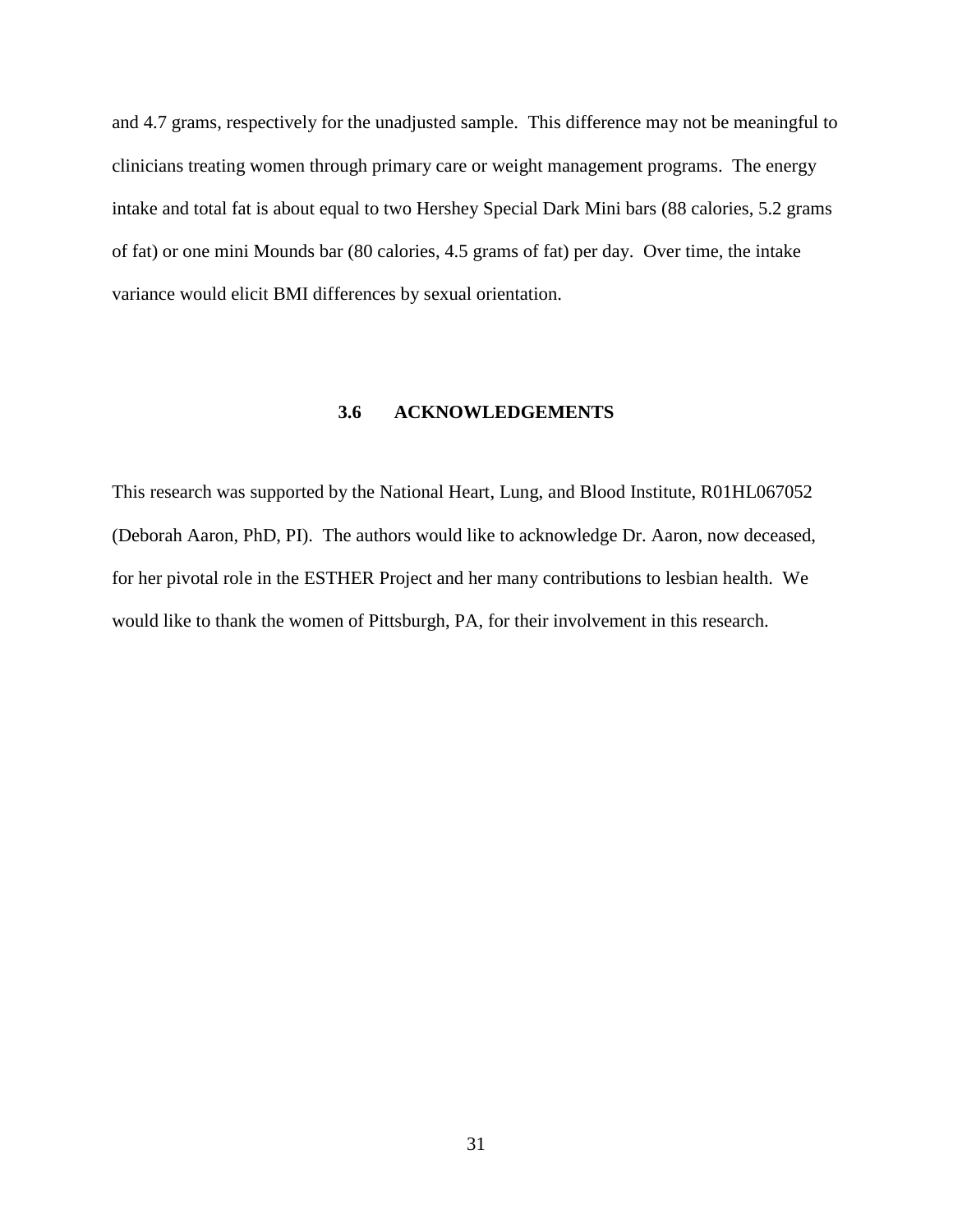and 4.7 grams, respectively for the unadjusted sample. This difference may not be meaningful to clinicians treating women through primary care or weight management programs. The energy intake and total fat is about equal to two Hershey Special Dark Mini bars (88 calories, 5.2 grams of fat) or one mini Mounds bar (80 calories, 4.5 grams of fat) per day. Over time, the intake variance would elicit BMI differences by sexual orientation.

## 3.6 ACKNOWLEDGEMENTS

This research was supported by the National Heart, Lung, and Blood Institute, R01HL067052 (Deborah Aaron, PhD, PI). The authors would like to acknowledge Dr. Aaron, now deceased, for her pivotal role in the ESTHER Project and her many contributions to lesbian health. We would like to thank the women of Pittsburgh, PA, for their involvement in this research.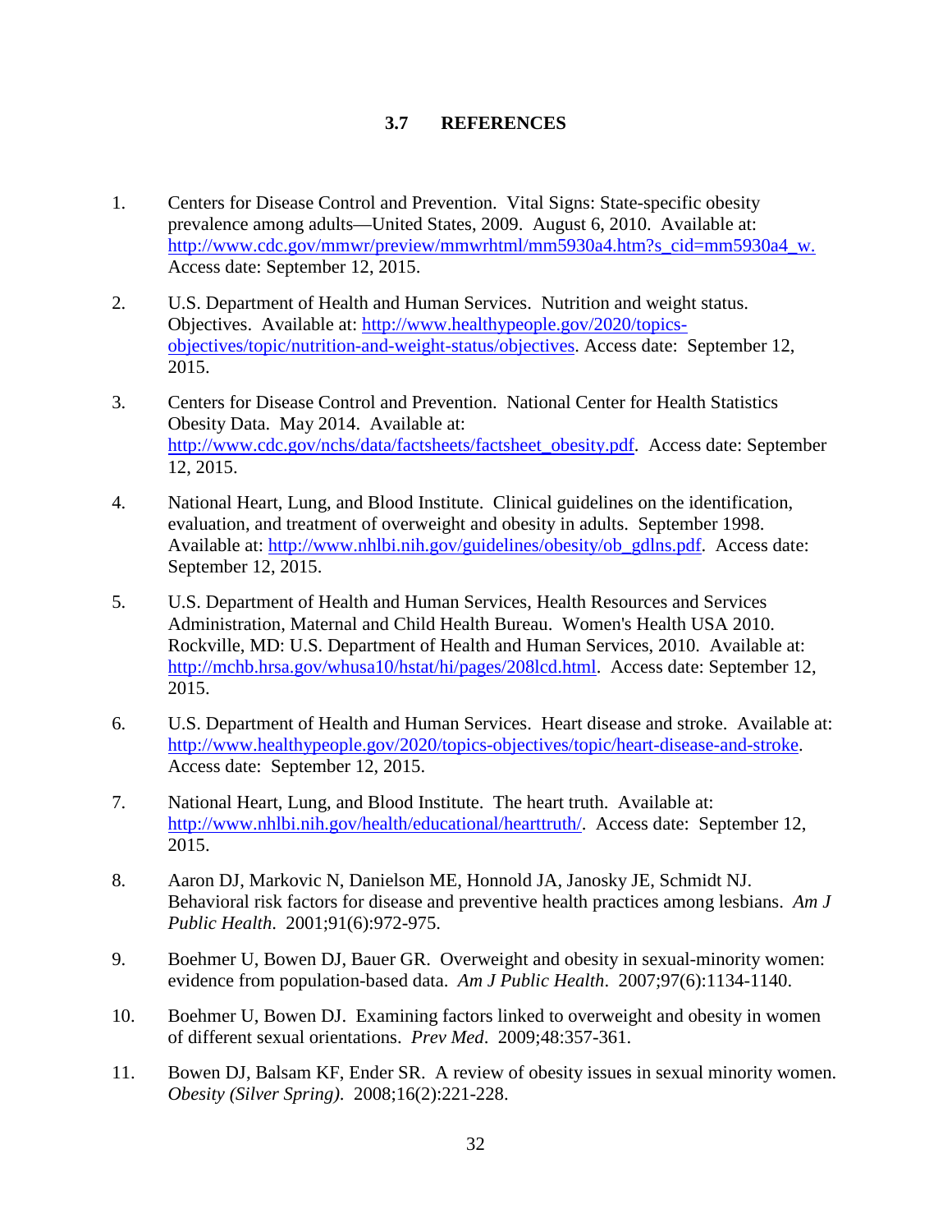## 3.7 REFERENCES

1. Centers for Disease Control and Prevention. Vital Signs: State-specific obesity prevalence among adults—United States, 2009. August 6, 2010. Available at: http://www.cdc.gov/mmwr/preview/mmwrhtml/mm5930a4.htm?s_cid=mm5930a4_w. Access date: September 12, 2015.

2. U.S. Department of Health and Human Services. Nutrition and weight status. Objectives. Available at: http://www.healthypeople.gov/2020/topics-objectives/topic/nutrition-and-weight-status/objectives. Access date: September 12, 2015.

3. Centers for Disease Control and Prevention. National Center for Health Statistics Obesity Data. May 2014. Available at: http://www.cdc.gov/nchs/data/factsheets/factsheet_obesity.pdf. Access date: September 12, 2015.

4. National Heart, Lung, and Blood Institute. Clinical guidelines on the identification, evaluation, and treatment of overweight and obesity in adults. September 1998. Available at: http://www.nhlbi.nih.gov/guidelines/obesity/ob_gdlns.pdf. Access date: September 12, 2015.

5. U.S. Department of Health and Human Services, Health Resources and Services Administration, Maternal and Child Health Bureau. Women's Health USA 2010. Rockville, MD: U.S. Department of Health and Human Services, 2010. Available at: http://mchb.hrsa.gov/whusa10/hstat/hi/pages/208lcd.html. Access date: September 12, 2015.

6. U.S. Department of Health and Human Services. Heart disease and stroke. Available at: http://www.healthypeople.gov/2020/topics-objectives/topic/heart-disease-and-stroke. Access date: September 12, 2015.

7. National Heart, Lung, and Blood Institute. The heart truth. Available at: http://www.nhlbi.nih.gov/health/educational/hearttruth/. Access date: September 12, 2015.

8. Aaron DJ, Markovic N, Danielson ME, Honnold JA, Janosky JE, Schmidt NJ. Behavioral risk factors for disease and preventive health practices among lesbians. *Am J Public Health*. 2001;91(6):972-975.

9. Boehmer U, Bowen DJ, Bauer GR. Overweight and obesity in sexual-minority women: evidence from population-based data. *Am J Public Health*. 2007;97(6):1134-1140.

10. Boehmer U, Bowen DJ. Examining factors linked to overweight and obesity in women of different sexual orientations. *Prev Med*. 2009;48:357-361.

11. Bowen DJ, Balsam KF, Ender SR. A review of obesity issues in sexual minority women. *Obesity (Silver Spring)*. 2008;16(2):221-228.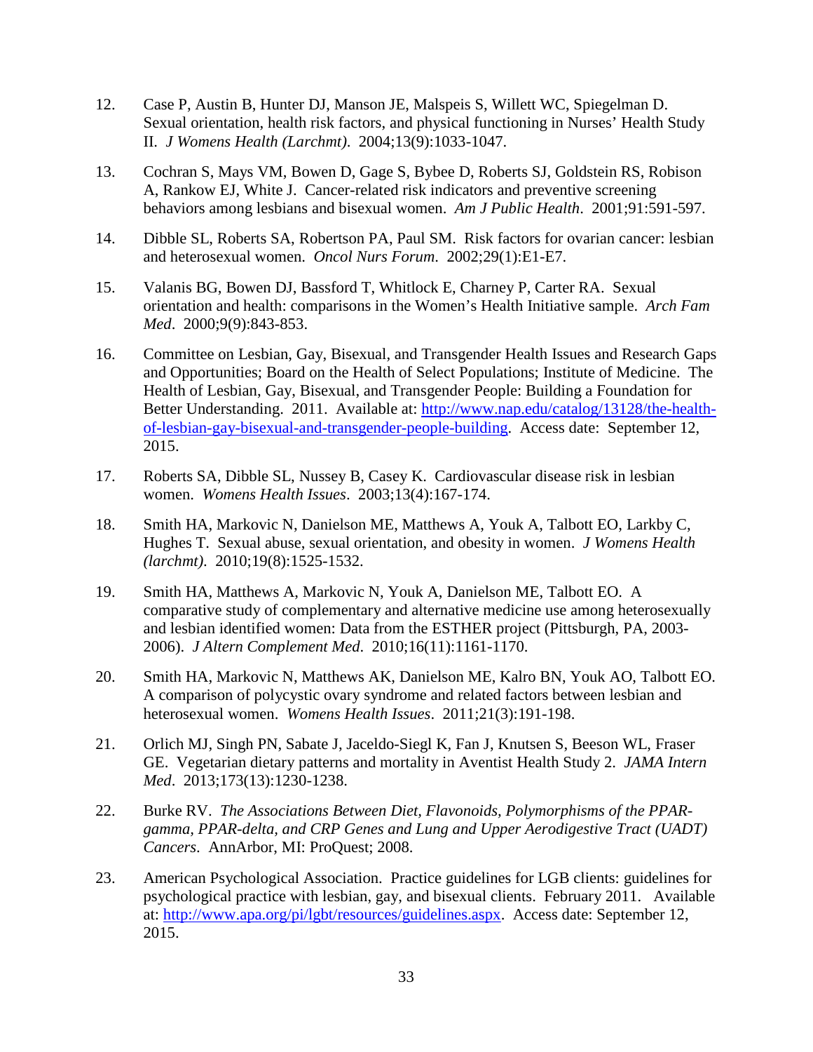12. Case P, Austin B, Hunter DJ, Manson JE, Malspeis S, Willett WC, Spiegelman D. Sexual orientation, health risk factors, and physical functioning in Nurses' Health Study II. *J Womens Health (Larchmt)*. 2004;13(9):1033-1047.

13. Cochran S, Mays VM, Bowen D, Gage S, Bybee D, Roberts SJ, Goldstein RS, Robison A, Rankow EJ, White J. Cancer-related risk indicators and preventive screening behaviors among lesbians and bisexual women. *Am J Public Health*. 2001;91:591-597.

14. Dibble SL, Roberts SA, Robertson PA, Paul SM. Risk factors for ovarian cancer: lesbian and heterosexual women. *Oncol Nurs Forum*. 2002;29(1):E1-E7.

15. Valanis BG, Bowen DJ, Bassford T, Whitlock E, Charney P, Carter RA. Sexual orientation and health: comparisons in the Women's Health Initiative sample. *Arch Fam Med*. 2000;9(9):843-853.

16. Committee on Lesbian, Gay, Bisexual, and Transgender Health Issues and Research Gaps and Opportunities; Board on the Health of Select Populations; Institute of Medicine. The Health of Lesbian, Gay, Bisexual, and Transgender People: Building a Foundation for Better Understanding. 2011. Available at: [http://www.nap.edu/catalog/13128/the-health-of-lesbian-gay-bisexual-and-transgender-people-building](http://www.nap.edu/catalog/13128/the-health-of-lesbian-gay-bisexual-and-transgender-people-building). Access date: September 12, 2015.

17. Roberts SA, Dibble SL, Nussey B, Casey K. Cardiovascular disease risk in lesbian women. *Womens Health Issues*. 2003;13(4):167-174.

18. Smith HA, Markovic N, Danielson ME, Matthews A, Youk A, Talbott EO, Larkby C, Hughes T. Sexual abuse, sexual orientation, and obesity in women. *J Womens Health (larchmt)*. 2010;19(8):1525-1532.

19. Smith HA, Matthews A, Markovic N, Youk A, Danielson ME, Talbott EO. A comparative study of complementary and alternative medicine use among heterosexually and lesbian identified women: Data from the ESTHER project (Pittsburgh, PA, 2003-2006). *J Altern Complement Med*. 2010;16(11):1161-1170.

20. Smith HA, Markovic N, Matthews AK, Danielson ME, Kalro BN, Youk AO, Talbott EO. A comparison of polycystic ovary syndrome and related factors between lesbian and heterosexual women. *Womens Health Issues*. 2011;21(3):191-198.

21. Orlich MJ, Singh PN, Sabate J, Jaceldo-Siegl K, Fan J, Knutsen S, Beeson WL, Fraser GE. Vegetarian dietary patterns and mortality in Aventist Health Study 2. *JAMA Intern Med*. 2013;173(13):1230-1238.

22. Burke RV. *The Associations Between Diet, Flavonoids, Polymorphisms of the PPAR-gamma, PPAR-delta, and CRP Genes and Lung and Upper Aerodigestive Tract (UADT) Cancers*. AnnArbor, MI: ProQuest; 2008.

23. American Psychological Association. Practice guidelines for LGB clients: guidelines for psychological practice with lesbian, gay, and bisexual clients. February 2011. Available at: [http://www.apa.org/pi/lgbt/resources/guidelines.aspx](http://www.apa.org/pi/lgbt/resources/guidelines.aspx). Access date: September 12, 2015.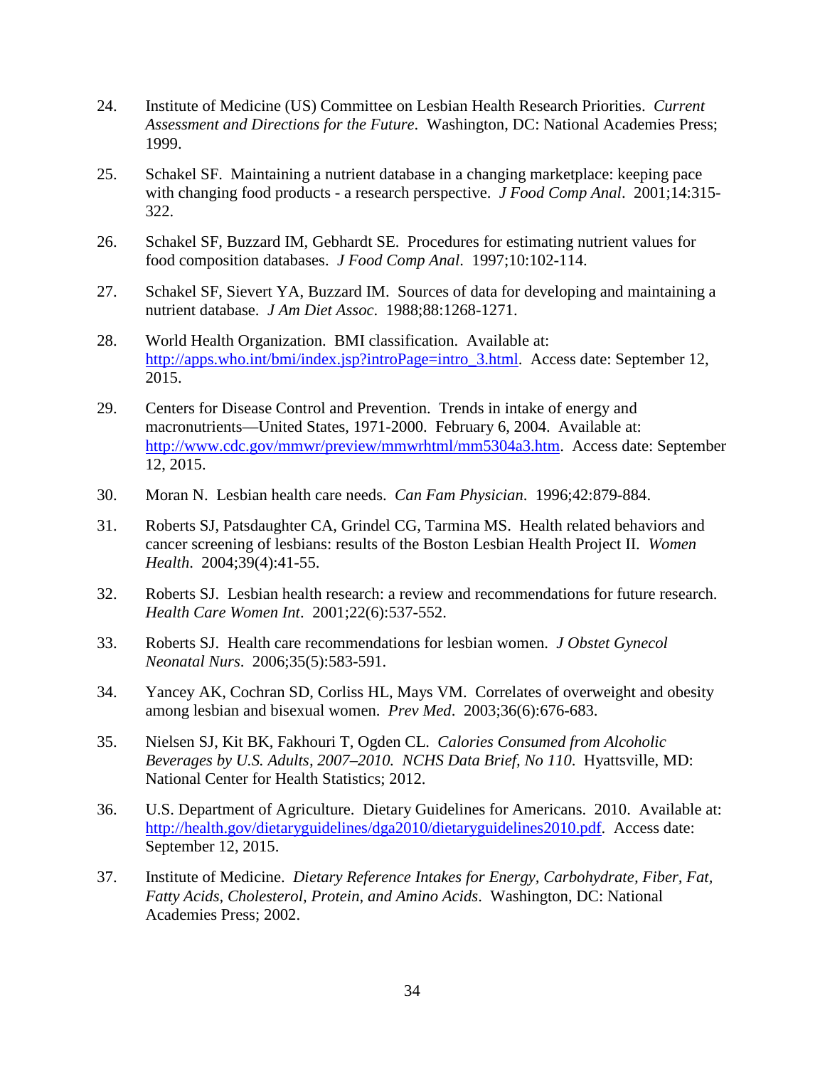24. Institute of Medicine (US) Committee on Lesbian Health Research Priorities. *Current Assessment and Directions for the Future*. Washington, DC: National Academies Press; 1999.

25. Schakel SF. Maintaining a nutrient database in a changing marketplace: keeping pace with changing food products - a research perspective. *J Food Comp Anal*. 2001;14:315-322.

26. Schakel SF, Buzzard IM, Gebhardt SE. Procedures for estimating nutrient values for food composition databases. *J Food Comp Anal*. 1997;10:102-114.

27. Schakel SF, Sievert YA, Buzzard IM. Sources of data for developing and maintaining a nutrient database. *J Am Diet Assoc*. 1988;88:1268-1271.

28. World Health Organization. BMI classification. Available at: http://apps.who.int/bmi/index.jsp?introPage=intro_3.html. Access date: September 12, 2015.

29. Centers for Disease Control and Prevention. Trends in intake of energy and macronutrients—United States, 1971-2000. February 6, 2004. Available at: http://www.cdc.gov/mmwr/preview/mmwrhtml/mm5304a3.htm. Access date: September 12, 2015.

30. Moran N. Lesbian health care needs. *Can Fam Physician*. 1996;42:879-884.

31. Roberts SJ, Patsdaughter CA, Grindel CG, Tarmina MS. Health related behaviors and cancer screening of lesbians: results of the Boston Lesbian Health Project II. *Women Health*. 2004;39(4):41-55.

32. Roberts SJ. Lesbian health research: a review and recommendations for future research. *Health Care Women Int*. 2001;22(6):537-552.

33. Roberts SJ. Health care recommendations for lesbian women. *J Obstet Gynecol Neonatal Nurs*. 2006;35(5):583-591.

34. Yancey AK, Cochran SD, Corliss HL, Mays VM. Correlates of overweight and obesity among lesbian and bisexual women. *Prev Med*. 2003;36(6):676-683.

35. Nielsen SJ, Kit BK, Fakhouri T, Ogden CL. *Calories Consumed from Alcoholic Beverages by U.S. Adults, 2007–2010. NCHS Data Brief, No 110*. Hyattsville, MD: National Center for Health Statistics; 2012.

36. U.S. Department of Agriculture. Dietary Guidelines for Americans. 2010. Available at: http://health.gov/dietaryguidelines/dga2010/dietaryguidelines2010.pdf. Access date: September 12, 2015.

37. Institute of Medicine. *Dietary Reference Intakes for Energy, Carbohydrate, Fiber, Fat, Fatty Acids, Cholesterol, Protein, and Amino Acids*. Washington, DC: National Academies Press; 2002.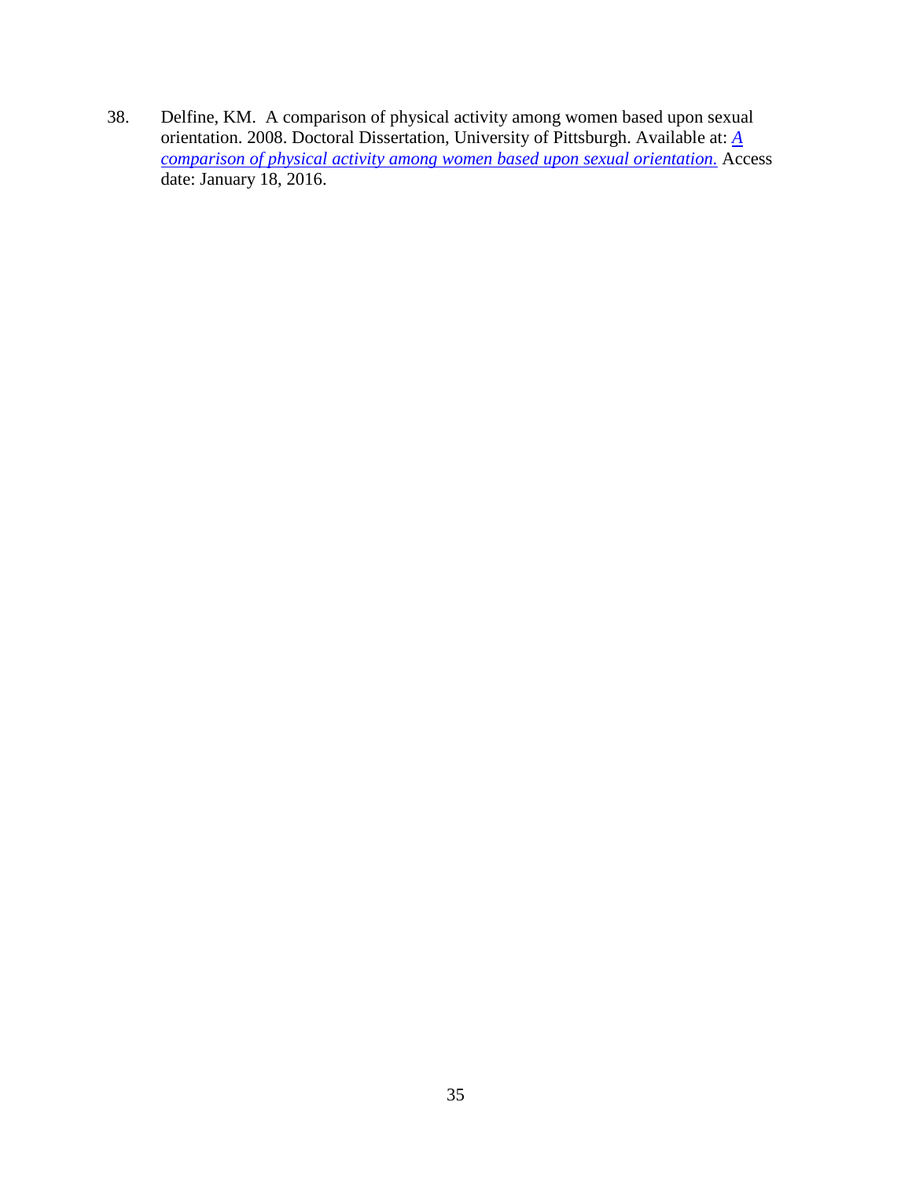38. Delfine, KM. A comparison of physical activity among women based upon sexual orientation. 2008. Doctoral Dissertation, University of Pittsburgh. Available at: *A comparison of physical activity among women based upon sexual orientation.* Access date: January 18, 2016.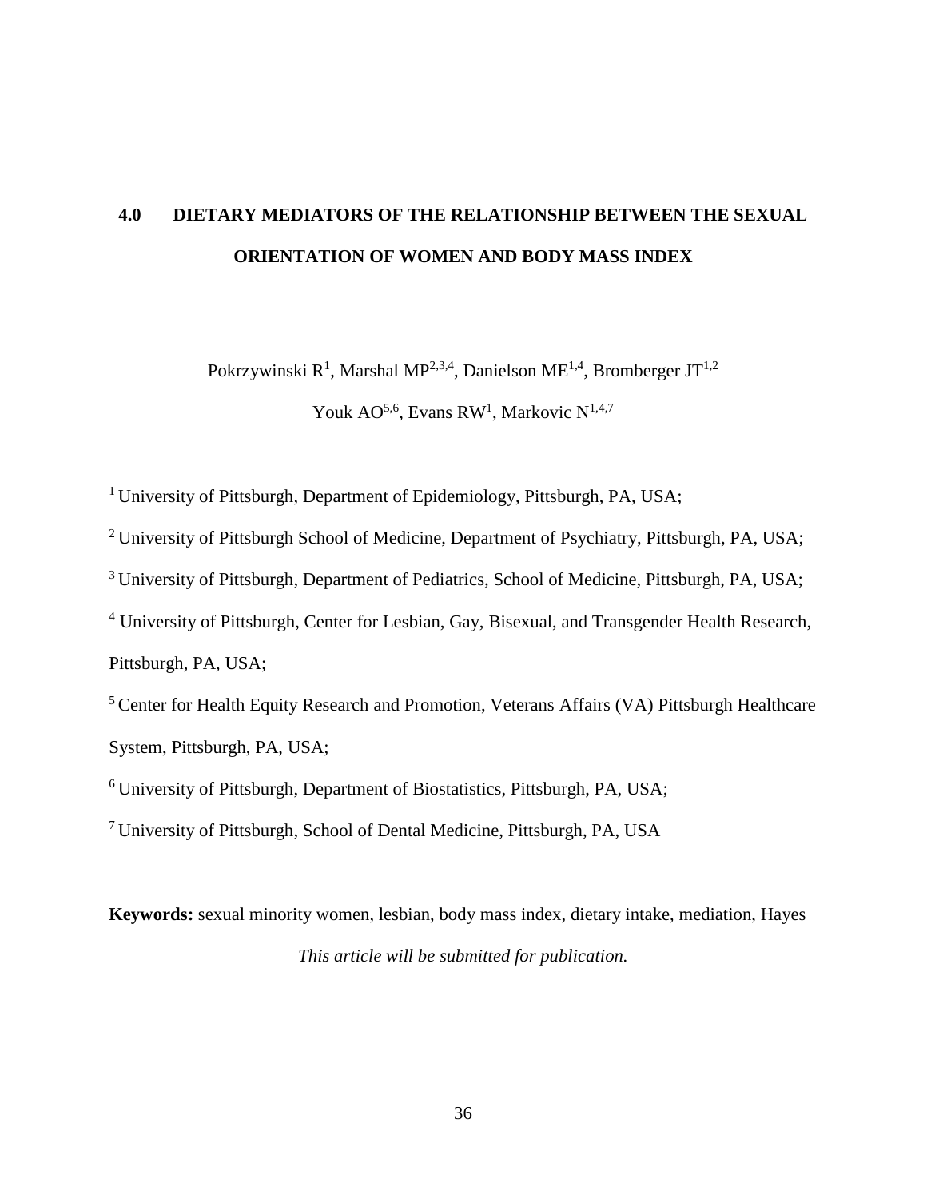# 4.0 DIETARY MEDIATORS OF THE RELATIONSHIP BETWEEN THE SEXUAL ORIENTATION OF WOMEN AND BODY MASS INDEX

Pokrzywinski R[1], Marshal MP[2,3,4], Danielson ME[1,4], Bromberger JT[1,2]

Youk AO[5,6], Evans RW[1], Markovic N[1,4,7]

[1] University of Pittsburgh, Department of Epidemiology, Pittsburgh, PA, USA;

[2] University of Pittsburgh School of Medicine, Department of Psychiatry, Pittsburgh, PA, USA;

[3] University of Pittsburgh, Department of Pediatrics, School of Medicine, Pittsburgh, PA, USA;

[4] University of Pittsburgh, Center for Lesbian, Gay, Bisexual, and Transgender Health Research, Pittsburgh, PA, USA;

[5] Center for Health Equity Research and Promotion, Veterans Affairs (VA) Pittsburgh Healthcare System, Pittsburgh, PA, USA;

[6] University of Pittsburgh, Department of Biostatistics, Pittsburgh, PA, USA;

[7] University of Pittsburgh, School of Dental Medicine, Pittsburgh, PA, USA

**Keywords:** sexual minority women, lesbian, body mass index, dietary intake, mediation, Hayes

*This article will be submitted for publication.*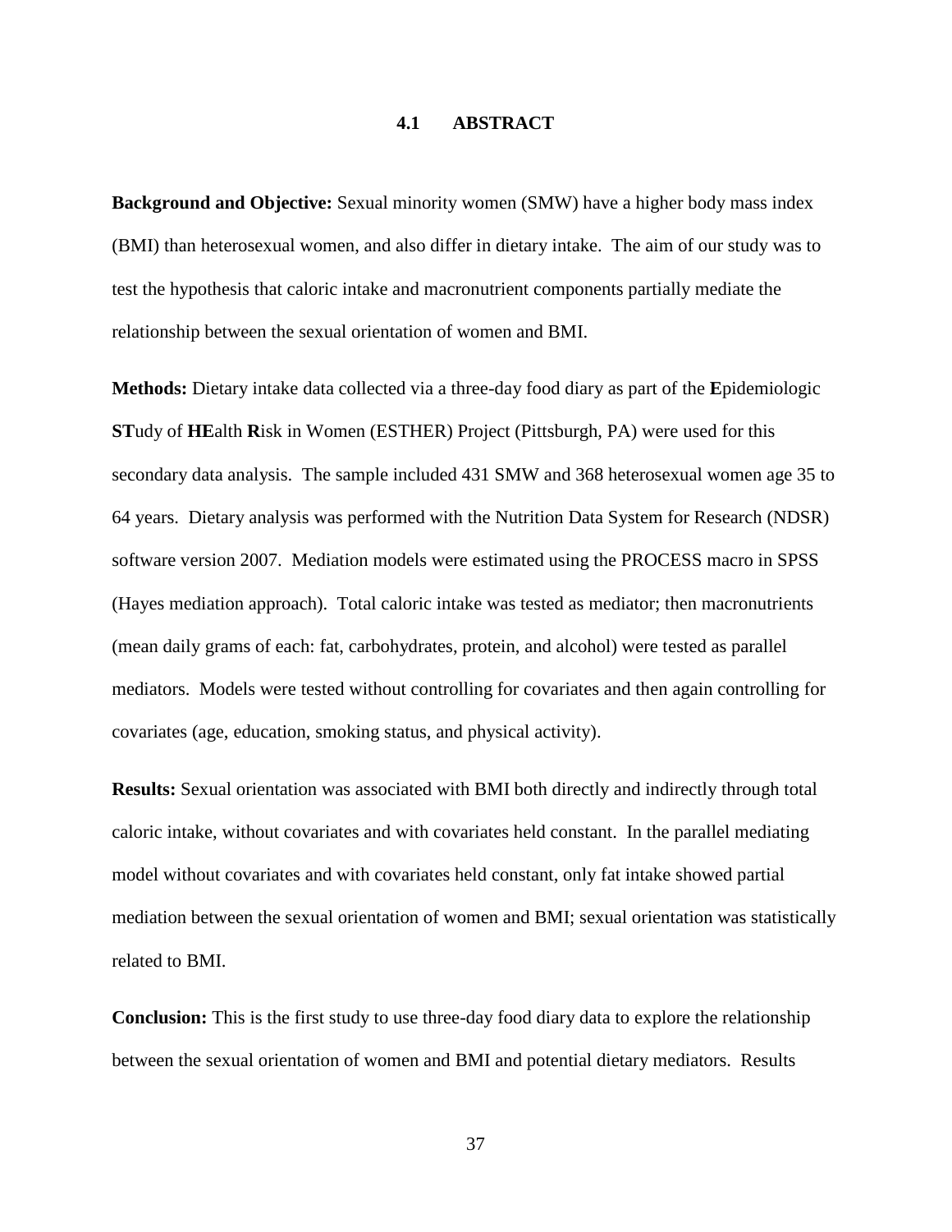## 4.1 ABSTRACT

**Background and Objective:** Sexual minority women (SMW) have a higher body mass index (BMI) than heterosexual women, and also differ in dietary intake. The aim of our study was to test the hypothesis that caloric intake and macronutrient components partially mediate the relationship between the sexual orientation of women and BMI.

**Methods:** Dietary intake data collected via a three-day food diary as part of the **E**pidemiologic **ST**udy of **HE**alth **R**isk in Women (ESTHER) Project (Pittsburgh, PA) were used for this secondary data analysis. The sample included 431 SMW and 368 heterosexual women age 35 to 64 years. Dietary analysis was performed with the Nutrition Data System for Research (NDSR) software version 2007. Mediation models were estimated using the PROCESS macro in SPSS (Hayes mediation approach). Total caloric intake was tested as mediator; then macronutrients (mean daily grams of each: fat, carbohydrates, protein, and alcohol) were tested as parallel mediators. Models were tested without controlling for covariates and then again controlling for covariates (age, education, smoking status, and physical activity).

**Results:** Sexual orientation was associated with BMI both directly and indirectly through total caloric intake, without covariates and with covariates held constant. In the parallel mediating model without covariates and with covariates held constant, only fat intake showed partial mediation between the sexual orientation of women and BMI; sexual orientation was statistically related to BMI.

**Conclusion:** This is the first study to use three-day food diary data to explore the relationship between the sexual orientation of women and BMI and potential dietary mediators. Results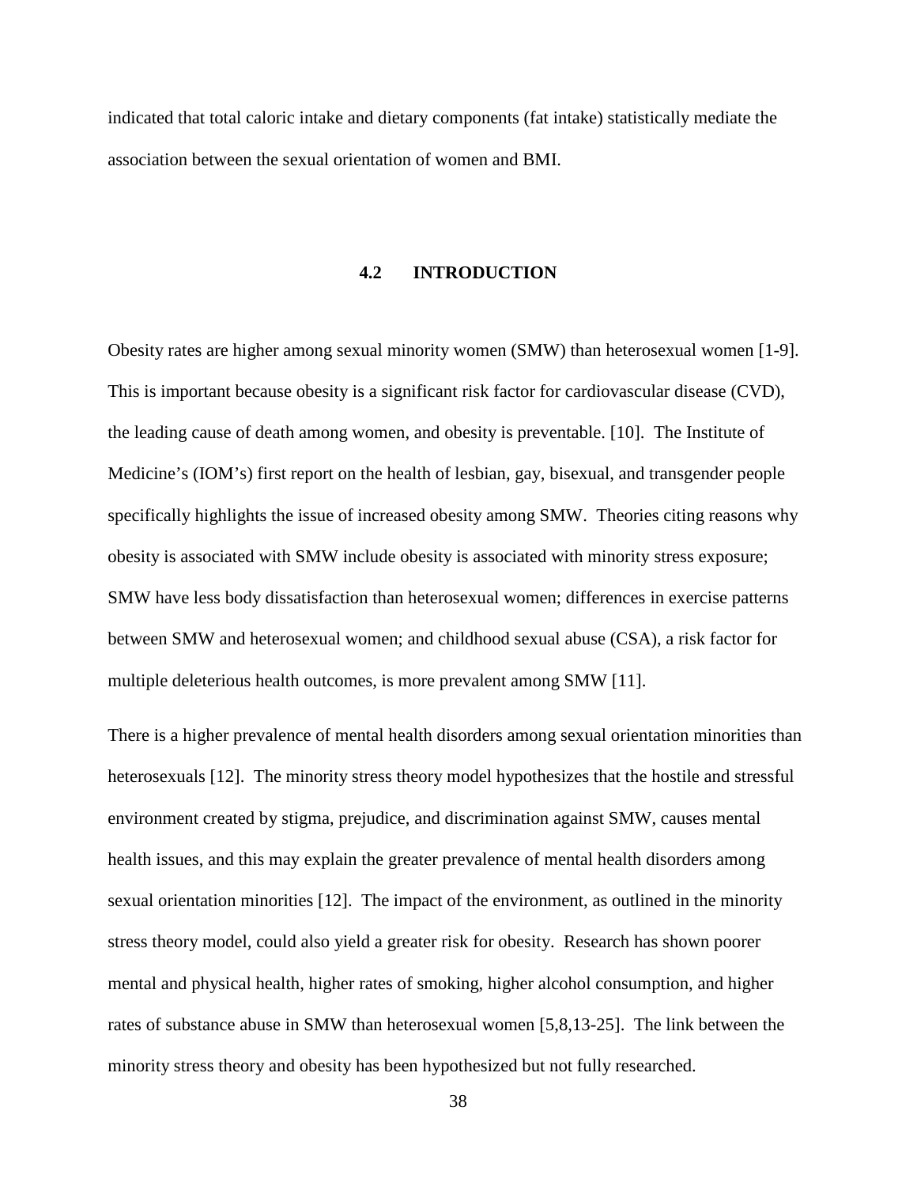indicated that total caloric intake and dietary components (fat intake) statistically mediate the association between the sexual orientation of women and BMI.

## 4.2 INTRODUCTION

Obesity rates are higher among sexual minority women (SMW) than heterosexual women [1-9]. This is important because obesity is a significant risk factor for cardiovascular disease (CVD), the leading cause of death among women, and obesity is preventable. [10]. The Institute of Medicine's (IOM's) first report on the health of lesbian, gay, bisexual, and transgender people specifically highlights the issue of increased obesity among SMW. Theories citing reasons why obesity is associated with SMW include obesity is associated with minority stress exposure; SMW have less body dissatisfaction than heterosexual women; differences in exercise patterns between SMW and heterosexual women; and childhood sexual abuse (CSA), a risk factor for multiple deleterious health outcomes, is more prevalent among SMW [11].

There is a higher prevalence of mental health disorders among sexual orientation minorities than heterosexuals [12]. The minority stress theory model hypothesizes that the hostile and stressful environment created by stigma, prejudice, and discrimination against SMW, causes mental health issues, and this may explain the greater prevalence of mental health disorders among sexual orientation minorities [12]. The impact of the environment, as outlined in the minority stress theory model, could also yield a greater risk for obesity. Research has shown poorer mental and physical health, higher rates of smoking, higher alcohol consumption, and higher rates of substance abuse in SMW than heterosexual women [5,8,13-25]. The link between the minority stress theory and obesity has been hypothesized but not fully researched.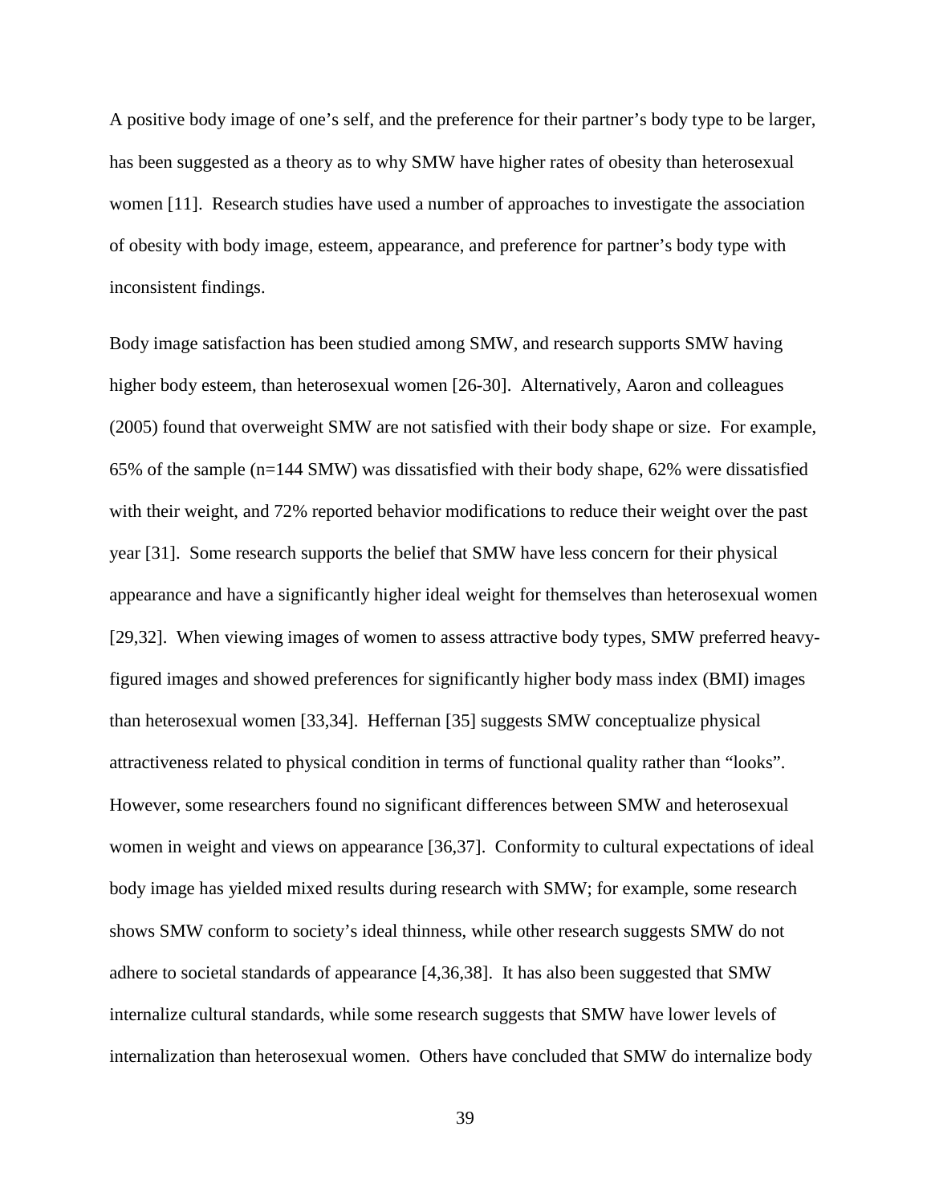A positive body image of one's self, and the preference for their partner's body type to be larger, has been suggested as a theory as to why SMW have higher rates of obesity than heterosexual women [11]. Research studies have used a number of approaches to investigate the association of obesity with body image, esteem, appearance, and preference for partner's body type with inconsistent findings.

Body image satisfaction has been studied among SMW, and research supports SMW having higher body esteem, than heterosexual women [26-30]. Alternatively, Aaron and colleagues (2005) found that overweight SMW are not satisfied with their body shape or size. For example, 65% of the sample (n=144 SMW) was dissatisfied with their body shape, 62% were dissatisfied with their weight, and 72% reported behavior modifications to reduce their weight over the past year [31]. Some research supports the belief that SMW have less concern for their physical appearance and have a significantly higher ideal weight for themselves than heterosexual women [29,32]. When viewing images of women to assess attractive body types, SMW preferred heavy-figured images and showed preferences for significantly higher body mass index (BMI) images than heterosexual women [33,34]. Heffernan [35] suggests SMW conceptualize physical attractiveness related to physical condition in terms of functional quality rather than "looks". However, some researchers found no significant differences between SMW and heterosexual women in weight and views on appearance [36,37]. Conformity to cultural expectations of ideal body image has yielded mixed results during research with SMW; for example, some research shows SMW conform to society's ideal thinness, while other research suggests SMW do not adhere to societal standards of appearance [4,36,38]. It has also been suggested that SMW internalize cultural standards, while some research suggests that SMW have lower levels of internalization than heterosexual women. Others have concluded that SMW do internalize body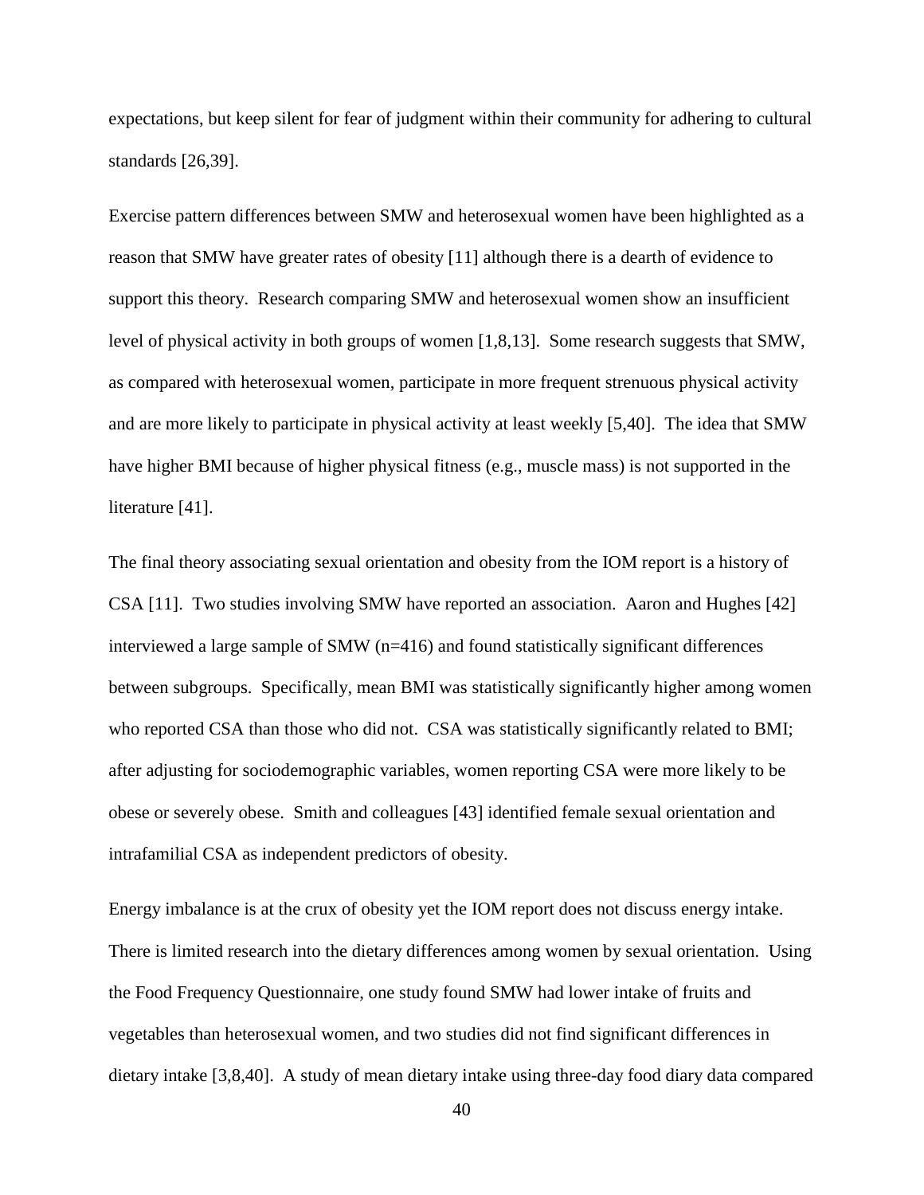expectations, but keep silent for fear of judgment within their community for adhering to cultural standards [26,39].

Exercise pattern differences between SMW and heterosexual women have been highlighted as a reason that SMW have greater rates of obesity [11] although there is a dearth of evidence to support this theory. Research comparing SMW and heterosexual women show an insufficient level of physical activity in both groups of women [1,8,13]. Some research suggests that SMW, as compared with heterosexual women, participate in more frequent strenuous physical activity and are more likely to participate in physical activity at least weekly [5,40]. The idea that SMW have higher BMI because of higher physical fitness (e.g., muscle mass) is not supported in the literature [41].

The final theory associating sexual orientation and obesity from the IOM report is a history of CSA [11]. Two studies involving SMW have reported an association. Aaron and Hughes [42] interviewed a large sample of SMW (n=416) and found statistically significant differences between subgroups. Specifically, mean BMI was statistically significantly higher among women who reported CSA than those who did not. CSA was statistically significantly related to BMI; after adjusting for sociodemographic variables, women reporting CSA were more likely to be obese or severely obese. Smith and colleagues [43] identified female sexual orientation and intrafamilial CSA as independent predictors of obesity.

Energy imbalance is at the crux of obesity yet the IOM report does not discuss energy intake. There is limited research into the dietary differences among women by sexual orientation. Using the Food Frequency Questionnaire, one study found SMW had lower intake of fruits and vegetables than heterosexual women, and two studies did not find significant differences in dietary intake [3,8,40]. A study of mean dietary intake using three-day food diary data compared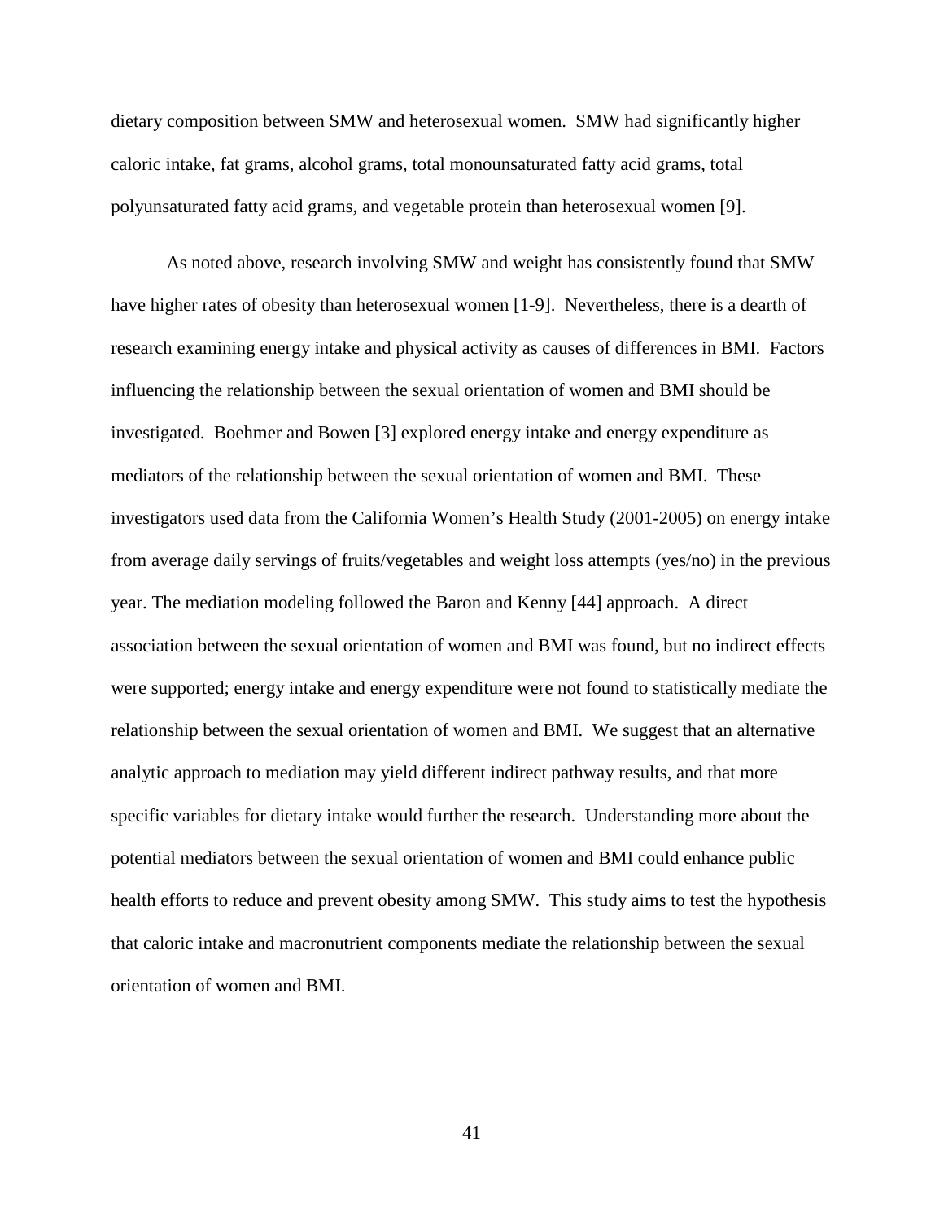dietary composition between SMW and heterosexual women. SMW had significantly higher caloric intake, fat grams, alcohol grams, total monounsaturated fatty acid grams, total polyunsaturated fatty acid grams, and vegetable protein than heterosexual women [9].

As noted above, research involving SMW and weight has consistently found that SMW have higher rates of obesity than heterosexual women [1-9]. Nevertheless, there is a dearth of research examining energy intake and physical activity as causes of differences in BMI. Factors influencing the relationship between the sexual orientation of women and BMI should be investigated. Boehmer and Bowen [3] explored energy intake and energy expenditure as mediators of the relationship between the sexual orientation of women and BMI. These investigators used data from the California Women's Health Study (2001-2005) on energy intake from average daily servings of fruits/vegetables and weight loss attempts (yes/no) in the previous year. The mediation modeling followed the Baron and Kenny [44] approach. A direct association between the sexual orientation of women and BMI was found, but no indirect effects were supported; energy intake and energy expenditure were not found to statistically mediate the relationship between the sexual orientation of women and BMI. We suggest that an alternative analytic approach to mediation may yield different indirect pathway results, and that more specific variables for dietary intake would further the research. Understanding more about the potential mediators between the sexual orientation of women and BMI could enhance public health efforts to reduce and prevent obesity among SMW. This study aims to test the hypothesis that caloric intake and macronutrient components mediate the relationship between the sexual orientation of women and BMI.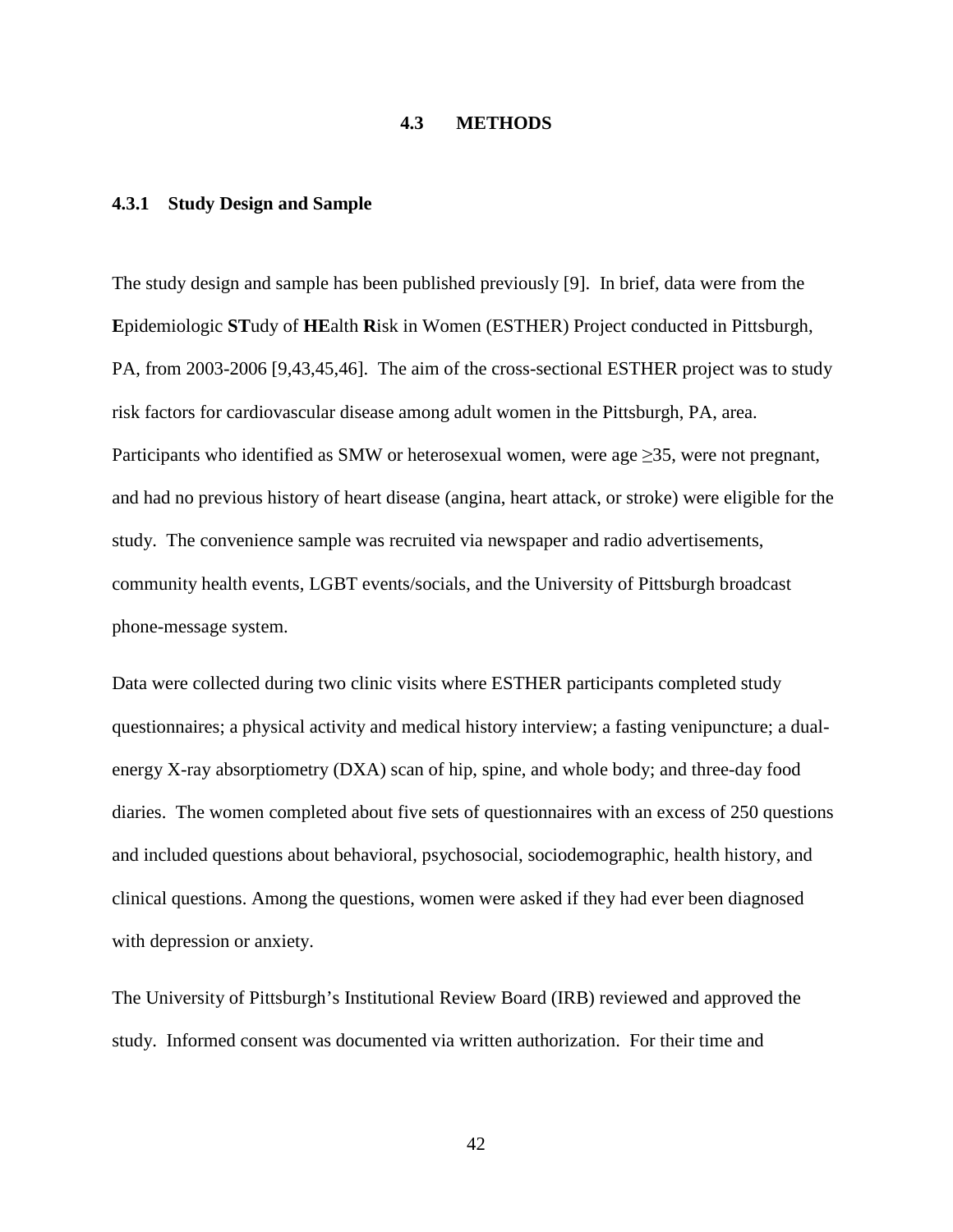## 4.3 METHODS

### 4.3.1 Study Design and Sample

The study design and sample has been published previously [9]. In brief, data were from the **E**pidemiologic **ST**udy of **HE**alth **R**isk in Women (ESTHER) Project conducted in Pittsburgh, PA, from 2003-2006 [9,43,45,46]. The aim of the cross-sectional ESTHER project was to study risk factors for cardiovascular disease among adult women in the Pittsburgh, PA, area. Participants who identified as SMW or heterosexual women, were age ≥35, were not pregnant, and had no previous history of heart disease (angina, heart attack, or stroke) were eligible for the study. The convenience sample was recruited via newspaper and radio advertisements, community health events, LGBT events/socials, and the University of Pittsburgh broadcast phone-message system.

Data were collected during two clinic visits where ESTHER participants completed study questionnaires; a physical activity and medical history interview; a fasting venipuncture; a dual-energy X-ray absorptiometry (DXA) scan of hip, spine, and whole body; and three-day food diaries. The women completed about five sets of questionnaires with an excess of 250 questions and included questions about behavioral, psychosocial, sociodemographic, health history, and clinical questions. Among the questions, women were asked if they had ever been diagnosed with depression or anxiety.

The University of Pittsburgh's Institutional Review Board (IRB) reviewed and approved the study. Informed consent was documented via written authorization. For their time and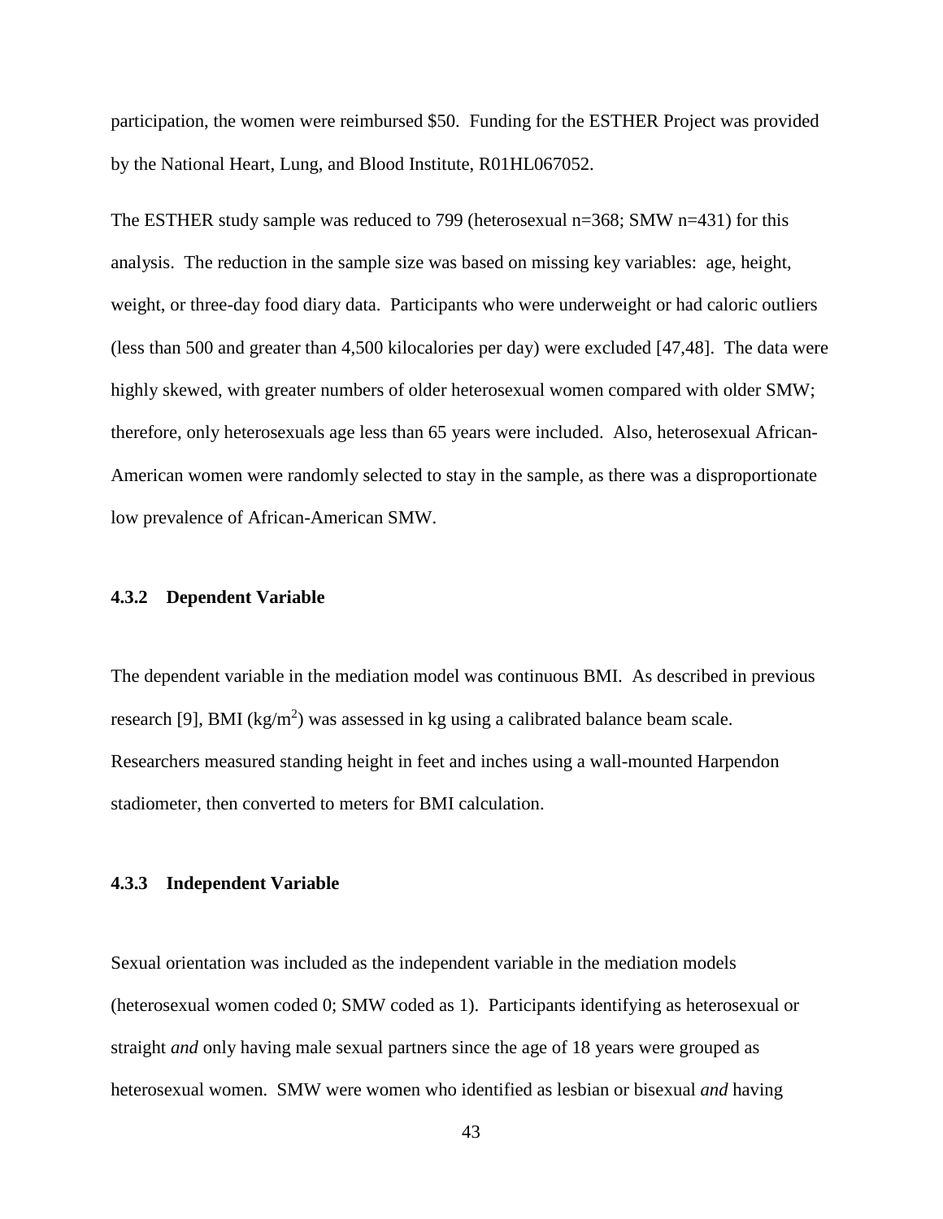participation, the women were reimbursed $50. Funding for the ESTHER Project was provided by the National Heart, Lung, and Blood Institute, R01HL067052.

The ESTHER study sample was reduced to 799 (heterosexual n=368; SMW n=431) for this analysis. The reduction in the sample size was based on missing key variables: age, height, weight, or three-day food diary data. Participants who were underweight or had caloric outliers (less than 500 and greater than 4,500 kilocalories per day) were excluded [47,48]. The data were highly skewed, with greater numbers of older heterosexual women compared with older SMW; therefore, only heterosexuals age less than 65 years were included. Also, heterosexual African-American women were randomly selected to stay in the sample, as there was a disproportionate low prevalence of African-American SMW.

### 4.3.2 Dependent Variable

The dependent variable in the mediation model was continuous BMI. As described in previous research [9], BMI ($kg/m^2$) was assessed in kg using a calibrated balance beam scale. Researchers measured standing height in feet and inches using a wall-mounted Harpendon stadiometer, then converted to meters for BMI calculation.

### 4.3.3 Independent Variable

Sexual orientation was included as the independent variable in the mediation models (heterosexual women coded 0; SMW coded as 1). Participants identifying as heterosexual or straight *and* only having male sexual partners since the age of 18 years were grouped as heterosexual women. SMW were women who identified as lesbian or bisexual *and* having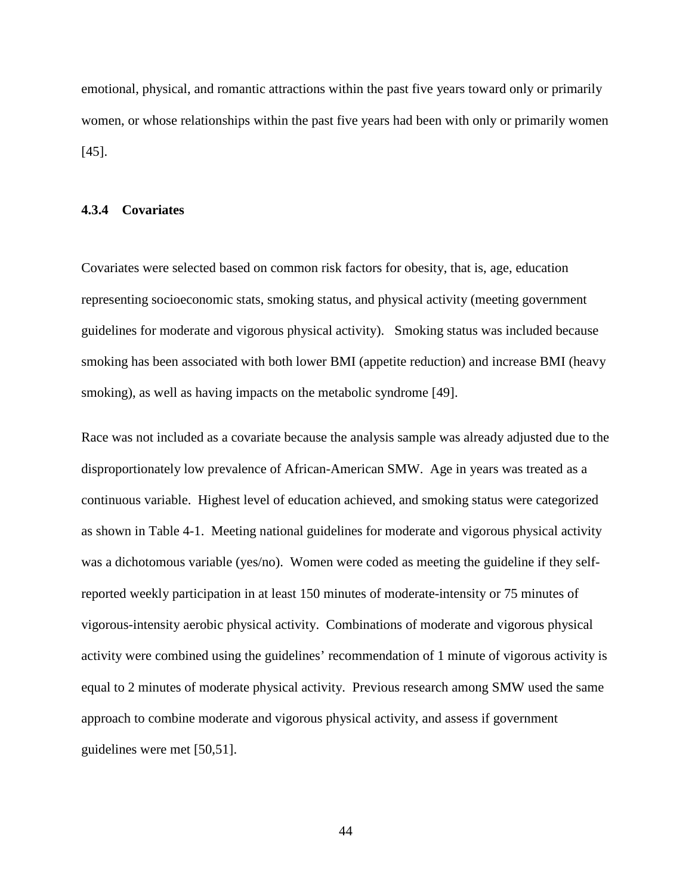emotional, physical, and romantic attractions within the past five years toward only or primarily women, or whose relationships within the past five years had been with only or primarily women [45].

### 4.3.4 Covariates

Covariates were selected based on common risk factors for obesity, that is, age, education representing socioeconomic stats, smoking status, and physical activity (meeting government guidelines for moderate and vigorous physical activity). Smoking status was included because smoking has been associated with both lower BMI (appetite reduction) and increase BMI (heavy smoking), as well as having impacts on the metabolic syndrome [49].

Race was not included as a covariate because the analysis sample was already adjusted due to the disproportionately low prevalence of African-American SMW. Age in years was treated as a continuous variable. Highest level of education achieved, and smoking status were categorized as shown in Table 4-1. Meeting national guidelines for moderate and vigorous physical activity was a dichotomous variable (yes/no). Women were coded as meeting the guideline if they self-reported weekly participation in at least 150 minutes of moderate-intensity or 75 minutes of vigorous-intensity aerobic physical activity. Combinations of moderate and vigorous physical activity were combined using the guidelines' recommendation of 1 minute of vigorous activity is equal to 2 minutes of moderate physical activity. Previous research among SMW used the same approach to combine moderate and vigorous physical activity, and assess if government guidelines were met [50,51].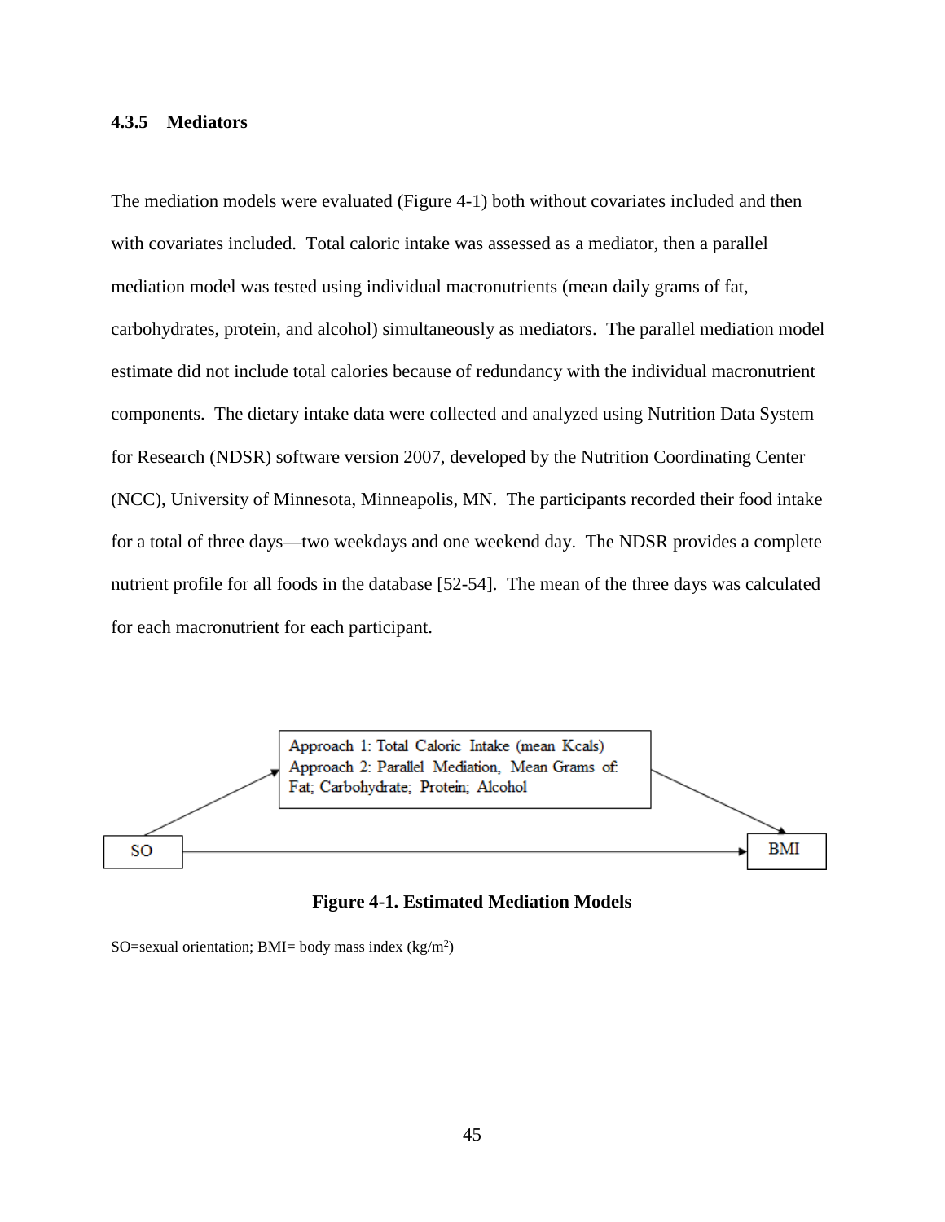### 4.3.5 Mediators

The mediation models were evaluated (Figure 4-1) both without covariates included and then with covariates included. Total caloric intake was assessed as a mediator, then a parallel mediation model was tested using individual macronutrients (mean daily grams of fat, carbohydrates, protein, and alcohol) simultaneously as mediators. The parallel mediation model estimate did not include total calories because of redundancy with the individual macronutrient components. The dietary intake data were collected and analyzed using Nutrition Data System for Research (NDSR) software version 2007, developed by the Nutrition Coordinating Center (NCC), University of Minnesota, Minneapolis, MN. The participants recorded their food intake for a total of three days—two weekdays and one weekend day. The NDSR provides a complete nutrient profile for all foods in the database [52-54]. The mean of the three days was calculated for each macronutrient for each participant.

Approach 1: Total Caloric Intake (mean Kcals)
Approach 2: Parallel Mediation, Mean Grams of: Fat; Carbohydrate; Protein; Alcohol

SO → BMI

**Figure 4-1. Estimated Mediation Models**

SO=sexual orientation; BMI= body mass index ($kg/m^2$)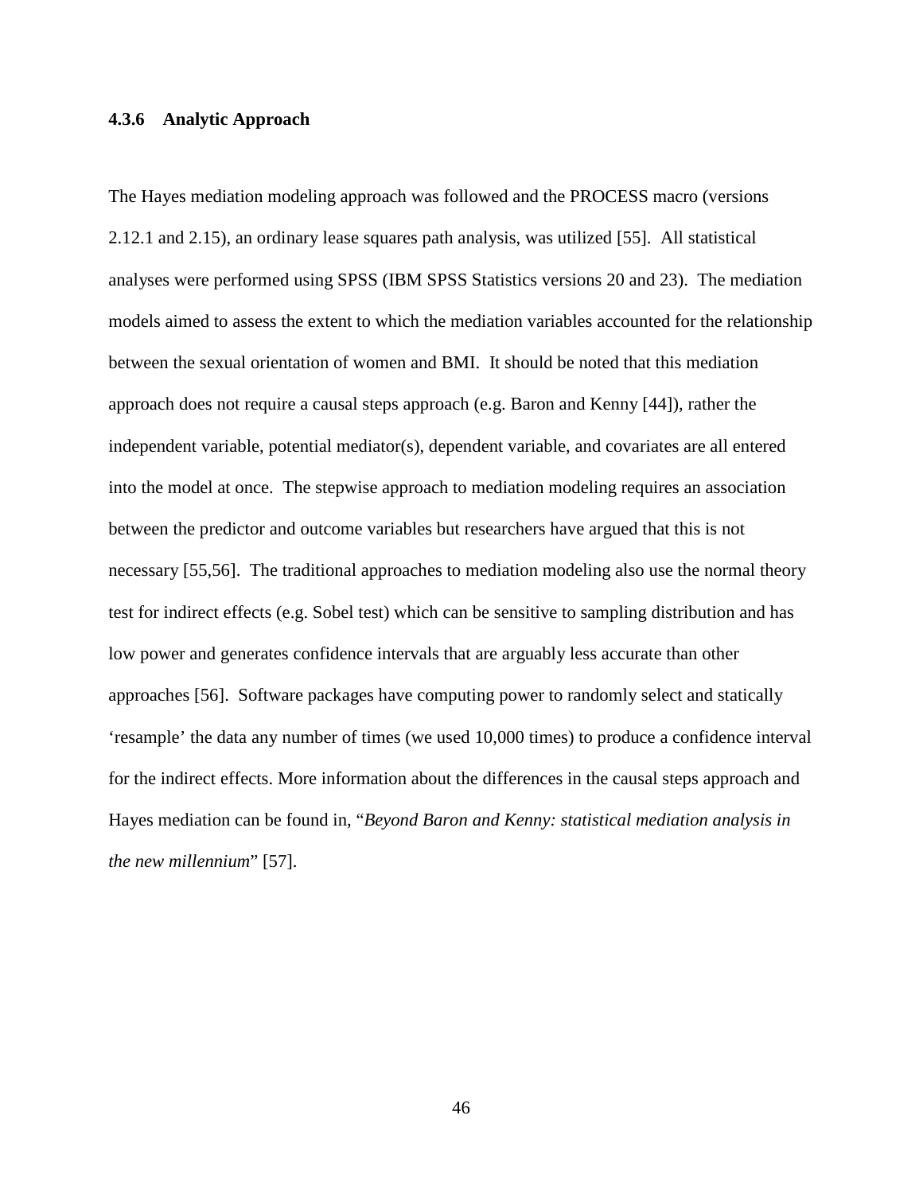### 4.3.6 Analytic Approach

The Hayes mediation modeling approach was followed and the PROCESS macro (versions 2.12.1 and 2.15), an ordinary lease squares path analysis, was utilized [55]. All statistical analyses were performed using SPSS (IBM SPSS Statistics versions 20 and 23). The mediation models aimed to assess the extent to which the mediation variables accounted for the relationship between the sexual orientation of women and BMI. It should be noted that this mediation approach does not require a causal steps approach (e.g. Baron and Kenny [44]), rather the independent variable, potential mediator(s), dependent variable, and covariates are all entered into the model at once. The stepwise approach to mediation modeling requires an association between the predictor and outcome variables but researchers have argued that this is not necessary [55,56]. The traditional approaches to mediation modeling also use the normal theory test for indirect effects (e.g. Sobel test) which can be sensitive to sampling distribution and has low power and generates confidence intervals that are arguably less accurate than other approaches [56]. Software packages have computing power to randomly select and statically 'resample' the data any number of times (we used 10,000 times) to produce a confidence interval for the indirect effects. More information about the differences in the causal steps approach and Hayes mediation can be found in, "*Beyond Baron and Kenny: statistical mediation analysis in the new millennium*" [57].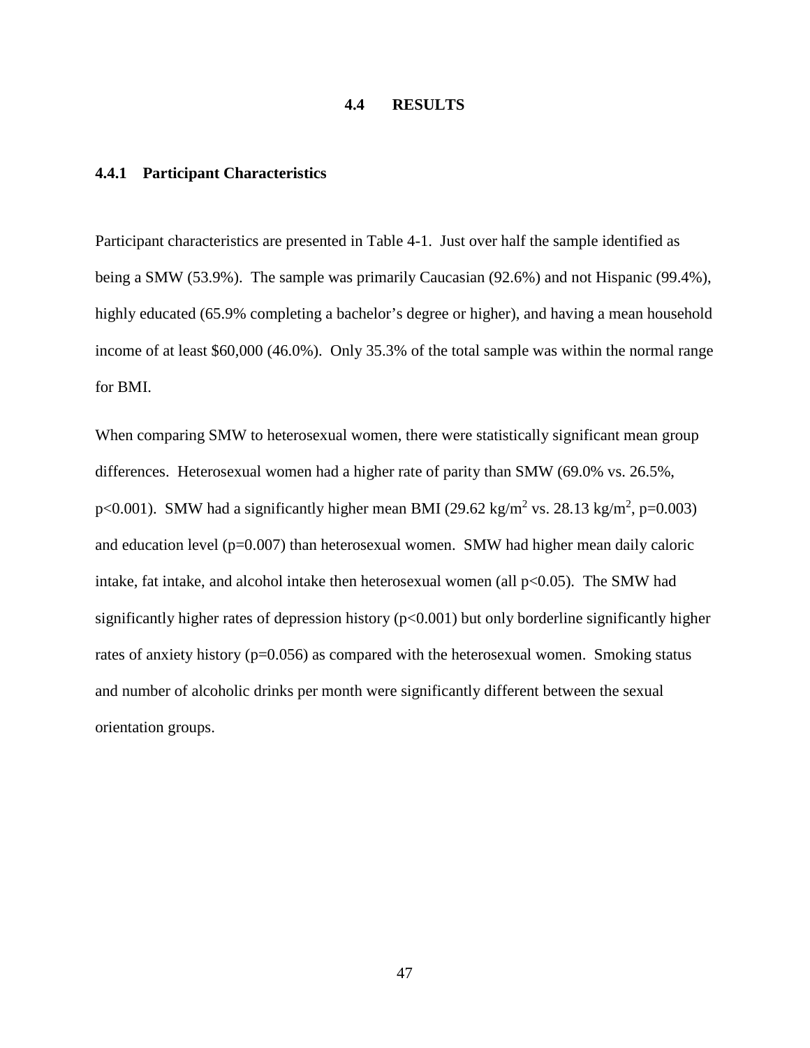## 4.4 RESULTS

### 4.4.1 Participant Characteristics

Participant characteristics are presented in Table 4-1. Just over half the sample identified as being a SMW (53.9%). The sample was primarily Caucasian (92.6%) and not Hispanic (99.4%), highly educated (65.9% completing a bachelor's degree or higher), and having a mean household income of at least $60,000 (46.0%). Only 35.3% of the total sample was within the normal range for BMI.

When comparing SMW to heterosexual women, there were statistically significant mean group differences. Heterosexual women had a higher rate of parity than SMW (69.0% vs. 26.5%, $p<0.001$). SMW had a significantly higher mean BMI (29.62 $kg/m^2$ vs. 28.13 $kg/m^2$, $p=0.003$) and education level ($p=0.007$) than heterosexual women. SMW had higher mean daily caloric intake, fat intake, and alcohol intake then heterosexual women (all $p<0.05$). The SMW had significantly higher rates of depression history ($p<0.001$) but only borderline significantly higher rates of anxiety history ($p=0.056$) as compared with the heterosexual women. Smoking status and number of alcoholic drinks per month were significantly different between the sexual orientation groups.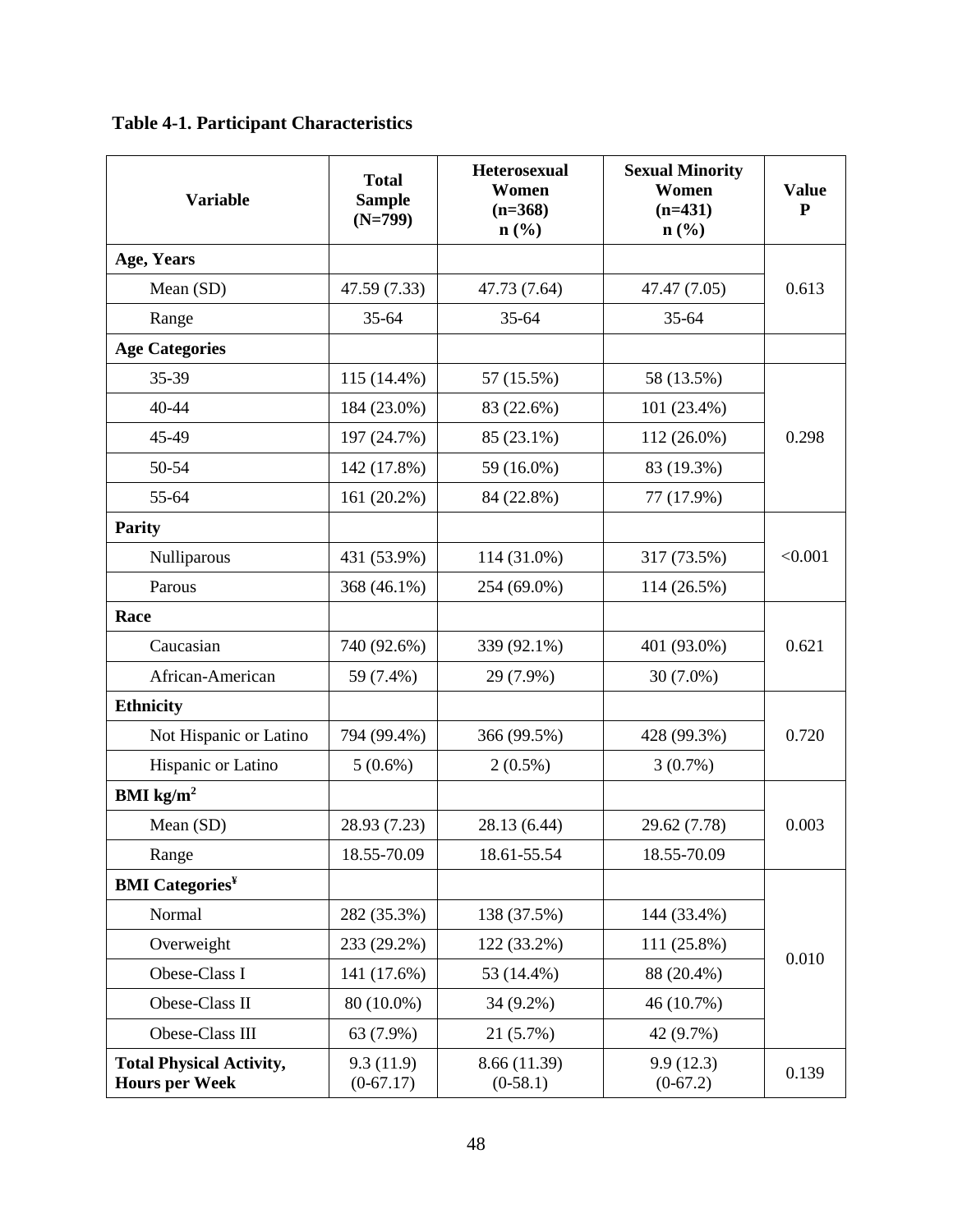**Table 4-1. Participant Characteristics**

| Variable | Total Sample (N=799) | Heterosexual Women (n=368) n (%) | Sexual Minority Women (n=431) n (%) | Value P |
|---|---|---|---|---|
| **Age, Years** | | | | |
| Mean (SD) | 47.59 (7.33) | 47.73 (7.64) | 47.47 (7.05) | 0.613 |
| Range | 35-64 | 35-64 | 35-64 | |
| **Age Categories** | | | | |
| 35-39 | 115 (14.4%) | 57 (15.5%) | 58 (13.5%) | 0.298 |
| 40-44 | 184 (23.0%) | 83 (22.6%) | 101 (23.4%) | |
| 45-49 | 197 (24.7%) | 85 (23.1%) | 112 (26.0%) | |
| 50-54 | 142 (17.8%) | 59 (16.0%) | 83 (19.3%) | |
| 55-64 | 161 (20.2%) | 84 (22.8%) | 77 (17.9%) | |
| **Parity** | | | | |
| Nulliparous | 431 (53.9%) | 114 (31.0%) | 317 (73.5%) | <0.001 |
| Parous | 368 (46.1%) | 254 (69.0%) | 114 (26.5%) | |
| **Race** | | | | |
| Caucasian | 740 (92.6%) | 339 (92.1%) | 401 (93.0%) | 0.621 |
| African-American | 59 (7.4%) | 29 (7.9%) | 30 (7.0%) | |
| **Ethnicity** | | | | |
| Not Hispanic or Latino | 794 (99.4%) | 366 (99.5%) | 428 (99.3%) | 0.720 |
| Hispanic or Latino | 5 (0.6%) | 2 (0.5%) | 3 (0.7%) | |
| **BMI $kg/m^2$** | | | | |
| Mean (SD) | 28.93 (7.23) | 28.13 (6.44) | 29.62 (7.78) | 0.003 |
| Range | 18.55-70.09 | 18.61-55.54 | 18.55-70.09 | |
| **BMI Categories[¥]** | | | | |
| Normal | 282 (35.3%) | 138 (37.5%) | 144 (33.4%) | 0.010 |
| Overweight | 233 (29.2%) | 122 (33.2%) | 111 (25.8%) | |
| Obese-Class I | 141 (17.6%) | 53 (14.4%) | 88 (20.4%) | |
| Obese-Class II | 80 (10.0%) | 34 (9.2%) | 46 (10.7%) | |
| Obese-Class III | 63 (7.9%) | 21 (5.7%) | 42 (9.7%) | |
| **Total Physical Activity, Hours per Week** | 9.3 (11.9) (0-67.17) | 8.66 (11.39) (0-58.1) | 9.9 (12.3) (0-67.2) | 0.139 |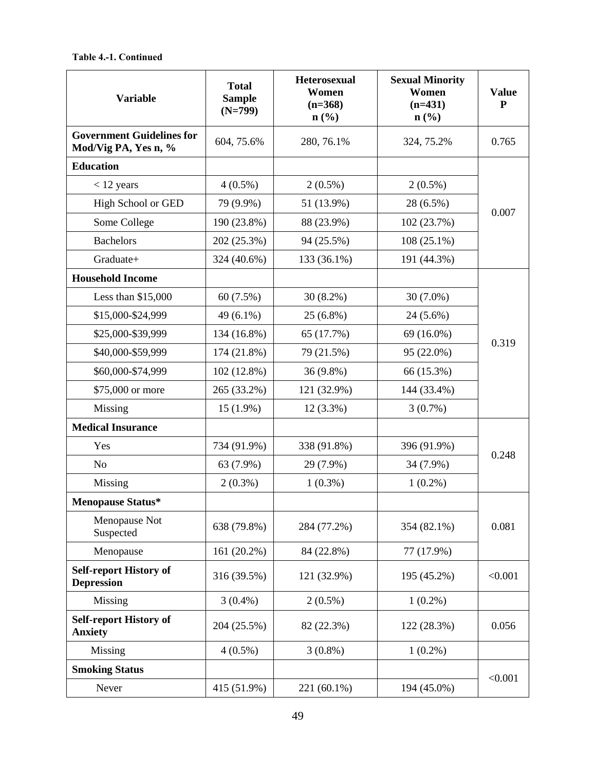**Table 4.-1. Continued**

| Variable | Total Sample (N=799) | Heterosexual Women (n=368) n (%) | Sexual Minority Women (n=431) n (%) | Value P |
|---|---|---|---|---|
| **Government Guidelines for Mod/Vig PA, Yes n, %** | 604, 75.6% | 280, 76.1% | 324, 75.2% | 0.765 |
| **Education** | | | | 0.007 |
| < 12 years | 4 (0.5%) | 2 (0.5%) | 2 (0.5%) | |
| High School or GED | 79 (9.9%) | 51 (13.9%) | 28 (6.5%) | |
| Some College | 190 (23.8%) | 88 (23.9%) | 102 (23.7%) | |
| Bachelors | 202 (25.3%) | 94 (25.5%) | 108 (25.1%) | |
| Graduate+ | 324 (40.6%) | 133 (36.1%) | 191 (44.3%) | |
| **Household Income** | | | | 0.319 |
| Less than $15,000 | 60 (7.5%) | 30 (8.2%) | 30 (7.0%) | |
| $15,000-$24,999 | 49 (6.1%) | 25 (6.8%) | 24 (5.6%) | |
| $25,000-$39,999 | 134 (16.8%) | 65 (17.7%) | 69 (16.0%) | |
| $40,000-$59,999 | 174 (21.8%) | 79 (21.5%) | 95 (22.0%) | |
| $60,000-$74,999 | 102 (12.8%) | 36 (9.8%) | 66 (15.3%) | |
| $75,000 or more | 265 (33.2%) | 121 (32.9%) | 144 (33.4%) | |
| Missing | 15 (1.9%) | 12 (3.3%) | 3 (0.7%) | |
| **Medical Insurance** | | | | 0.248 |
| Yes | 734 (91.9%) | 338 (91.8%) | 396 (91.9%) | |
| No | 63 (7.9%) | 29 (7.9%) | 34 (7.9%) | |
| Missing | 2 (0.3%) | 1 (0.3%) | 1 (0.2%) | |
| **Menopause Status*** | | | | 0.081 |
| Menopause Not Suspected | 638 (79.8%) | 284 (77.2%) | 354 (82.1%) | |
| Menopause | 161 (20.2%) | 84 (22.8%) | 77 (17.9%) | |
| **Self-report History of Depression** | 316 (39.5%) | 121 (32.9%) | 195 (45.2%) | <0.001 |
| Missing | 3 (0.4%) | 2 (0.5%) | 1 (0.2%) | |
| **Self-report History of Anxiety** | 204 (25.5%) | 82 (22.3%) | 122 (28.3%) | 0.056 |
| Missing | 4 (0.5%) | 3 (0.8%) | 1 (0.2%) | |
| **Smoking Status** | | | | <0.001 |
| Never | 415 (51.9%) | 221 (60.1%) | 194 (45.0%) | |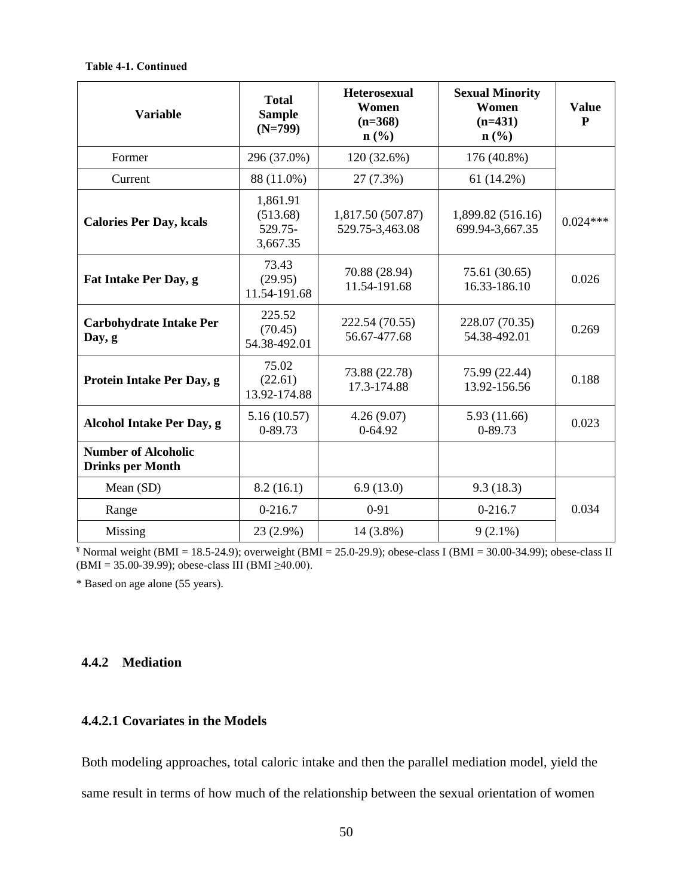**Table 4-1. Continued**

| Variable | Total Sample (N=799) | Heterosexual Women (n=368) n (%) | Sexual Minority Women (n=431) n (%) | Value P |
|---|---|---|---|---|
| Former | 296 (37.0%) | 120 (32.6%) | 176 (40.8%) | |
| Current | 88 (11.0%) | 27 (7.3%) | 61 (14.2%) | |
| **Calories Per Day, kcals** | 1,861.91 (513.68) 529.75-3,667.35 | 1,817.50 (507.87) 529.75-3,463.08 | 1,899.82 (516.16) 699.94-3,667.35 | 0.024*** |
| **Fat Intake Per Day, g** | 73.43 (29.95) 11.54-191.68 | 70.88 (28.94) 11.54-191.68 | 75.61 (30.65) 16.33-186.10 | 0.026 |
| **Carbohydrate Intake Per Day, g** | 225.52 (70.45) 54.38-492.01 | 222.54 (70.55) 56.67-477.68 | 228.07 (70.35) 54.38-492.01 | 0.269 |
| **Protein Intake Per Day, g** | 75.02 (22.61) 13.92-174.88 | 73.88 (22.78) 17.3-174.88 | 75.99 (22.44) 13.92-156.56 | 0.188 |
| **Alcohol Intake Per Day, g** | 5.16 (10.57) 0-89.73 | 4.26 (9.07) 0-64.92 | 5.93 (11.66) 0-89.73 | 0.023 |
| **Number of Alcoholic Drinks per Month** | | | | |
| Mean (SD) | 8.2 (16.1) | 6.9 (13.0) | 9.3 (18.3) | 0.034 |
| Range | 0-216.7 | 0-91 | 0-216.7 | |
| Missing | 23 (2.9%) | 14 (3.8%) | 9 (2.1%) | |

¥ Normal weight (BMI = 18.5-24.9); overweight (BMI = 25.0-29.9); obese-class I (BMI = 30.00-34.99); obese-class II (BMI = 35.00-39.99); obese-class III (BMI ≥40.00).

* Based on age alone (55 years).

### 4.4.2 Mediation

#### 4.4.2.1 Covariates in the Models

Both modeling approaches, total caloric intake and then the parallel mediation model, yield the same result in terms of how much of the relationship between the sexual orientation of women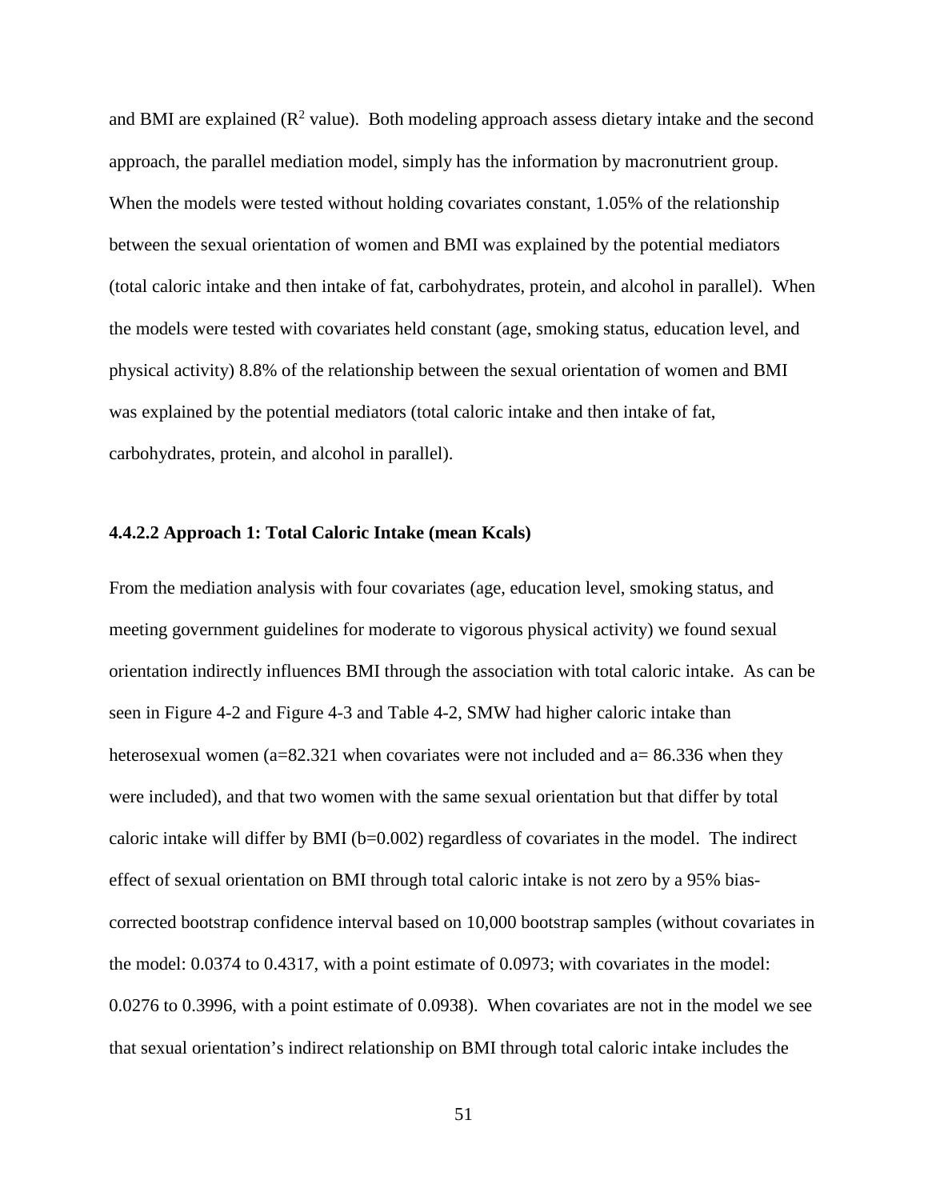and BMI are explained ($R^2$ value). Both modeling approach assess dietary intake and the second approach, the parallel mediation model, simply has the information by macronutrient group. When the models were tested without holding covariates constant, 1.05% of the relationship between the sexual orientation of women and BMI was explained by the potential mediators (total caloric intake and then intake of fat, carbohydrates, protein, and alcohol in parallel). When the models were tested with covariates held constant (age, smoking status, education level, and physical activity) 8.8% of the relationship between the sexual orientation of women and BMI was explained by the potential mediators (total caloric intake and then intake of fat, carbohydrates, protein, and alcohol in parallel).

#### 4.4.2.2 Approach 1: Total Caloric Intake (mean Kcals)

From the mediation analysis with four covariates (age, education level, smoking status, and meeting government guidelines for moderate to vigorous physical activity) we found sexual orientation indirectly influences BMI through the association with total caloric intake. As can be seen in Figure 4-2 and Figure 4-3 and Table 4-2, SMW had higher caloric intake than heterosexual women ($a=82.321$ when covariates were not included and $a= 86.336$ when they were included), and that two women with the same sexual orientation but that differ by total caloric intake will differ by BMI ($b=0.002$) regardless of covariates in the model. The indirect effect of sexual orientation on BMI through total caloric intake is not zero by a 95% bias-corrected bootstrap confidence interval based on 10,000 bootstrap samples (without covariates in the model: 0.0374 to 0.4317, with a point estimate of 0.0973; with covariates in the model: 0.0276 to 0.3996, with a point estimate of 0.0938). When covariates are not in the model we see that sexual orientation's indirect relationship on BMI through total caloric intake includes the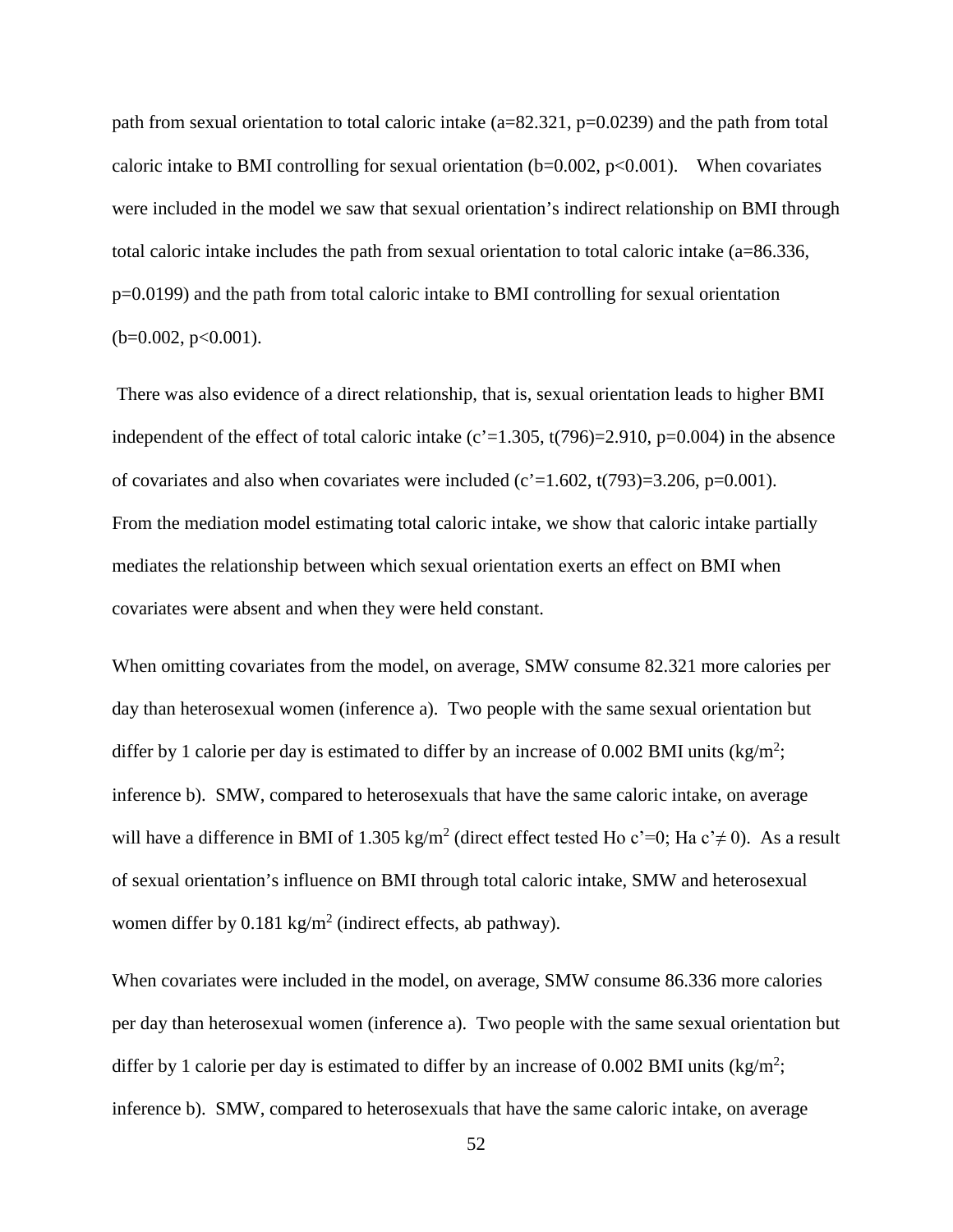path from sexual orientation to total caloric intake ($a=82.321$, $p=0.0239$) and the path from total caloric intake to BMI controlling for sexual orientation ($b=0.002$, $p<0.001$). When covariates were included in the model we saw that sexual orientation's indirect relationship on BMI through total caloric intake includes the path from sexual orientation to total caloric intake ($a=86.336$, $p=0.0199$) and the path from total caloric intake to BMI controlling for sexual orientation ($b=0.002$, $p<0.001$).

There was also evidence of a direct relationship, that is, sexual orientation leads to higher BMI independent of the effect of total caloric intake ($c'=1.305$, $t(796)=2.910$, $p=0.004$) in the absence of covariates and also when covariates were included ($c'=1.602$, $t(793)=3.206$, $p=0.001$). From the mediation model estimating total caloric intake, we show that caloric intake partially mediates the relationship between which sexual orientation exerts an effect on BMI when covariates were absent and when they were held constant.

When omitting covariates from the model, on average, SMW consume 82.321 more calories per day than heterosexual women (inference a). Two people with the same sexual orientation but differ by 1 calorie per day is estimated to differ by an increase of 0.002 BMI units ($kg/m^2$; inference b). SMW, compared to heterosexuals that have the same caloric intake, on average will have a difference in BMI of 1.305 $kg/m^2$ (direct effect tested Ho $c'=0$; Ha $c' \neq 0$). As a result of sexual orientation's influence on BMI through total caloric intake, SMW and heterosexual women differ by 0.181 $kg/m^2$ (indirect effects, ab pathway).

When covariates were included in the model, on average, SMW consume 86.336 more calories per day than heterosexual women (inference a). Two people with the same sexual orientation but differ by 1 calorie per day is estimated to differ by an increase of 0.002 BMI units ($kg/m^2$; inference b). SMW, compared to heterosexuals that have the same caloric intake, on average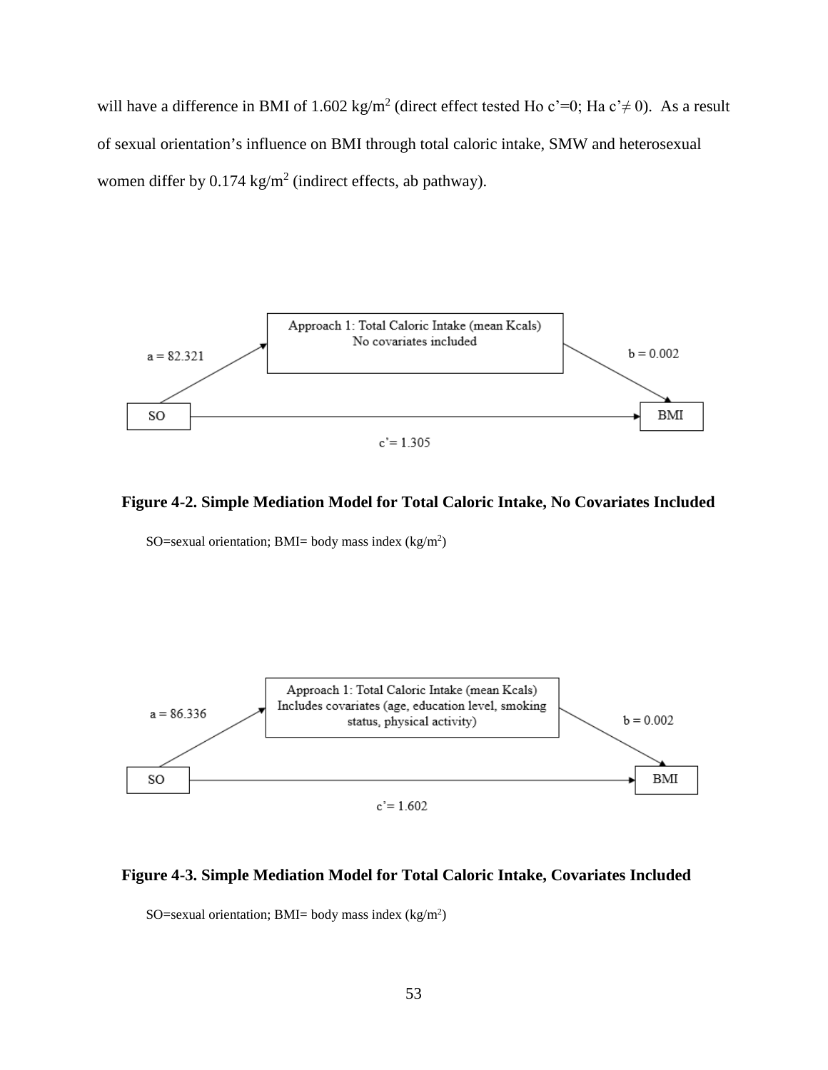will have a difference in BMI of 1.602 kg/m$^2$ (direct effect tested Ho c'=0; Ha c'$\neq$ 0). As a result of sexual orientation's influence on BMI through total caloric intake, SMW and heterosexual women differ by 0.174 kg/m$^2$ (indirect effects, ab pathway).

**Figure 4-2. Simple Mediation Model for Total Caloric Intake, No Covariates Included**

SO=sexual orientation; BMI= body mass index (kg/m$^2$)

**Figure 4-3. Simple Mediation Model for Total Caloric Intake, Covariates Included**

SO=sexual orientation; BMI= body mass index (kg/m$^2$)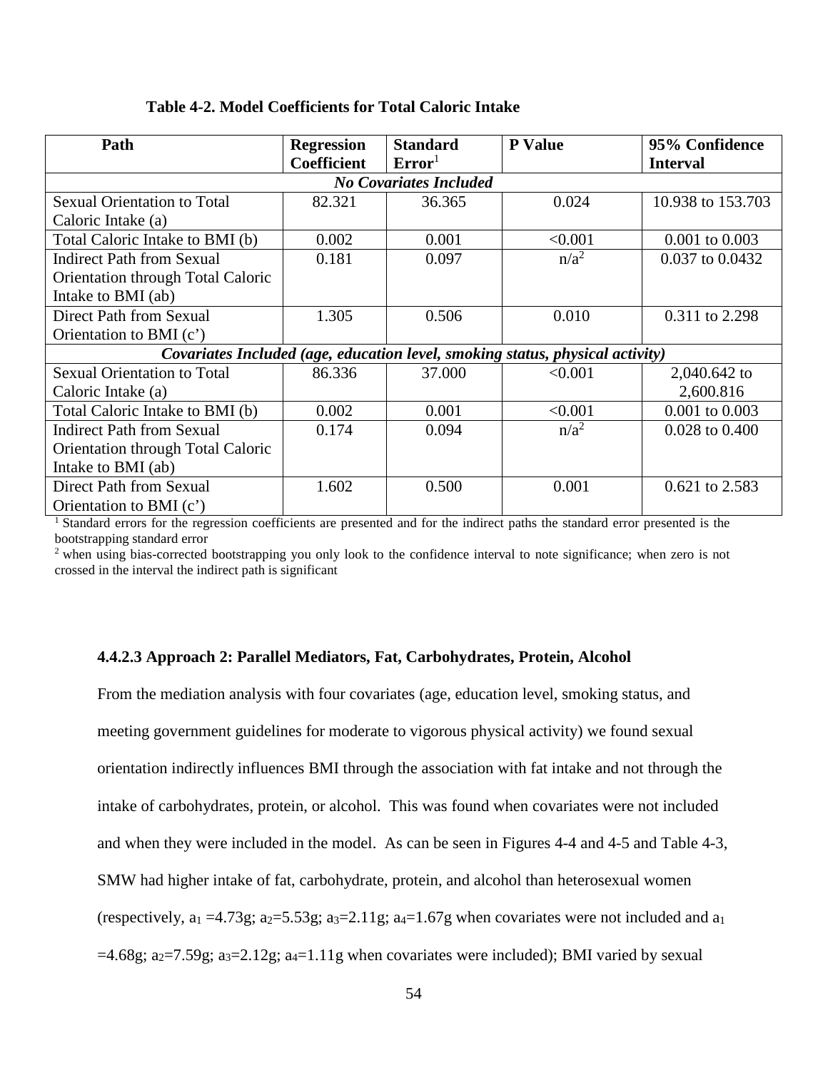**Table 4-2. Model Coefficients for Total Caloric Intake**

| Path | Regression Coefficient | Standard Error[1] | P Value | 95% Confidence Interval |
|---|---|---|---|---|
| ***No Covariates Included*** | | | | |
| Sexual Orientation to Total Caloric Intake (a) | 82.321 | 36.365 | 0.024 | 10.938 to 153.703 |
| Total Caloric Intake to BMI (b) | 0.002 | 0.001 | <0.001 | 0.001 to 0.003 |
| Indirect Path from Sexual Orientation through Total Caloric Intake to BMI (ab) | 0.181 | 0.097 | n/a[2] | 0.037 to 0.0432 |
| Direct Path from Sexual Orientation to BMI (c') | 1.305 | 0.506 | 0.010 | 0.311 to 2.298 |
| ***Covariates Included (age, education level, smoking status, physical activity)*** | | | | |
| Sexual Orientation to Total Caloric Intake (a) | 86.336 | 37.000 | <0.001 | 2,040.642 to 2,600.816 |
| Total Caloric Intake to BMI (b) | 0.002 | 0.001 | <0.001 | 0.001 to 0.003 |
| Indirect Path from Sexual Orientation through Total Caloric Intake to BMI (ab) | 0.174 | 0.094 | n/a[2] | 0.028 to 0.400 |
| Direct Path from Sexual Orientation to BMI (c') | 1.602 | 0.500 | 0.001 | 0.621 to 2.583 |

[1] Standard errors for the regression coefficients are presented and for the indirect paths the standard error presented is the bootstrapping standard error

[2] when using bias-corrected bootstrapping you only look to the confidence interval to note significance; when zero is not crossed in the interval the indirect path is significant

#### 4.4.2.3 Approach 2: Parallel Mediators, Fat, Carbohydrates, Protein, Alcohol

From the mediation analysis with four covariates (age, education level, smoking status, and meeting government guidelines for moderate to vigorous physical activity) we found sexual orientation indirectly influences BMI through the association with fat intake and not through the intake of carbohydrates, protein, or alcohol. This was found when covariates were not included and when they were included in the model. As can be seen in Figures 4-4 and 4-5 and Table 4-3, SMW had higher intake of fat, carbohydrate, protein, and alcohol than heterosexual women (respectively, $a_1$ =4.73g; $a_2$=5.53g; $a_3$=2.11g; $a_4$=1.67g when covariates were not included and $a_1$ =4.68g; $a_2$=7.59g; $a_3$=2.12g; $a_4$=1.11g when covariates were included); BMI varied by sexual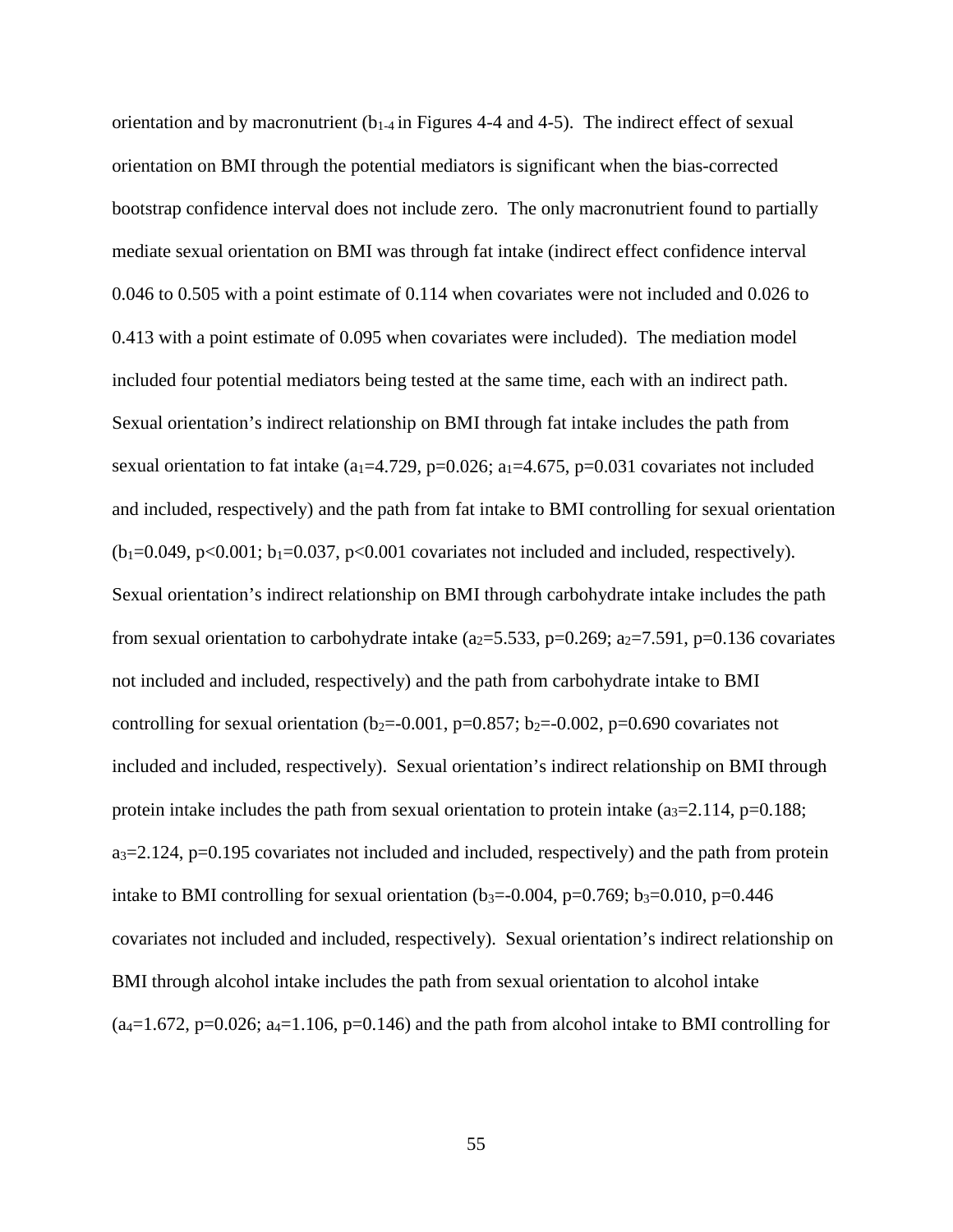orientation and by macronutrient ($b_{1\text{-}4}$ in Figures 4-4 and 4-5). The indirect effect of sexual orientation on BMI through the potential mediators is significant when the bias-corrected bootstrap confidence interval does not include zero. The only macronutrient found to partially mediate sexual orientation on BMI was through fat intake (indirect effect confidence interval 0.046 to 0.505 with a point estimate of 0.114 when covariates were not included and 0.026 to 0.413 with a point estimate of 0.095 when covariates were included). The mediation model included four potential mediators being tested at the same time, each with an indirect path. Sexual orientation's indirect relationship on BMI through fat intake includes the path from sexual orientation to fat intake ($a_1$=4.729, p=0.026; $a_1$=4.675, p=0.031 covariates not included and included, respectively) and the path from fat intake to BMI controlling for sexual orientation ($b_1$=0.049, p<0.001; $b_1$=0.037, p<0.001 covariates not included and included, respectively). Sexual orientation's indirect relationship on BMI through carbohydrate intake includes the path from sexual orientation to carbohydrate intake ($a_2$=5.533, p=0.269; $a_2$=7.591, p=0.136 covariates not included and included, respectively) and the path from carbohydrate intake to BMI controlling for sexual orientation ($b_2$=-0.001, p=0.857; $b_2$=-0.002, p=0.690 covariates not included and included, respectively). Sexual orientation's indirect relationship on BMI through protein intake includes the path from sexual orientation to protein intake ($a_3$=2.114, p=0.188; $a_3$=2.124, p=0.195 covariates not included and included, respectively) and the path from protein intake to BMI controlling for sexual orientation ($b_3$=-0.004, p=0.769; $b_3$=0.010, p=0.446 covariates not included and included, respectively). Sexual orientation's indirect relationship on BMI through alcohol intake includes the path from sexual orientation to alcohol intake ($a_4$=1.672, p=0.026; $a_4$=1.106, p=0.146) and the path from alcohol intake to BMI controlling for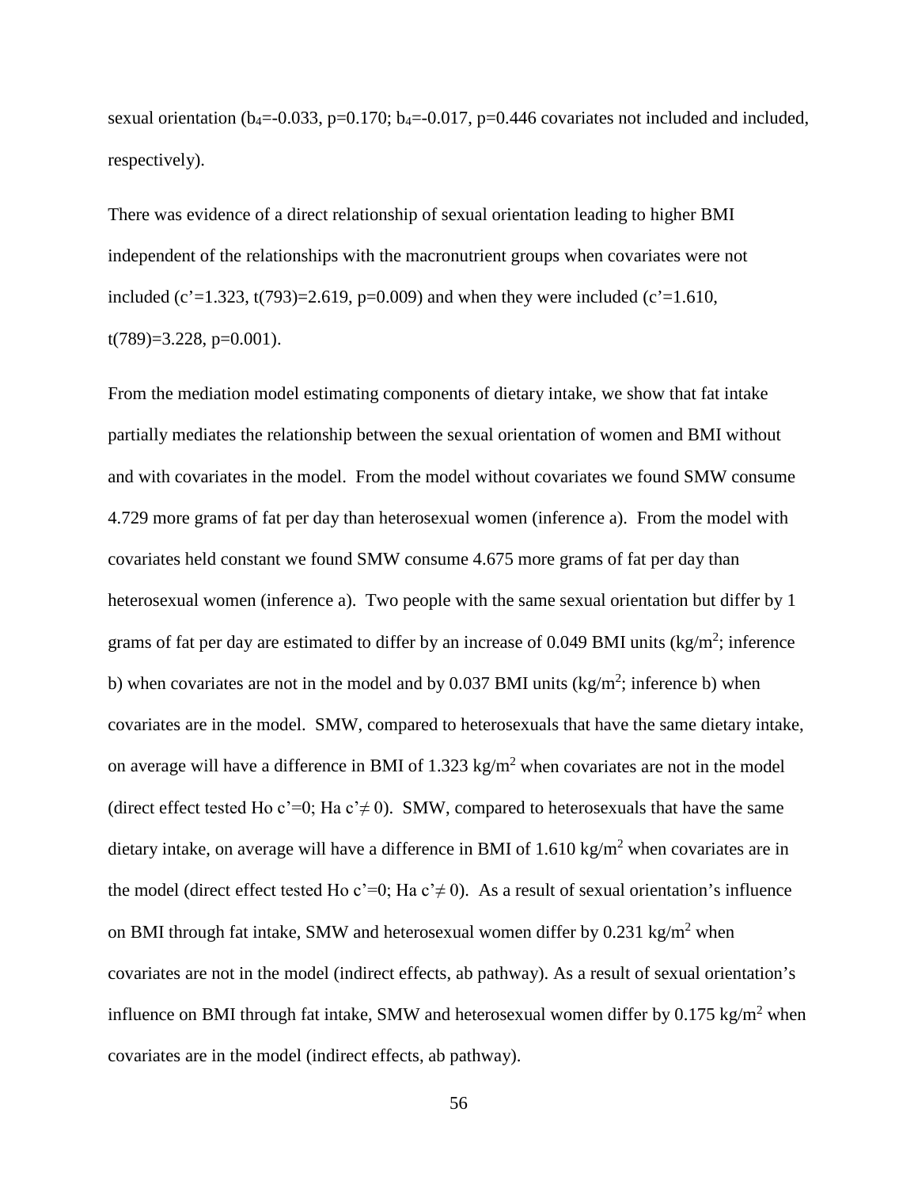sexual orientation ($b_4$=-0.033, p=0.170; $b_4$=-0.017, p=0.446 covariates not included and included, respectively).

There was evidence of a direct relationship of sexual orientation leading to higher BMI independent of the relationships with the macronutrient groups when covariates were not included (c'=1.323, t(793)=2.619, p=0.009) and when they were included (c'=1.610, t(789)=3.228, p=0.001).

From the mediation model estimating components of dietary intake, we show that fat intake partially mediates the relationship between the sexual orientation of women and BMI without and with covariates in the model. From the model without covariates we found SMW consume 4.729 more grams of fat per day than heterosexual women (inference a). From the model with covariates held constant we found SMW consume 4.675 more grams of fat per day than heterosexual women (inference a). Two people with the same sexual orientation but differ by 1 grams of fat per day are estimated to differ by an increase of 0.049 BMI units ($kg/m^2$; inference b) when covariates are not in the model and by 0.037 BMI units ($kg/m^2$; inference b) when covariates are in the model. SMW, compared to heterosexuals that have the same dietary intake, on average will have a difference in BMI of 1.323 $kg/m^2$ when covariates are not in the model (direct effect tested Ho c'=0; Ha c'$\neq$ 0). SMW, compared to heterosexuals that have the same dietary intake, on average will have a difference in BMI of 1.610 $kg/m^2$ when covariates are in the model (direct effect tested Ho c'=0; Ha c'$\neq$ 0). As a result of sexual orientation's influence on BMI through fat intake, SMW and heterosexual women differ by 0.231 $kg/m^2$ when covariates are not in the model (indirect effects, ab pathway). As a result of sexual orientation's influence on BMI through fat intake, SMW and heterosexual women differ by 0.175 $kg/m^2$ when covariates are in the model (indirect effects, ab pathway).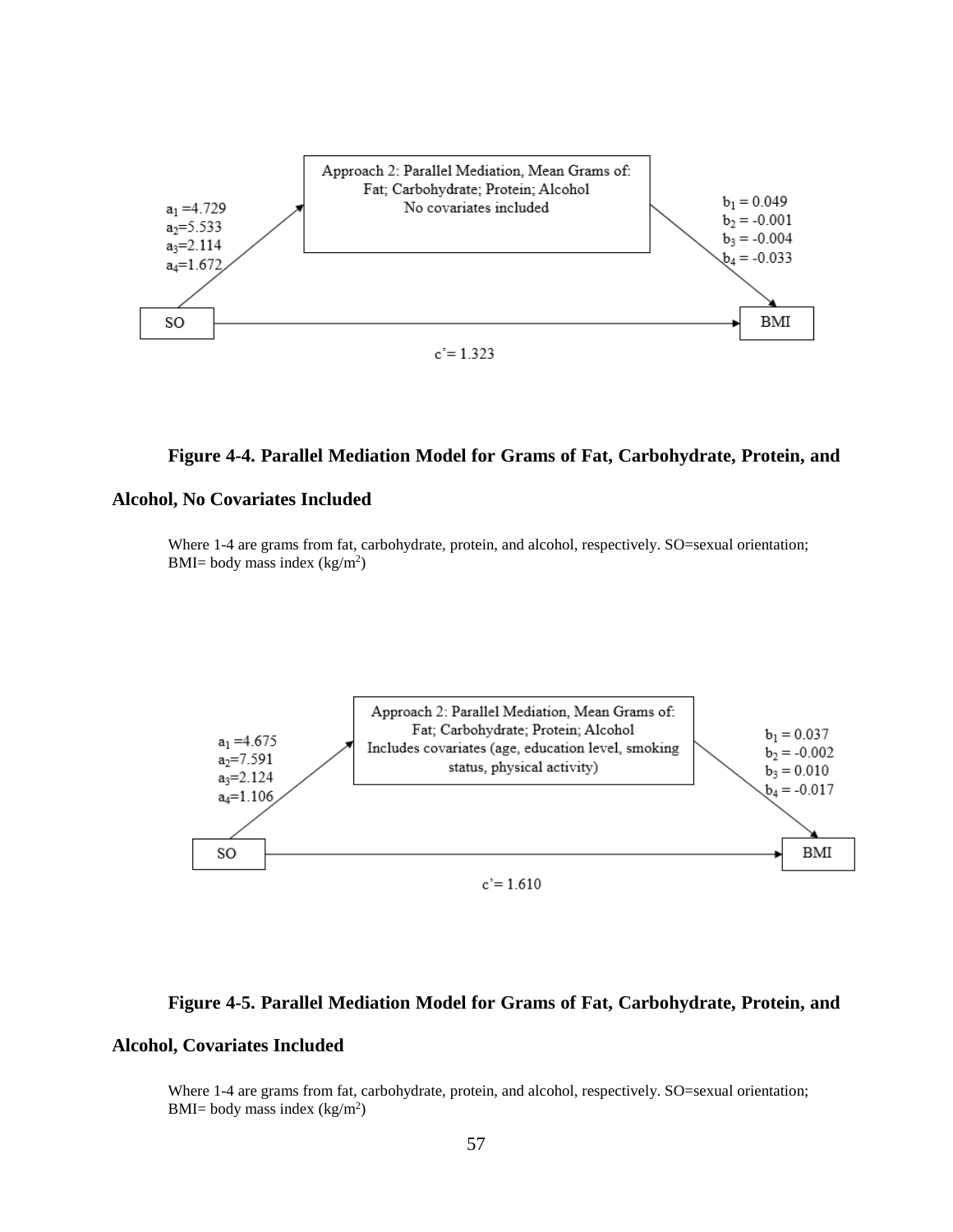Approach 2: Parallel Mediation, Mean Grams of: Fat; Carbohydrate; Protein; Alcohol
No covariates included

$a_1 = 4.729$
$a_2 = 5.533$
$a_3 = 2.114$
$a_4 = 1.672$

$b_1 = 0.049$
$b_2 = -0.001$
$b_3 = -0.004$
$b_4 = -0.033$

SO → BMI

$c' = 1.323$

**Figure 4-4. Parallel Mediation Model for Grams of Fat, Carbohydrate, Protein, and Alcohol, No Covariates Included**

Where 1-4 are grams from fat, carbohydrate, protein, and alcohol, respectively. SO=sexual orientation; BMI= body mass index ($kg/m^2$)

Approach 2: Parallel Mediation, Mean Grams of: Fat; Carbohydrate; Protein; Alcohol
Includes covariates (age, education level, smoking status, physical activity)

$a_1 = 4.675$
$a_2 = 7.591$
$a_3 = 2.124$
$a_4 = 1.106$

$b_1 = 0.037$
$b_2 = -0.002$
$b_3 = 0.010$
$b_4 = -0.017$

SO → BMI

$c' = 1.610$

**Figure 4-5. Parallel Mediation Model for Grams of Fat, Carbohydrate, Protein, and Alcohol, Covariates Included**

Where 1-4 are grams from fat, carbohydrate, protein, and alcohol, respectively. SO=sexual orientation; BMI= body mass index ($kg/m^2$)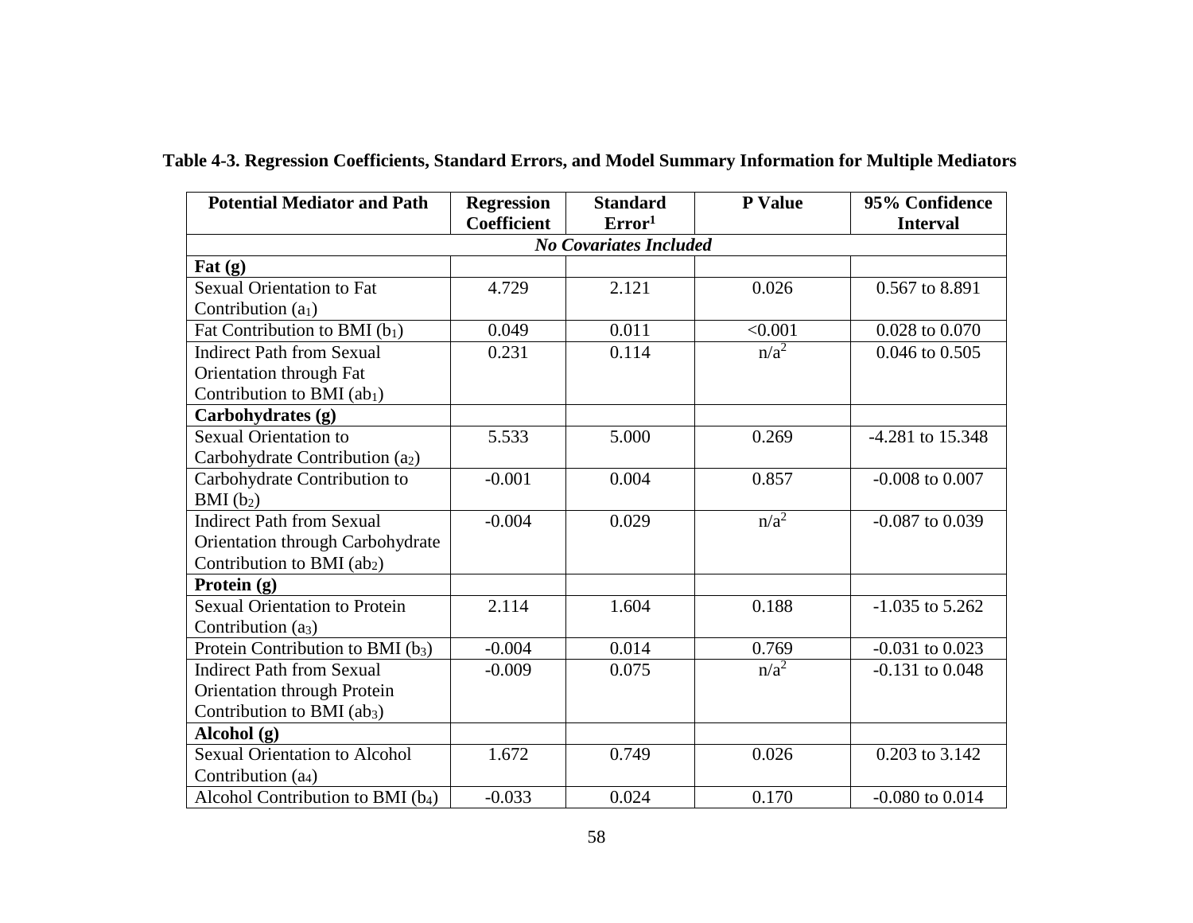**Table 4-3. Regression Coefficients, Standard Errors, and Model Summary Information for Multiple Mediators**

| Potential Mediator and Path | Regression Coefficient | Standard Error[1] | P Value | 95% Confidence Interval |
|---|---|---|---|---|
| ***No Covariates Included*** | | | | |
| **Fat (g)** | | | | |
| Sexual Orientation to Fat Contribution ($a_1$) | 4.729 | 2.121 | 0.026 | 0.567 to 8.891 |
| Fat Contribution to BMI ($b_1$) | 0.049 | 0.011 | <0.001 | 0.028 to 0.070 |
| Indirect Path from Sexual Orientation through Fat Contribution to BMI ($ab_1$) | 0.231 | 0.114 | n/a[2] | 0.046 to 0.505 |
| **Carbohydrates (g)** | | | | |
| Sexual Orientation to Carbohydrate Contribution ($a_2$) | 5.533 | 5.000 | 0.269 | -4.281 to 15.348 |
| Carbohydrate Contribution to BMI ($b_2$) | -0.001 | 0.004 | 0.857 | -0.008 to 0.007 |
| Indirect Path from Sexual Orientation through Carbohydrate Contribution to BMI ($ab_2$) | -0.004 | 0.029 | n/a[2] | -0.087 to 0.039 |
| **Protein (g)** | | | | |
| Sexual Orientation to Protein Contribution ($a_3$) | 2.114 | 1.604 | 0.188 | -1.035 to 5.262 |
| Protein Contribution to BMI ($b_3$) | -0.004 | 0.014 | 0.769 | -0.031 to 0.023 |
| Indirect Path from Sexual Orientation through Protein Contribution to BMI ($ab_3$) | -0.009 | 0.075 | n/a[2] | -0.131 to 0.048 |
| **Alcohol (g)** | | | | |
| Sexual Orientation to Alcohol Contribution ($a_4$) | 1.672 | 0.749 | 0.026 | 0.203 to 3.142 |
| Alcohol Contribution to BMI ($b_4$) | -0.033 | 0.024 | 0.170 | -0.080 to 0.014 |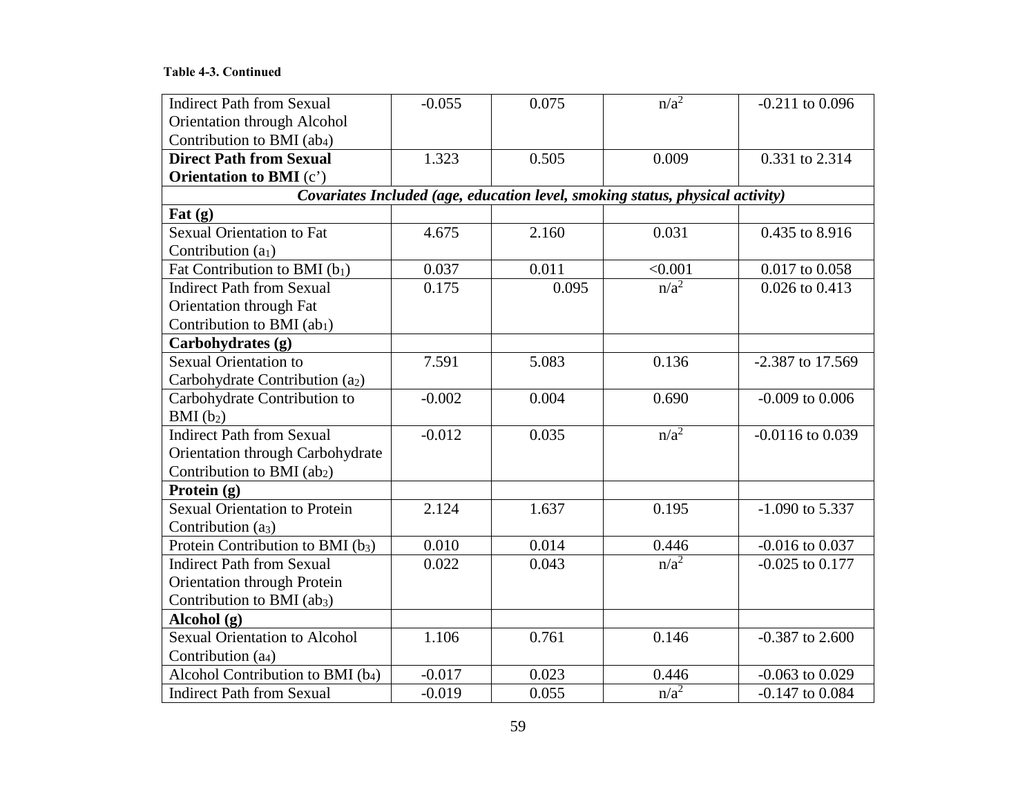**Table 4-3. Continued**

| | | | | |
|---|---|---|---|---|
| Indirect Path from Sexual Orientation through Alcohol Contribution to BMI ($ab_4$) | -0.055 | 0.075 | n/a[2] | -0.211 to 0.096 |
| **Direct Path from Sexual Orientation to BMI** (c') | 1.323 | 0.505 | 0.009 | 0.331 to 2.314 |
| ***Covariates Included (age, education level, smoking status, physical activity)*** | | | | |
| **Fat (g)** | | | | |
| Sexual Orientation to Fat Contribution ($a_1$) | 4.675 | 2.160 | 0.031 | 0.435 to 8.916 |
| Fat Contribution to BMI ($b_1$) | 0.037 | 0.011 | <0.001 | 0.017 to 0.058 |
| Indirect Path from Sexual Orientation through Fat Contribution to BMI ($ab_1$) | 0.175 | 0.095 | n/a[2] | 0.026 to 0.413 |
| **Carbohydrates (g)** | | | | |
| Sexual Orientation to Carbohydrate Contribution ($a_2$) | 7.591 | 5.083 | 0.136 | -2.387 to 17.569 |
| Carbohydrate Contribution to BMI ($b_2$) | -0.002 | 0.004 | 0.690 | -0.009 to 0.006 |
| Indirect Path from Sexual Orientation through Carbohydrate Contribution to BMI ($ab_2$) | -0.012 | 0.035 | n/a[2] | -0.0116 to 0.039 |
| **Protein (g)** | | | | |
| Sexual Orientation to Protein Contribution ($a_3$) | 2.124 | 1.637 | 0.195 | -1.090 to 5.337 |
| Protein Contribution to BMI ($b_3$) | 0.010 | 0.014 | 0.446 | -0.016 to 0.037 |
| Indirect Path from Sexual Orientation through Protein Contribution to BMI ($ab_3$) | 0.022 | 0.043 | n/a[2] | -0.025 to 0.177 |
| **Alcohol (g)** | | | | |
| Sexual Orientation to Alcohol Contribution ($a_4$) | 1.106 | 0.761 | 0.146 | -0.387 to 2.600 |
| Alcohol Contribution to BMI ($b_4$) | -0.017 | 0.023 | 0.446 | -0.063 to 0.029 |
| Indirect Path from Sexual | -0.019 | 0.055 | n/a[2] | -0.147 to 0.084 |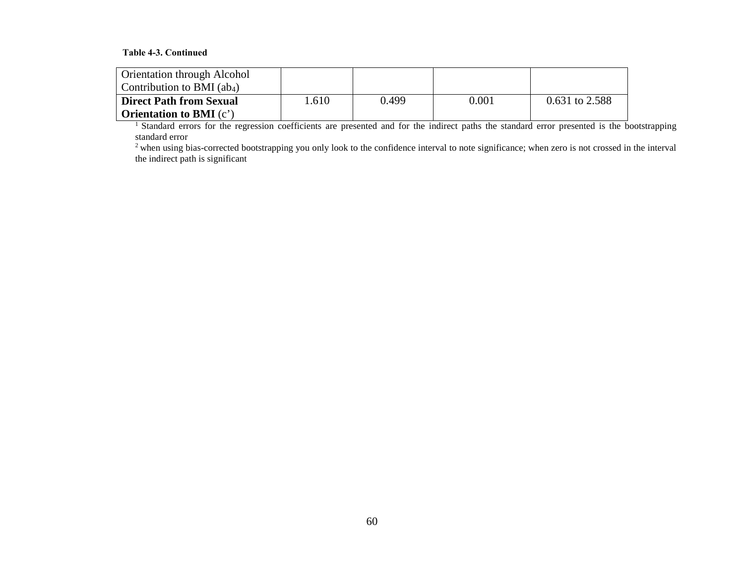**Table 4-3. Continued**

| | | | | |
|---|---|---|---|---|
| Orientation through Alcohol Contribution to BMI ($ab_4$) | | | | |
| **Direct Path from Sexual Orientation to BMI** (c') | 1.610 | 0.499 | 0.001 | 0.631 to 2.588 |

[1] Standard errors for the regression coefficients are presented and for the indirect paths the standard error presented is the bootstrapping standard error

[2] when using bias-corrected bootstrapping you only look to the confidence interval to note significance; when zero is not crossed in the interval the indirect path is significant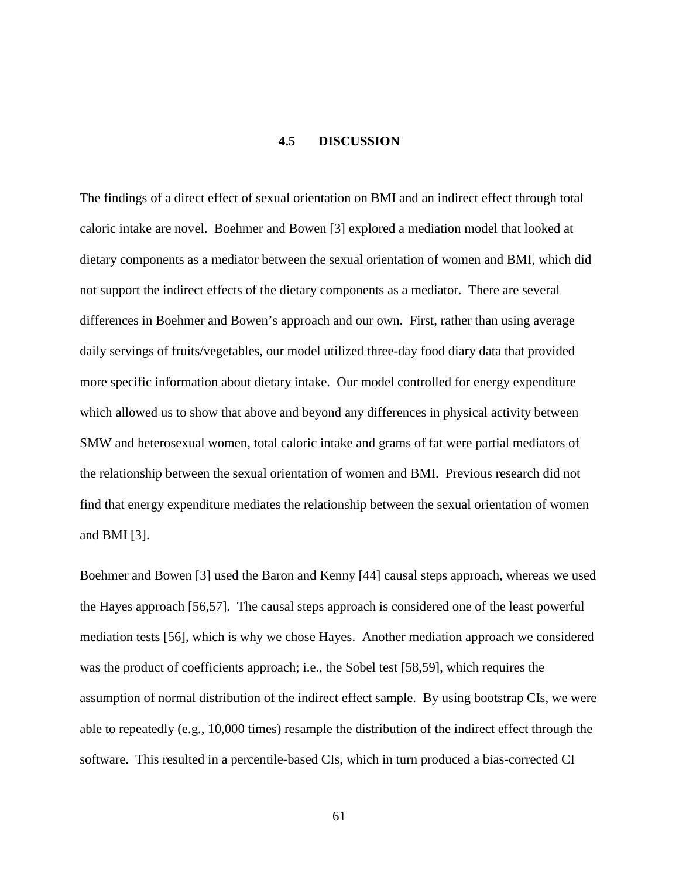### 4.5 DISCUSSION

The findings of a direct effect of sexual orientation on BMI and an indirect effect through total caloric intake are novel. Boehmer and Bowen [3] explored a mediation model that looked at dietary components as a mediator between the sexual orientation of women and BMI, which did not support the indirect effects of the dietary components as a mediator. There are several differences in Boehmer and Bowen's approach and our own. First, rather than using average daily servings of fruits/vegetables, our model utilized three-day food diary data that provided more specific information about dietary intake. Our model controlled for energy expenditure which allowed us to show that above and beyond any differences in physical activity between SMW and heterosexual women, total caloric intake and grams of fat were partial mediators of the relationship between the sexual orientation of women and BMI. Previous research did not find that energy expenditure mediates the relationship between the sexual orientation of women and BMI [3].

Boehmer and Bowen [3] used the Baron and Kenny [44] causal steps approach, whereas we used the Hayes approach [56,57]. The causal steps approach is considered one of the least powerful mediation tests [56], which is why we chose Hayes. Another mediation approach we considered was the product of coefficients approach; i.e., the Sobel test [58,59], which requires the assumption of normal distribution of the indirect effect sample. By using bootstrap CIs, we were able to repeatedly (e.g., 10,000 times) resample the distribution of the indirect effect through the software. This resulted in a percentile-based CIs, which in turn produced a bias-corrected CI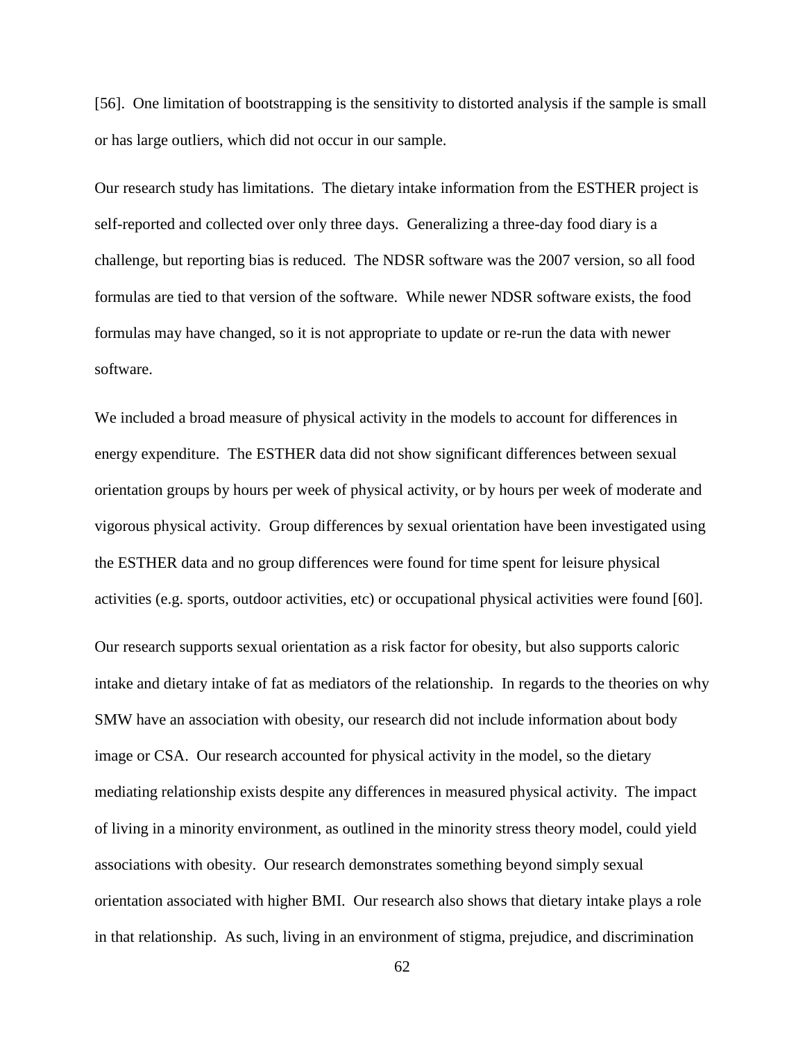[56]. One limitation of bootstrapping is the sensitivity to distorted analysis if the sample is small or has large outliers, which did not occur in our sample.

Our research study has limitations. The dietary intake information from the ESTHER project is self-reported and collected over only three days. Generalizing a three-day food diary is a challenge, but reporting bias is reduced. The NDSR software was the 2007 version, so all food formulas are tied to that version of the software. While newer NDSR software exists, the food formulas may have changed, so it is not appropriate to update or re-run the data with newer software.

We included a broad measure of physical activity in the models to account for differences in energy expenditure. The ESTHER data did not show significant differences between sexual orientation groups by hours per week of physical activity, or by hours per week of moderate and vigorous physical activity. Group differences by sexual orientation have been investigated using the ESTHER data and no group differences were found for time spent for leisure physical activities (e.g. sports, outdoor activities, etc) or occupational physical activities were found [60].

Our research supports sexual orientation as a risk factor for obesity, but also supports caloric intake and dietary intake of fat as mediators of the relationship. In regards to the theories on why SMW have an association with obesity, our research did not include information about body image or CSA. Our research accounted for physical activity in the model, so the dietary mediating relationship exists despite any differences in measured physical activity. The impact of living in a minority environment, as outlined in the minority stress theory model, could yield associations with obesity. Our research demonstrates something beyond simply sexual orientation associated with higher BMI. Our research also shows that dietary intake plays a role in that relationship. As such, living in an environment of stigma, prejudice, and discrimination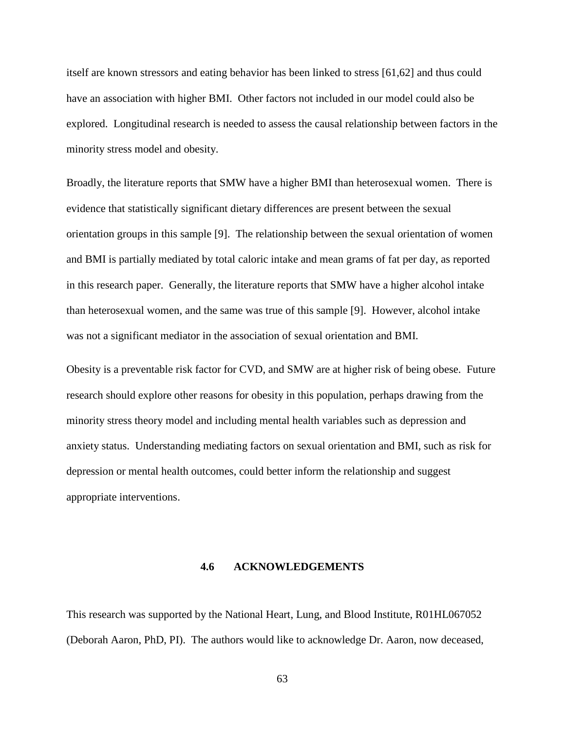itself are known stressors and eating behavior has been linked to stress [61,62] and thus could have an association with higher BMI. Other factors not included in our model could also be explored. Longitudinal research is needed to assess the causal relationship between factors in the minority stress model and obesity.

Broadly, the literature reports that SMW have a higher BMI than heterosexual women. There is evidence that statistically significant dietary differences are present between the sexual orientation groups in this sample [9]. The relationship between the sexual orientation of women and BMI is partially mediated by total caloric intake and mean grams of fat per day, as reported in this research paper. Generally, the literature reports that SMW have a higher alcohol intake than heterosexual women, and the same was true of this sample [9]. However, alcohol intake was not a significant mediator in the association of sexual orientation and BMI.

Obesity is a preventable risk factor for CVD, and SMW are at higher risk of being obese. Future research should explore other reasons for obesity in this population, perhaps drawing from the minority stress theory model and including mental health variables such as depression and anxiety status. Understanding mediating factors on sexual orientation and BMI, such as risk for depression or mental health outcomes, could better inform the relationship and suggest appropriate interventions.

### 4.6 ACKNOWLEDGEMENTS

This research was supported by the National Heart, Lung, and Blood Institute, R01HL067052 (Deborah Aaron, PhD, PI). The authors would like to acknowledge Dr. Aaron, now deceased,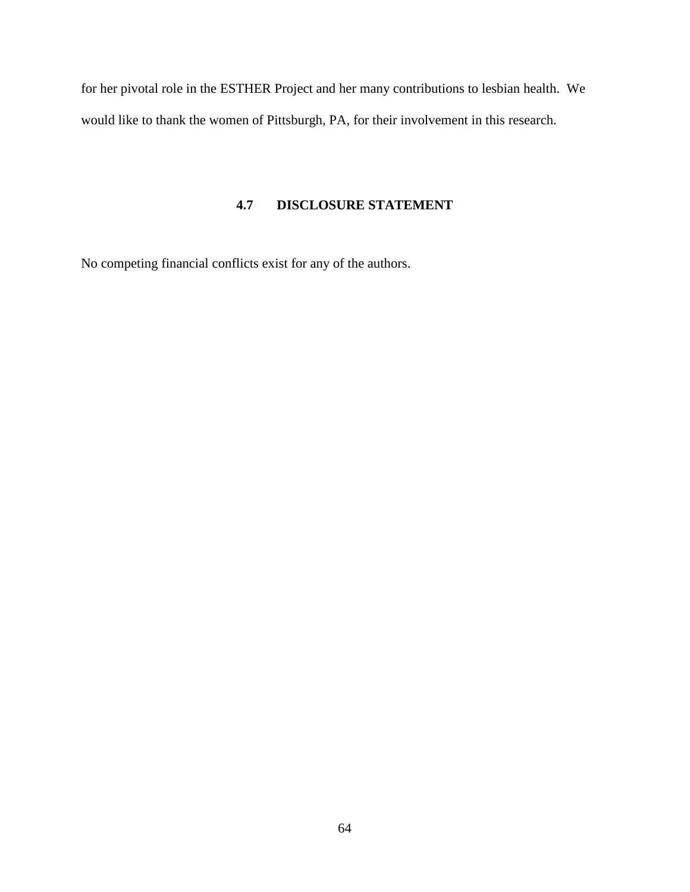for her pivotal role in the ESTHER Project and her many contributions to lesbian health. We would like to thank the women of Pittsburgh, PA, for their involvement in this research.

## 4.7 DISCLOSURE STATEMENT

No competing financial conflicts exist for any of the authors.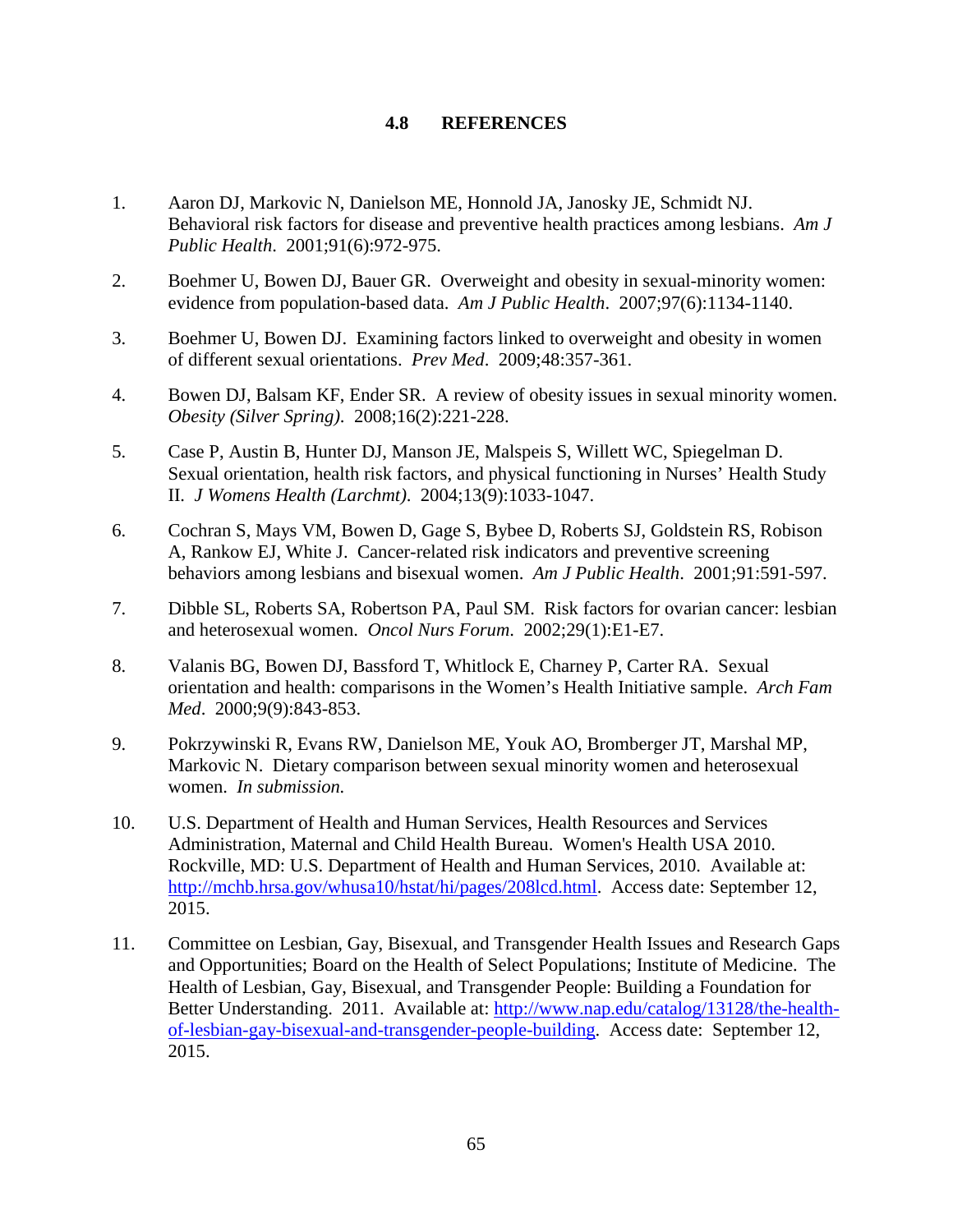## 4.8 REFERENCES

1. Aaron DJ, Markovic N, Danielson ME, Honnold JA, Janosky JE, Schmidt NJ. Behavioral risk factors for disease and preventive health practices among lesbians. *Am J Public Health*. 2001;91(6):972-975.

2. Boehmer U, Bowen DJ, Bauer GR. Overweight and obesity in sexual-minority women: evidence from population-based data. *Am J Public Health*. 2007;97(6):1134-1140.

3. Boehmer U, Bowen DJ. Examining factors linked to overweight and obesity in women of different sexual orientations. *Prev Med*. 2009;48:357-361.

4. Bowen DJ, Balsam KF, Ender SR. A review of obesity issues in sexual minority women. *Obesity (Silver Spring)*. 2008;16(2):221-228.

5. Case P, Austin B, Hunter DJ, Manson JE, Malspeis S, Willett WC, Spiegelman D. Sexual orientation, health risk factors, and physical functioning in Nurses' Health Study II. *J Womens Health (Larchmt)*. 2004;13(9):1033-1047.

6. Cochran S, Mays VM, Bowen D, Gage S, Bybee D, Roberts SJ, Goldstein RS, Robison A, Rankow EJ, White J. Cancer-related risk indicators and preventive screening behaviors among lesbians and bisexual women. *Am J Public Health*. 2001;91:591-597.

7. Dibble SL, Roberts SA, Robertson PA, Paul SM. Risk factors for ovarian cancer: lesbian and heterosexual women. *Oncol Nurs Forum*. 2002;29(1):E1-E7.

8. Valanis BG, Bowen DJ, Bassford T, Whitlock E, Charney P, Carter RA. Sexual orientation and health: comparisons in the Women's Health Initiative sample. *Arch Fam Med*. 2000;9(9):843-853.

9. Pokrzywinski R, Evans RW, Danielson ME, Youk AO, Bromberger JT, Marshal MP, Markovic N. Dietary comparison between sexual minority women and heterosexual women. *In submission.*

10. U.S. Department of Health and Human Services, Health Resources and Services Administration, Maternal and Child Health Bureau. Women's Health USA 2010. Rockville, MD: U.S. Department of Health and Human Services, 2010. Available at: http://mchb.hrsa.gov/whusa10/hstat/hi/pages/208lcd.html. Access date: September 12, 2015.

11. Committee on Lesbian, Gay, Bisexual, and Transgender Health Issues and Research Gaps and Opportunities; Board on the Health of Select Populations; Institute of Medicine. The Health of Lesbian, Gay, Bisexual, and Transgender People: Building a Foundation for Better Understanding. 2011. Available at: http://www.nap.edu/catalog/13128/the-health-of-lesbian-gay-bisexual-and-transgender-people-building. Access date: September 12, 2015.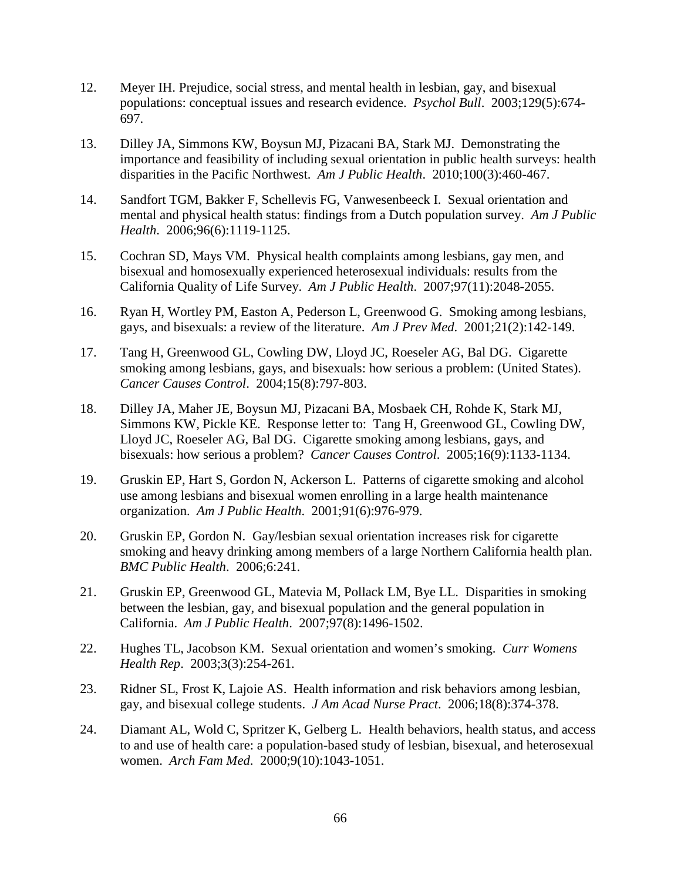12. Meyer IH. Prejudice, social stress, and mental health in lesbian, gay, and bisexual populations: conceptual issues and research evidence. *Psychol Bull*. 2003;129(5):674-697.

13. Dilley JA, Simmons KW, Boysun MJ, Pizacani BA, Stark MJ. Demonstrating the importance and feasibility of including sexual orientation in public health surveys: health disparities in the Pacific Northwest. *Am J Public Health*. 2010;100(3):460-467.

14. Sandfort TGM, Bakker F, Schellevis FG, Vanwesenbeeck I. Sexual orientation and mental and physical health status: findings from a Dutch population survey. *Am J Public Health*. 2006;96(6):1119-1125.

15. Cochran SD, Mays VM. Physical health complaints among lesbians, gay men, and bisexual and homosexually experienced heterosexual individuals: results from the California Quality of Life Survey. *Am J Public Health*. 2007;97(11):2048-2055.

16. Ryan H, Wortley PM, Easton A, Pederson L, Greenwood G. Smoking among lesbians, gays, and bisexuals: a review of the literature. *Am J Prev Med*. 2001;21(2):142-149.

17. Tang H, Greenwood GL, Cowling DW, Lloyd JC, Roeseler AG, Bal DG. Cigarette smoking among lesbians, gays, and bisexuals: how serious a problem: (United States). *Cancer Causes Control*. 2004;15(8):797-803.

18. Dilley JA, Maher JE, Boysun MJ, Pizacani BA, Mosbaek CH, Rohde K, Stark MJ, Simmons KW, Pickle KE. Response letter to: Tang H, Greenwood GL, Cowling DW, Lloyd JC, Roeseler AG, Bal DG. Cigarette smoking among lesbians, gays, and bisexuals: how serious a problem? *Cancer Causes Control*. 2005;16(9):1133-1134.

19. Gruskin EP, Hart S, Gordon N, Ackerson L. Patterns of cigarette smoking and alcohol use among lesbians and bisexual women enrolling in a large health maintenance organization. *Am J Public Health*. 2001;91(6):976-979.

20. Gruskin EP, Gordon N. Gay/lesbian sexual orientation increases risk for cigarette smoking and heavy drinking among members of a large Northern California health plan. *BMC Public Health*. 2006;6:241.

21. Gruskin EP, Greenwood GL, Matevia M, Pollack LM, Bye LL. Disparities in smoking between the lesbian, gay, and bisexual population and the general population in California. *Am J Public Health*. 2007;97(8):1496-1502.

22. Hughes TL, Jacobson KM. Sexual orientation and women's smoking. *Curr Womens Health Rep*. 2003;3(3):254-261.

23. Ridner SL, Frost K, Lajoie AS. Health information and risk behaviors among lesbian, gay, and bisexual college students. *J Am Acad Nurse Pract*. 2006;18(8):374-378.

24. Diamant AL, Wold C, Spritzer K, Gelberg L. Health behaviors, health status, and access to and use of health care: a population-based study of lesbian, bisexual, and heterosexual women. *Arch Fam Med*. 2000;9(10):1043-1051.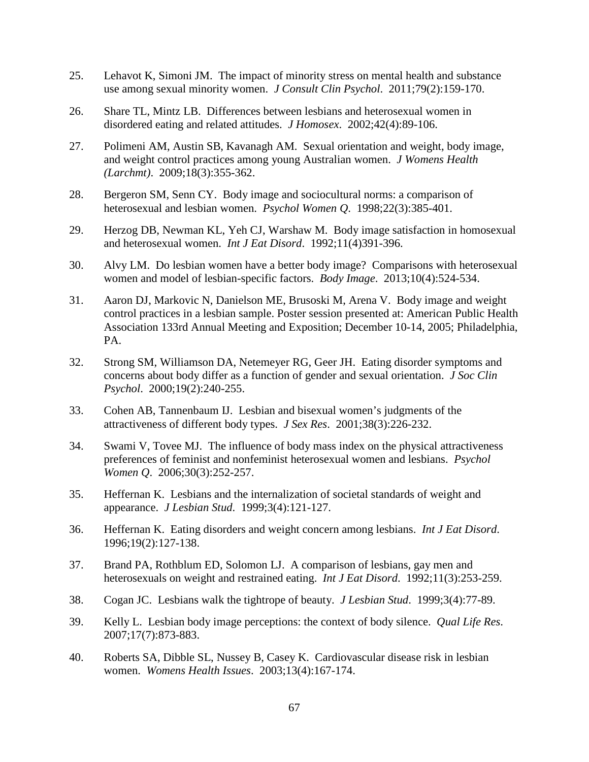25. Lehavot K, Simoni JM. The impact of minority stress on mental health and substance use among sexual minority women. *J Consult Clin Psychol*. 2011;79(2):159-170.

26. Share TL, Mintz LB. Differences between lesbians and heterosexual women in disordered eating and related attitudes. *J Homosex*. 2002;42(4):89-106.

27. Polimeni AM, Austin SB, Kavanagh AM. Sexual orientation and weight, body image, and weight control practices among young Australian women. *J Womens Health (Larchmt)*. 2009;18(3):355-362.

28. Bergeron SM, Senn CY. Body image and sociocultural norms: a comparison of heterosexual and lesbian women. *Psychol Women Q*. 1998;22(3):385-401.

29. Herzog DB, Newman KL, Yeh CJ, Warshaw M. Body image satisfaction in homosexual and heterosexual women. *Int J Eat Disord*. 1992;11(4)391-396.

30. Alvy LM. Do lesbian women have a better body image? Comparisons with heterosexual women and model of lesbian-specific factors. *Body Image*. 2013;10(4):524-534.

31. Aaron DJ, Markovic N, Danielson ME, Brusoski M, Arena V. Body image and weight control practices in a lesbian sample. Poster session presented at: American Public Health Association 133rd Annual Meeting and Exposition; December 10-14, 2005; Philadelphia, PA.

32. Strong SM, Williamson DA, Netemeyer RG, Geer JH. Eating disorder symptoms and concerns about body differ as a function of gender and sexual orientation. *J Soc Clin Psychol*. 2000;19(2):240-255.

33. Cohen AB, Tannenbaum IJ. Lesbian and bisexual women's judgments of the attractiveness of different body types. *J Sex Res*. 2001;38(3):226-232.

34. Swami V, Tovee MJ. The influence of body mass index on the physical attractiveness preferences of feminist and nonfeminist heterosexual women and lesbians. *Psychol Women Q*. 2006;30(3):252-257.

35. Heffernan K. Lesbians and the internalization of societal standards of weight and appearance. *J Lesbian Stud*. 1999;3(4):121-127.

36. Heffernan K. Eating disorders and weight concern among lesbians. *Int J Eat Disord*. 1996;19(2):127-138.

37. Brand PA, Rothblum ED, Solomon LJ. A comparison of lesbians, gay men and heterosexuals on weight and restrained eating. *Int J Eat Disord*. 1992;11(3):253-259.

38. Cogan JC. Lesbians walk the tightrope of beauty. *J Lesbian Stud*. 1999;3(4):77-89.

39. Kelly L. Lesbian body image perceptions: the context of body silence. *Qual Life Res*. 2007;17(7):873-883.

40. Roberts SA, Dibble SL, Nussey B, Casey K. Cardiovascular disease risk in lesbian women. *Womens Health Issues*. 2003;13(4):167-174.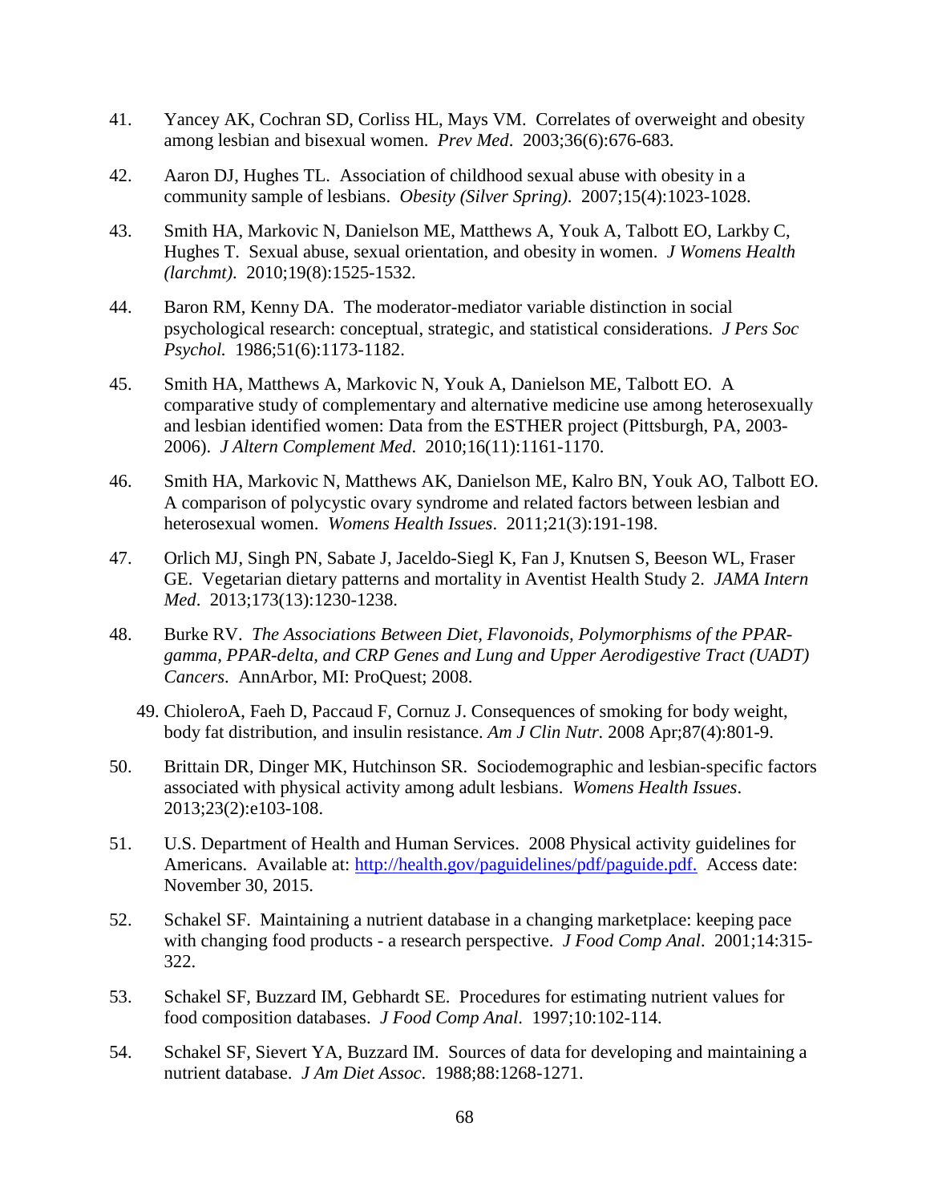41. Yancey AK, Cochran SD, Corliss HL, Mays VM. Correlates of overweight and obesity among lesbian and bisexual women. *Prev Med*. 2003;36(6):676-683.

42. Aaron DJ, Hughes TL. Association of childhood sexual abuse with obesity in a community sample of lesbians. *Obesity (Silver Spring)*. 2007;15(4):1023-1028.

43. Smith HA, Markovic N, Danielson ME, Matthews A, Youk A, Talbott EO, Larkby C, Hughes T. Sexual abuse, sexual orientation, and obesity in women. *J Womens Health (larchmt)*. 2010;19(8):1525-1532.

44. Baron RM, Kenny DA. The moderator-mediator variable distinction in social psychological research: conceptual, strategic, and statistical considerations. *J Pers Soc Psychol.* 1986;51(6):1173-1182.

45. Smith HA, Matthews A, Markovic N, Youk A, Danielson ME, Talbott EO. A comparative study of complementary and alternative medicine use among heterosexually and lesbian identified women: Data from the ESTHER project (Pittsburgh, PA, 2003-2006). *J Altern Complement Med*. 2010;16(11):1161-1170.

46. Smith HA, Markovic N, Matthews AK, Danielson ME, Kalro BN, Youk AO, Talbott EO. A comparison of polycystic ovary syndrome and related factors between lesbian and heterosexual women. *Womens Health Issues*. 2011;21(3):191-198.

47. Orlich MJ, Singh PN, Sabate J, Jaceldo-Siegl K, Fan J, Knutsen S, Beeson WL, Fraser GE. Vegetarian dietary patterns and mortality in Aventist Health Study 2. *JAMA Intern Med*. 2013;173(13):1230-1238.

48. Burke RV. *The Associations Between Diet, Flavonoids, Polymorphisms of the PPAR-gamma, PPAR-delta, and CRP Genes and Lung and Upper Aerodigestive Tract (UADT) Cancers*. AnnArbor, MI: ProQuest; 2008.

49. ChioleroA, Faeh D, Paccaud F, Cornuz J. Consequences of smoking for body weight, body fat distribution, and insulin resistance. *Am J Clin Nutr.* 2008 Apr;87(4):801-9.

50. Brittain DR, Dinger MK, Hutchinson SR. Sociodemographic and lesbian-specific factors associated with physical activity among adult lesbians. *Womens Health Issues*. 2013;23(2):e103-108.

51. U.S. Department of Health and Human Services. 2008 Physical activity guidelines for Americans. Available at: http://health.gov/paguidelines/pdf/paguide.pdf. Access date: November 30, 2015.

52. Schakel SF. Maintaining a nutrient database in a changing marketplace: keeping pace with changing food products - a research perspective. *J Food Comp Anal*. 2001;14:315-322.

53. Schakel SF, Buzzard IM, Gebhardt SE. Procedures for estimating nutrient values for food composition databases. *J Food Comp Anal*. 1997;10:102-114.

54. Schakel SF, Sievert YA, Buzzard IM. Sources of data for developing and maintaining a nutrient database. *J Am Diet Assoc*. 1988;88:1268-1271.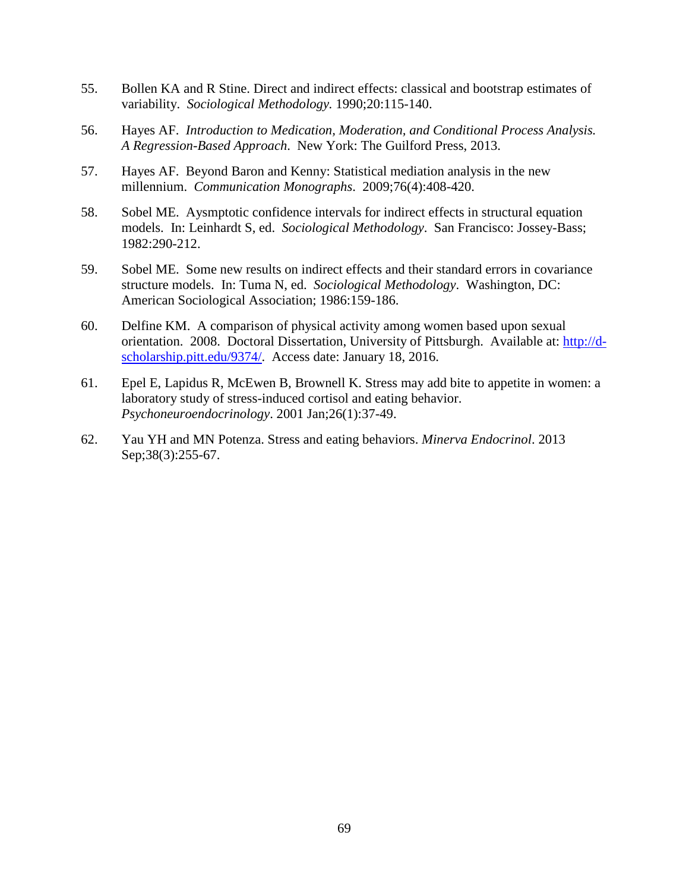55. Bollen KA and R Stine. Direct and indirect effects: classical and bootstrap estimates of variability. *Sociological Methodology*. 1990;20:115-140.

56. Hayes AF. *Introduction to Medication, Moderation, and Conditional Process Analysis. A Regression-Based Approach*. New York: The Guilford Press, 2013.

57. Hayes AF. Beyond Baron and Kenny: Statistical mediation analysis in the new millennium. *Communication Monographs*. 2009;76(4):408-420.

58. Sobel ME. Aysmptotic confidence intervals for indirect effects in structural equation models. In: Leinhardt S, ed. *Sociological Methodology*. San Francisco: Jossey-Bass; 1982:290-212.

59. Sobel ME. Some new results on indirect effects and their standard errors in covariance structure models. In: Tuma N, ed. *Sociological Methodology*. Washington, DC: American Sociological Association; 1986:159-186.

60. Delfine KM. A comparison of physical activity among women based upon sexual orientation. 2008. Doctoral Dissertation, University of Pittsburgh. Available at: [http://d-scholarship.pitt.edu/9374/](http://d-scholarship.pitt.edu/9374/). Access date: January 18, 2016.

61. Epel E, Lapidus R, McEwen B, Brownell K. Stress may add bite to appetite in women: a laboratory study of stress-induced cortisol and eating behavior. *Psychoneuroendocrinology*. 2001 Jan;26(1):37-49.

62. Yau YH and MN Potenza. Stress and eating behaviors. *Minerva Endocrinol*. 2013 Sep;38(3):255-67.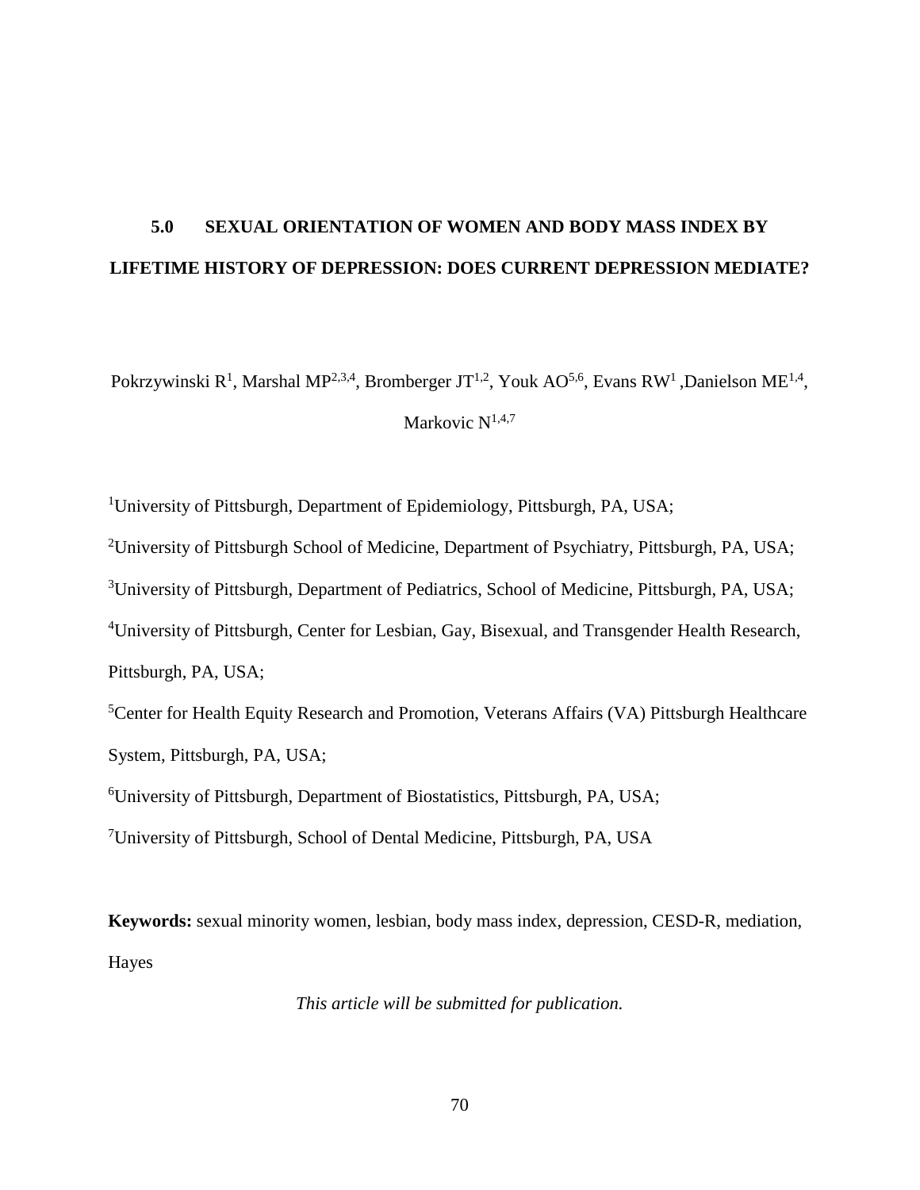# 5.0 SEXUAL ORIENTATION OF WOMEN AND BODY MASS INDEX BY LIFETIME HISTORY OF DEPRESSION: DOES CURRENT DEPRESSION MEDIATE?

Pokrzywinski R[1], Marshal MP[2,3,4], Bromberger JT[1,2], Youk AO[5,6], Evans RW[1], Danielson ME[1,4], Markovic N[1,4,7]

[1]University of Pittsburgh, Department of Epidemiology, Pittsburgh, PA, USA;

[2]University of Pittsburgh School of Medicine, Department of Psychiatry, Pittsburgh, PA, USA;

[3]University of Pittsburgh, Department of Pediatrics, School of Medicine, Pittsburgh, PA, USA;

[4]University of Pittsburgh, Center for Lesbian, Gay, Bisexual, and Transgender Health Research, Pittsburgh, PA, USA;

[5]Center for Health Equity Research and Promotion, Veterans Affairs (VA) Pittsburgh Healthcare System, Pittsburgh, PA, USA;

[6]University of Pittsburgh, Department of Biostatistics, Pittsburgh, PA, USA;

[7]University of Pittsburgh, School of Dental Medicine, Pittsburgh, PA, USA

**Keywords:** sexual minority women, lesbian, body mass index, depression, CESD-R, mediation, Hayes

*This article will be submitted for publication.*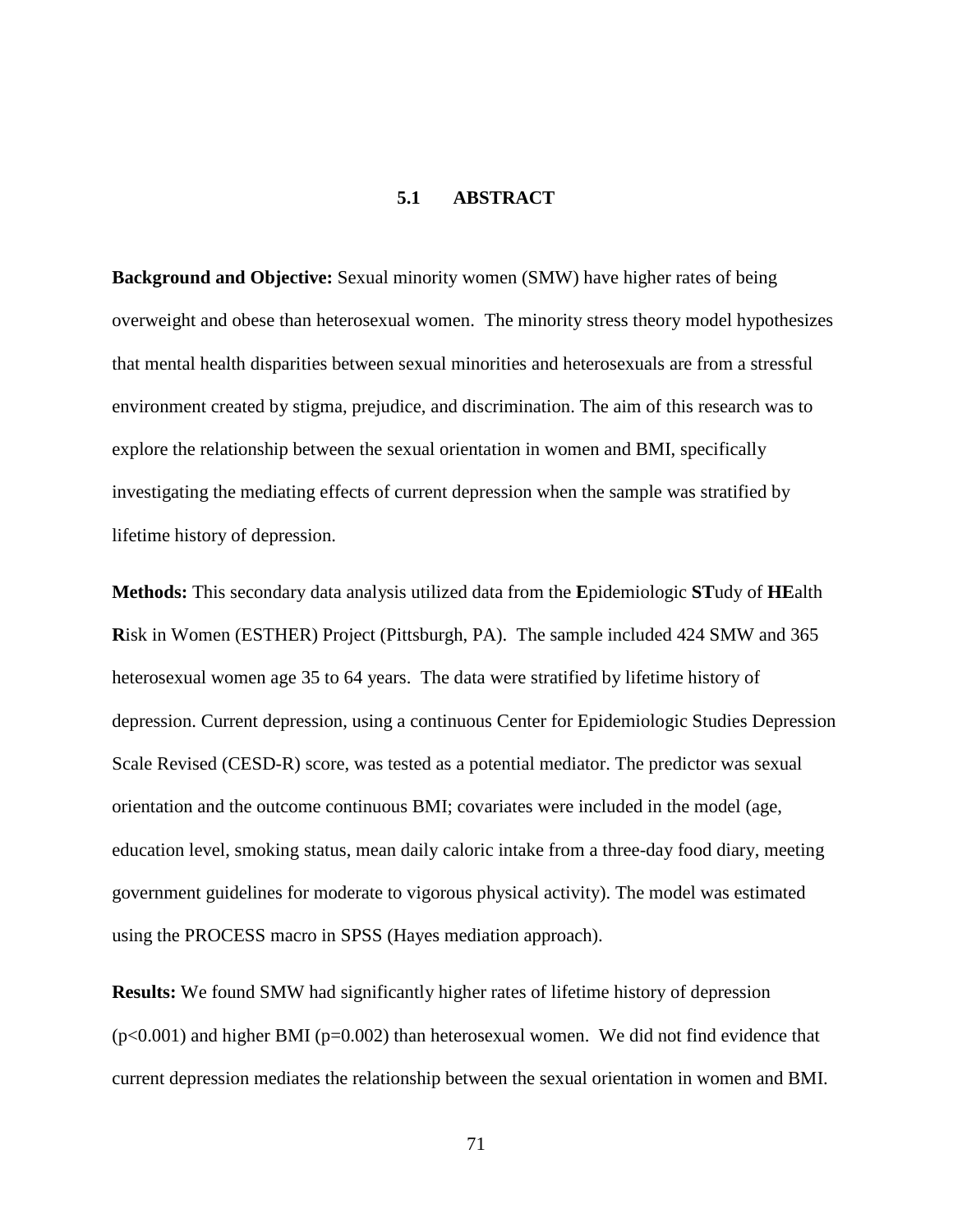## 5.1 ABSTRACT

**Background and Objective:** Sexual minority women (SMW) have higher rates of being overweight and obese than heterosexual women. The minority stress theory model hypothesizes that mental health disparities between sexual minorities and heterosexuals are from a stressful environment created by stigma, prejudice, and discrimination. The aim of this research was to explore the relationship between the sexual orientation in women and BMI, specifically investigating the mediating effects of current depression when the sample was stratified by lifetime history of depression.

**Methods:** This secondary data analysis utilized data from the **E**pidemiologic **ST**udy of **HE**alth **R**isk in Women (ESTHER) Project (Pittsburgh, PA). The sample included 424 SMW and 365 heterosexual women age 35 to 64 years. The data were stratified by lifetime history of depression. Current depression, using a continuous Center for Epidemiologic Studies Depression Scale Revised (CESD-R) score, was tested as a potential mediator. The predictor was sexual orientation and the outcome continuous BMI; covariates were included in the model (age, education level, smoking status, mean daily caloric intake from a three-day food diary, meeting government guidelines for moderate to vigorous physical activity). The model was estimated using the PROCESS macro in SPSS (Hayes mediation approach).

**Results:** We found SMW had significantly higher rates of lifetime history of depression ($p<0.001$) and higher BMI ($p=0.002$) than heterosexual women. We did not find evidence that current depression mediates the relationship between the sexual orientation in women and BMI.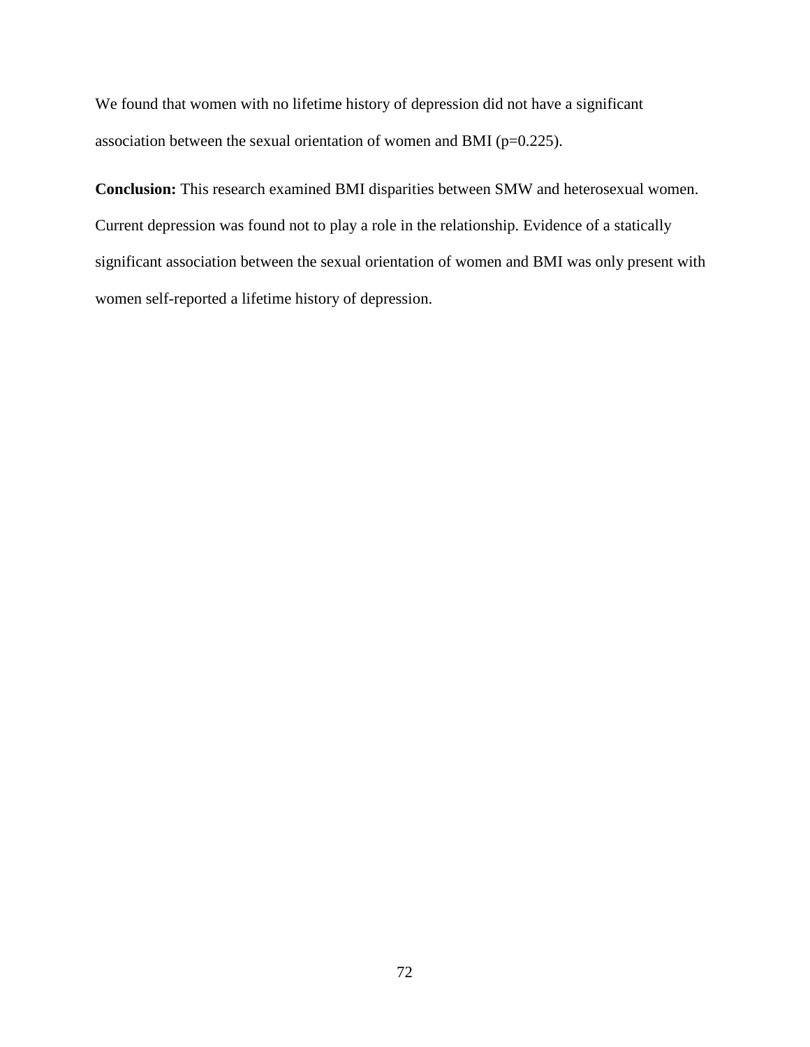We found that women with no lifetime history of depression did not have a significant association between the sexual orientation of women and BMI ($p=0.225$).

**Conclusion:** This research examined BMI disparities between SMW and heterosexual women. Current depression was found not to play a role in the relationship. Evidence of a statically significant association between the sexual orientation of women and BMI was only present with women self-reported a lifetime history of depression.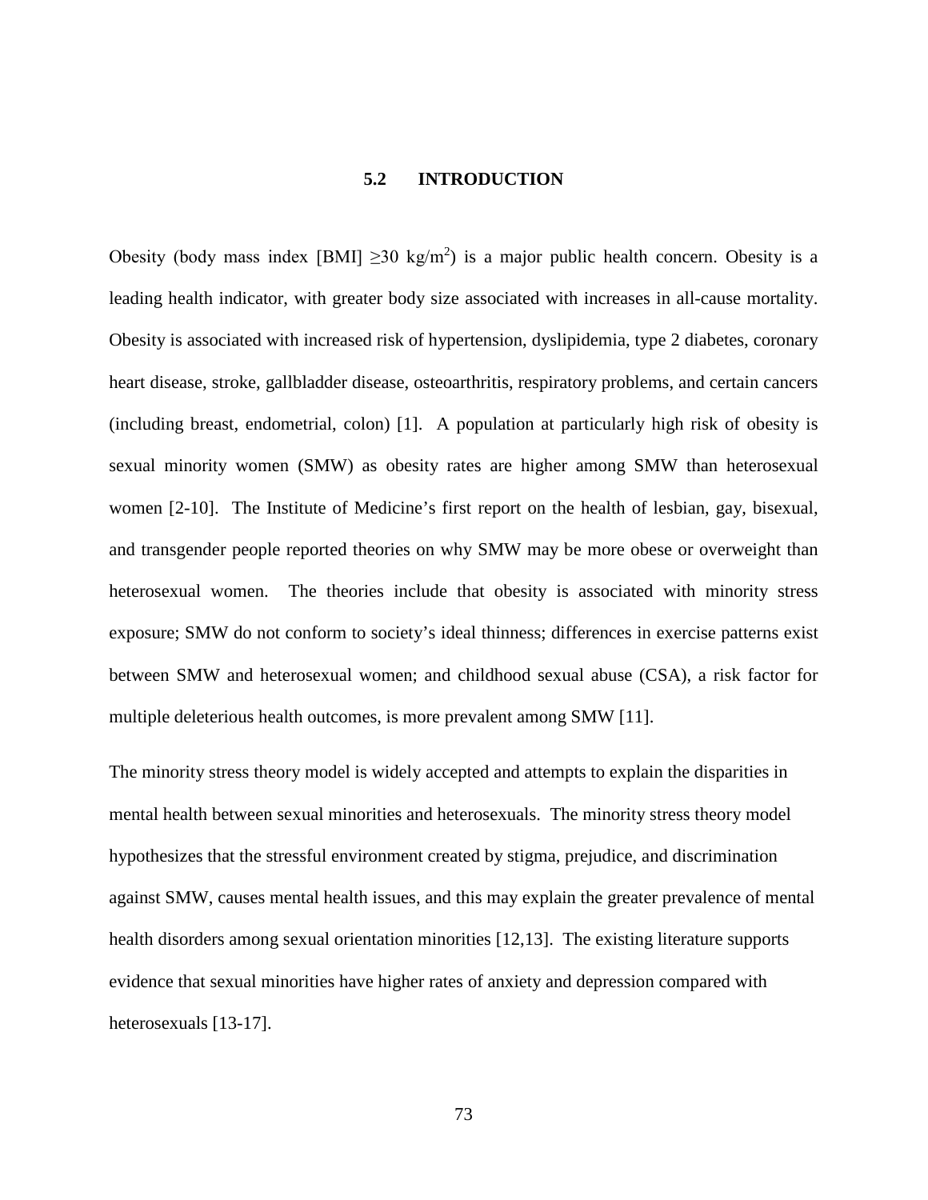## 5.2 INTRODUCTION

Obesity (body mass index [BMI] $\geq$30 kg/m$^2$) is a major public health concern. Obesity is a leading health indicator, with greater body size associated with increases in all-cause mortality. Obesity is associated with increased risk of hypertension, dyslipidemia, type 2 diabetes, coronary heart disease, stroke, gallbladder disease, osteoarthritis, respiratory problems, and certain cancers (including breast, endometrial, colon) [1]. A population at particularly high risk of obesity is sexual minority women (SMW) as obesity rates are higher among SMW than heterosexual women [2-10]. The Institute of Medicine's first report on the health of lesbian, gay, bisexual, and transgender people reported theories on why SMW may be more obese or overweight than heterosexual women. The theories include that obesity is associated with minority stress exposure; SMW do not conform to society's ideal thinness; differences in exercise patterns exist between SMW and heterosexual women; and childhood sexual abuse (CSA), a risk factor for multiple deleterious health outcomes, is more prevalent among SMW [11].

The minority stress theory model is widely accepted and attempts to explain the disparities in mental health between sexual minorities and heterosexuals. The minority stress theory model hypothesizes that the stressful environment created by stigma, prejudice, and discrimination against SMW, causes mental health issues, and this may explain the greater prevalence of mental health disorders among sexual orientation minorities [12,13]. The existing literature supports evidence that sexual minorities have higher rates of anxiety and depression compared with heterosexuals [13-17].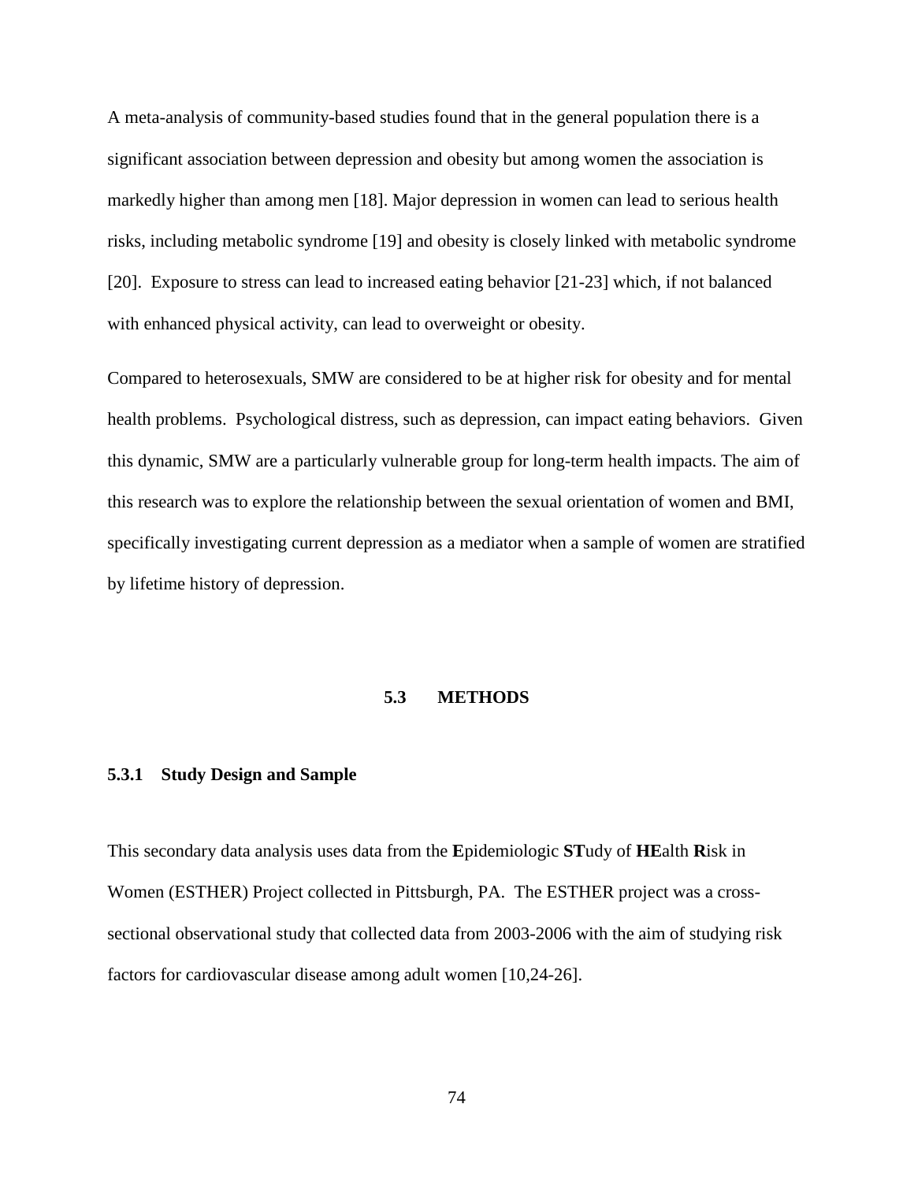A meta-analysis of community-based studies found that in the general population there is a significant association between depression and obesity but among women the association is markedly higher than among men [18]. Major depression in women can lead to serious health risks, including metabolic syndrome [19] and obesity is closely linked with metabolic syndrome [20]. Exposure to stress can lead to increased eating behavior [21-23] which, if not balanced with enhanced physical activity, can lead to overweight or obesity.

Compared to heterosexuals, SMW are considered to be at higher risk for obesity and for mental health problems. Psychological distress, such as depression, can impact eating behaviors. Given this dynamic, SMW are a particularly vulnerable group for long-term health impacts. The aim of this research was to explore the relationship between the sexual orientation of women and BMI, specifically investigating current depression as a mediator when a sample of women are stratified by lifetime history of depression.

## 5.3 METHODS

### 5.3.1 Study Design and Sample

This secondary data analysis uses data from the **E**pidemiologic **ST**udy of **HE**alth **R**isk in Women (ESTHER) Project collected in Pittsburgh, PA. The ESTHER project was a cross-sectional observational study that collected data from 2003-2006 with the aim of studying risk factors for cardiovascular disease among adult women [10,24-26].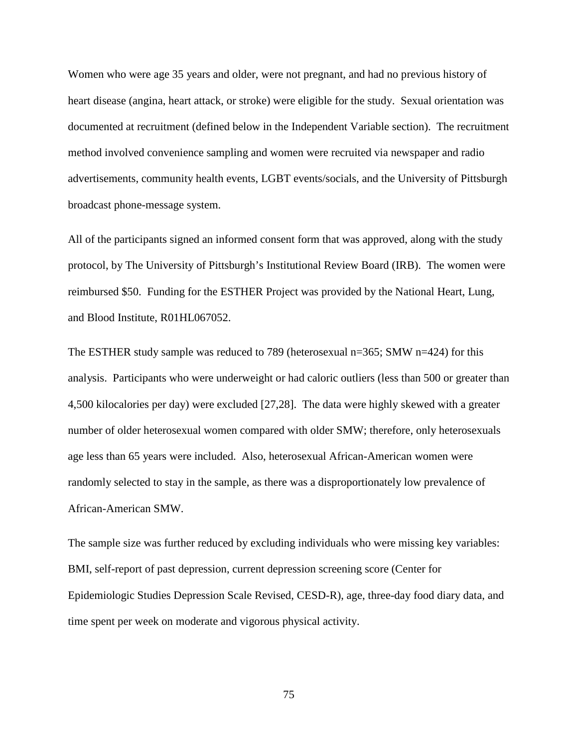Women who were age 35 years and older, were not pregnant, and had no previous history of heart disease (angina, heart attack, or stroke) were eligible for the study. Sexual orientation was documented at recruitment (defined below in the Independent Variable section). The recruitment method involved convenience sampling and women were recruited via newspaper and radio advertisements, community health events, LGBT events/socials, and the University of Pittsburgh broadcast phone-message system.

All of the participants signed an informed consent form that was approved, along with the study protocol, by The University of Pittsburgh's Institutional Review Board (IRB). The women were reimbursed $50. Funding for the ESTHER Project was provided by the National Heart, Lung, and Blood Institute, R01HL067052.

The ESTHER study sample was reduced to 789 (heterosexual n=365; SMW n=424) for this analysis. Participants who were underweight or had caloric outliers (less than 500 or greater than 4,500 kilocalories per day) were excluded [27,28]. The data were highly skewed with a greater number of older heterosexual women compared with older SMW; therefore, only heterosexuals age less than 65 years were included. Also, heterosexual African-American women were randomly selected to stay in the sample, as there was a disproportionately low prevalence of African-American SMW.

The sample size was further reduced by excluding individuals who were missing key variables: BMI, self-report of past depression, current depression screening score (Center for Epidemiologic Studies Depression Scale Revised, CESD-R), age, three-day food diary data, and time spent per week on moderate and vigorous physical activity.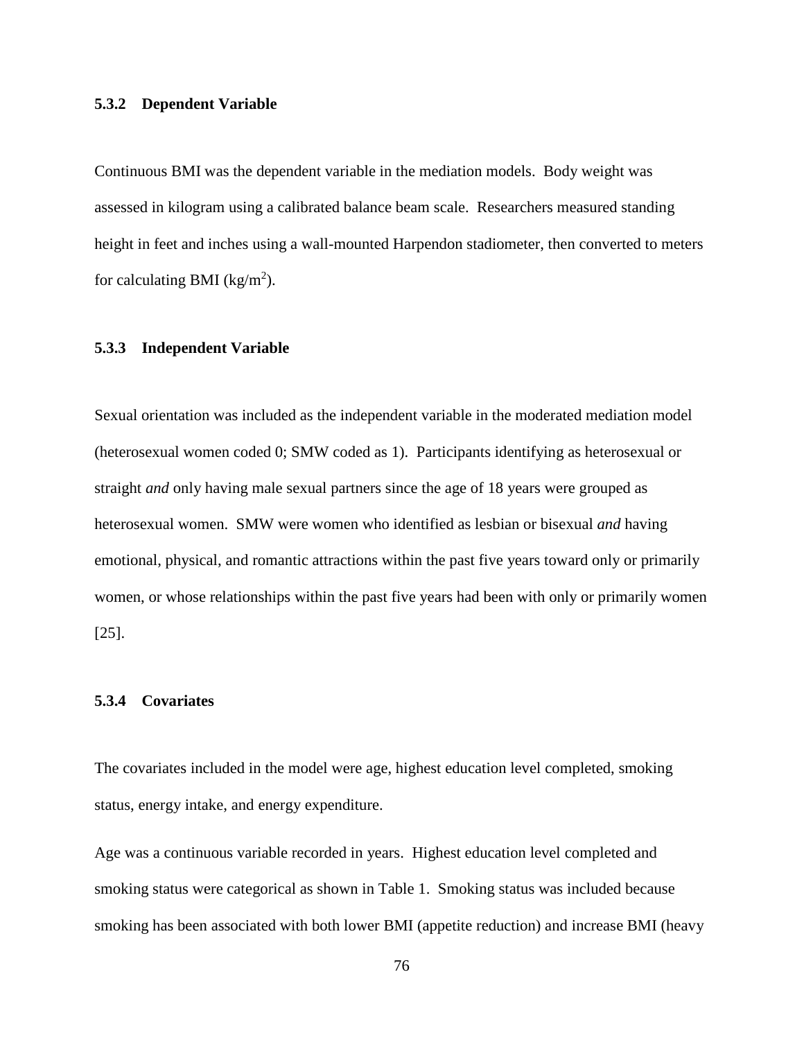### 5.3.2 Dependent Variable

Continuous BMI was the dependent variable in the mediation models. Body weight was assessed in kilogram using a calibrated balance beam scale. Researchers measured standing height in feet and inches using a wall-mounted Harpendon stadiometer, then converted to meters for calculating BMI ($kg/m^2$).

### 5.3.3 Independent Variable

Sexual orientation was included as the independent variable in the moderated mediation model (heterosexual women coded 0; SMW coded as 1). Participants identifying as heterosexual or straight *and* only having male sexual partners since the age of 18 years were grouped as heterosexual women. SMW were women who identified as lesbian or bisexual *and* having emotional, physical, and romantic attractions within the past five years toward only or primarily women, or whose relationships within the past five years had been with only or primarily women [25].

### 5.3.4 Covariates

The covariates included in the model were age, highest education level completed, smoking status, energy intake, and energy expenditure.

Age was a continuous variable recorded in years. Highest education level completed and smoking status were categorical as shown in Table 1. Smoking status was included because smoking has been associated with both lower BMI (appetite reduction) and increase BMI (heavy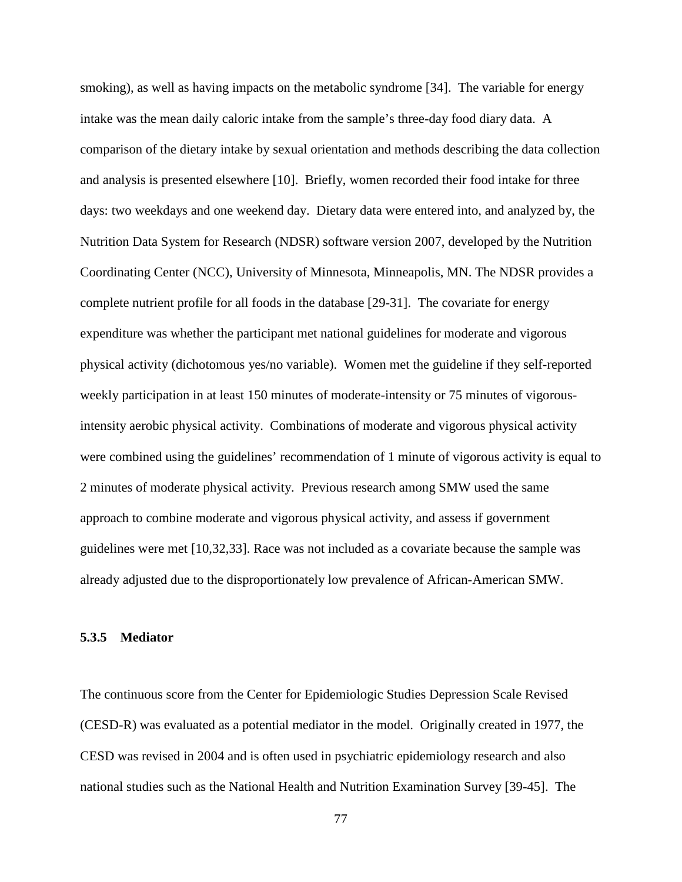smoking), as well as having impacts on the metabolic syndrome [34]. The variable for energy intake was the mean daily caloric intake from the sample's three-day food diary data. A comparison of the dietary intake by sexual orientation and methods describing the data collection and analysis is presented elsewhere [10]. Briefly, women recorded their food intake for three days: two weekdays and one weekend day. Dietary data were entered into, and analyzed by, the Nutrition Data System for Research (NDSR) software version 2007, developed by the Nutrition Coordinating Center (NCC), University of Minnesota, Minneapolis, MN. The NDSR provides a complete nutrient profile for all foods in the database [29-31]. The covariate for energy expenditure was whether the participant met national guidelines for moderate and vigorous physical activity (dichotomous yes/no variable). Women met the guideline if they self-reported weekly participation in at least 150 minutes of moderate-intensity or 75 minutes of vigorous-intensity aerobic physical activity. Combinations of moderate and vigorous physical activity were combined using the guidelines' recommendation of 1 minute of vigorous activity is equal to 2 minutes of moderate physical activity. Previous research among SMW used the same approach to combine moderate and vigorous physical activity, and assess if government guidelines were met [10,32,33]. Race was not included as a covariate because the sample was already adjusted due to the disproportionately low prevalence of African-American SMW.

### 5.3.5 Mediator

The continuous score from the Center for Epidemiologic Studies Depression Scale Revised (CESD-R) was evaluated as a potential mediator in the model. Originally created in 1977, the CESD was revised in 2004 and is often used in psychiatric epidemiology research and also national studies such as the National Health and Nutrition Examination Survey [39-45]. The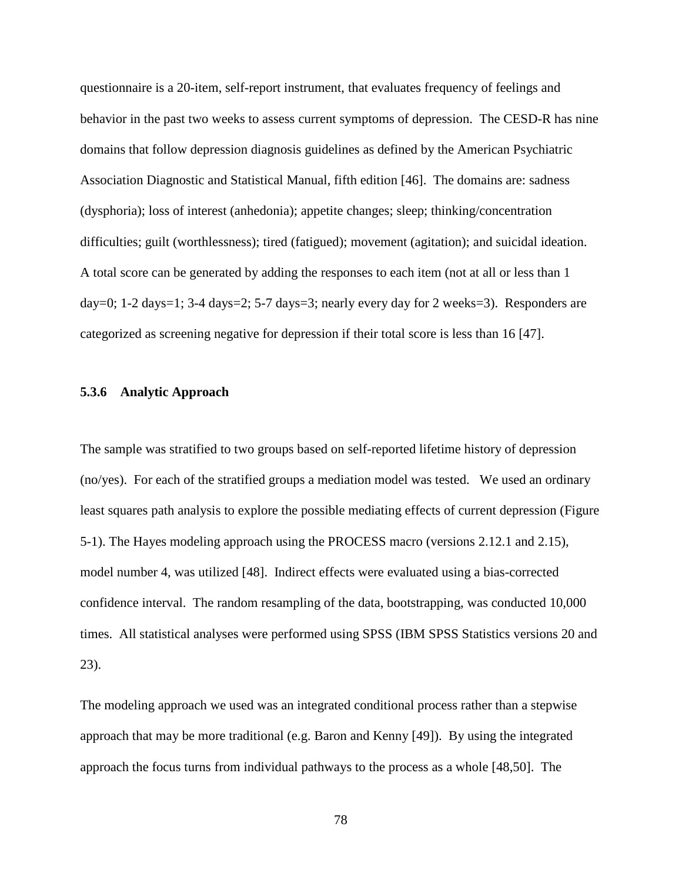questionnaire is a 20-item, self-report instrument, that evaluates frequency of feelings and behavior in the past two weeks to assess current symptoms of depression. The CESD-R has nine domains that follow depression diagnosis guidelines as defined by the American Psychiatric Association Diagnostic and Statistical Manual, fifth edition [46]. The domains are: sadness (dysphoria); loss of interest (anhedonia); appetite changes; sleep; thinking/concentration difficulties; guilt (worthlessness); tired (fatigued); movement (agitation); and suicidal ideation. A total score can be generated by adding the responses to each item (not at all or less than 1 day=0; 1-2 days=1; 3-4 days=2; 5-7 days=3; nearly every day for 2 weeks=3). Responders are categorized as screening negative for depression if their total score is less than 16 [47].

### 5.3.6 Analytic Approach

The sample was stratified to two groups based on self-reported lifetime history of depression (no/yes). For each of the stratified groups a mediation model was tested. We used an ordinary least squares path analysis to explore the possible mediating effects of current depression (Figure 5-1). The Hayes modeling approach using the PROCESS macro (versions 2.12.1 and 2.15), model number 4, was utilized [48]. Indirect effects were evaluated using a bias-corrected confidence interval. The random resampling of the data, bootstrapping, was conducted 10,000 times. All statistical analyses were performed using SPSS (IBM SPSS Statistics versions 20 and 23).

The modeling approach we used was an integrated conditional process rather than a stepwise approach that may be more traditional (e.g. Baron and Kenny [49]). By using the integrated approach the focus turns from individual pathways to the process as a whole [48,50]. The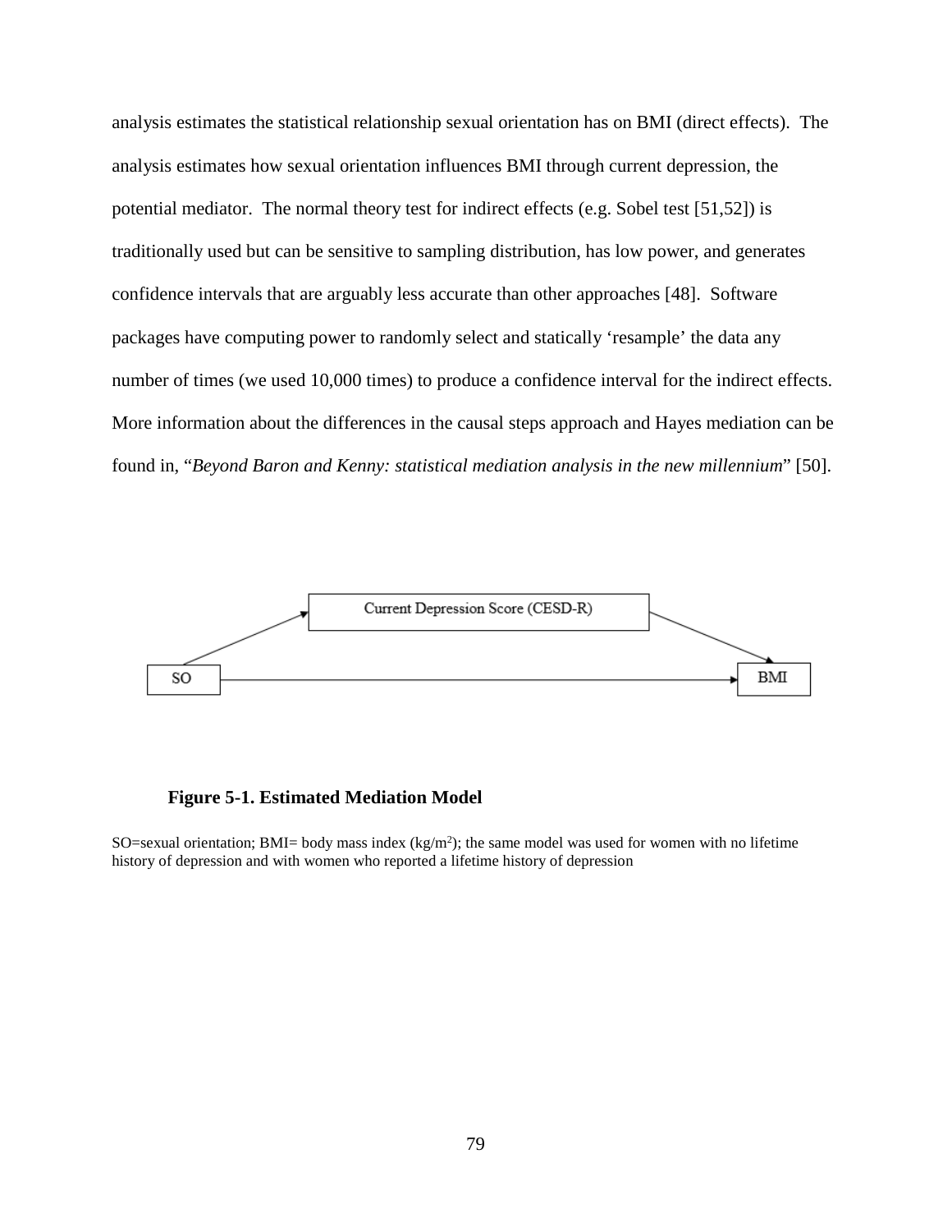analysis estimates the statistical relationship sexual orientation has on BMI (direct effects). The analysis estimates how sexual orientation influences BMI through current depression, the potential mediator. The normal theory test for indirect effects (e.g. Sobel test [51,52]) is traditionally used but can be sensitive to sampling distribution, has low power, and generates confidence intervals that are arguably less accurate than other approaches [48]. Software packages have computing power to randomly select and statically 'resample' the data any number of times (we used 10,000 times) to produce a confidence interval for the indirect effects. More information about the differences in the causal steps approach and Hayes mediation can be found in, "*Beyond Baron and Kenny: statistical mediation analysis in the new millennium*" [50].

Current Depression Score (CESD-R)

SO

BMI

**Figure 5-1. Estimated Mediation Model**

SO=sexual orientation; BMI= body mass index ($kg/m^2$); the same model was used for women with no lifetime history of depression and with women who reported a lifetime history of depression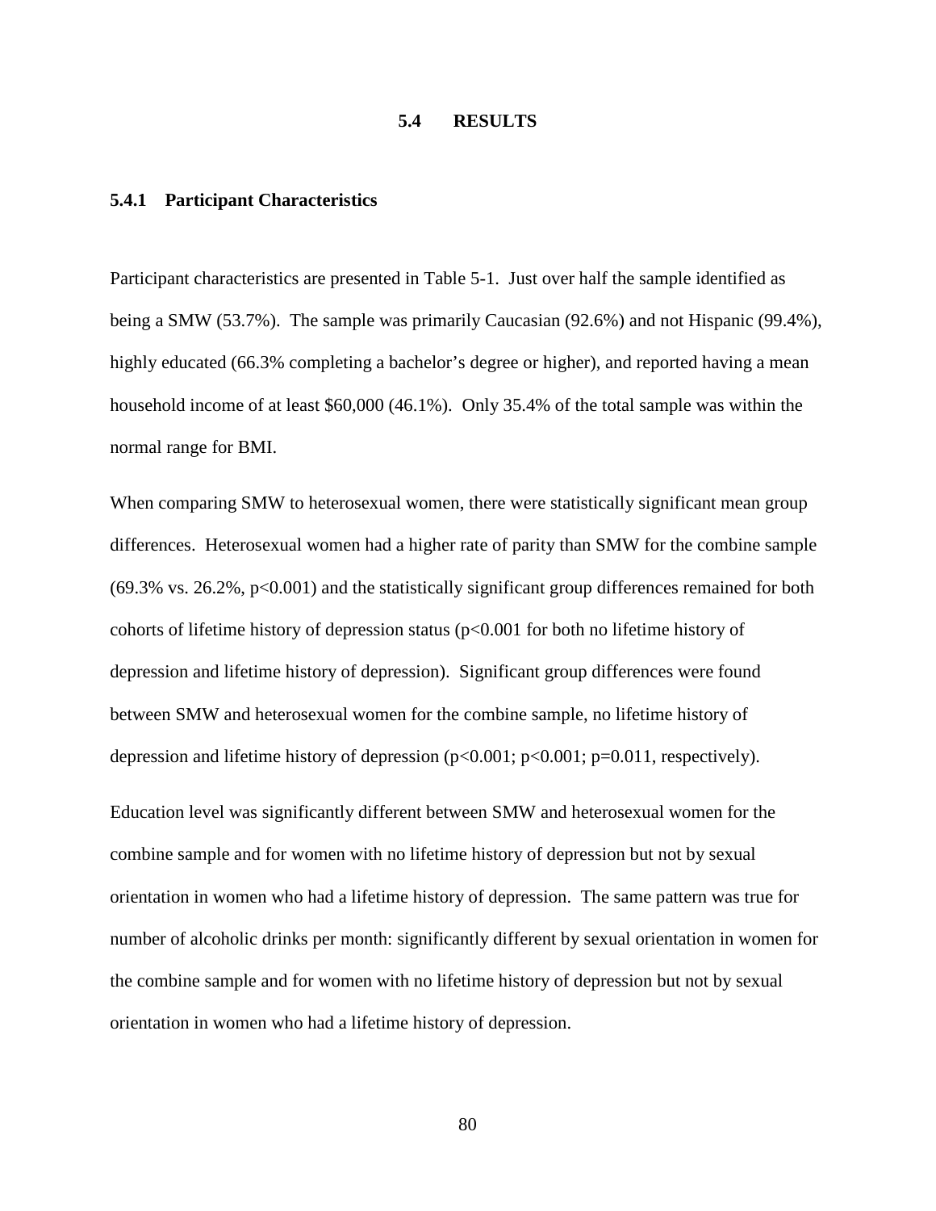## 5.4 RESULTS

### 5.4.1 Participant Characteristics

Participant characteristics are presented in Table 5-1. Just over half the sample identified as being a SMW (53.7%). The sample was primarily Caucasian (92.6%) and not Hispanic (99.4%), highly educated (66.3% completing a bachelor's degree or higher), and reported having a mean household income of at least $60,000 (46.1%). Only 35.4% of the total sample was within the normal range for BMI.

When comparing SMW to heterosexual women, there were statistically significant mean group differences. Heterosexual women had a higher rate of parity than SMW for the combine sample (69.3% vs. 26.2%, $p<0.001$) and the statistically significant group differences remained for both cohorts of lifetime history of depression status ($p<0.001$ for both no lifetime history of depression and lifetime history of depression). Significant group differences were found between SMW and heterosexual women for the combine sample, no lifetime history of depression and lifetime history of depression ($p<0.001$; $p<0.001$; $p=0.011$, respectively).

Education level was significantly different between SMW and heterosexual women for the combine sample and for women with no lifetime history of depression but not by sexual orientation in women who had a lifetime history of depression. The same pattern was true for number of alcoholic drinks per month: significantly different by sexual orientation in women for the combine sample and for women with no lifetime history of depression but not by sexual orientation in women who had a lifetime history of depression.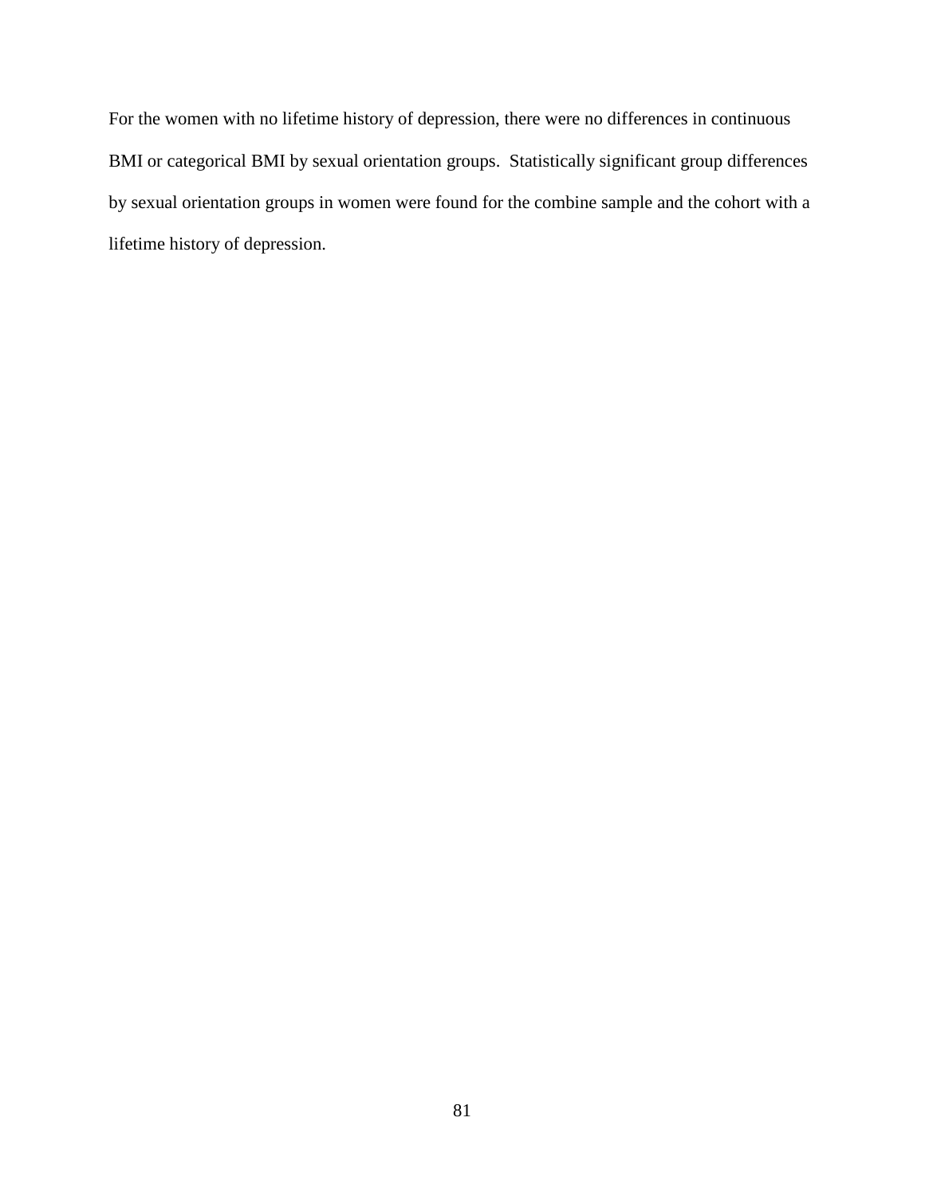For the women with no lifetime history of depression, there were no differences in continuous BMI or categorical BMI by sexual orientation groups.  Statistically significant group differences by sexual orientation groups in women were found for the combine sample and the cohort with a lifetime history of depression.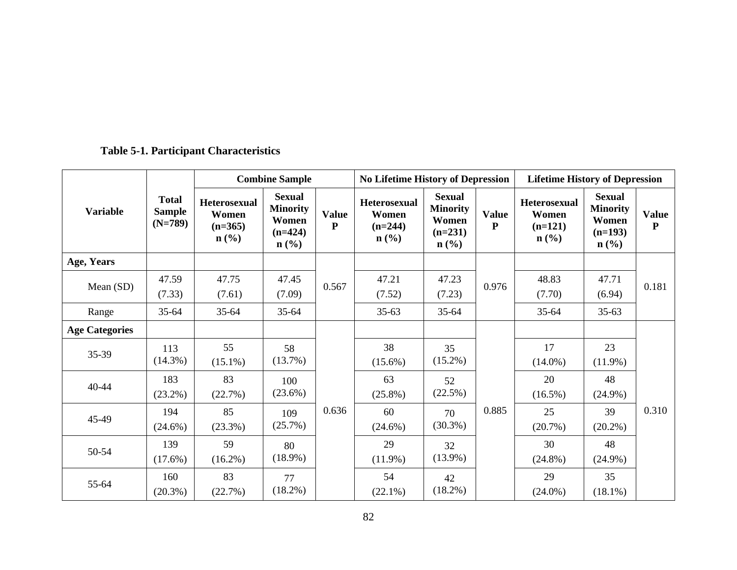**Table 5-1. Participant Characteristics**

| Variable | Total Sample (N=789) | Combine Sample | | | No Lifetime History of Depression | | | Lifetime History of Depression | | |
|---|---|---|---|---|---|---|---|---|---|---|
| | | Heterosexual Women (n=365) n (%) | Sexual Minority Women (n=424) n (%) | Value P | Heterosexual Women (n=244) n (%) | Sexual Minority Women (n=231) n (%) | Value P | Heterosexual Women (n=121) n (%) | Sexual Minority Women (n=193) n (%) | Value P |
| **Age, Years** | | | | | | | | | | |
| Mean (SD) | 47.59 (7.33) | 47.75 (7.61) | 47.45 (7.09) | 0.567 | 47.21 (7.52) | 47.23 (7.23) | 0.976 | 48.83 (7.70) | 47.71 (6.94) | 0.181 |
| Range | 35-64 | 35-64 | 35-64 | | 35-63 | 35-64 | | 35-64 | 35-63 | |
| **Age Categories** | | | | 0.636 | | | 0.885 | | | 0.310 |
| 35-39 | 113 (14.3%) | 55 (15.1%) | 58 (13.7%) | | 38 (15.6%) | 35 (15.2%) | | 17 (14.0%) | 23 (11.9%) | |
| 40-44 | 183 (23.2%) | 83 (22.7%) | 100 (23.6%) | | 63 (25.8%) | 52 (22.5%) | | 20 (16.5%) | 48 (24.9%) | |
| 45-49 | 194 (24.6%) | 85 (23.3%) | 109 (25.7%) | | 60 (24.6%) | 70 (30.3%) | | 25 (20.7%) | 39 (20.2%) | |
| 50-54 | 139 (17.6%) | 59 (16.2%) | 80 (18.9%) | | 29 (11.9%) | 32 (13.9%) | | 30 (24.8%) | 48 (24.9%) | |
| 55-64 | 160 (20.3%) | 83 (22.7%) | 77 (18.2%) | | 54 (22.1%) | 42 (18.2%) | | 29 (24.0%) | 35 (18.1%) | |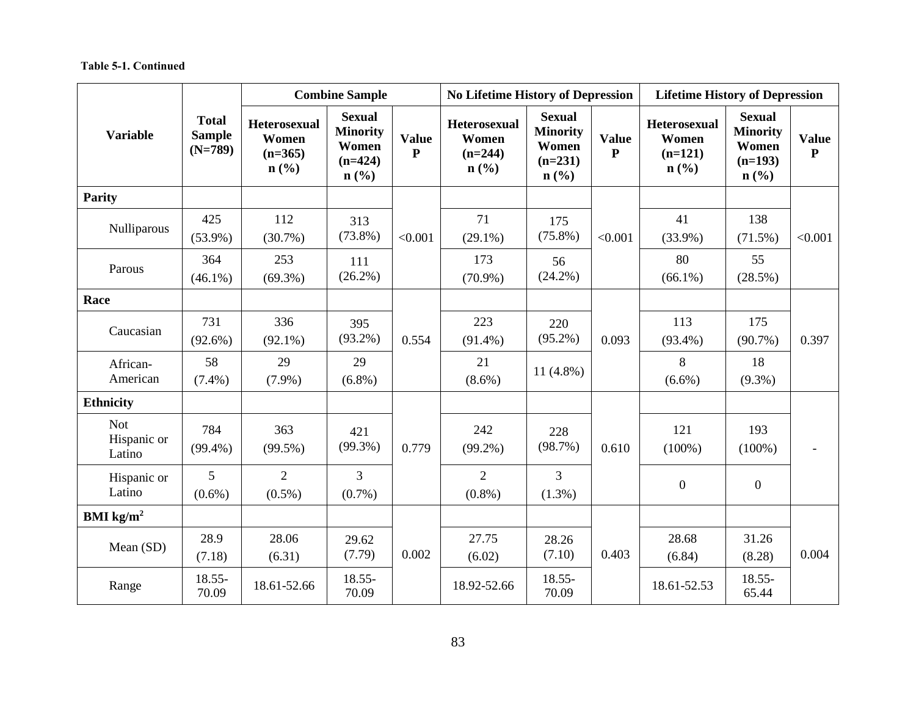**Table 5-1. Continued**

| Variable | Total Sample (N=789) | Combine Sample | | | No Lifetime History of Depression | | | Lifetime History of Depression | | |
|---|---|---|---|---|---|---|---|---|---|---|
| | | Heterosexual Women (n=365) n (%) | Sexual Minority Women (n=424) n (%) | Value P | Heterosexual Women (n=244) n (%) | Sexual Minority Women (n=231) n (%) | Value P | Heterosexual Women (n=121) n (%) | Sexual Minority Women (n=193) n (%) | Value P |
| **Parity** | | | | | | | | | | |
| Nulliparous | 425 (53.9%) | 112 (30.7%) | 313 (73.8%) | <0.001 | 71 (29.1%) | 175 (75.8%) | <0.001 | 41 (33.9%) | 138 (71.5%) | <0.001 |
| Parous | 364 (46.1%) | 253 (69.3%) | 111 (26.2%) | | 173 (70.9%) | 56 (24.2%) | | 80 (66.1%) | 55 (28.5%) | |
| **Race** | | | | | | | | | | |
| Caucasian | 731 (92.6%) | 336 (92.1%) | 395 (93.2%) | 0.554 | 223 (91.4%) | 220 (95.2%) | 0.093 | 113 (93.4%) | 175 (90.7%) | 0.397 |
| African-American | 58 (7.4%) | 29 (7.9%) | 29 (6.8%) | | 21 (8.6%) | 11 (4.8%) | | 8 (6.6%) | 18 (9.3%) | |
| **Ethnicity** | | | | | | | | | | |
| Not Hispanic or Latino | 784 (99.4%) | 363 (99.5%) | 421 (99.3%) | 0.779 | 242 (99.2%) | 228 (98.7%) | 0.610 | 121 (100%) | 193 (100%) | - |
| Hispanic or Latino | 5 (0.6%) | 2 (0.5%) | 3 (0.7%) | | 2 (0.8%) | 3 (1.3%) | | 0 | 0 | |
| **BMI kg/m$^2$** | | | | | | | | | | |
| Mean (SD) | 28.9 (7.18) | 28.06 (6.31) | 29.62 (7.79) | 0.002 | 27.75 (6.02) | 28.26 (7.10) | 0.403 | 28.68 (6.84) | 31.26 (8.28) | 0.004 |
| Range | 18.55-70.09 | 18.61-52.66 | 18.55-70.09 | | 18.92-52.66 | 18.55-70.09 | | 18.61-52.53 | 18.55-65.44 | |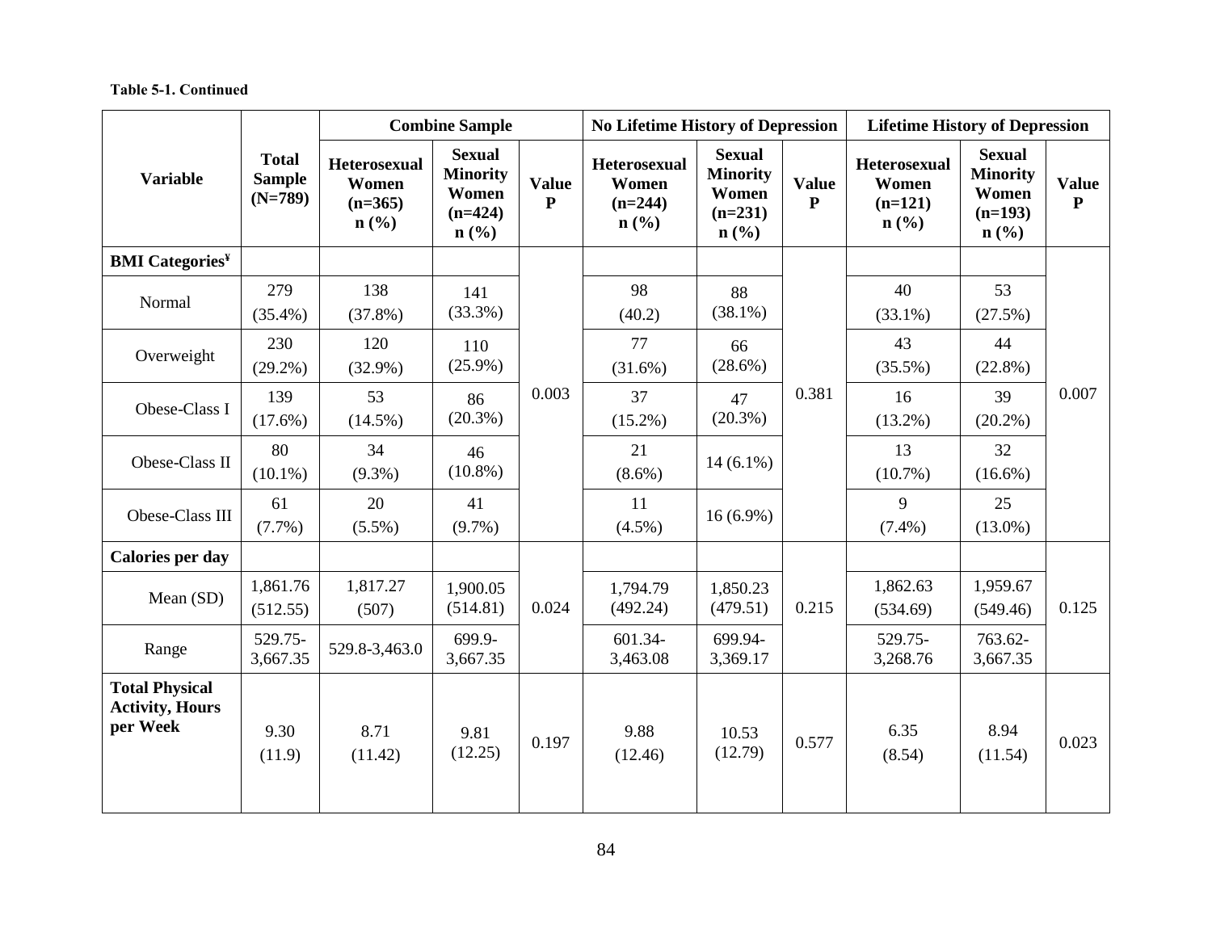**Table 5-1. Continued**

| Variable | Total Sample (N=789) | Combine Sample | | | No Lifetime History of Depression | | | Lifetime History of Depression | | |
|---|---|---|---|---|---|---|---|---|---|---|
| | | Heterosexual Women (n=365) n (%) | Sexual Minority Women (n=424) n (%) | Value P | Heterosexual Women (n=244) n (%) | Sexual Minority Women (n=231) n (%) | Value P | Heterosexual Women (n=121) n (%) | Sexual Minority Women (n=193) n (%) | Value P |
| **BMI Categories**[¥] | | | | 0.003 | | | 0.381 | | | 0.007 |
| Normal | 279 (35.4%) | 138 (37.8%) | 141 (33.3%) | | 98 (40.2) | 88 (38.1%) | | 40 (33.1%) | 53 (27.5%) | |
| Overweight | 230 (29.2%) | 120 (32.9%) | 110 (25.9%) | | 77 (31.6%) | 66 (28.6%) | | 43 (35.5%) | 44 (22.8%) | |
| Obese-Class I | 139 (17.6%) | 53 (14.5%) | 86 (20.3%) | | 37 (15.2%) | 47 (20.3%) | | 16 (13.2%) | 39 (20.2%) | |
| Obese-Class II | 80 (10.1%) | 34 (9.3%) | 46 (10.8%) | | 21 (8.6%) | 14 (6.1%) | | 13 (10.7%) | 32 (16.6%) | |
| Obese-Class III | 61 (7.7%) | 20 (5.5%) | 41 (9.7%) | | 11 (4.5%) | 16 (6.9%) | | 9 (7.4%) | 25 (13.0%) | |
| **Calories per day** | | | | 0.024 | | | 0.215 | | | 0.125 |
| Mean (SD) | 1,861.76 (512.55) | 1,817.27 (507) | 1,900.05 (514.81) | | 1,794.79 (492.24) | 1,850.23 (479.51) | | 1,862.63 (534.69) | 1,959.67 (549.46) | |
| Range | 529.75-3,667.35 | 529.8-3,463.0 | 699.9-3,667.35 | | 601.34-3,463.08 | 699.94-3,369.17 | | 529.75-3,268.76 | 763.62-3,667.35 | |
| **Total Physical Activity, Hours per Week** | 9.30 (11.9) | 8.71 (11.42) | 9.81 (12.25) | 0.197 | 9.88 (12.46) | 10.53 (12.79) | 0.577 | 6.35 (8.54) | 8.94 (11.54) | 0.023 |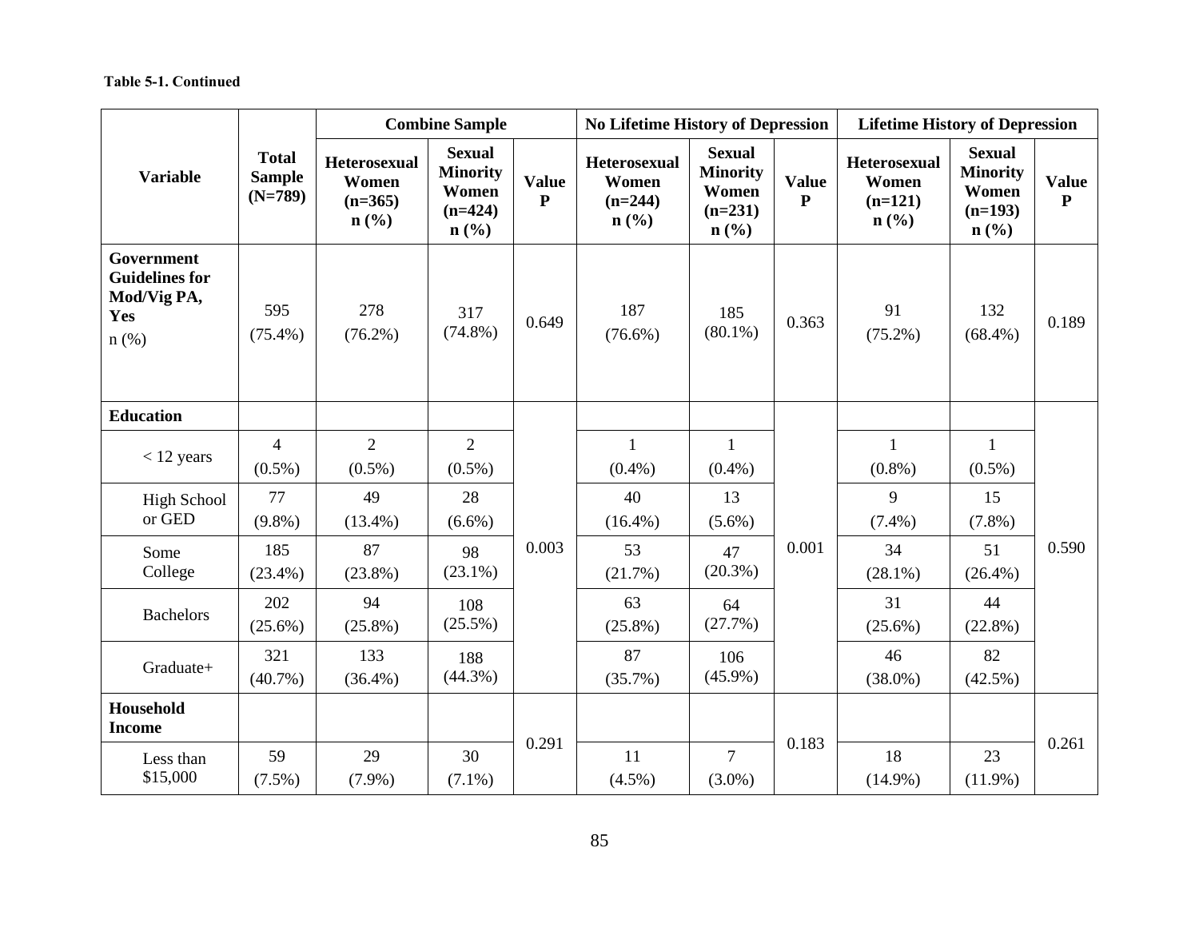**Table 5-1. Continued**

| Variable | Total Sample (N=789) | Combine Sample | | | No Lifetime History of Depression | | | Lifetime History of Depression | | |
|---|---|---|---|---|---|---|---|---|---|---|
| | | Heterosexual Women (n=365) n (%) | Sexual Minority Women (n=424) n (%) | Value P | Heterosexual Women (n=244) n (%) | Sexual Minority Women (n=231) n (%) | Value P | Heterosexual Women (n=121) n (%) | Sexual Minority Women (n=193) n (%) | Value P |
| **Government Guidelines for Mod/Vig PA, Yes** n (%) | 595 (75.4%) | 278 (76.2%) | 317 (74.8%) | 0.649 | 187 (76.6%) | 185 (80.1%) | 0.363 | 91 (75.2%) | 132 (68.4%) | 0.189 |
| **Education** | | | | 0.003 | | | 0.001 | | | 0.590 |
| < 12 years | 4 (0.5%) | 2 (0.5%) | 2 (0.5%) | | 1 (0.4%) | 1 (0.4%) | | 1 (0.8%) | 1 (0.5%) | |
| High School or GED | 77 (9.8%) | 49 (13.4%) | 28 (6.6%) | | 40 (16.4%) | 13 (5.6%) | | 9 (7.4%) | 15 (7.8%) | |
| Some College | 185 (23.4%) | 87 (23.8%) | 98 (23.1%) | | 53 (21.7%) | 47 (20.3%) | | 34 (28.1%) | 51 (26.4%) | |
| Bachelors | 202 (25.6%) | 94 (25.8%) | 108 (25.5%) | | 63 (25.8%) | 64 (27.7%) | | 31 (25.6%) | 44 (22.8%) | |
| Graduate+ | 321 (40.7%) | 133 (36.4%) | 188 (44.3%) | | 87 (35.7%) | 106 (45.9%) | | 46 (38.0%) | 82 (42.5%) | |
| **Household Income** | | | | 0.291 | | | 0.183 | | | 0.261 |
| Less than $15,000 | 59 (7.5%) | 29 (7.9%) | 30 (7.1%) | | 11 (4.5%) | 7 (3.0%) | | 18 (14.9%) | 23 (11.9%) | |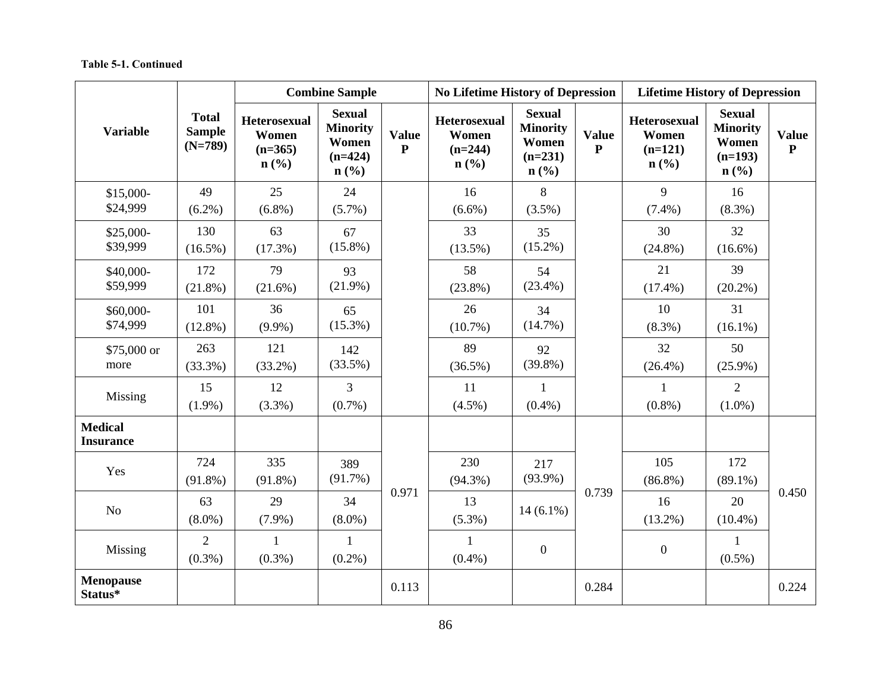**Table 5-1. Continued**

| Variable | Total Sample (N=789) | Combine Sample | | | No Lifetime History of Depression | | | Lifetime History of Depression | | |
|---|---|---|---|---|---|---|---|---|---|---|
| | | Heterosexual Women (n=365) n (%) | Sexual Minority Women (n=424) n (%) | Value P | Heterosexual Women (n=244) n (%) | Sexual Minority Women (n=231) n (%) | Value P | Heterosexual Women (n=121) n (%) | Sexual Minority Women (n=193) n (%) | Value P |
| $15,000-$24,999 | 49 (6.2%) | 25 (6.8%) | 24 (5.7%) | | 16 (6.6%) | 8 (3.5%) | | 9 (7.4%) | 16 (8.3%) | |
| $25,000-$39,999 | 130 (16.5%) | 63 (17.3%) | 67 (15.8%) | | 33 (13.5%) | 35 (15.2%) | | 30 (24.8%) | 32 (16.6%) | |
| $40,000-$59,999 | 172 (21.8%) | 79 (21.6%) | 93 (21.9%) | | 58 (23.8%) | 54 (23.4%) | | 21 (17.4%) | 39 (20.2%) | |
| $60,000-$74,999 | 101 (12.8%) | 36 (9.9%) | 65 (15.3%) | | 26 (10.7%) | 34 (14.7%) | | 10 (8.3%) | 31 (16.1%) | |
| $75,000 or more | 263 (33.3%) | 121 (33.2%) | 142 (33.5%) | | 89 (36.5%) | 92 (39.8%) | | 32 (26.4%) | 50 (25.9%) | |
| Missing | 15 (1.9%) | 12 (3.3%) | 3 (0.7%) | | 11 (4.5%) | 1 (0.4%) | | 1 (0.8%) | 2 (1.0%) | |
| **Medical Insurance** | | | | 0.971 | | | 0.739 | | | 0.450 |
| Yes | 724 (91.8%) | 335 (91.8%) | 389 (91.7%) | | 230 (94.3%) | 217 (93.9%) | | 105 (86.8%) | 172 (89.1%) | |
| No | 63 (8.0%) | 29 (7.9%) | 34 (8.0%) | | 13 (5.3%) | 14 (6.1%) | | 16 (13.2%) | 20 (10.4%) | |
| Missing | 2 (0.3%) | 1 (0.3%) | 1 (0.2%) | | 1 (0.4%) | 0 | | 0 | 1 (0.5%) | |
| **Menopause Status*** | | | | 0.113 | | | 0.284 | | | 0.224 |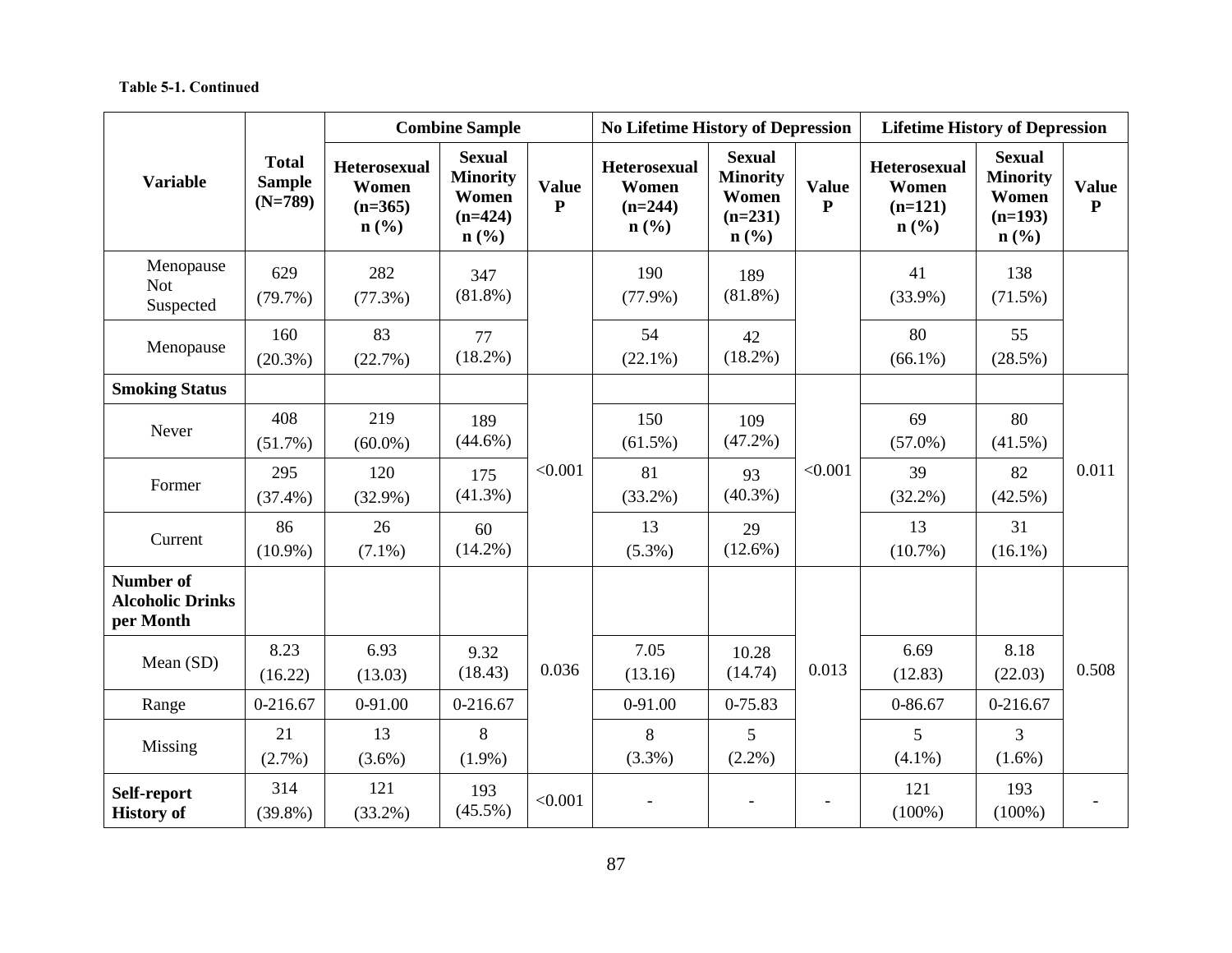**Table 5-1. Continued**

| Variable | Total Sample (N=789) | Combine Sample | | | No Lifetime History of Depression | | | Lifetime History of Depression | | |
|---|---|---|---|---|---|---|---|---|---|---|
| | | Heterosexual Women (n=365) n (%) | Sexual Minority Women (n=424) n (%) | Value P | Heterosexual Women (n=244) n (%) | Sexual Minority Women (n=231) n (%) | Value P | Heterosexual Women (n=121) n (%) | Sexual Minority Women (n=193) n (%) | Value P |
| Menopause Not Suspected | 629 (79.7%) | 282 (77.3%) | 347 (81.8%) | | 190 (77.9%) | 189 (81.8%) | | 41 (33.9%) | 138 (71.5%) | |
| Menopause | 160 (20.3%) | 83 (22.7%) | 77 (18.2%) | | 54 (22.1%) | 42 (18.2%) | | 80 (66.1%) | 55 (28.5%) | |
| **Smoking Status** | | | | <0.001 | | | <0.001 | | | 0.011 |
| Never | 408 (51.7%) | 219 (60.0%) | 189 (44.6%) | | 150 (61.5%) | 109 (47.2%) | | 69 (57.0%) | 80 (41.5%) | |
| Former | 295 (37.4%) | 120 (32.9%) | 175 (41.3%) | | 81 (33.2%) | 93 (40.3%) | | 39 (32.2%) | 82 (42.5%) | |
| Current | 86 (10.9%) | 26 (7.1%) | 60 (14.2%) | | 13 (5.3%) | 29 (12.6%) | | 13 (10.7%) | 31 (16.1%) | |
| **Number of Alcoholic Drinks per Month** | | | | 0.036 | | | 0.013 | | | 0.508 |
| Mean (SD) | 8.23 (16.22) | 6.93 (13.03) | 9.32 (18.43) | | 7.05 (13.16) | 10.28 (14.74) | | 6.69 (12.83) | 8.18 (22.03) | |
| Range | 0-216.67 | 0-91.00 | 0-216.67 | | 0-91.00 | 0-75.83 | | 0-86.67 | 0-216.67 | |
| Missing | 21 (2.7%) | 13 (3.6%) | 8 (1.9%) | | 8 (3.3%) | 5 (2.2%) | | 5 (4.1%) | 3 (1.6%) | |
| **Self-report History of** | 314 (39.8%) | 121 (33.2%) | 193 (45.5%) | <0.001 | - | - | - | 121 (100%) | 193 (100%) | - |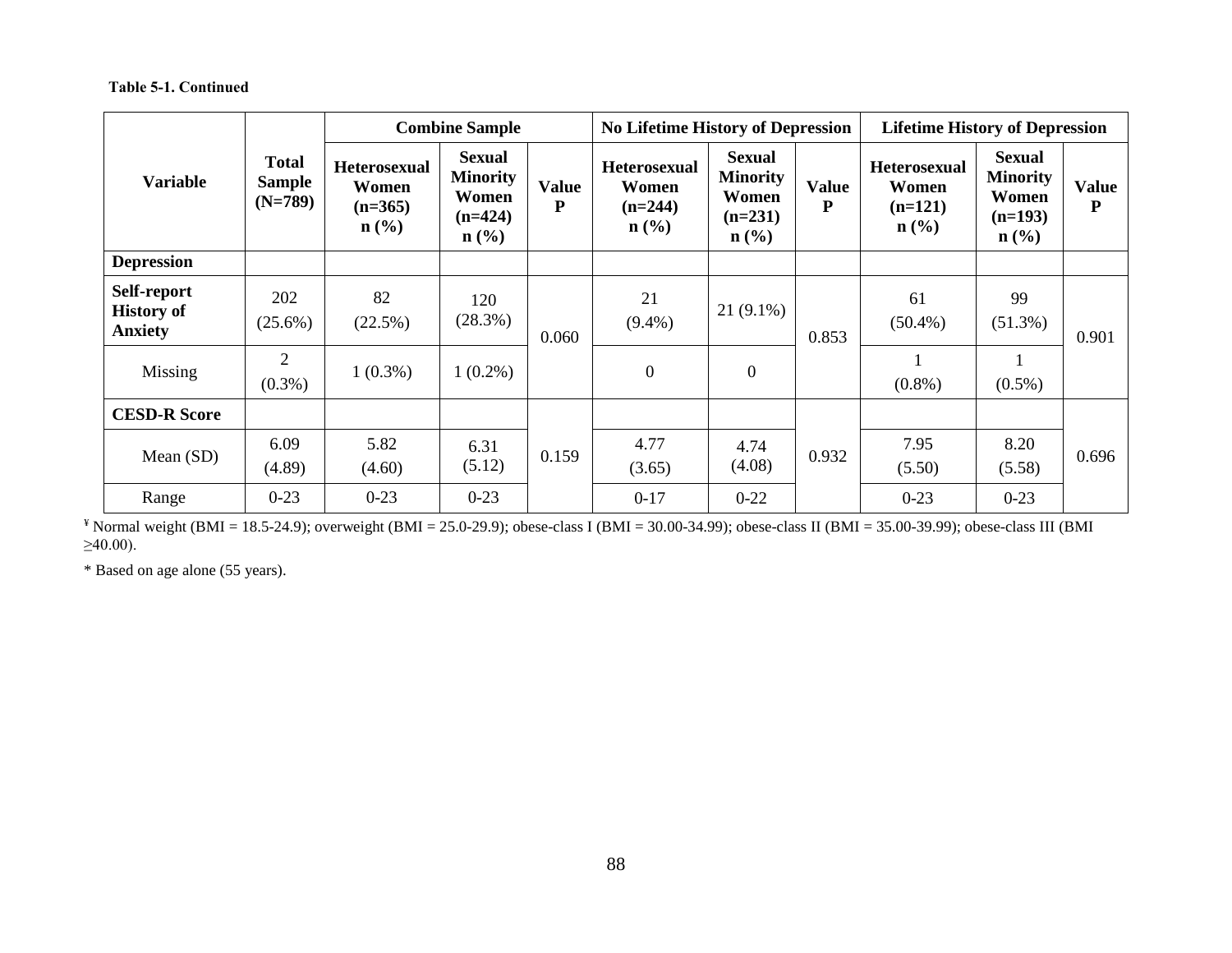**Table 5-1. Continued**

| Variable | Total Sample (N=789) | Combine Sample | | | No Lifetime History of Depression | | | Lifetime History of Depression | | |
|---|---|---|---|---|---|---|---|---|---|---|
| | | Heterosexual Women (n=365) n (%) | Sexual Minority Women (n=424) n (%) | Value P | Heterosexual Women (n=244) n (%) | Sexual Minority Women (n=231) n (%) | Value P | Heterosexual Women (n=121) n (%) | Sexual Minority Women (n=193) n (%) | Value P |
| **Depression** | | | | | | | | | | |
| **Self-report History of Anxiety** | 202 (25.6%) | 82 (22.5%) | 120 (28.3%) | 0.060 | 21 (9.4%) | 21 (9.1%) | 0.853 | 61 (50.4%) | 99 (51.3%) | 0.901 |
| Missing | 2 (0.3%) | 1 (0.3%) | 1 (0.2%) | | 0 | 0 | | 1 (0.8%) | 1 (0.5%) | |
| **CESD-R Score** | | | | | | | | | | |
| Mean (SD) | 6.09 (4.89) | 5.82 (4.60) | 6.31 (5.12) | 0.159 | 4.77 (3.65) | 4.74 (4.08) | 0.932 | 7.95 (5.50) | 8.20 (5.58) | 0.696 |
| Range | 0-23 | 0-23 | 0-23 | | 0-17 | 0-22 | | 0-23 | 0-23 | |

¥ Normal weight (BMI = 18.5-24.9); overweight (BMI = 25.0-29.9); obese-class I (BMI = 30.00-34.99); obese-class II (BMI = 35.00-39.99); obese-class III (BMI ≥40.00).

* Based on age alone (55 years).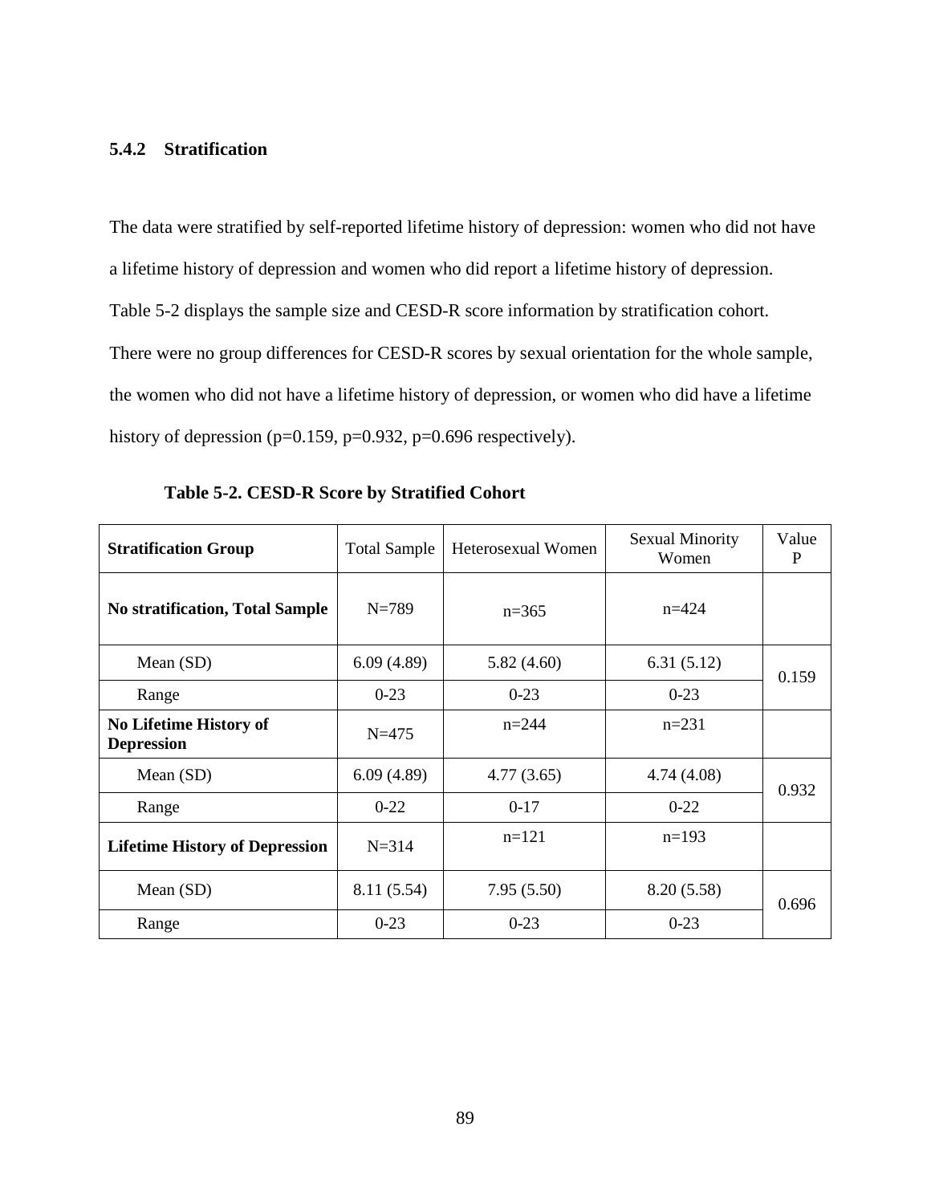### 5.4.2 Stratification

The data were stratified by self-reported lifetime history of depression: women who did not have a lifetime history of depression and women who did report a lifetime history of depression. Table 5-2 displays the sample size and CESD-R score information by stratification cohort. There were no group differences for CESD-R scores by sexual orientation for the whole sample, the women who did not have a lifetime history of depression, or women who did have a lifetime history of depression (p=0.159, p=0.932, p=0.696 respectively).

**Table 5-2. CESD-R Score by Stratified Cohort**

| Stratification Group | Total Sample | Heterosexual Women | Sexual Minority Women | Value P |
|---|---|---|---|---|
| **No stratification, Total Sample** | N=789 | n=365 | n=424 | |
| Mean (SD) | 6.09 (4.89) | 5.82 (4.60) | 6.31 (5.12) | 0.159 |
| Range | 0-23 | 0-23 | 0-23 | |
| **No Lifetime History of Depression** | N=475 | n=244 | n=231 | |
| Mean (SD) | 6.09 (4.89) | 4.77 (3.65) | 4.74 (4.08) | 0.932 |
| Range | 0-22 | 0-17 | 0-22 | |
| **Lifetime History of Depression** | N=314 | n=121 | n=193 | |
| Mean (SD) | 8.11 (5.54) | 7.95 (5.50) | 8.20 (5.58) | 0.696 |
| Range | 0-23 | 0-23 | 0-23 | |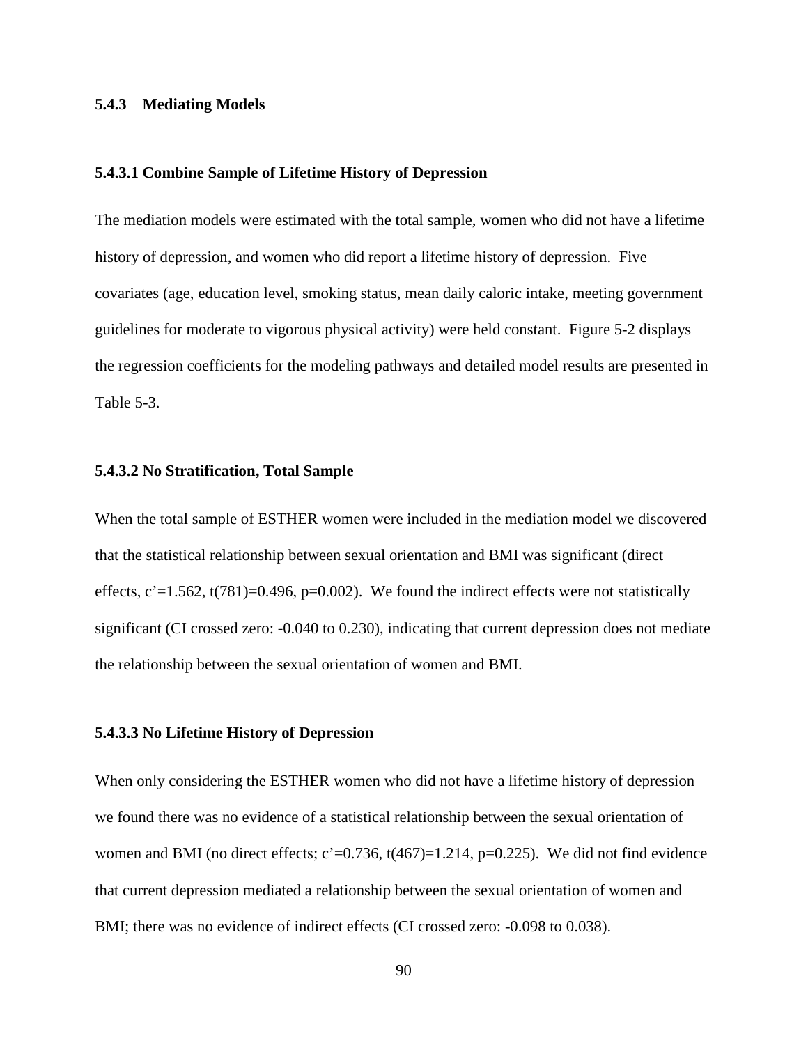### 5.4.3 Mediating Models

#### 5.4.3.1 Combine Sample of Lifetime History of Depression

The mediation models were estimated with the total sample, women who did not have a lifetime history of depression, and women who did report a lifetime history of depression. Five covariates (age, education level, smoking status, mean daily caloric intake, meeting government guidelines for moderate to vigorous physical activity) were held constant. Figure 5-2 displays the regression coefficients for the modeling pathways and detailed model results are presented in Table 5-3.

#### 5.4.3.2 No Stratification, Total Sample

When the total sample of ESTHER women were included in the mediation model we discovered that the statistical relationship between sexual orientation and BMI was significant (direct effects, $c'=1.562$, $t(781)=0.496$, $p=0.002$). We found the indirect effects were not statistically significant (CI crossed zero: -0.040 to 0.230), indicating that current depression does not mediate the relationship between the sexual orientation of women and BMI.

#### 5.4.3.3 No Lifetime History of Depression

When only considering the ESTHER women who did not have a lifetime history of depression we found there was no evidence of a statistical relationship between the sexual orientation of women and BMI (no direct effects; $c'=0.736$, $t(467)=1.214$, $p=0.225$). We did not find evidence that current depression mediated a relationship between the sexual orientation of women and BMI; there was no evidence of indirect effects (CI crossed zero: -0.098 to 0.038).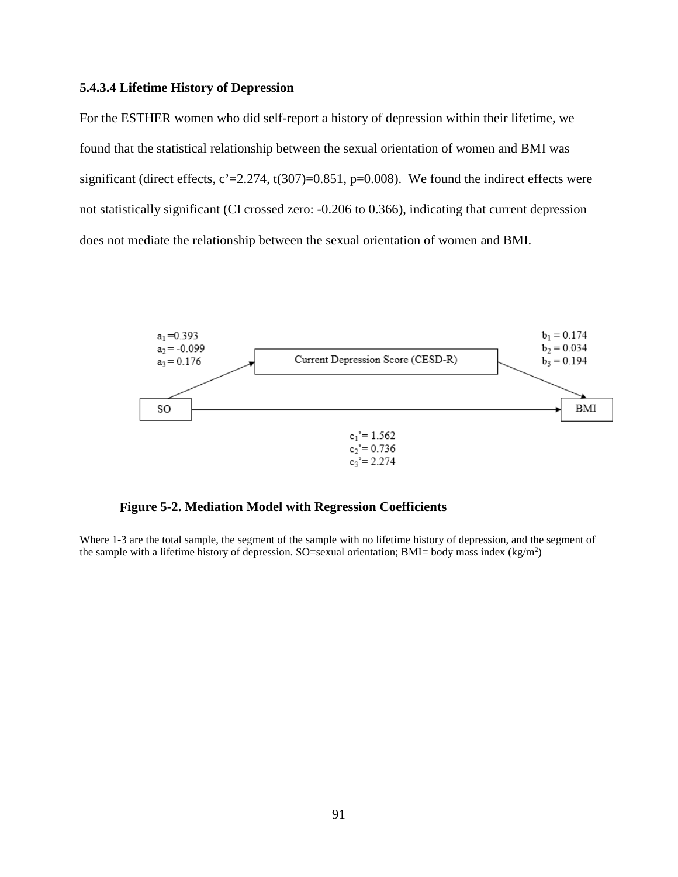#### 5.4.3.4 Lifetime History of Depression

For the ESTHER women who did self-report a history of depression within their lifetime, we found that the statistical relationship between the sexual orientation of women and BMI was significant (direct effects, c'=2.274, $t(307)=0.851$, $p=0.008$). We found the indirect effects were not statistically significant (CI crossed zero: -0.206 to 0.366), indicating that current depression does not mediate the relationship between the sexual orientation of women and BMI.

$a_1 = 0.393$
$a_2 = -0.099$
$a_3 = 0.176$

Current Depression Score (CESD-R)

$b_1 = 0.174$
$b_2 = 0.034$
$b_3 = 0.194$

SO

BMI

$c_1' = 1.562$
$c_2' = 0.736$
$c_3' = 2.274$

**Figure 5-2. Mediation Model with Regression Coefficients**

Where 1-3 are the total sample, the segment of the sample with no lifetime history of depression, and the segment of the sample with a lifetime history of depression. SO=sexual orientation; BMI= body mass index ($kg/m^2$)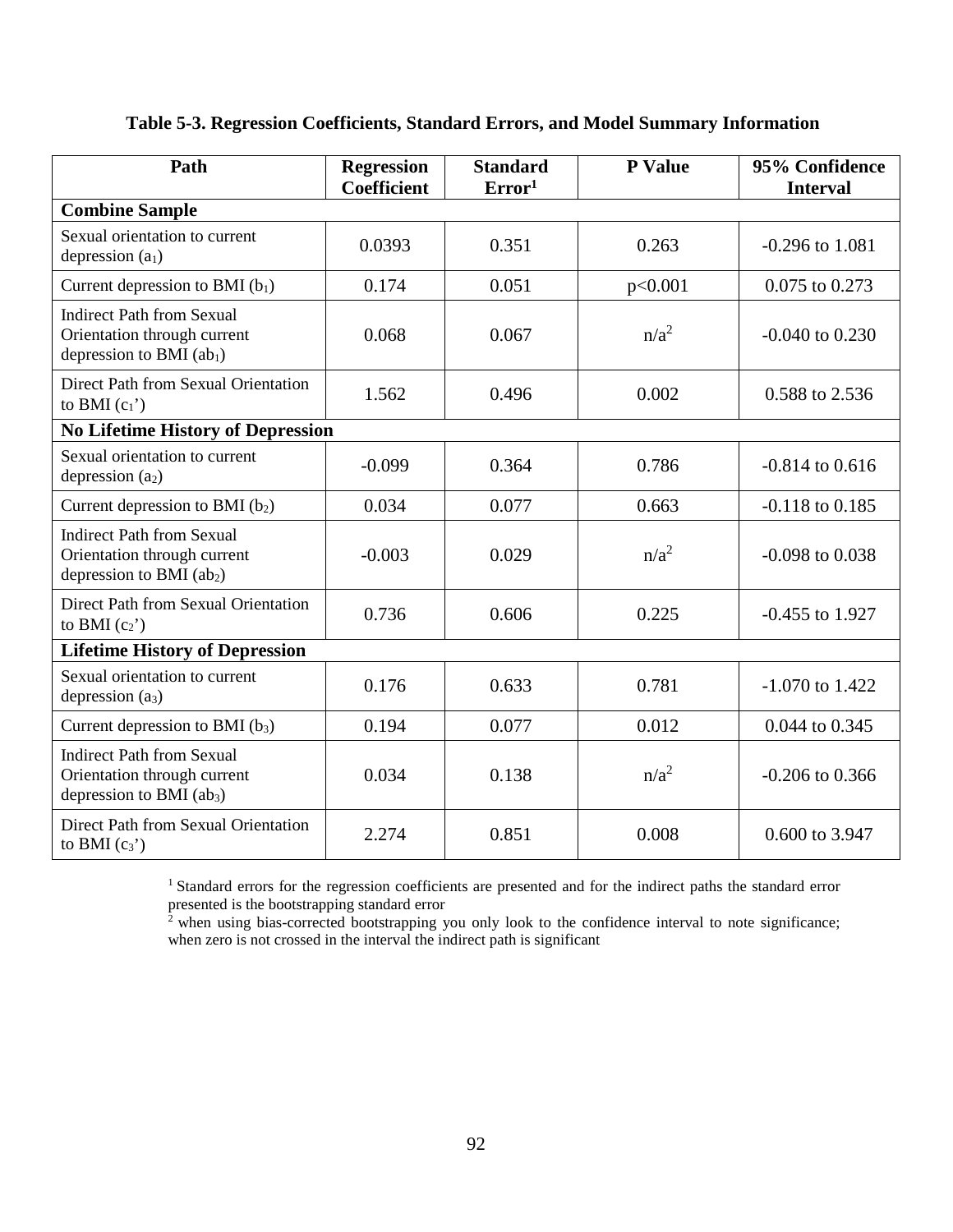**Table 5-3. Regression Coefficients, Standard Errors, and Model Summary Information**

| Path | Regression Coefficient | Standard Error[1] | P Value | 95% Confidence Interval |
|---|---|---|---|---|
| **Combine Sample** | | | | |
| Sexual orientation to current depression ($a_1$) | 0.0393 | 0.351 | 0.263 | -0.296 to 1.081 |
| Current depression to BMI ($b_1$) | 0.174 | 0.051 | p<0.001 | 0.075 to 0.273 |
| Indirect Path from Sexual Orientation through current depression to BMI ($ab_1$) | 0.068 | 0.067 | n/a[2] | -0.040 to 0.230 |
| Direct Path from Sexual Orientation to BMI ($c_1$') | 1.562 | 0.496 | 0.002 | 0.588 to 2.536 |
| **No Lifetime History of Depression** | | | | |
| Sexual orientation to current depression ($a_2$) | -0.099 | 0.364 | 0.786 | -0.814 to 0.616 |
| Current depression to BMI ($b_2$) | 0.034 | 0.077 | 0.663 | -0.118 to 0.185 |
| Indirect Path from Sexual Orientation through current depression to BMI ($ab_2$) | -0.003 | 0.029 | n/a[2] | -0.098 to 0.038 |
| Direct Path from Sexual Orientation to BMI ($c_2$') | 0.736 | 0.606 | 0.225 | -0.455 to 1.927 |
| **Lifetime History of Depression** | | | | |
| Sexual orientation to current depression ($a_3$) | 0.176 | 0.633 | 0.781 | -1.070 to 1.422 |
| Current depression to BMI ($b_3$) | 0.194 | 0.077 | 0.012 | 0.044 to 0.345 |
| Indirect Path from Sexual Orientation through current depression to BMI ($ab_3$) | 0.034 | 0.138 | n/a[2] | -0.206 to 0.366 |
| Direct Path from Sexual Orientation to BMI ($c_3$') | 2.274 | 0.851 | 0.008 | 0.600 to 3.947 |

[1] Standard errors for the regression coefficients are presented and for the indirect paths the standard error presented is the bootstrapping standard error

[2] when using bias-corrected bootstrapping you only look to the confidence interval to note significance; when zero is not crossed in the interval the indirect path is significant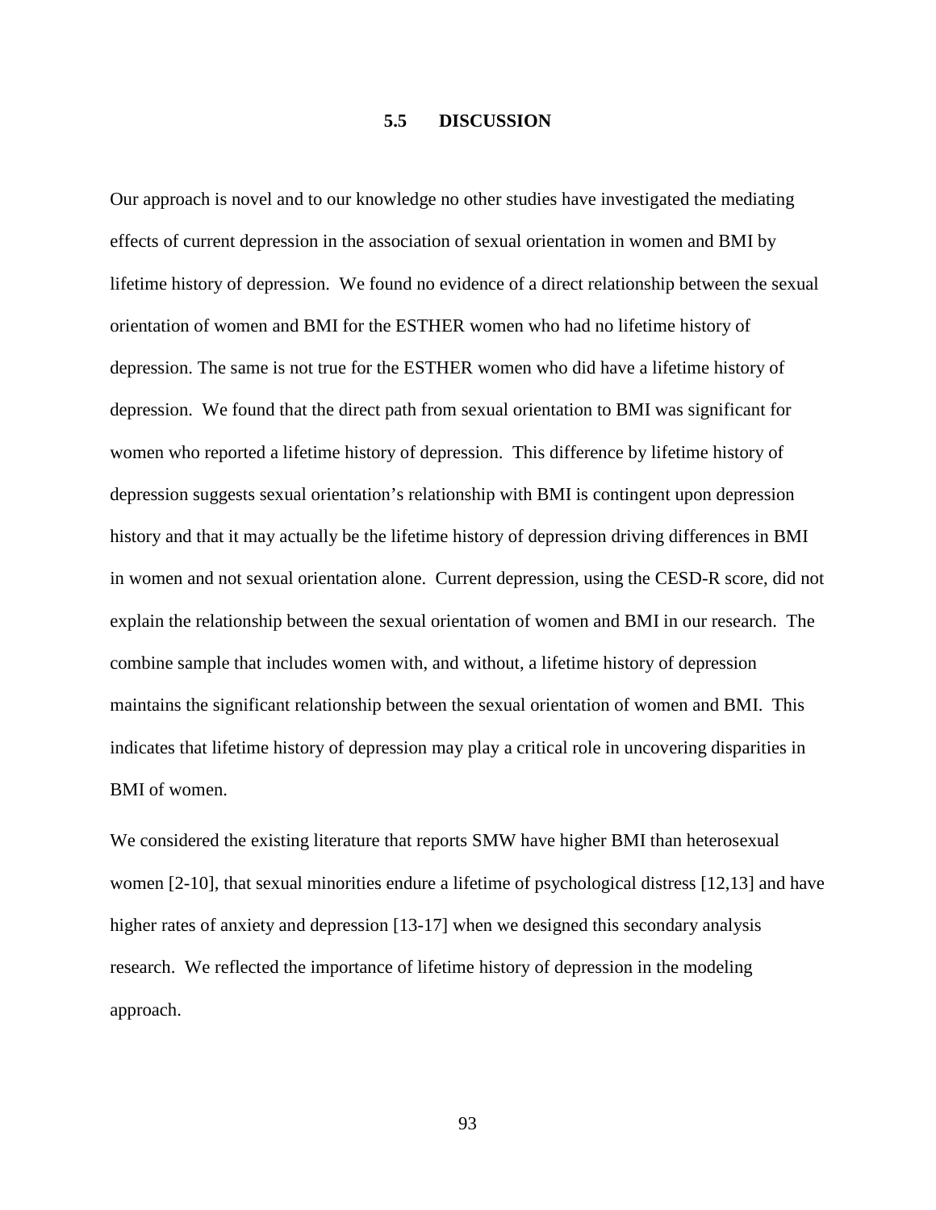### 5.5 DISCUSSION

Our approach is novel and to our knowledge no other studies have investigated the mediating effects of current depression in the association of sexual orientation in women and BMI by lifetime history of depression. We found no evidence of a direct relationship between the sexual orientation of women and BMI for the ESTHER women who had no lifetime history of depression. The same is not true for the ESTHER women who did have a lifetime history of depression. We found that the direct path from sexual orientation to BMI was significant for women who reported a lifetime history of depression. This difference by lifetime history of depression suggests sexual orientation's relationship with BMI is contingent upon depression history and that it may actually be the lifetime history of depression driving differences in BMI in women and not sexual orientation alone. Current depression, using the CESD-R score, did not explain the relationship between the sexual orientation of women and BMI in our research. The combine sample that includes women with, and without, a lifetime history of depression maintains the significant relationship between the sexual orientation of women and BMI. This indicates that lifetime history of depression may play a critical role in uncovering disparities in BMI of women.

We considered the existing literature that reports SMW have higher BMI than heterosexual women [2-10], that sexual minorities endure a lifetime of psychological distress [12,13] and have higher rates of anxiety and depression [13-17] when we designed this secondary analysis research. We reflected the importance of lifetime history of depression in the modeling approach.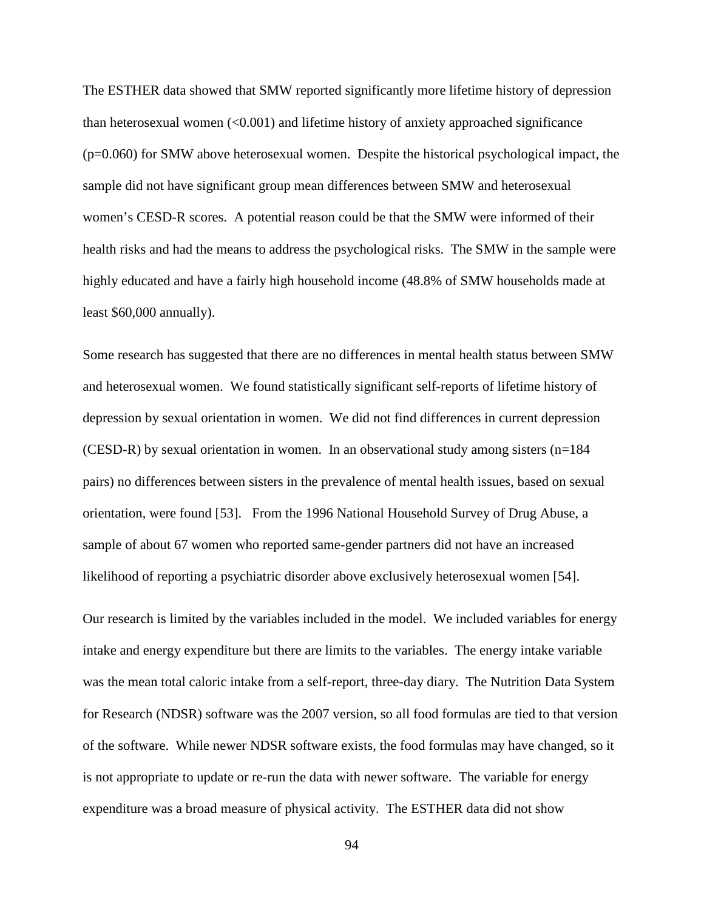The ESTHER data showed that SMW reported significantly more lifetime history of depression than heterosexual women (<0.001) and lifetime history of anxiety approached significance ($p=0.060$) for SMW above heterosexual women. Despite the historical psychological impact, the sample did not have significant group mean differences between SMW and heterosexual women's CESD-R scores. A potential reason could be that the SMW were informed of their health risks and had the means to address the psychological risks. The SMW in the sample were highly educated and have a fairly high household income (48.8% of SMW households made at least $60,000 annually).

Some research has suggested that there are no differences in mental health status between SMW and heterosexual women. We found statistically significant self-reports of lifetime history of depression by sexual orientation in women. We did not find differences in current depression (CESD-R) by sexual orientation in women. In an observational study among sisters ($n=184$ pairs) no differences between sisters in the prevalence of mental health issues, based on sexual orientation, were found [53]. From the 1996 National Household Survey of Drug Abuse, a sample of about 67 women who reported same-gender partners did not have an increased likelihood of reporting a psychiatric disorder above exclusively heterosexual women [54].

Our research is limited by the variables included in the model. We included variables for energy intake and energy expenditure but there are limits to the variables. The energy intake variable was the mean total caloric intake from a self-report, three-day diary. The Nutrition Data System for Research (NDSR) software was the 2007 version, so all food formulas are tied to that version of the software. While newer NDSR software exists, the food formulas may have changed, so it is not appropriate to update or re-run the data with newer software. The variable for energy expenditure was a broad measure of physical activity. The ESTHER data did not show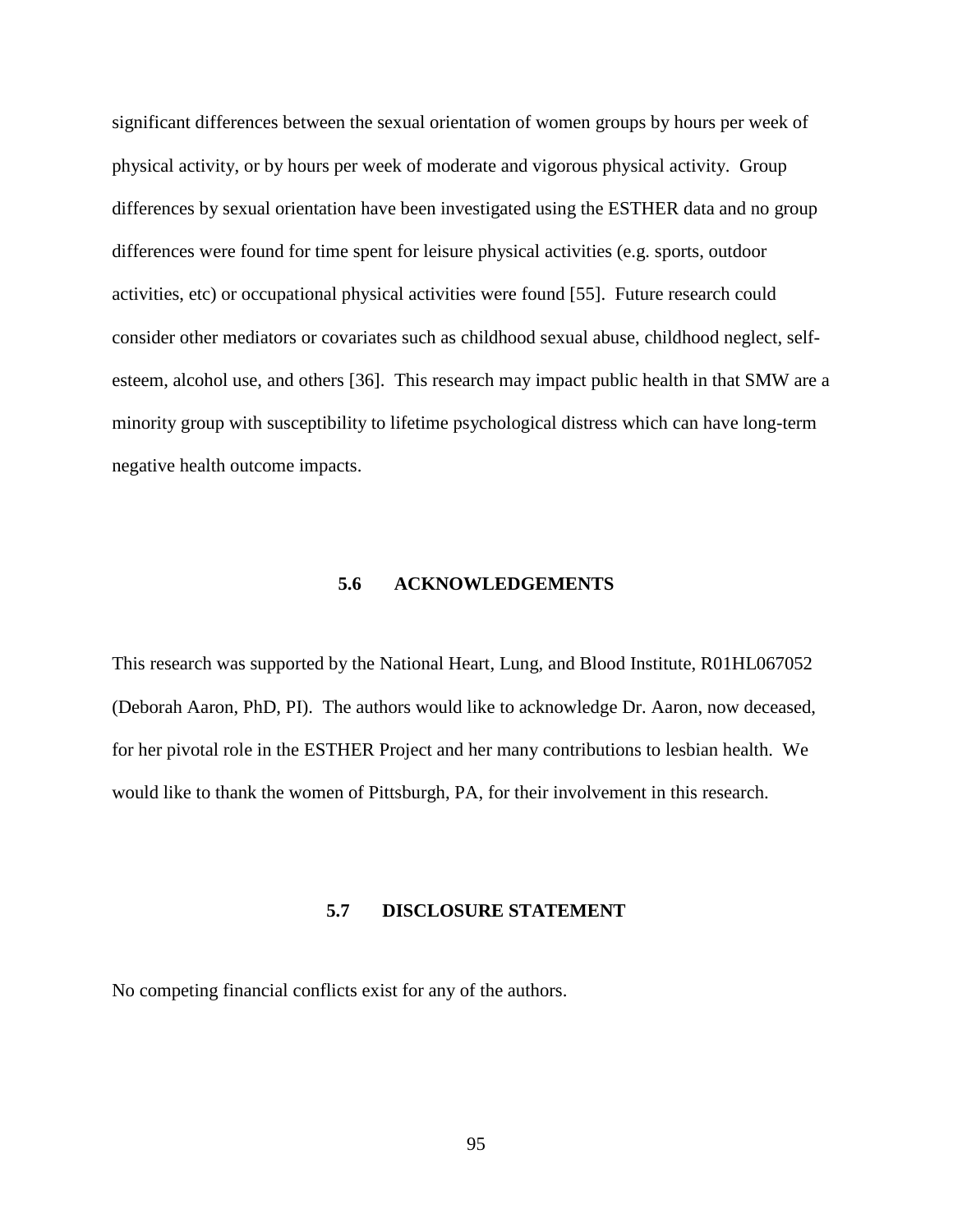significant differences between the sexual orientation of women groups by hours per week of physical activity, or by hours per week of moderate and vigorous physical activity. Group differences by sexual orientation have been investigated using the ESTHER data and no group differences were found for time spent for leisure physical activities (e.g. sports, outdoor activities, etc) or occupational physical activities were found [55]. Future research could consider other mediators or covariates such as childhood sexual abuse, childhood neglect, self-esteem, alcohol use, and others [36]. This research may impact public health in that SMW are a minority group with susceptibility to lifetime psychological distress which can have long-term negative health outcome impacts.

### 5.6 ACKNOWLEDGEMENTS

This research was supported by the National Heart, Lung, and Blood Institute, R01HL067052 (Deborah Aaron, PhD, PI). The authors would like to acknowledge Dr. Aaron, now deceased, for her pivotal role in the ESTHER Project and her many contributions to lesbian health. We would like to thank the women of Pittsburgh, PA, for their involvement in this research.

### 5.7 DISCLOSURE STATEMENT

No competing financial conflicts exist for any of the authors.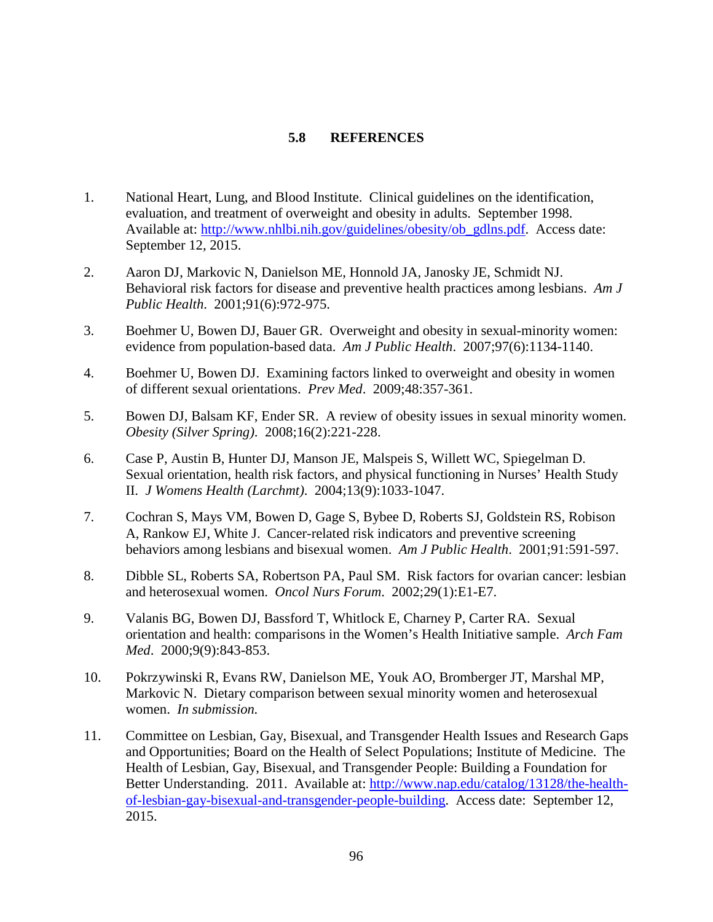## 5.8 REFERENCES

1. National Heart, Lung, and Blood Institute. Clinical guidelines on the identification, evaluation, and treatment of overweight and obesity in adults. September 1998. Available at: http://www.nhlbi.nih.gov/guidelines/obesity/ob_gdlns.pdf. Access date: September 12, 2015.

2. Aaron DJ, Markovic N, Danielson ME, Honnold JA, Janosky JE, Schmidt NJ. Behavioral risk factors for disease and preventive health practices among lesbians. *Am J Public Health*. 2001;91(6):972-975.

3. Boehmer U, Bowen DJ, Bauer GR. Overweight and obesity in sexual-minority women: evidence from population-based data. *Am J Public Health*. 2007;97(6):1134-1140.

4. Boehmer U, Bowen DJ. Examining factors linked to overweight and obesity in women of different sexual orientations. *Prev Med*. 2009;48:357-361.

5. Bowen DJ, Balsam KF, Ender SR. A review of obesity issues in sexual minority women. *Obesity (Silver Spring)*. 2008;16(2):221-228.

6. Case P, Austin B, Hunter DJ, Manson JE, Malspeis S, Willett WC, Spiegelman D. Sexual orientation, health risk factors, and physical functioning in Nurses' Health Study II. *J Womens Health (Larchmt)*. 2004;13(9):1033-1047.

7. Cochran S, Mays VM, Bowen D, Gage S, Bybee D, Roberts SJ, Goldstein RS, Robison A, Rankow EJ, White J. Cancer-related risk indicators and preventive screening behaviors among lesbians and bisexual women. *Am J Public Health*. 2001;91:591-597.

8. Dibble SL, Roberts SA, Robertson PA, Paul SM. Risk factors for ovarian cancer: lesbian and heterosexual women. *Oncol Nurs Forum*. 2002;29(1):E1-E7.

9. Valanis BG, Bowen DJ, Bassford T, Whitlock E, Charney P, Carter RA. Sexual orientation and health: comparisons in the Women's Health Initiative sample. *Arch Fam Med*. 2000;9(9):843-853.

10. Pokrzywinski R, Evans RW, Danielson ME, Youk AO, Bromberger JT, Marshal MP, Markovic N. Dietary comparison between sexual minority women and heterosexual women. *In submission.*

11. Committee on Lesbian, Gay, Bisexual, and Transgender Health Issues and Research Gaps and Opportunities; Board on the Health of Select Populations; Institute of Medicine. The Health of Lesbian, Gay, Bisexual, and Transgender People: Building a Foundation for Better Understanding. 2011. Available at: http://www.nap.edu/catalog/13128/the-health-of-lesbian-gay-bisexual-and-transgender-people-building. Access date: September 12, 2015.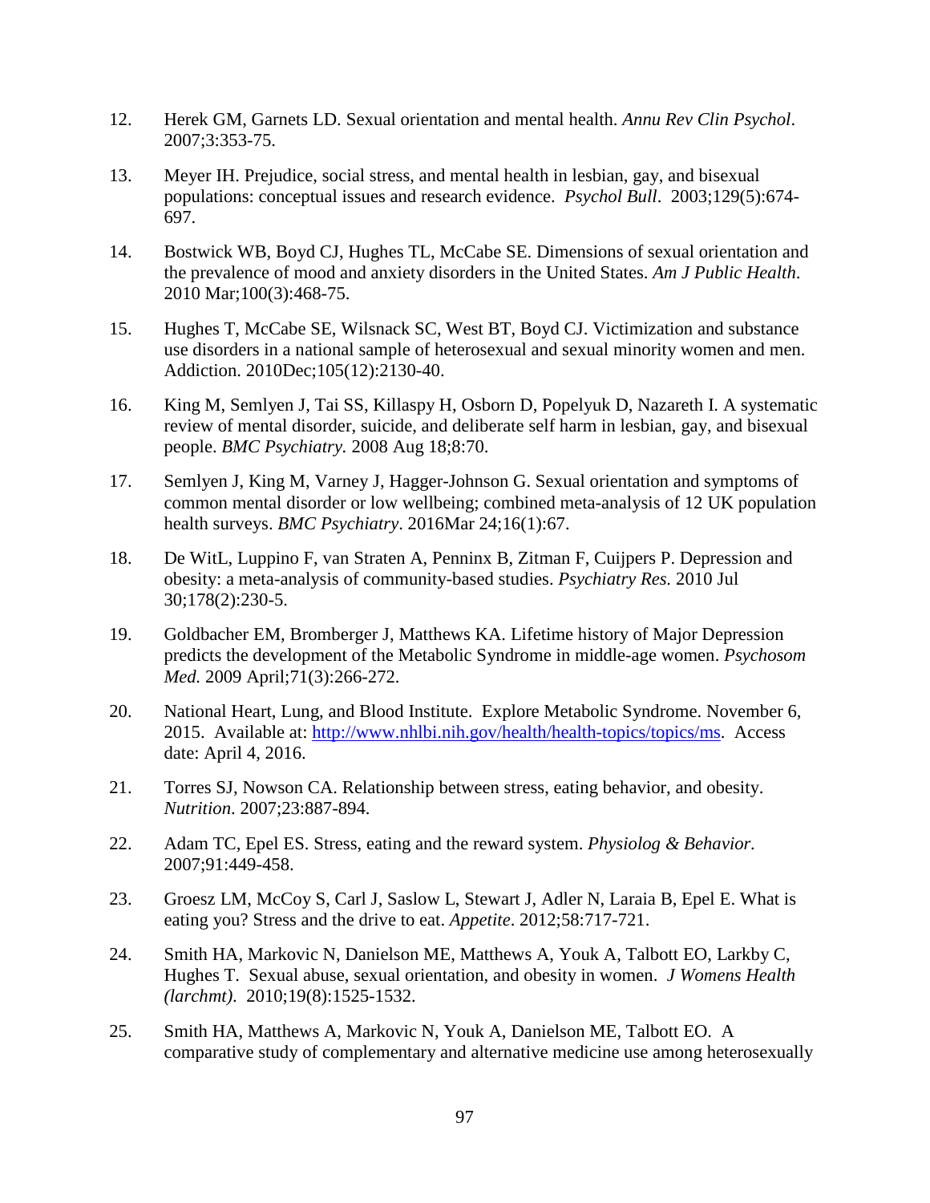12. Herek GM, Garnets LD. Sexual orientation and mental health. *Annu Rev Clin Psychol*. 2007;3:353-75.

13. Meyer IH. Prejudice, social stress, and mental health in lesbian, gay, and bisexual populations: conceptual issues and research evidence. *Psychol Bull*. 2003;129(5):674-697.

14. Bostwick WB, Boyd CJ, Hughes TL, McCabe SE. Dimensions of sexual orientation and the prevalence of mood and anxiety disorders in the United States. *Am J Public Health*. 2010 Mar;100(3):468-75.

15. Hughes T, McCabe SE, Wilsnack SC, West BT, Boyd CJ. Victimization and substance use disorders in a national sample of heterosexual and sexual minority women and men. Addiction. 2010Dec;105(12):2130-40.

16. King M, Semlyen J, Tai SS, Killaspy H, Osborn D, Popelyuk D, Nazareth I. A systematic review of mental disorder, suicide, and deliberate self harm in lesbian, gay, and bisexual people. *BMC Psychiatry.* 2008 Aug 18;8:70.

17. Semlyen J, King M, Varney J, Hagger-Johnson G. Sexual orientation and symptoms of common mental disorder or low wellbeing; combined meta-analysis of 12 UK population health surveys. *BMC Psychiatry*. 2016Mar 24;16(1):67.

18. De WitL, Luppino F, van Straten A, Penninx B, Zitman F, Cuijpers P. Depression and obesity: a meta-analysis of community-based studies. *Psychiatry Res.* 2010 Jul 30;178(2):230-5.

19. Goldbacher EM, Bromberger J, Matthews KA. Lifetime history of Major Depression predicts the development of the Metabolic Syndrome in middle-age women. *Psychosom Med.* 2009 April;71(3):266-272.

20. National Heart, Lung, and Blood Institute. Explore Metabolic Syndrome. November 6, 2015. Available at: http://www.nhlbi.nih.gov/health/health-topics/topics/ms. Access date: April 4, 2016.

21. Torres SJ, Nowson CA. Relationship between stress, eating behavior, and obesity. *Nutrition*. 2007;23:887-894.

22. Adam TC, Epel ES. Stress, eating and the reward system. *Physiolog & Behavior*. 2007;91:449-458.

23. Groesz LM, McCoy S, Carl J, Saslow L, Stewart J, Adler N, Laraia B, Epel E. What is eating you? Stress and the drive to eat. *Appetite*. 2012;58:717-721.

24. Smith HA, Markovic N, Danielson ME, Matthews A, Youk A, Talbott EO, Larkby C, Hughes T. Sexual abuse, sexual orientation, and obesity in women. *J Womens Health (larchmt).* 2010;19(8):1525-1532.

25. Smith HA, Matthews A, Markovic N, Youk A, Danielson ME, Talbott EO. A comparative study of complementary and alternative medicine use among heterosexually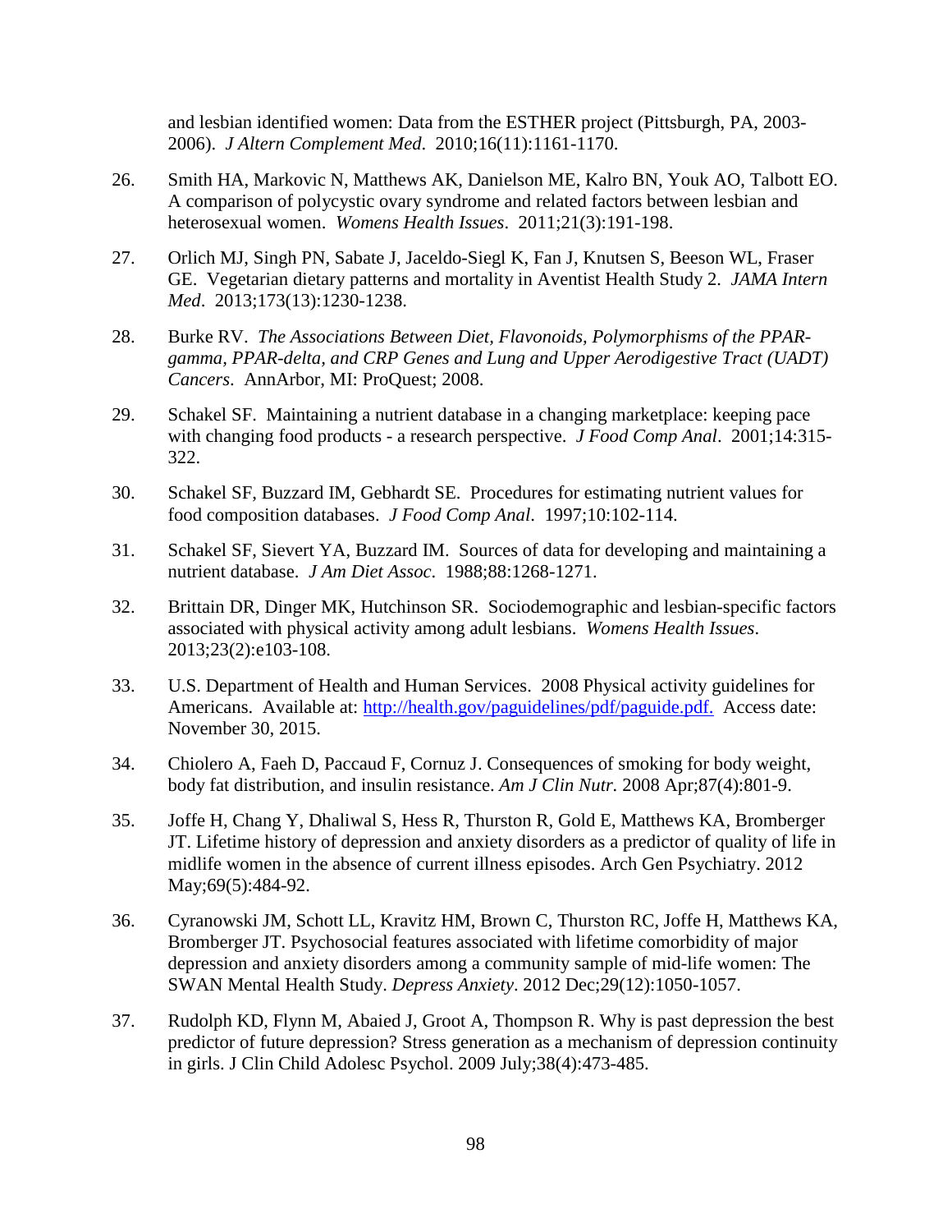and lesbian identified women: Data from the ESTHER project (Pittsburgh, PA, 2003-2006). *J Altern Complement Med*. 2010;16(11):1161-1170.

26. Smith HA, Markovic N, Matthews AK, Danielson ME, Kalro BN, Youk AO, Talbott EO. A comparison of polycystic ovary syndrome and related factors between lesbian and heterosexual women. *Womens Health Issues*. 2011;21(3):191-198.

27. Orlich MJ, Singh PN, Sabate J, Jaceldo-Siegl K, Fan J, Knutsen S, Beeson WL, Fraser GE. Vegetarian dietary patterns and mortality in Aventist Health Study 2. *JAMA Intern Med*. 2013;173(13):1230-1238.

28. Burke RV. *The Associations Between Diet, Flavonoids, Polymorphisms of the PPAR-gamma, PPAR-delta, and CRP Genes and Lung and Upper Aerodigestive Tract (UADT) Cancers*. AnnArbor, MI: ProQuest; 2008.

29. Schakel SF. Maintaining a nutrient database in a changing marketplace: keeping pace with changing food products - a research perspective. *J Food Comp Anal*. 2001;14:315-322.

30. Schakel SF, Buzzard IM, Gebhardt SE. Procedures for estimating nutrient values for food composition databases. *J Food Comp Anal*. 1997;10:102-114.

31. Schakel SF, Sievert YA, Buzzard IM. Sources of data for developing and maintaining a nutrient database. *J Am Diet Assoc*. 1988;88:1268-1271.

32. Brittain DR, Dinger MK, Hutchinson SR. Sociodemographic and lesbian-specific factors associated with physical activity among adult lesbians. *Womens Health Issues*. 2013;23(2):e103-108.

33. U.S. Department of Health and Human Services. 2008 Physical activity guidelines for Americans. Available at: http://health.gov/paguidelines/pdf/paguide.pdf. Access date: November 30, 2015.

34. Chiolero A, Faeh D, Paccaud F, Cornuz J. Consequences of smoking for body weight, body fat distribution, and insulin resistance. *Am J Clin Nutr.* 2008 Apr;87(4):801-9.

35. Joffe H, Chang Y, Dhaliwal S, Hess R, Thurston R, Gold E, Matthews KA, Bromberger JT. Lifetime history of depression and anxiety disorders as a predictor of quality of life in midlife women in the absence of current illness episodes. Arch Gen Psychiatry. 2012 May;69(5):484-92.

36. Cyranowski JM, Schott LL, Kravitz HM, Brown C, Thurston RC, Joffe H, Matthews KA, Bromberger JT. Psychosocial features associated with lifetime comorbidity of major depression and anxiety disorders among a community sample of mid-life women: The SWAN Mental Health Study. *Depress Anxiety*. 2012 Dec;29(12):1050-1057.

37. Rudolph KD, Flynn M, Abaied J, Groot A, Thompson R. Why is past depression the best predictor of future depression? Stress generation as a mechanism of depression continuity in girls. J Clin Child Adolesc Psychol. 2009 July;38(4):473-485.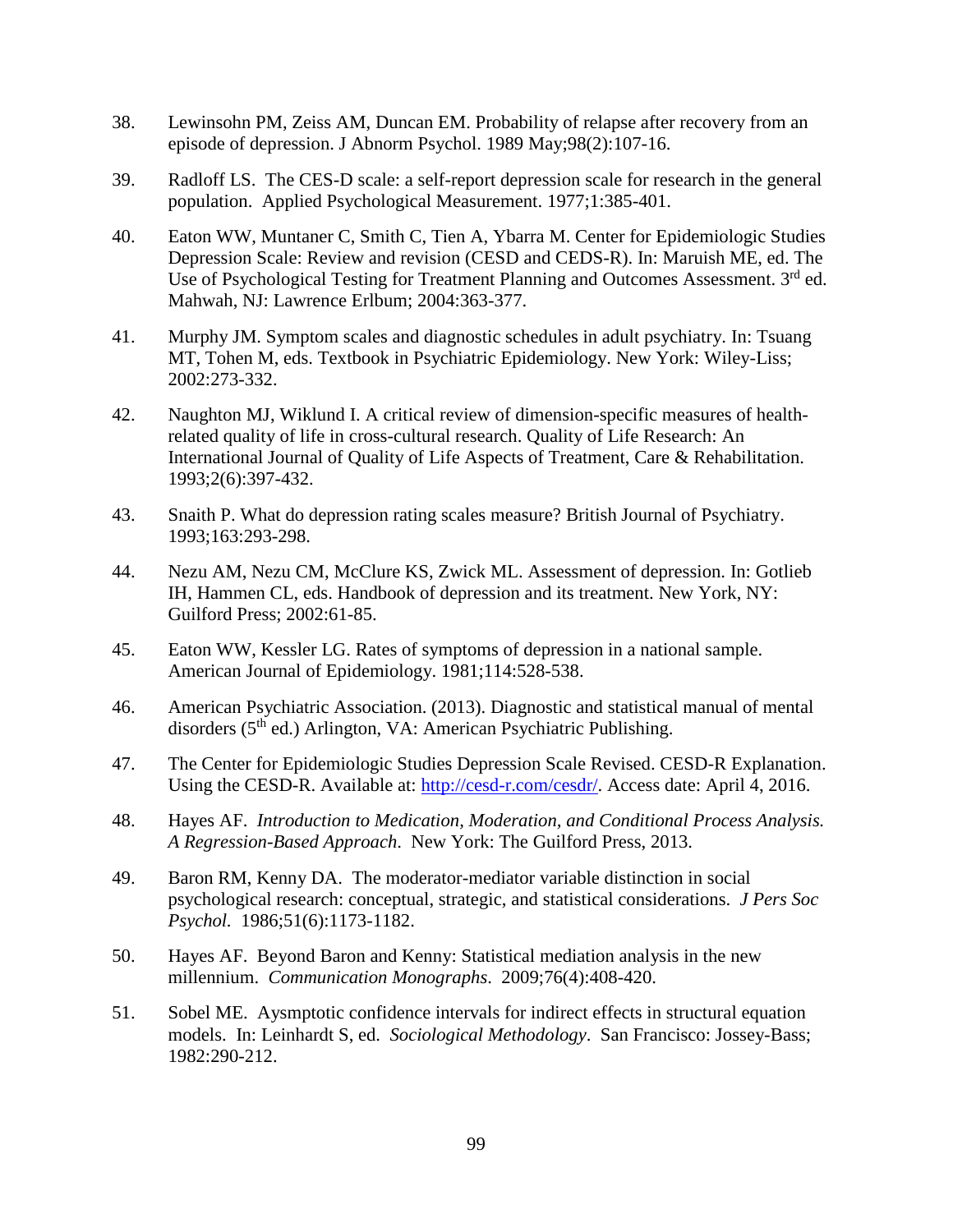38. Lewinsohn PM, Zeiss AM, Duncan EM. Probability of relapse after recovery from an episode of depression. J Abnorm Psychol. 1989 May;98(2):107-16.

39. Radloff LS. The CES-D scale: a self-report depression scale for research in the general population. Applied Psychological Measurement. 1977;1:385-401.

40. Eaton WW, Muntaner C, Smith C, Tien A, Ybarra M. Center for Epidemiologic Studies Depression Scale: Review and revision (CESD and CEDS-R). In: Maruish ME, ed. The Use of Psychological Testing for Treatment Planning and Outcomes Assessment. 3rd ed. Mahwah, NJ: Lawrence Erlbum; 2004:363-377.

41. Murphy JM. Symptom scales and diagnostic schedules in adult psychiatry. In: Tsuang MT, Tohen M, eds. Textbook in Psychiatric Epidemiology. New York: Wiley-Liss; 2002:273-332.

42. Naughton MJ, Wiklund I. A critical review of dimension-specific measures of health-related quality of life in cross-cultural research. Quality of Life Research: An International Journal of Quality of Life Aspects of Treatment, Care & Rehabilitation. 1993;2(6):397-432.

43. Snaith P. What do depression rating scales measure? British Journal of Psychiatry. 1993;163:293-298.

44. Nezu AM, Nezu CM, McClure KS, Zwick ML. Assessment of depression. In: Gotlieb IH, Hammen CL, eds. Handbook of depression and its treatment. New York, NY: Guilford Press; 2002:61-85.

45. Eaton WW, Kessler LG. Rates of symptoms of depression in a national sample. American Journal of Epidemiology. 1981;114:528-538.

46. American Psychiatric Association. (2013). Diagnostic and statistical manual of mental disorders (5th ed.) Arlington, VA: American Psychiatric Publishing.

47. The Center for Epidemiologic Studies Depression Scale Revised. CESD-R Explanation. Using the CESD-R. Available at: http://cesd-r.com/cesdr/. Access date: April 4, 2016.

48. Hayes AF. *Introduction to Medication, Moderation, and Conditional Process Analysis. A Regression-Based Approach*. New York: The Guilford Press, 2013.

49. Baron RM, Kenny DA. The moderator-mediator variable distinction in social psychological research: conceptual, strategic, and statistical considerations. *J Pers Soc Psychol*. 1986;51(6):1173-1182.

50. Hayes AF. Beyond Baron and Kenny: Statistical mediation analysis in the new millennium. *Communication Monographs*. 2009;76(4):408-420.

51. Sobel ME. Aysmptotic confidence intervals for indirect effects in structural equation models. In: Leinhardt S, ed. *Sociological Methodology*. San Francisco: Jossey-Bass; 1982:290-212.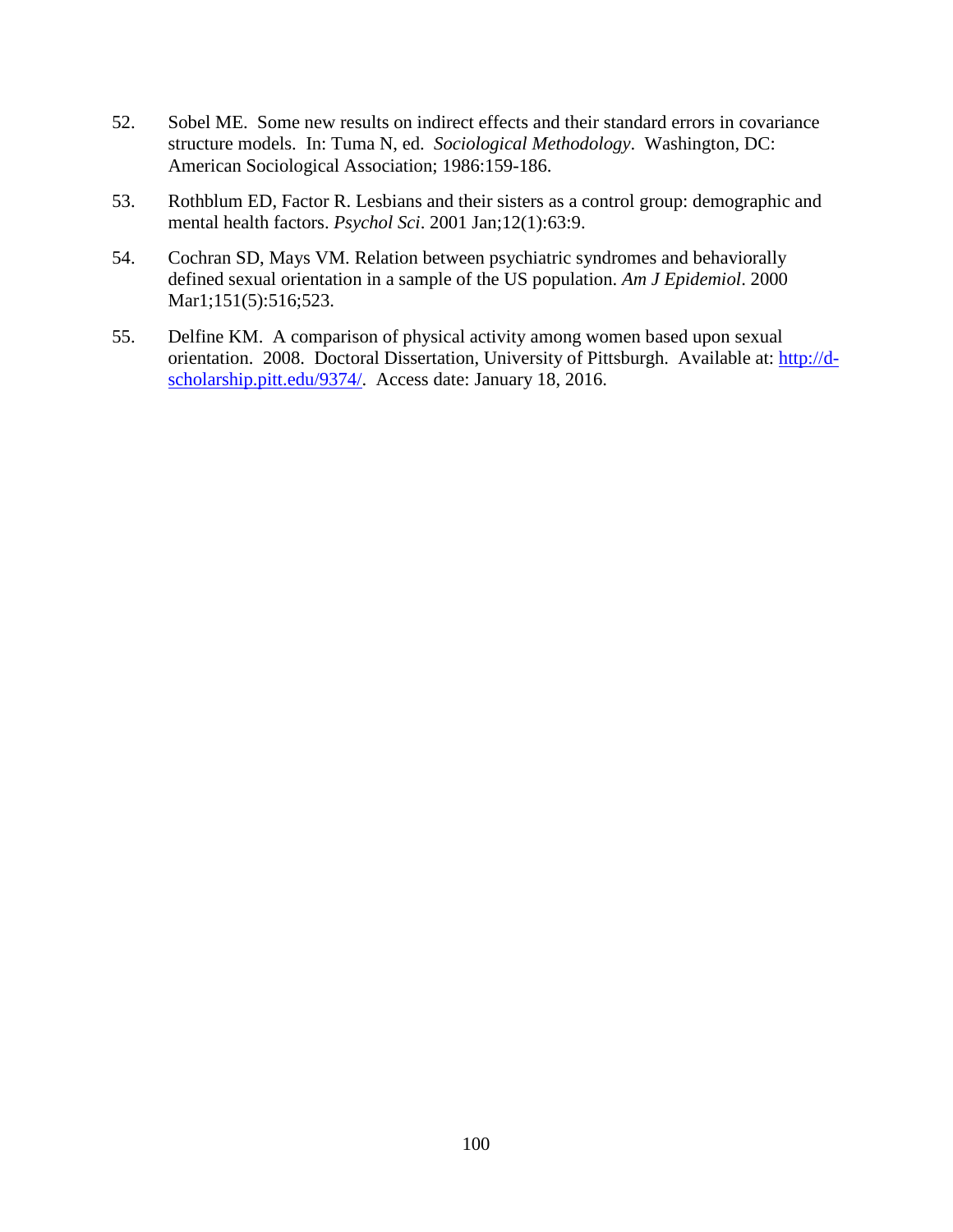52. Sobel ME. Some new results on indirect effects and their standard errors in covariance structure models. In: Tuma N, ed. *Sociological Methodology*. Washington, DC: American Sociological Association; 1986:159-186.

53. Rothblum ED, Factor R. Lesbians and their sisters as a control group: demographic and mental health factors. *Psychol Sci*. 2001 Jan;12(1):63:9.

54. Cochran SD, Mays VM. Relation between psychiatric syndromes and behaviorally defined sexual orientation in a sample of the US population. *Am J Epidemiol*. 2000 Mar1;151(5):516;523.

55. Delfine KM. A comparison of physical activity among women based upon sexual orientation. 2008. Doctoral Dissertation, University of Pittsburgh. Available at: [http://d-scholarship.pitt.edu/9374/](http://d-scholarship.pitt.edu/9374/). Access date: January 18, 2016.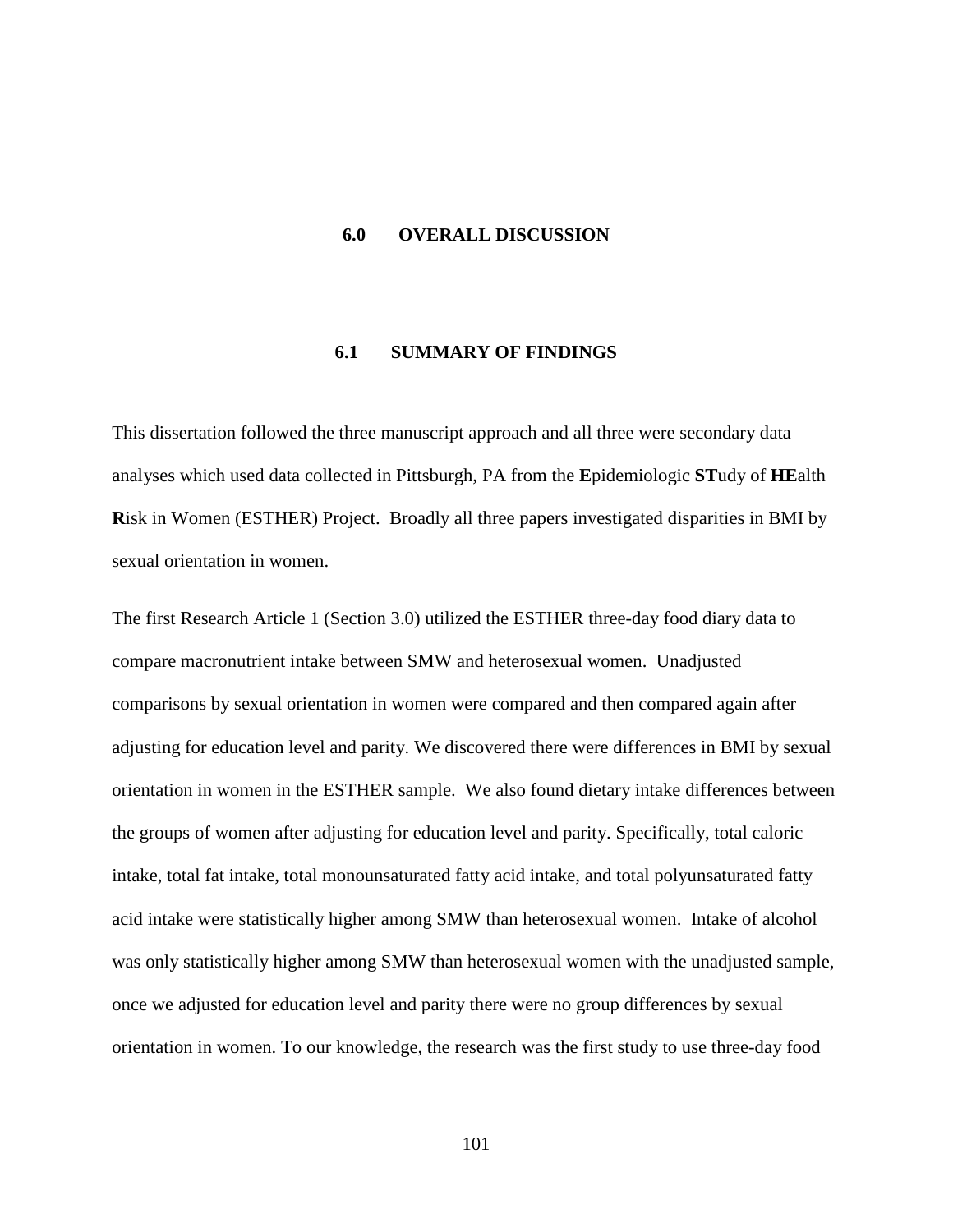# 6.0 OVERALL DISCUSSION

## 6.1 SUMMARY OF FINDINGS

This dissertation followed the three manuscript approach and all three were secondary data analyses which used data collected in Pittsburgh, PA from the **E**pidemiologic **ST**udy of **HE**alth **R**isk in Women (ESTHER) Project. Broadly all three papers investigated disparities in BMI by sexual orientation in women.

The first Research Article 1 (Section 3.0) utilized the ESTHER three-day food diary data to compare macronutrient intake between SMW and heterosexual women. Unadjusted comparisons by sexual orientation in women were compared and then compared again after adjusting for education level and parity. We discovered there were differences in BMI by sexual orientation in women in the ESTHER sample. We also found dietary intake differences between the groups of women after adjusting for education level and parity. Specifically, total caloric intake, total fat intake, total monounsaturated fatty acid intake, and total polyunsaturated fatty acid intake were statistically higher among SMW than heterosexual women. Intake of alcohol was only statistically higher among SMW than heterosexual women with the unadjusted sample, once we adjusted for education level and parity there were no group differences by sexual orientation in women. To our knowledge, the research was the first study to use three-day food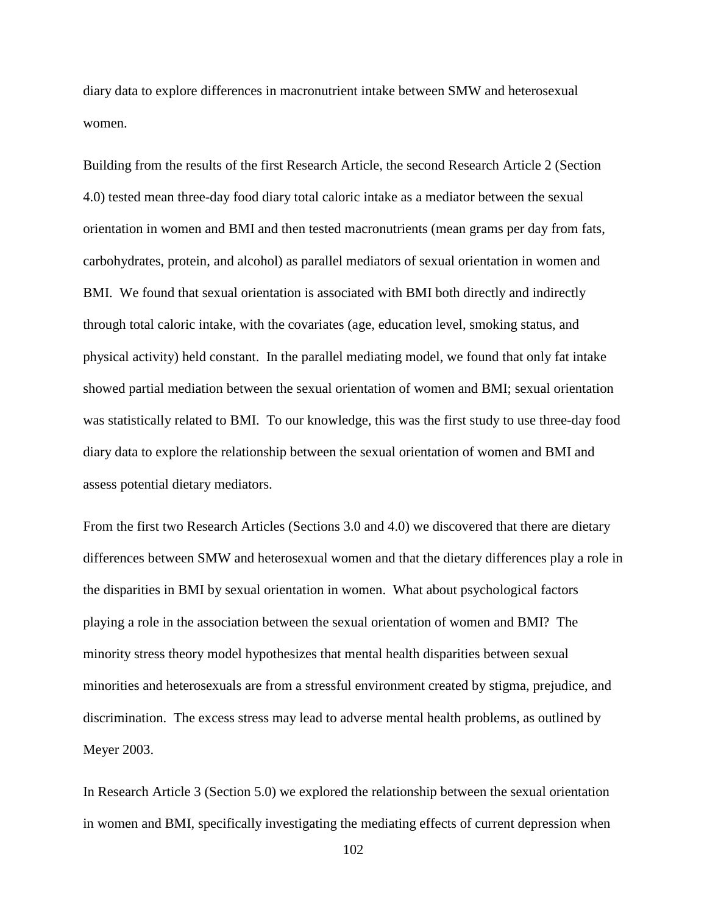diary data to explore differences in macronutrient intake between SMW and heterosexual women.

Building from the results of the first Research Article, the second Research Article 2 (Section 4.0) tested mean three-day food diary total caloric intake as a mediator between the sexual orientation in women and BMI and then tested macronutrients (mean grams per day from fats, carbohydrates, protein, and alcohol) as parallel mediators of sexual orientation in women and BMI. We found that sexual orientation is associated with BMI both directly and indirectly through total caloric intake, with the covariates (age, education level, smoking status, and physical activity) held constant. In the parallel mediating model, we found that only fat intake showed partial mediation between the sexual orientation of women and BMI; sexual orientation was statistically related to BMI. To our knowledge, this was the first study to use three-day food diary data to explore the relationship between the sexual orientation of women and BMI and assess potential dietary mediators.

From the first two Research Articles (Sections 3.0 and 4.0) we discovered that there are dietary differences between SMW and heterosexual women and that the dietary differences play a role in the disparities in BMI by sexual orientation in women. What about psychological factors playing a role in the association between the sexual orientation of women and BMI? The minority stress theory model hypothesizes that mental health disparities between sexual minorities and heterosexuals are from a stressful environment created by stigma, prejudice, and discrimination. The excess stress may lead to adverse mental health problems, as outlined by Meyer 2003.

In Research Article 3 (Section 5.0) we explored the relationship between the sexual orientation in women and BMI, specifically investigating the mediating effects of current depression when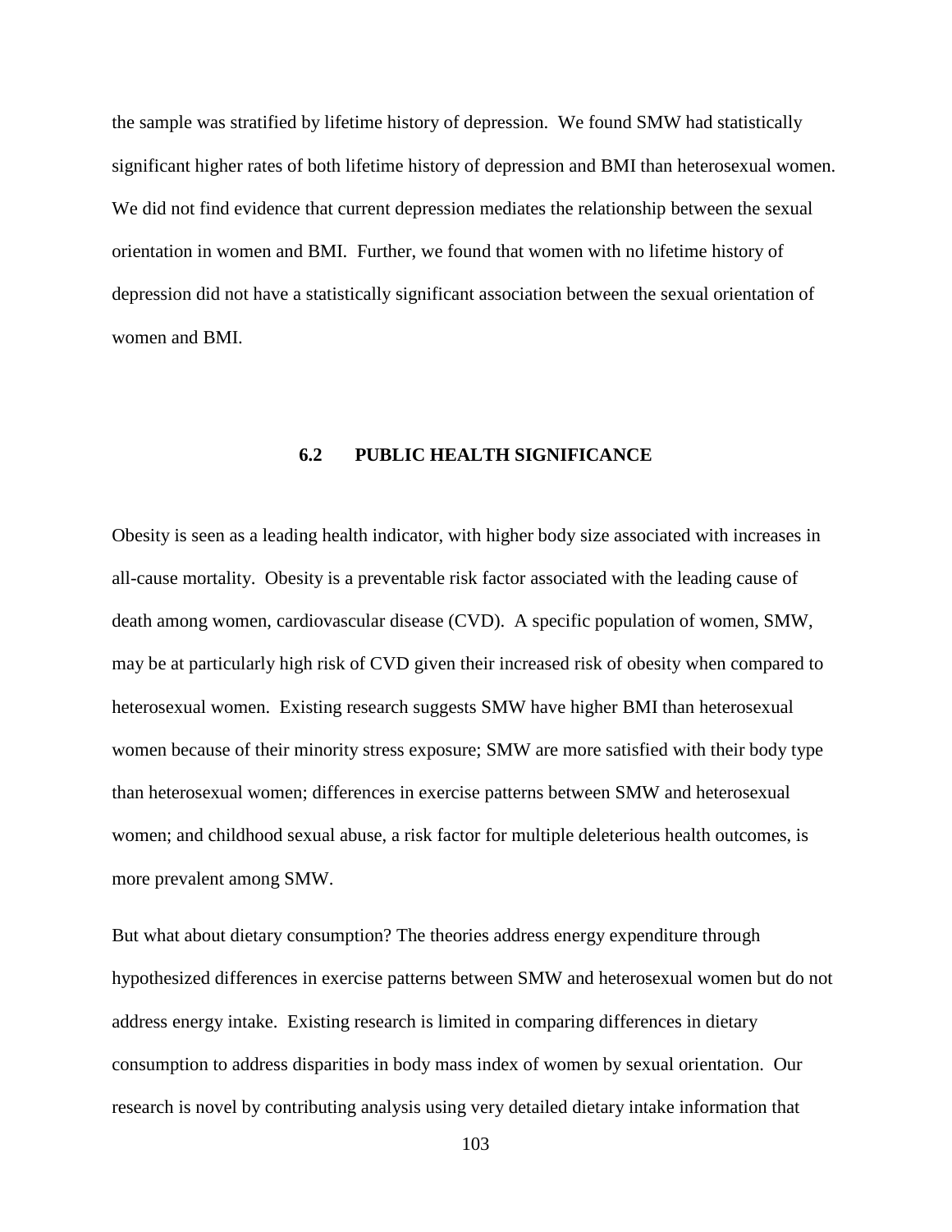the sample was stratified by lifetime history of depression. We found SMW had statistically significant higher rates of both lifetime history of depression and BMI than heterosexual women. We did not find evidence that current depression mediates the relationship between the sexual orientation in women and BMI. Further, we found that women with no lifetime history of depression did not have a statistically significant association between the sexual orientation of women and BMI.

## 6.2 PUBLIC HEALTH SIGNIFICANCE

Obesity is seen as a leading health indicator, with higher body size associated with increases in all-cause mortality. Obesity is a preventable risk factor associated with the leading cause of death among women, cardiovascular disease (CVD). A specific population of women, SMW, may be at particularly high risk of CVD given their increased risk of obesity when compared to heterosexual women. Existing research suggests SMW have higher BMI than heterosexual women because of their minority stress exposure; SMW are more satisfied with their body type than heterosexual women; differences in exercise patterns between SMW and heterosexual women; and childhood sexual abuse, a risk factor for multiple deleterious health outcomes, is more prevalent among SMW.

But what about dietary consumption? The theories address energy expenditure through hypothesized differences in exercise patterns between SMW and heterosexual women but do not address energy intake. Existing research is limited in comparing differences in dietary consumption to address disparities in body mass index of women by sexual orientation. Our research is novel by contributing analysis using very detailed dietary intake information that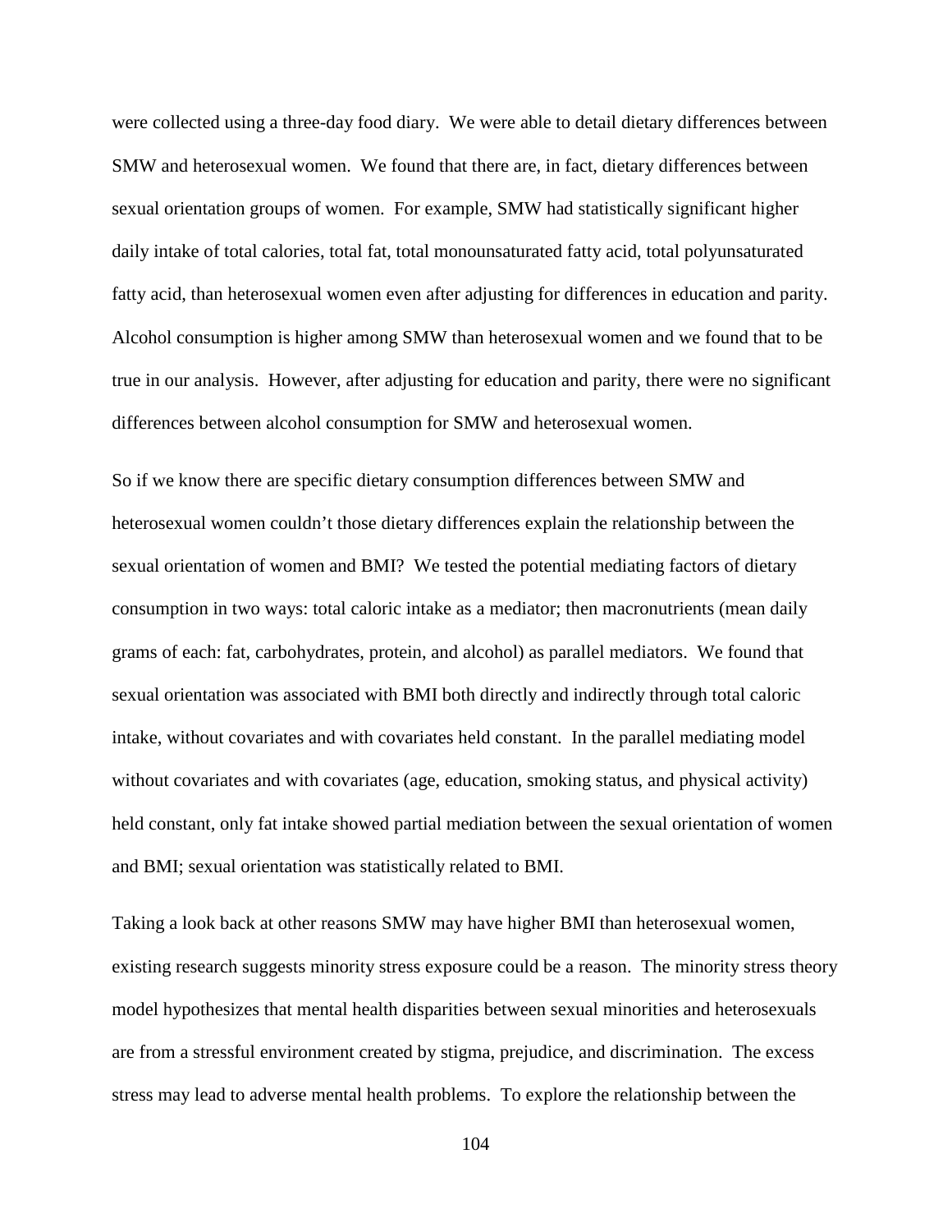were collected using a three-day food diary. We were able to detail dietary differences between SMW and heterosexual women. We found that there are, in fact, dietary differences between sexual orientation groups of women. For example, SMW had statistically significant higher daily intake of total calories, total fat, total monounsaturated fatty acid, total polyunsaturated fatty acid, than heterosexual women even after adjusting for differences in education and parity. Alcohol consumption is higher among SMW than heterosexual women and we found that to be true in our analysis. However, after adjusting for education and parity, there were no significant differences between alcohol consumption for SMW and heterosexual women.

So if we know there are specific dietary consumption differences between SMW and heterosexual women couldn't those dietary differences explain the relationship between the sexual orientation of women and BMI? We tested the potential mediating factors of dietary consumption in two ways: total caloric intake as a mediator; then macronutrients (mean daily grams of each: fat, carbohydrates, protein, and alcohol) as parallel mediators. We found that sexual orientation was associated with BMI both directly and indirectly through total caloric intake, without covariates and with covariates held constant. In the parallel mediating model without covariates and with covariates (age, education, smoking status, and physical activity) held constant, only fat intake showed partial mediation between the sexual orientation of women and BMI; sexual orientation was statistically related to BMI.

Taking a look back at other reasons SMW may have higher BMI than heterosexual women, existing research suggests minority stress exposure could be a reason. The minority stress theory model hypothesizes that mental health disparities between sexual minorities and heterosexuals are from a stressful environment created by stigma, prejudice, and discrimination. The excess stress may lead to adverse mental health problems. To explore the relationship between the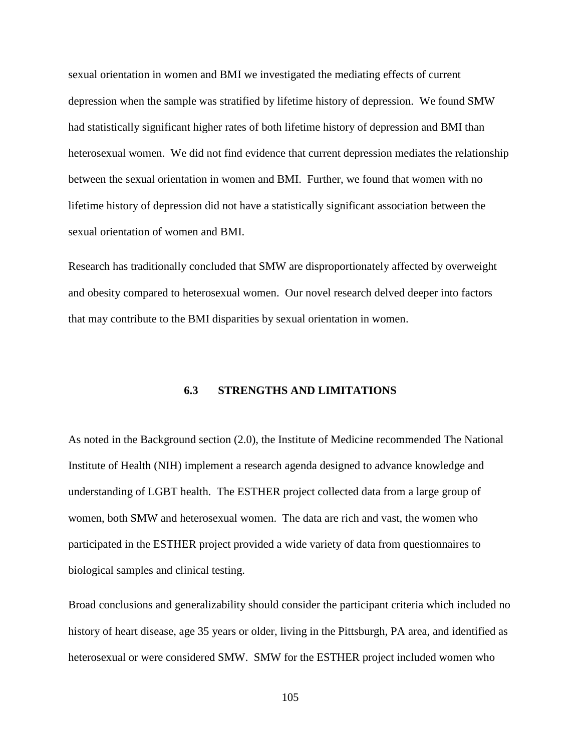sexual orientation in women and BMI we investigated the mediating effects of current depression when the sample was stratified by lifetime history of depression. We found SMW had statistically significant higher rates of both lifetime history of depression and BMI than heterosexual women. We did not find evidence that current depression mediates the relationship between the sexual orientation in women and BMI. Further, we found that women with no lifetime history of depression did not have a statistically significant association between the sexual orientation of women and BMI.

Research has traditionally concluded that SMW are disproportionately affected by overweight and obesity compared to heterosexual women. Our novel research delved deeper into factors that may contribute to the BMI disparities by sexual orientation in women.

## 6.3 STRENGTHS AND LIMITATIONS

As noted in the Background section (2.0), the Institute of Medicine recommended The National Institute of Health (NIH) implement a research agenda designed to advance knowledge and understanding of LGBT health. The ESTHER project collected data from a large group of women, both SMW and heterosexual women. The data are rich and vast, the women who participated in the ESTHER project provided a wide variety of data from questionnaires to biological samples and clinical testing.

Broad conclusions and generalizability should consider the participant criteria which included no history of heart disease, age 35 years or older, living in the Pittsburgh, PA area, and identified as heterosexual or were considered SMW. SMW for the ESTHER project included women who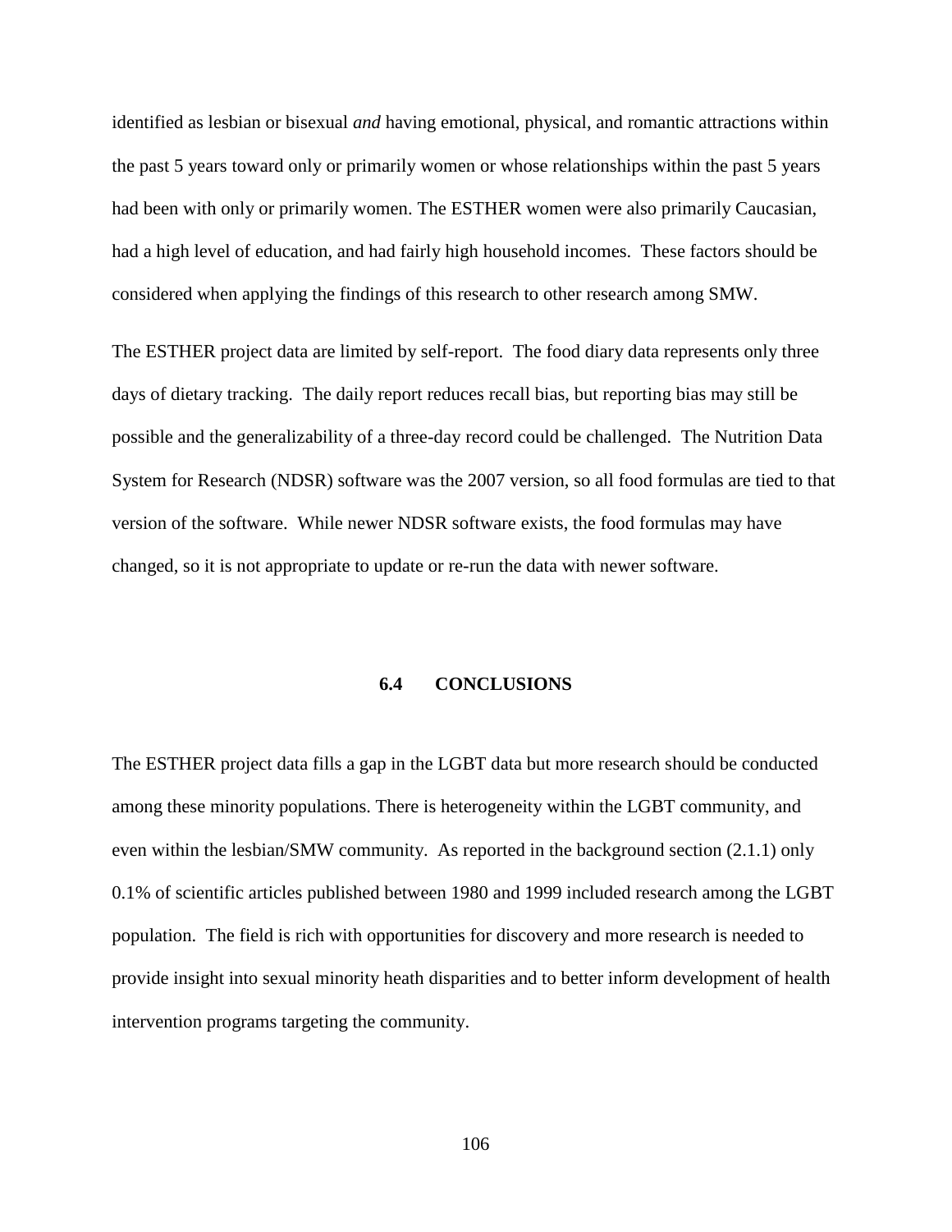identified as lesbian or bisexual *and* having emotional, physical, and romantic attractions within the past 5 years toward only or primarily women or whose relationships within the past 5 years had been with only or primarily women. The ESTHER women were also primarily Caucasian, had a high level of education, and had fairly high household incomes. These factors should be considered when applying the findings of this research to other research among SMW.

The ESTHER project data are limited by self-report. The food diary data represents only three days of dietary tracking. The daily report reduces recall bias, but reporting bias may still be possible and the generalizability of a three-day record could be challenged. The Nutrition Data System for Research (NDSR) software was the 2007 version, so all food formulas are tied to that version of the software. While newer NDSR software exists, the food formulas may have changed, so it is not appropriate to update or re-run the data with newer software.

### 6.4 CONCLUSIONS

The ESTHER project data fills a gap in the LGBT data but more research should be conducted among these minority populations. There is heterogeneity within the LGBT community, and even within the lesbian/SMW community. As reported in the background section (2.1.1) only 0.1% of scientific articles published between 1980 and 1999 included research among the LGBT population. The field is rich with opportunities for discovery and more research is needed to provide insight into sexual minority heath disparities and to better inform development of health intervention programs targeting the community.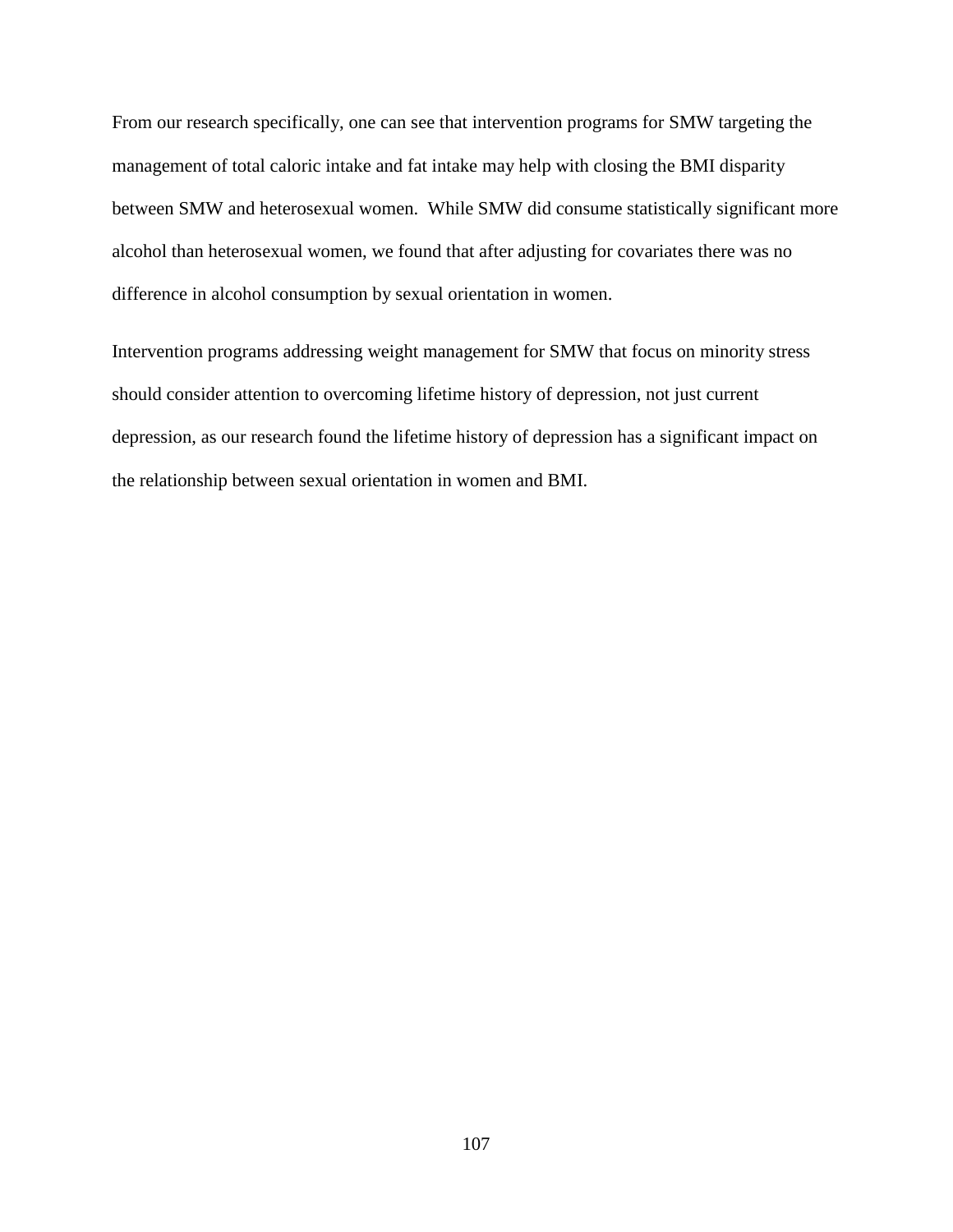From our research specifically, one can see that intervention programs for SMW targeting the management of total caloric intake and fat intake may help with closing the BMI disparity between SMW and heterosexual women.  While SMW did consume statistically significant more alcohol than heterosexual women, we found that after adjusting for covariates there was no difference in alcohol consumption by sexual orientation in women.

Intervention programs addressing weight management for SMW that focus on minority stress should consider attention to overcoming lifetime history of depression, not just current depression, as our research found the lifetime history of depression has a significant impact on the relationship between sexual orientation in women and BMI.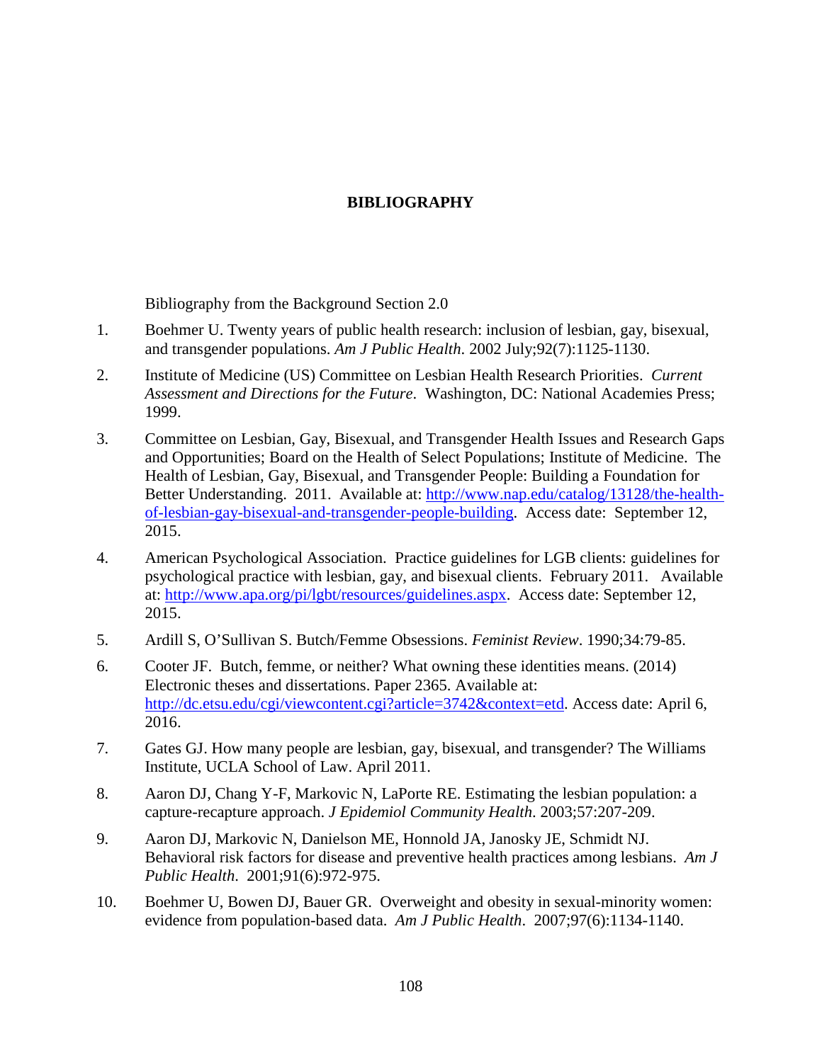# BIBLIOGRAPHY

Bibliography from the Background Section 2.0

1. Boehmer U. Twenty years of public health research: inclusion of lesbian, gay, bisexual, and transgender populations. *Am J Public Health*. 2002 July;92(7):1125-1130.

2. Institute of Medicine (US) Committee on Lesbian Health Research Priorities. *Current Assessment and Directions for the Future*. Washington, DC: National Academies Press; 1999.

3. Committee on Lesbian, Gay, Bisexual, and Transgender Health Issues and Research Gaps and Opportunities; Board on the Health of Select Populations; Institute of Medicine. The Health of Lesbian, Gay, Bisexual, and Transgender People: Building a Foundation for Better Understanding. 2011. Available at: http://www.nap.edu/catalog/13128/the-health-of-lesbian-gay-bisexual-and-transgender-people-building. Access date: September 12, 2015.

4. American Psychological Association. Practice guidelines for LGB clients: guidelines for psychological practice with lesbian, gay, and bisexual clients. February 2011. Available at: http://www.apa.org/pi/lgbt/resources/guidelines.aspx. Access date: September 12, 2015.

5. Ardill S, O'Sullivan S. Butch/Femme Obsessions. *Feminist Review*. 1990;34:79-85.

6. Cooter JF. Butch, femme, or neither? What owning these identities means. (2014) Electronic theses and dissertations. Paper 2365. Available at: http://dc.etsu.edu/cgi/viewcontent.cgi?article=3742&context=etd. Access date: April 6, 2016.

7. Gates GJ. How many people are lesbian, gay, bisexual, and transgender? The Williams Institute, UCLA School of Law. April 2011.

8. Aaron DJ, Chang Y-F, Markovic N, LaPorte RE. Estimating the lesbian population: a capture-recapture approach. *J Epidemiol Community Health*. 2003;57:207-209.

9. Aaron DJ, Markovic N, Danielson ME, Honnold JA, Janosky JE, Schmidt NJ. Behavioral risk factors for disease and preventive health practices among lesbians. *Am J Public Health*. 2001;91(6):972-975.

10. Boehmer U, Bowen DJ, Bauer GR. Overweight and obesity in sexual-minority women: evidence from population-based data. *Am J Public Health*. 2007;97(6):1134-1140.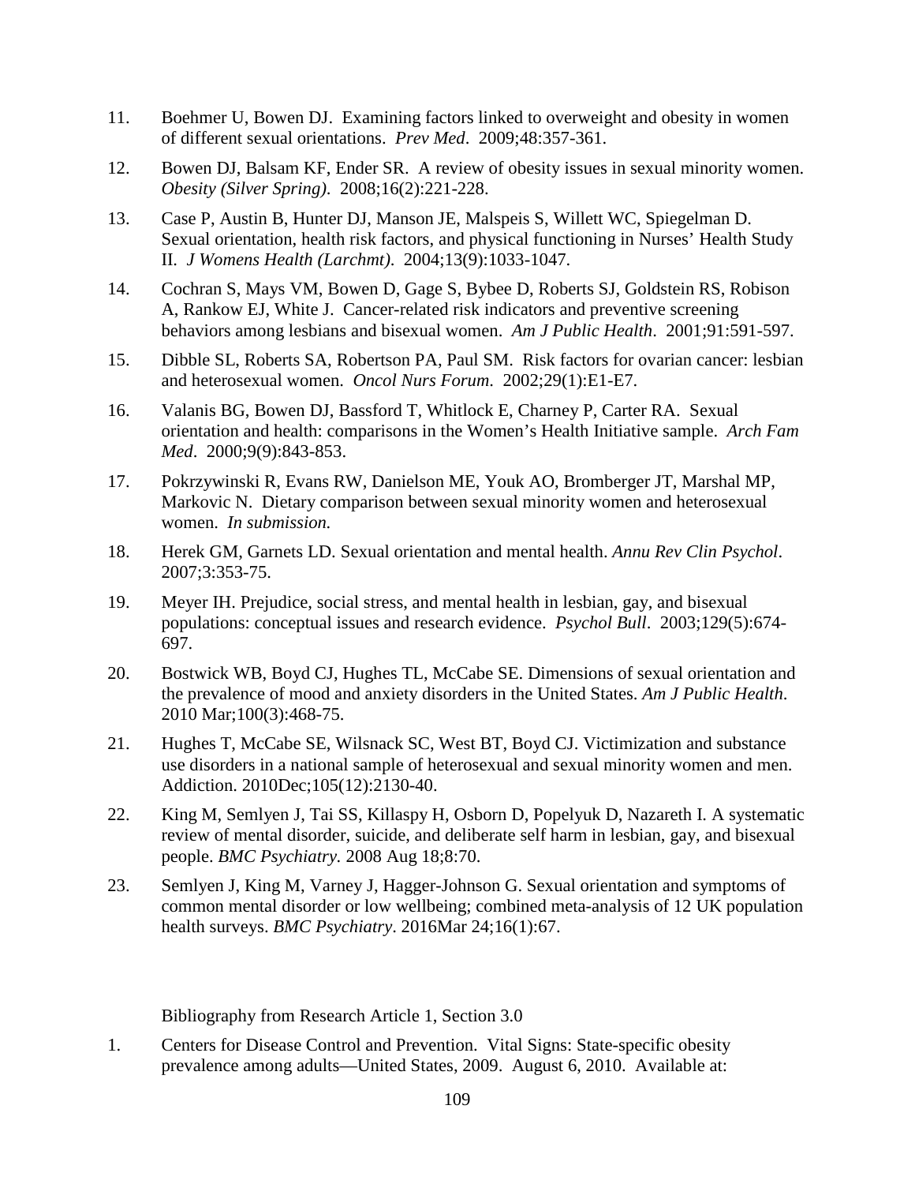11. Boehmer U, Bowen DJ. Examining factors linked to overweight and obesity in women of different sexual orientations. *Prev Med*. 2009;48:357-361.

12. Bowen DJ, Balsam KF, Ender SR. A review of obesity issues in sexual minority women. *Obesity (Silver Spring)*. 2008;16(2):221-228.

13. Case P, Austin B, Hunter DJ, Manson JE, Malspeis S, Willett WC, Spiegelman D. Sexual orientation, health risk factors, and physical functioning in Nurses' Health Study II. *J Womens Health (Larchmt)*. 2004;13(9):1033-1047.

14. Cochran S, Mays VM, Bowen D, Gage S, Bybee D, Roberts SJ, Goldstein RS, Robison A, Rankow EJ, White J. Cancer-related risk indicators and preventive screening behaviors among lesbians and bisexual women. *Am J Public Health*. 2001;91:591-597.

15. Dibble SL, Roberts SA, Robertson PA, Paul SM. Risk factors for ovarian cancer: lesbian and heterosexual women. *Oncol Nurs Forum*. 2002;29(1):E1-E7.

16. Valanis BG, Bowen DJ, Bassford T, Whitlock E, Charney P, Carter RA. Sexual orientation and health: comparisons in the Women's Health Initiative sample. *Arch Fam Med*. 2000;9(9):843-853.

17. Pokrzywinski R, Evans RW, Danielson ME, Youk AO, Bromberger JT, Marshal MP, Markovic N. Dietary comparison between sexual minority women and heterosexual women. *In submission.*

18. Herek GM, Garnets LD. Sexual orientation and mental health. *Annu Rev Clin Psychol*. 2007;3:353-75.

19. Meyer IH. Prejudice, social stress, and mental health in lesbian, gay, and bisexual populations: conceptual issues and research evidence. *Psychol Bull*. 2003;129(5):674-697.

20. Bostwick WB, Boyd CJ, Hughes TL, McCabe SE. Dimensions of sexual orientation and the prevalence of mood and anxiety disorders in the United States. *Am J Public Health*. 2010 Mar;100(3):468-75.

21. Hughes T, McCabe SE, Wilsnack SC, West BT, Boyd CJ. Victimization and substance use disorders in a national sample of heterosexual and sexual minority women and men. Addiction. 2010Dec;105(12):2130-40.

22. King M, Semlyen J, Tai SS, Killaspy H, Osborn D, Popelyuk D, Nazareth I. A systematic review of mental disorder, suicide, and deliberate self harm in lesbian, gay, and bisexual people. *BMC Psychiatry.* 2008 Aug 18;8:70.

23. Semlyen J, King M, Varney J, Hagger-Johnson G. Sexual orientation and symptoms of common mental disorder or low wellbeing; combined meta-analysis of 12 UK population health surveys. *BMC Psychiatry*. 2016Mar 24;16(1):67.

Bibliography from Research Article 1, Section 3.0

1. Centers for Disease Control and Prevention. Vital Signs: State-specific obesity prevalence among adults—United States, 2009. August 6, 2010. Available at: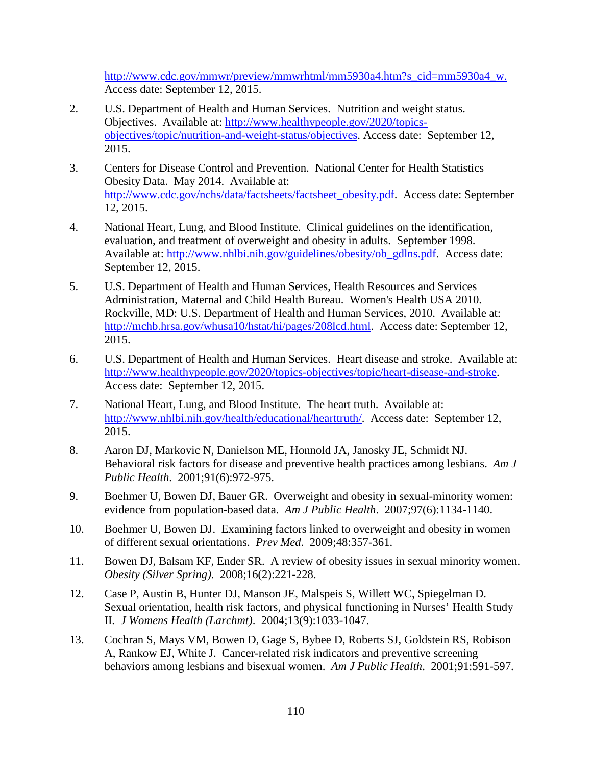http://www.cdc.gov/mmwr/preview/mmwrhtml/mm5930a4.htm?s_cid=mm5930a4_w. Access date: September 12, 2015.

2. U.S. Department of Health and Human Services. Nutrition and weight status. Objectives. Available at: http://www.healthypeople.gov/2020/topics-objectives/topic/nutrition-and-weight-status/objectives. Access date: September 12, 2015.

3. Centers for Disease Control and Prevention. National Center for Health Statistics Obesity Data. May 2014. Available at: http://www.cdc.gov/nchs/data/factsheets/factsheet_obesity.pdf. Access date: September 12, 2015.

4. National Heart, Lung, and Blood Institute. Clinical guidelines on the identification, evaluation, and treatment of overweight and obesity in adults. September 1998. Available at: http://www.nhlbi.nih.gov/guidelines/obesity/ob_gdlns.pdf. Access date: September 12, 2015.

5. U.S. Department of Health and Human Services, Health Resources and Services Administration, Maternal and Child Health Bureau. Women's Health USA 2010. Rockville, MD: U.S. Department of Health and Human Services, 2010. Available at: http://mchb.hrsa.gov/whusa10/hstat/hi/pages/208lcd.html. Access date: September 12, 2015.

6. U.S. Department of Health and Human Services. Heart disease and stroke. Available at: http://www.healthypeople.gov/2020/topics-objectives/topic/heart-disease-and-stroke. Access date: September 12, 2015.

7. National Heart, Lung, and Blood Institute. The heart truth. Available at: http://www.nhlbi.nih.gov/health/educational/hearttruth/. Access date: September 12, 2015.

8. Aaron DJ, Markovic N, Danielson ME, Honnold JA, Janosky JE, Schmidt NJ. Behavioral risk factors for disease and preventive health practices among lesbians. *Am J Public Health*. 2001;91(6):972-975.

9. Boehmer U, Bowen DJ, Bauer GR. Overweight and obesity in sexual-minority women: evidence from population-based data. *Am J Public Health*. 2007;97(6):1134-1140.

10. Boehmer U, Bowen DJ. Examining factors linked to overweight and obesity in women of different sexual orientations. *Prev Med*. 2009;48:357-361.

11. Bowen DJ, Balsam KF, Ender SR. A review of obesity issues in sexual minority women. *Obesity (Silver Spring)*. 2008;16(2):221-228.

12. Case P, Austin B, Hunter DJ, Manson JE, Malspeis S, Willett WC, Spiegelman D. Sexual orientation, health risk factors, and physical functioning in Nurses' Health Study II. *J Womens Health (Larchmt)*. 2004;13(9):1033-1047.

13. Cochran S, Mays VM, Bowen D, Gage S, Bybee D, Roberts SJ, Goldstein RS, Robison A, Rankow EJ, White J. Cancer-related risk indicators and preventive screening behaviors among lesbians and bisexual women. *Am J Public Health*. 2001;91:591-597.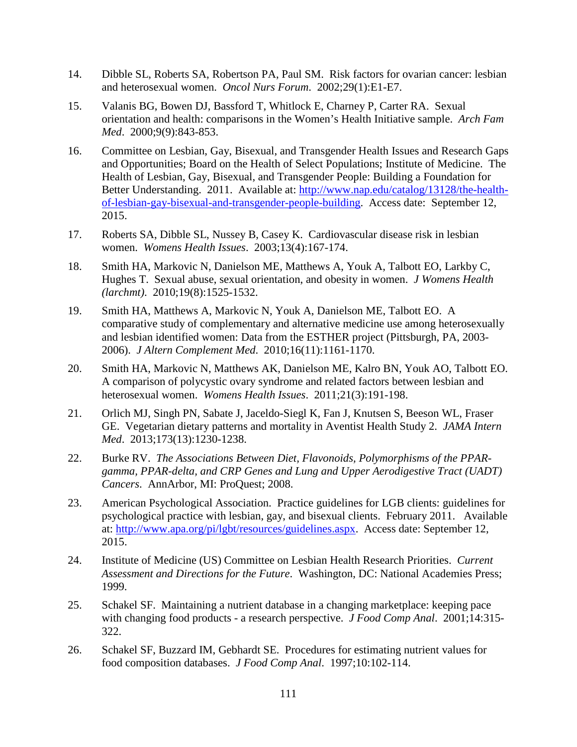14. Dibble SL, Roberts SA, Robertson PA, Paul SM. Risk factors for ovarian cancer: lesbian and heterosexual women. *Oncol Nurs Forum*. 2002;29(1):E1-E7.

15. Valanis BG, Bowen DJ, Bassford T, Whitlock E, Charney P, Carter RA. Sexual orientation and health: comparisons in the Women's Health Initiative sample. *Arch Fam Med*. 2000;9(9):843-853.

16. Committee on Lesbian, Gay, Bisexual, and Transgender Health Issues and Research Gaps and Opportunities; Board on the Health of Select Populations; Institute of Medicine. The Health of Lesbian, Gay, Bisexual, and Transgender People: Building a Foundation for Better Understanding. 2011. Available at: [http://www.nap.edu/catalog/13128/the-health-of-lesbian-gay-bisexual-and-transgender-people-building](http://www.nap.edu/catalog/13128/the-health-of-lesbian-gay-bisexual-and-transgender-people-building). Access date: September 12, 2015.

17. Roberts SA, Dibble SL, Nussey B, Casey K. Cardiovascular disease risk in lesbian women. *Womens Health Issues*. 2003;13(4):167-174.

18. Smith HA, Markovic N, Danielson ME, Matthews A, Youk A, Talbott EO, Larkby C, Hughes T. Sexual abuse, sexual orientation, and obesity in women. *J Womens Health (larchmt)*. 2010;19(8):1525-1532.

19. Smith HA, Matthews A, Markovic N, Youk A, Danielson ME, Talbott EO. A comparative study of complementary and alternative medicine use among heterosexually and lesbian identified women: Data from the ESTHER project (Pittsburgh, PA, 2003-2006). *J Altern Complement Med*. 2010;16(11):1161-1170.

20. Smith HA, Markovic N, Matthews AK, Danielson ME, Kalro BN, Youk AO, Talbott EO. A comparison of polycystic ovary syndrome and related factors between lesbian and heterosexual women. *Womens Health Issues*. 2011;21(3):191-198.

21. Orlich MJ, Singh PN, Sabate J, Jaceldo-Siegl K, Fan J, Knutsen S, Beeson WL, Fraser GE. Vegetarian dietary patterns and mortality in Aventist Health Study 2. *JAMA Intern Med*. 2013;173(13):1230-1238.

22. Burke RV. *The Associations Between Diet, Flavonoids, Polymorphisms of the PPAR-gamma, PPAR-delta, and CRP Genes and Lung and Upper Aerodigestive Tract (UADT) Cancers*. AnnArbor, MI: ProQuest; 2008.

23. American Psychological Association. Practice guidelines for LGB clients: guidelines for psychological practice with lesbian, gay, and bisexual clients. February 2011. Available at: [http://www.apa.org/pi/lgbt/resources/guidelines.aspx](http://www.apa.org/pi/lgbt/resources/guidelines.aspx). Access date: September 12, 2015.

24. Institute of Medicine (US) Committee on Lesbian Health Research Priorities. *Current Assessment and Directions for the Future*. Washington, DC: National Academies Press; 1999.

25. Schakel SF. Maintaining a nutrient database in a changing marketplace: keeping pace with changing food products - a research perspective. *J Food Comp Anal*. 2001;14:315-322.

26. Schakel SF, Buzzard IM, Gebhardt SE. Procedures for estimating nutrient values for food composition databases. *J Food Comp Anal*. 1997;10:102-114.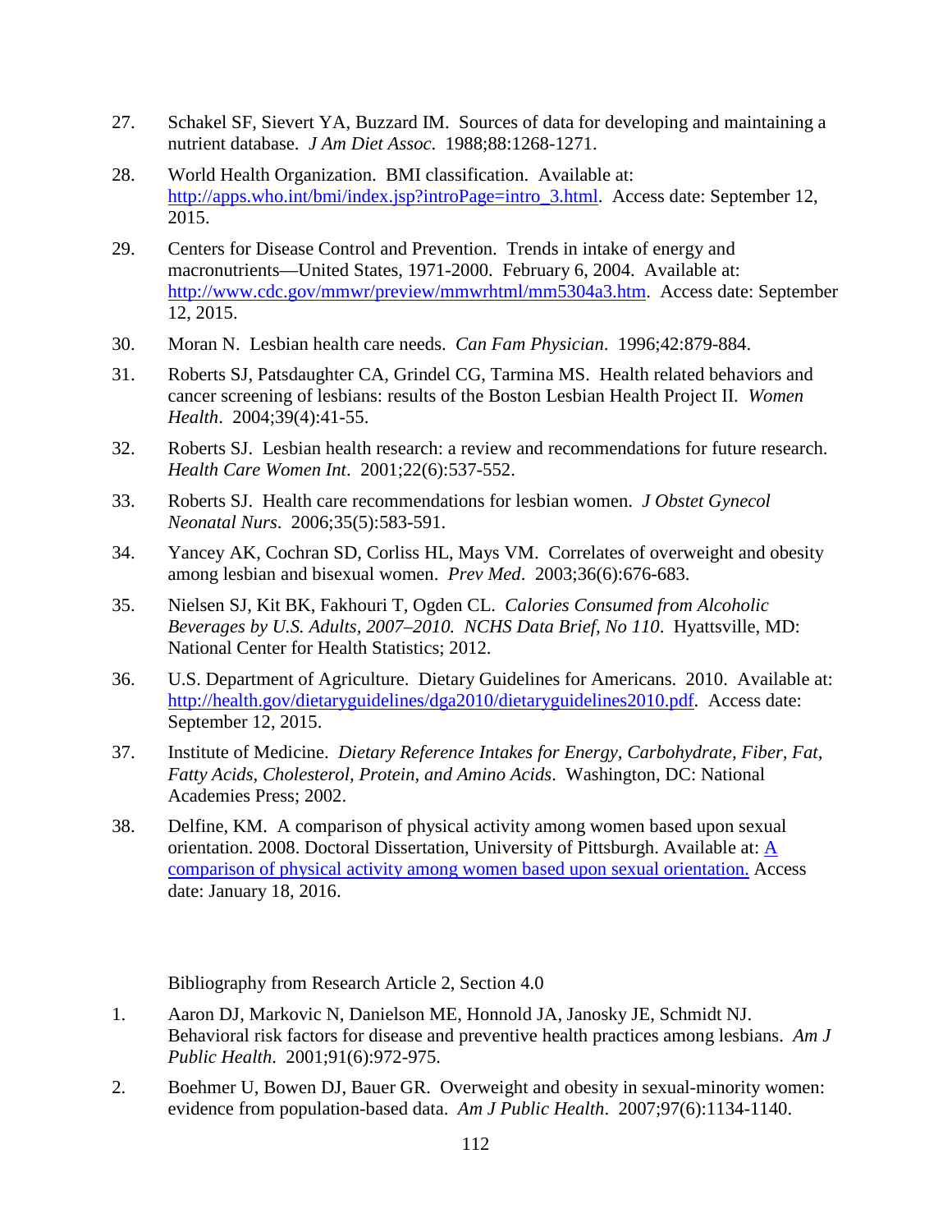27. Schakel SF, Sievert YA, Buzzard IM. Sources of data for developing and maintaining a nutrient database. *J Am Diet Assoc*. 1988;88:1268-1271.

28. World Health Organization. BMI classification. Available at: [http://apps.who.int/bmi/index.jsp?introPage=intro_3.html](http://apps.who.int/bmi/index.jsp?introPage=intro_3.html). Access date: September 12, 2015.

29. Centers for Disease Control and Prevention. Trends in intake of energy and macronutrients—United States, 1971-2000. February 6, 2004. Available at: [http://www.cdc.gov/mmwr/preview/mmwrhtml/mm5304a3.htm](http://www.cdc.gov/mmwr/preview/mmwrhtml/mm5304a3.htm). Access date: September 12, 2015.

30. Moran N. Lesbian health care needs. *Can Fam Physician*. 1996;42:879-884.

31. Roberts SJ, Patsdaughter CA, Grindel CG, Tarmina MS. Health related behaviors and cancer screening of lesbians: results of the Boston Lesbian Health Project II. *Women Health*. 2004;39(4):41-55.

32. Roberts SJ. Lesbian health research: a review and recommendations for future research. *Health Care Women Int*. 2001;22(6):537-552.

33. Roberts SJ. Health care recommendations for lesbian women. *J Obstet Gynecol Neonatal Nurs*. 2006;35(5):583-591.

34. Yancey AK, Cochran SD, Corliss HL, Mays VM. Correlates of overweight and obesity among lesbian and bisexual women. *Prev Med*. 2003;36(6):676-683.

35. Nielsen SJ, Kit BK, Fakhouri T, Ogden CL. *Calories Consumed from Alcoholic Beverages by U.S. Adults, 2007–2010. NCHS Data Brief, No 110*. Hyattsville, MD: National Center for Health Statistics; 2012.

36. U.S. Department of Agriculture. Dietary Guidelines for Americans. 2010. Available at: [http://health.gov/dietaryguidelines/dga2010/dietaryguidelines2010.pdf](http://health.gov/dietaryguidelines/dga2010/dietaryguidelines2010.pdf). Access date: September 12, 2015.

37. Institute of Medicine. *Dietary Reference Intakes for Energy, Carbohydrate, Fiber, Fat, Fatty Acids, Cholesterol, Protein, and Amino Acids*. Washington, DC: National Academies Press; 2002.

38. Delfine, KM. A comparison of physical activity among women based upon sexual orientation. 2008. Doctoral Dissertation, University of Pittsburgh. Available at: A comparison of physical activity among women based upon sexual orientation. Access date: January 18, 2016.

Bibliography from Research Article 2, Section 4.0

1. Aaron DJ, Markovic N, Danielson ME, Honnold JA, Janosky JE, Schmidt NJ. Behavioral risk factors for disease and preventive health practices among lesbians. *Am J Public Health*. 2001;91(6):972-975.

2. Boehmer U, Bowen DJ, Bauer GR. Overweight and obesity in sexual-minority women: evidence from population-based data. *Am J Public Health*. 2007;97(6):1134-1140.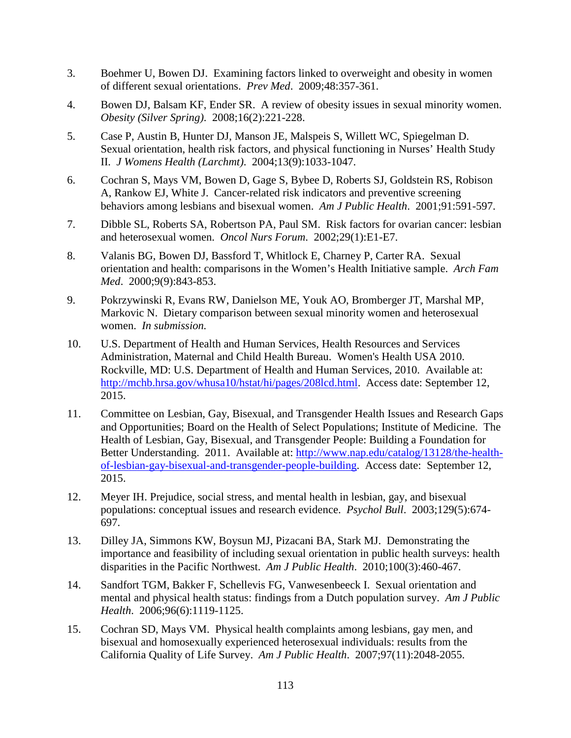3. Boehmer U, Bowen DJ. Examining factors linked to overweight and obesity in women of different sexual orientations. *Prev Med*. 2009;48:357-361.

4. Bowen DJ, Balsam KF, Ender SR. A review of obesity issues in sexual minority women. *Obesity (Silver Spring)*. 2008;16(2):221-228.

5. Case P, Austin B, Hunter DJ, Manson JE, Malspeis S, Willett WC, Spiegelman D. Sexual orientation, health risk factors, and physical functioning in Nurses' Health Study II. *J Womens Health (Larchmt)*. 2004;13(9):1033-1047.

6. Cochran S, Mays VM, Bowen D, Gage S, Bybee D, Roberts SJ, Goldstein RS, Robison A, Rankow EJ, White J. Cancer-related risk indicators and preventive screening behaviors among lesbians and bisexual women. *Am J Public Health*. 2001;91:591-597.

7. Dibble SL, Roberts SA, Robertson PA, Paul SM. Risk factors for ovarian cancer: lesbian and heterosexual women. *Oncol Nurs Forum*. 2002;29(1):E1-E7.

8. Valanis BG, Bowen DJ, Bassford T, Whitlock E, Charney P, Carter RA. Sexual orientation and health: comparisons in the Women's Health Initiative sample. *Arch Fam Med*. 2000;9(9):843-853.

9. Pokrzywinski R, Evans RW, Danielson ME, Youk AO, Bromberger JT, Marshal MP, Markovic N. Dietary comparison between sexual minority women and heterosexual women. *In submission.*

10. U.S. Department of Health and Human Services, Health Resources and Services Administration, Maternal and Child Health Bureau. Women's Health USA 2010. Rockville, MD: U.S. Department of Health and Human Services, 2010. Available at: [http://mchb.hrsa.gov/whusa10/hstat/hi/pages/208lcd.html](http://mchb.hrsa.gov/whusa10/hstat/hi/pages/208lcd.html). Access date: September 12, 2015.

11. Committee on Lesbian, Gay, Bisexual, and Transgender Health Issues and Research Gaps and Opportunities; Board on the Health of Select Populations; Institute of Medicine. The Health of Lesbian, Gay, Bisexual, and Transgender People: Building a Foundation for Better Understanding. 2011. Available at: [http://www.nap.edu/catalog/13128/the-health-of-lesbian-gay-bisexual-and-transgender-people-building](http://www.nap.edu/catalog/13128/the-health-of-lesbian-gay-bisexual-and-transgender-people-building). Access date: September 12, 2015.

12. Meyer IH. Prejudice, social stress, and mental health in lesbian, gay, and bisexual populations: conceptual issues and research evidence. *Psychol Bull*. 2003;129(5):674-697.

13. Dilley JA, Simmons KW, Boysun MJ, Pizacani BA, Stark MJ. Demonstrating the importance and feasibility of including sexual orientation in public health surveys: health disparities in the Pacific Northwest. *Am J Public Health*. 2010;100(3):460-467.

14. Sandfort TGM, Bakker F, Schellevis FG, Vanwesenbeeck I. Sexual orientation and mental and physical health status: findings from a Dutch population survey. *Am J Public Health*. 2006;96(6):1119-1125.

15. Cochran SD, Mays VM. Physical health complaints among lesbians, gay men, and bisexual and homosexually experienced heterosexual individuals: results from the California Quality of Life Survey. *Am J Public Health*. 2007;97(11):2048-2055.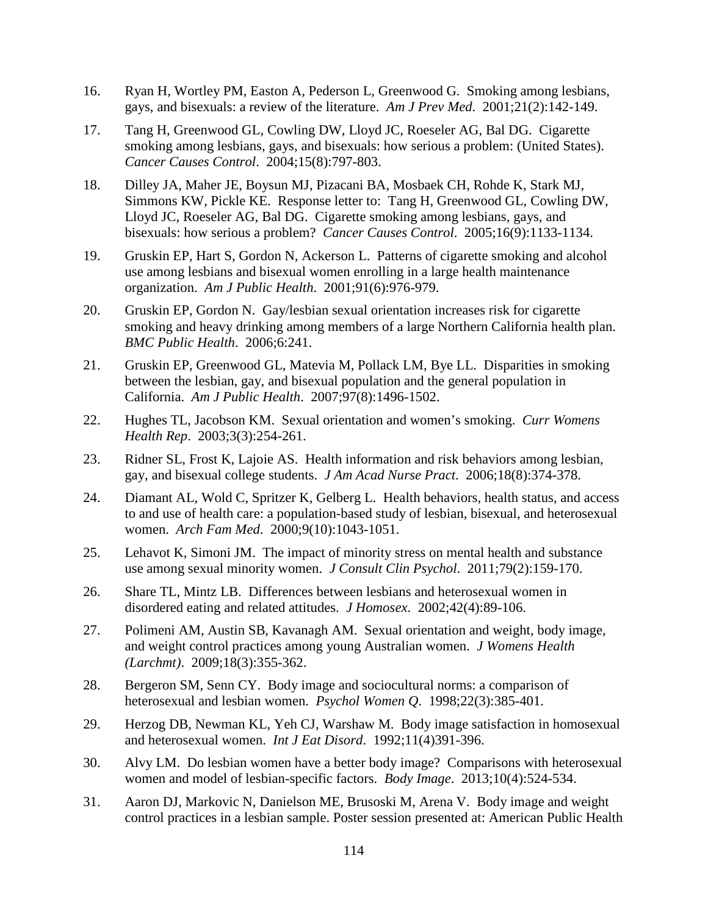16. Ryan H, Wortley PM, Easton A, Pederson L, Greenwood G. Smoking among lesbians, gays, and bisexuals: a review of the literature. *Am J Prev Med*. 2001;21(2):142-149.

17. Tang H, Greenwood GL, Cowling DW, Lloyd JC, Roeseler AG, Bal DG. Cigarette smoking among lesbians, gays, and bisexuals: how serious a problem: (United States). *Cancer Causes Control*. 2004;15(8):797-803.

18. Dilley JA, Maher JE, Boysun MJ, Pizacani BA, Mosbaek CH, Rohde K, Stark MJ, Simmons KW, Pickle KE. Response letter to: Tang H, Greenwood GL, Cowling DW, Lloyd JC, Roeseler AG, Bal DG. Cigarette smoking among lesbians, gays, and bisexuals: how serious a problem? *Cancer Causes Control*. 2005;16(9):1133-1134.

19. Gruskin EP, Hart S, Gordon N, Ackerson L. Patterns of cigarette smoking and alcohol use among lesbians and bisexual women enrolling in a large health maintenance organization. *Am J Public Health*. 2001;91(6):976-979.

20. Gruskin EP, Gordon N. Gay/lesbian sexual orientation increases risk for cigarette smoking and heavy drinking among members of a large Northern California health plan. *BMC Public Health*. 2006;6:241.

21. Gruskin EP, Greenwood GL, Matevia M, Pollack LM, Bye LL. Disparities in smoking between the lesbian, gay, and bisexual population and the general population in California. *Am J Public Health*. 2007;97(8):1496-1502.

22. Hughes TL, Jacobson KM. Sexual orientation and women's smoking. *Curr Womens Health Rep*. 2003;3(3):254-261.

23. Ridner SL, Frost K, Lajoie AS. Health information and risk behaviors among lesbian, gay, and bisexual college students. *J Am Acad Nurse Pract*. 2006;18(8):374-378.

24. Diamant AL, Wold C, Spritzer K, Gelberg L. Health behaviors, health status, and access to and use of health care: a population-based study of lesbian, bisexual, and heterosexual women. *Arch Fam Med*. 2000;9(10):1043-1051.

25. Lehavot K, Simoni JM. The impact of minority stress on mental health and substance use among sexual minority women. *J Consult Clin Psychol*. 2011;79(2):159-170.

26. Share TL, Mintz LB. Differences between lesbians and heterosexual women in disordered eating and related attitudes. *J Homosex*. 2002;42(4):89-106.

27. Polimeni AM, Austin SB, Kavanagh AM. Sexual orientation and weight, body image, and weight control practices among young Australian women. *J Womens Health (Larchmt)*. 2009;18(3):355-362.

28. Bergeron SM, Senn CY. Body image and sociocultural norms: a comparison of heterosexual and lesbian women. *Psychol Women Q*. 1998;22(3):385-401.

29. Herzog DB, Newman KL, Yeh CJ, Warshaw M. Body image satisfaction in homosexual and heterosexual women. *Int J Eat Disord*. 1992;11(4)391-396.

30. Alvy LM. Do lesbian women have a better body image? Comparisons with heterosexual women and model of lesbian-specific factors. *Body Image*. 2013;10(4):524-534.

31. Aaron DJ, Markovic N, Danielson ME, Brusoski M, Arena V. Body image and weight control practices in a lesbian sample. Poster session presented at: American Public Health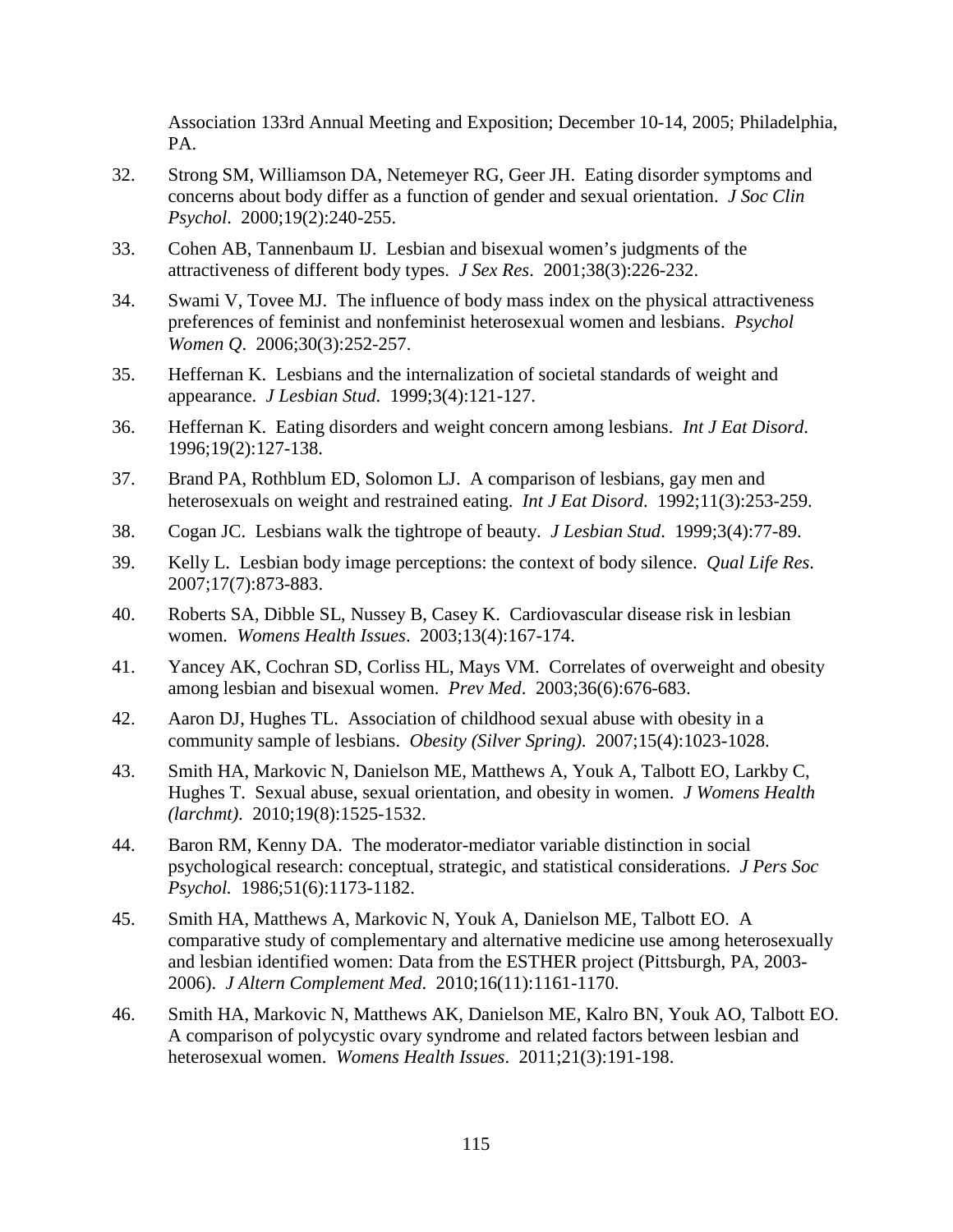Association 133rd Annual Meeting and Exposition; December 10-14, 2005; Philadelphia, PA.

32. Strong SM, Williamson DA, Netemeyer RG, Geer JH. Eating disorder symptoms and concerns about body differ as a function of gender and sexual orientation. *J Soc Clin Psychol*. 2000;19(2):240-255.

33. Cohen AB, Tannenbaum IJ. Lesbian and bisexual women's judgments of the attractiveness of different body types. *J Sex Res*. 2001;38(3):226-232.

34. Swami V, Tovee MJ. The influence of body mass index on the physical attractiveness preferences of feminist and nonfeminist heterosexual women and lesbians. *Psychol Women Q*. 2006;30(3):252-257.

35. Heffernan K. Lesbians and the internalization of societal standards of weight and appearance. *J Lesbian Stud*. 1999;3(4):121-127.

36. Heffernan K. Eating disorders and weight concern among lesbians. *Int J Eat Disord*. 1996;19(2):127-138.

37. Brand PA, Rothblum ED, Solomon LJ. A comparison of lesbians, gay men and heterosexuals on weight and restrained eating. *Int J Eat Disord*. 1992;11(3):253-259.

38. Cogan JC. Lesbians walk the tightrope of beauty. *J Lesbian Stud*. 1999;3(4):77-89.

39. Kelly L. Lesbian body image perceptions: the context of body silence. *Qual Life Res*. 2007;17(7):873-883.

40. Roberts SA, Dibble SL, Nussey B, Casey K. Cardiovascular disease risk in lesbian women. *Womens Health Issues*. 2003;13(4):167-174.

41. Yancey AK, Cochran SD, Corliss HL, Mays VM. Correlates of overweight and obesity among lesbian and bisexual women. *Prev Med*. 2003;36(6):676-683.

42. Aaron DJ, Hughes TL. Association of childhood sexual abuse with obesity in a community sample of lesbians. *Obesity (Silver Spring)*. 2007;15(4):1023-1028.

43. Smith HA, Markovic N, Danielson ME, Matthews A, Youk A, Talbott EO, Larkby C, Hughes T. Sexual abuse, sexual orientation, and obesity in women. *J Womens Health (larchmt)*. 2010;19(8):1525-1532.

44. Baron RM, Kenny DA. The moderator-mediator variable distinction in social psychological research: conceptual, strategic, and statistical considerations. *J Pers Soc Psychol.* 1986;51(6):1173-1182.

45. Smith HA, Matthews A, Markovic N, Youk A, Danielson ME, Talbott EO. A comparative study of complementary and alternative medicine use among heterosexually and lesbian identified women: Data from the ESTHER project (Pittsburgh, PA, 2003-2006). *J Altern Complement Med*. 2010;16(11):1161-1170.

46. Smith HA, Markovic N, Matthews AK, Danielson ME, Kalro BN, Youk AO, Talbott EO. A comparison of polycystic ovary syndrome and related factors between lesbian and heterosexual women. *Womens Health Issues*. 2011;21(3):191-198.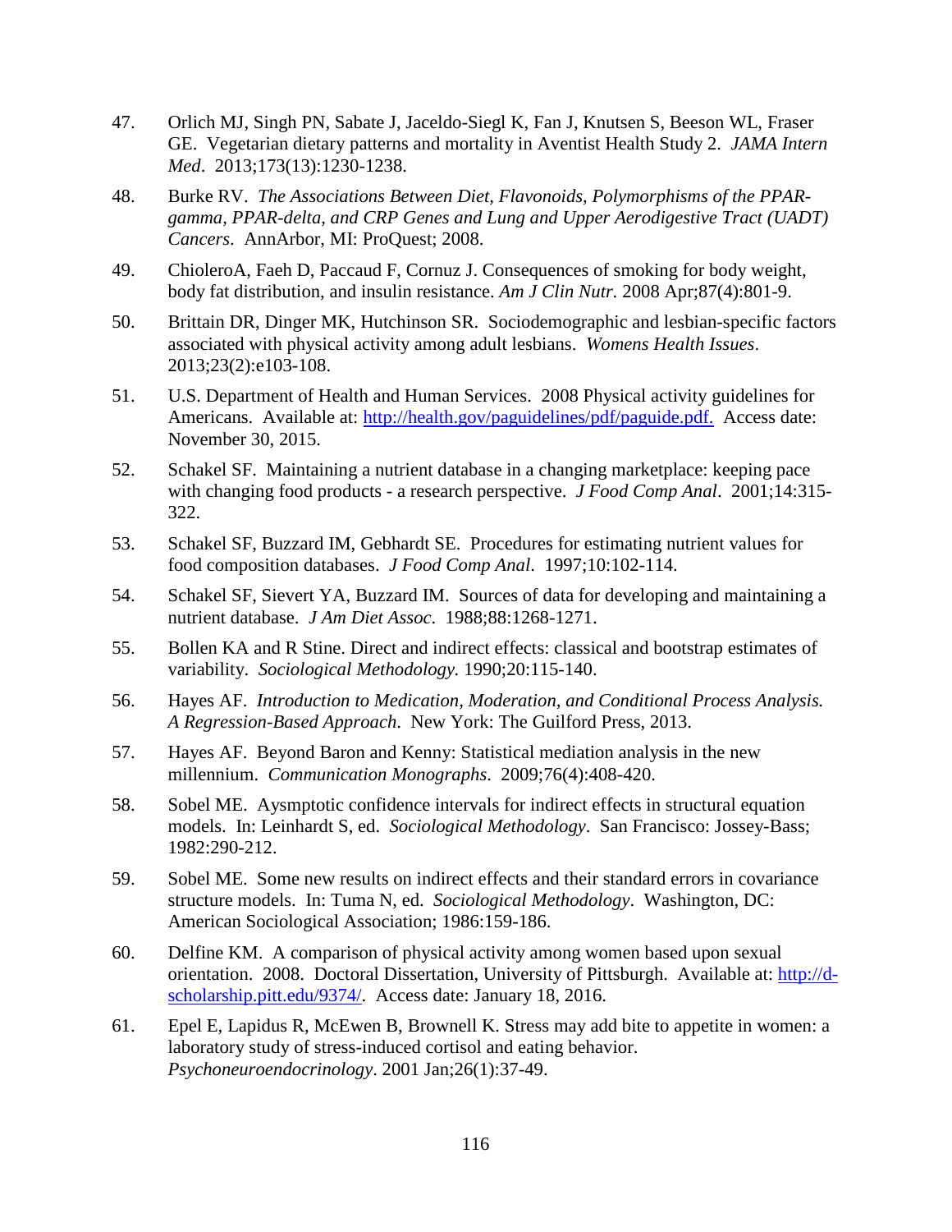47. Orlich MJ, Singh PN, Sabate J, Jaceldo-Siegl K, Fan J, Knutsen S, Beeson WL, Fraser GE. Vegetarian dietary patterns and mortality in Aventist Health Study 2. *JAMA Intern Med*. 2013;173(13):1230-1238.

48. Burke RV. *The Associations Between Diet, Flavonoids, Polymorphisms of the PPAR-gamma, PPAR-delta, and CRP Genes and Lung and Upper Aerodigestive Tract (UADT) Cancers*. AnnArbor, MI: ProQuest; 2008.

49. ChioleroA, Faeh D, Paccaud F, Cornuz J. Consequences of smoking for body weight, body fat distribution, and insulin resistance. *Am J Clin Nutr.* 2008 Apr;87(4):801-9.

50. Brittain DR, Dinger MK, Hutchinson SR. Sociodemographic and lesbian-specific factors associated with physical activity among adult lesbians. *Womens Health Issues*. 2013;23(2):e103-108.

51. U.S. Department of Health and Human Services. 2008 Physical activity guidelines for Americans. Available at: http://health.gov/paguidelines/pdf/paguide.pdf. Access date: November 30, 2015.

52. Schakel SF. Maintaining a nutrient database in a changing marketplace: keeping pace with changing food products - a research perspective. *J Food Comp Anal*. 2001;14:315-322.

53. Schakel SF, Buzzard IM, Gebhardt SE. Procedures for estimating nutrient values for food composition databases. *J Food Comp Anal*. 1997;10:102-114.

54. Schakel SF, Sievert YA, Buzzard IM. Sources of data for developing and maintaining a nutrient database. *J Am Diet Assoc*. 1988;88:1268-1271.

55. Bollen KA and R Stine. Direct and indirect effects: classical and bootstrap estimates of variability. *Sociological Methodology.* 1990;20:115-140.

56. Hayes AF. *Introduction to Medication, Moderation, and Conditional Process Analysis. A Regression-Based Approach*. New York: The Guilford Press, 2013.

57. Hayes AF. Beyond Baron and Kenny: Statistical mediation analysis in the new millennium. *Communication Monographs*. 2009;76(4):408-420.

58. Sobel ME. Aysmptotic confidence intervals for indirect effects in structural equation models. In: Leinhardt S, ed. *Sociological Methodology*. San Francisco: Jossey-Bass; 1982:290-212.

59. Sobel ME. Some new results on indirect effects and their standard errors in covariance structure models. In: Tuma N, ed. *Sociological Methodology*. Washington, DC: American Sociological Association; 1986:159-186.

60. Delfine KM. A comparison of physical activity among women based upon sexual orientation. 2008. Doctoral Dissertation, University of Pittsburgh. Available at: http://d-scholarship.pitt.edu/9374/. Access date: January 18, 2016.

61. Epel E, Lapidus R, McEwen B, Brownell K. Stress may add bite to appetite in women: a laboratory study of stress-induced cortisol and eating behavior. *Psychoneuroendocrinology*. 2001 Jan;26(1):37-49.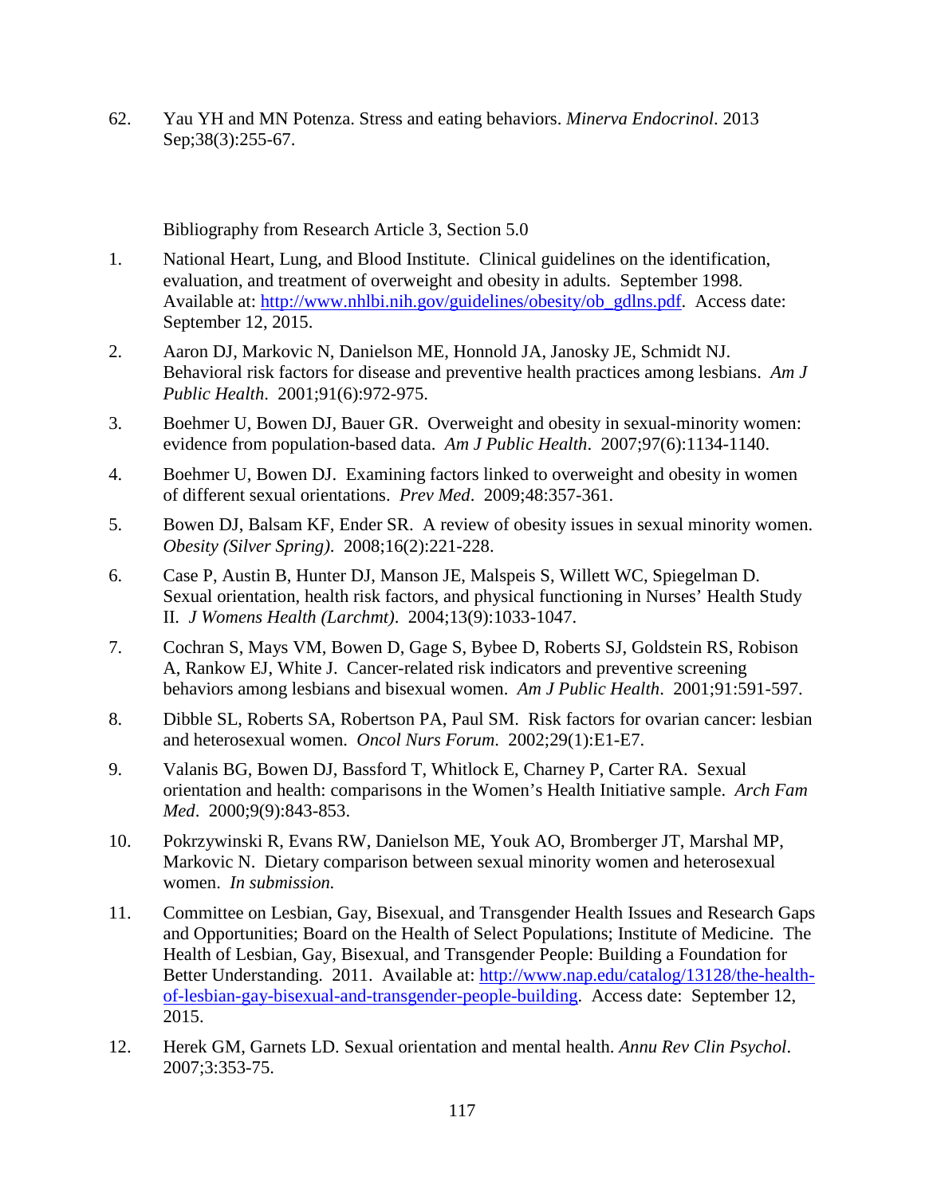62. Yau YH and MN Potenza. Stress and eating behaviors. *Minerva Endocrinol*. 2013 Sep;38(3):255-67.

Bibliography from Research Article 3, Section 5.0

1. National Heart, Lung, and Blood Institute. Clinical guidelines on the identification, evaluation, and treatment of overweight and obesity in adults. September 1998. Available at: [http://www.nhlbi.nih.gov/guidelines/obesity/ob_gdlns.pdf](http://www.nhlbi.nih.gov/guidelines/obesity/ob_gdlns.pdf). Access date: September 12, 2015.

2. Aaron DJ, Markovic N, Danielson ME, Honnold JA, Janosky JE, Schmidt NJ. Behavioral risk factors for disease and preventive health practices among lesbians. *Am J Public Health*. 2001;91(6):972-975.

3. Boehmer U, Bowen DJ, Bauer GR. Overweight and obesity in sexual-minority women: evidence from population-based data. *Am J Public Health*. 2007;97(6):1134-1140.

4. Boehmer U, Bowen DJ. Examining factors linked to overweight and obesity in women of different sexual orientations. *Prev Med*. 2009;48:357-361.

5. Bowen DJ, Balsam KF, Ender SR. A review of obesity issues in sexual minority women. *Obesity (Silver Spring)*. 2008;16(2):221-228.

6. Case P, Austin B, Hunter DJ, Manson JE, Malspeis S, Willett WC, Spiegelman D. Sexual orientation, health risk factors, and physical functioning in Nurses' Health Study II. *J Womens Health (Larchmt)*. 2004;13(9):1033-1047.

7. Cochran S, Mays VM, Bowen D, Gage S, Bybee D, Roberts SJ, Goldstein RS, Robison A, Rankow EJ, White J. Cancer-related risk indicators and preventive screening behaviors among lesbians and bisexual women. *Am J Public Health*. 2001;91:591-597.

8. Dibble SL, Roberts SA, Robertson PA, Paul SM. Risk factors for ovarian cancer: lesbian and heterosexual women. *Oncol Nurs Forum*. 2002;29(1):E1-E7.

9. Valanis BG, Bowen DJ, Bassford T, Whitlock E, Charney P, Carter RA. Sexual orientation and health: comparisons in the Women's Health Initiative sample. *Arch Fam Med*. 2000;9(9):843-853.

10. Pokrzywinski R, Evans RW, Danielson ME, Youk AO, Bromberger JT, Marshal MP, Markovic N. Dietary comparison between sexual minority women and heterosexual women. *In submission.*

11. Committee on Lesbian, Gay, Bisexual, and Transgender Health Issues and Research Gaps and Opportunities; Board on the Health of Select Populations; Institute of Medicine. The Health of Lesbian, Gay, Bisexual, and Transgender People: Building a Foundation for Better Understanding. 2011. Available at: [http://www.nap.edu/catalog/13128/the-health-of-lesbian-gay-bisexual-and-transgender-people-building](http://www.nap.edu/catalog/13128/the-health-of-lesbian-gay-bisexual-and-transgender-people-building). Access date: September 12, 2015.

12. Herek GM, Garnets LD. Sexual orientation and mental health. *Annu Rev Clin Psychol*. 2007;3:353-75.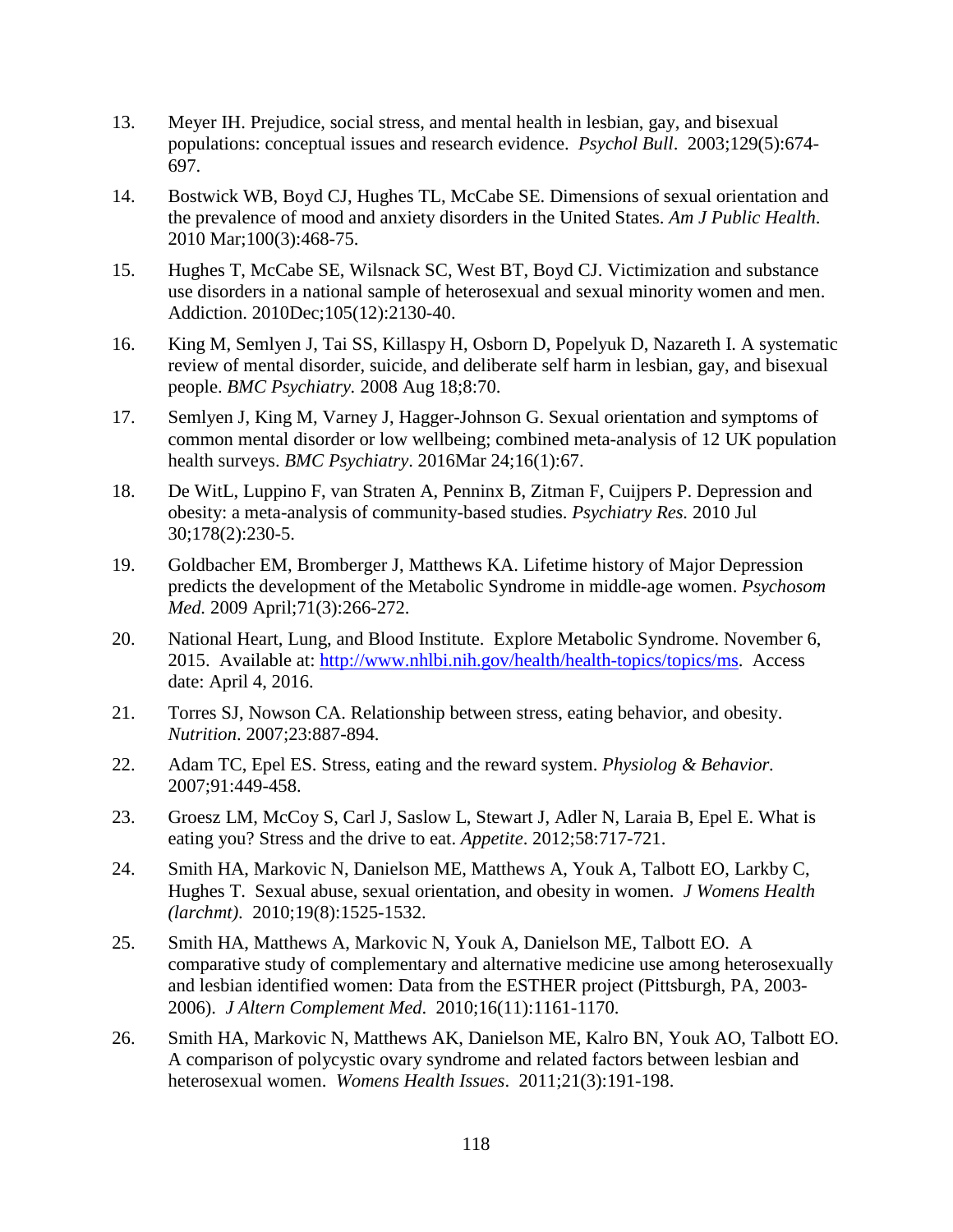13. Meyer IH. Prejudice, social stress, and mental health in lesbian, gay, and bisexual populations: conceptual issues and research evidence. *Psychol Bull*. 2003;129(5):674-697.

14. Bostwick WB, Boyd CJ, Hughes TL, McCabe SE. Dimensions of sexual orientation and the prevalence of mood and anxiety disorders in the United States. *Am J Public Health*. 2010 Mar;100(3):468-75.

15. Hughes T, McCabe SE, Wilsnack SC, West BT, Boyd CJ. Victimization and substance use disorders in a national sample of heterosexual and sexual minority women and men. Addiction. 2010Dec;105(12):2130-40.

16. King M, Semlyen J, Tai SS, Killaspy H, Osborn D, Popelyuk D, Nazareth I. A systematic review of mental disorder, suicide, and deliberate self harm in lesbian, gay, and bisexual people. *BMC Psychiatry.* 2008 Aug 18;8:70.

17. Semlyen J, King M, Varney J, Hagger-Johnson G. Sexual orientation and symptoms of common mental disorder or low wellbeing; combined meta-analysis of 12 UK population health surveys. *BMC Psychiatry*. 2016Mar 24;16(1):67.

18. De WitL, Luppino F, van Straten A, Penninx B, Zitman F, Cuijpers P. Depression and obesity: a meta-analysis of community-based studies. *Psychiatry Res.* 2010 Jul 30;178(2):230-5.

19. Goldbacher EM, Bromberger J, Matthews KA. Lifetime history of Major Depression predicts the development of the Metabolic Syndrome in middle-age women. *Psychosom Med.* 2009 April;71(3):266-272.

20. National Heart, Lung, and Blood Institute. Explore Metabolic Syndrome. November 6, 2015. Available at: http://www.nhlbi.nih.gov/health/health-topics/topics/ms. Access date: April 4, 2016.

21. Torres SJ, Nowson CA. Relationship between stress, eating behavior, and obesity. *Nutrition*. 2007;23:887-894.

22. Adam TC, Epel ES. Stress, eating and the reward system. *Physiolog & Behavior.* 2007;91:449-458.

23. Groesz LM, McCoy S, Carl J, Saslow L, Stewart J, Adler N, Laraia B, Epel E. What is eating you? Stress and the drive to eat. *Appetite*. 2012;58:717-721.

24. Smith HA, Markovic N, Danielson ME, Matthews A, Youk A, Talbott EO, Larkby C, Hughes T. Sexual abuse, sexual orientation, and obesity in women. *J Womens Health (larchmt)*. 2010;19(8):1525-1532.

25. Smith HA, Matthews A, Markovic N, Youk A, Danielson ME, Talbott EO. A comparative study of complementary and alternative medicine use among heterosexually and lesbian identified women: Data from the ESTHER project (Pittsburgh, PA, 2003-2006). *J Altern Complement Med*. 2010;16(11):1161-1170.

26. Smith HA, Markovic N, Matthews AK, Danielson ME, Kalro BN, Youk AO, Talbott EO. A comparison of polycystic ovary syndrome and related factors between lesbian and heterosexual women. *Womens Health Issues*. 2011;21(3):191-198.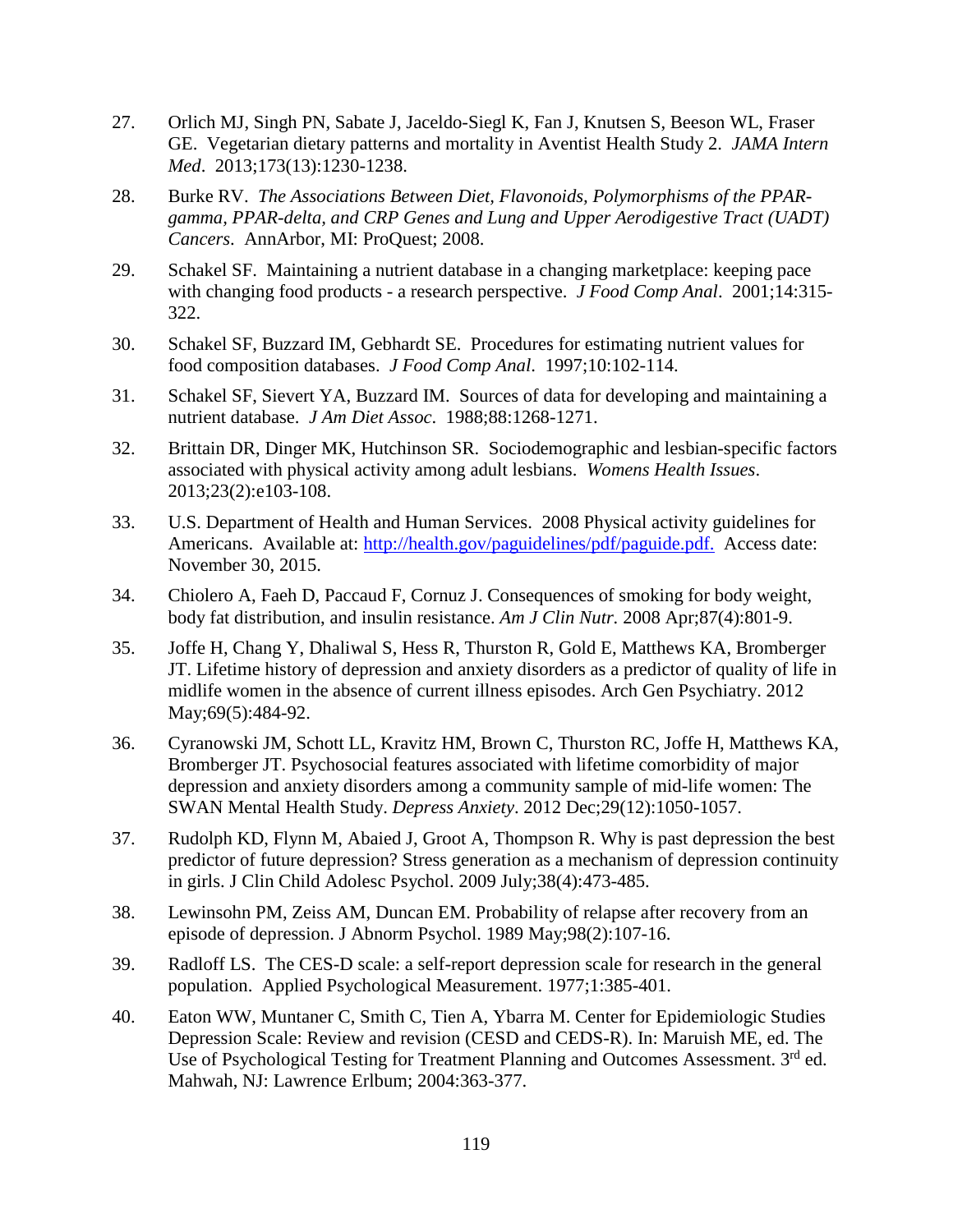27. Orlich MJ, Singh PN, Sabate J, Jaceldo-Siegl K, Fan J, Knutsen S, Beeson WL, Fraser GE. Vegetarian dietary patterns and mortality in Aventist Health Study 2. *JAMA Intern Med*. 2013;173(13):1230-1238.

28. Burke RV. *The Associations Between Diet, Flavonoids, Polymorphisms of the PPAR-gamma, PPAR-delta, and CRP Genes and Lung and Upper Aerodigestive Tract (UADT) Cancers*. AnnArbor, MI: ProQuest; 2008.

29. Schakel SF. Maintaining a nutrient database in a changing marketplace: keeping pace with changing food products - a research perspective. *J Food Comp Anal*. 2001;14:315-322.

30. Schakel SF, Buzzard IM, Gebhardt SE. Procedures for estimating nutrient values for food composition databases. *J Food Comp Anal*. 1997;10:102-114.

31. Schakel SF, Sievert YA, Buzzard IM. Sources of data for developing and maintaining a nutrient database. *J Am Diet Assoc*. 1988;88:1268-1271.

32. Brittain DR, Dinger MK, Hutchinson SR. Sociodemographic and lesbian-specific factors associated with physical activity among adult lesbians. *Womens Health Issues*. 2013;23(2):e103-108.

33. U.S. Department of Health and Human Services. 2008 Physical activity guidelines for Americans. Available at: http://health.gov/paguidelines/pdf/paguide.pdf. Access date: November 30, 2015.

34. Chiolero A, Faeh D, Paccaud F, Cornuz J. Consequences of smoking for body weight, body fat distribution, and insulin resistance. *Am J Clin Nutr.* 2008 Apr;87(4):801-9.

35. Joffe H, Chang Y, Dhaliwal S, Hess R, Thurston R, Gold E, Matthews KA, Bromberger JT. Lifetime history of depression and anxiety disorders as a predictor of quality of life in midlife women in the absence of current illness episodes. Arch Gen Psychiatry. 2012 May;69(5):484-92.

36. Cyranowski JM, Schott LL, Kravitz HM, Brown C, Thurston RC, Joffe H, Matthews KA, Bromberger JT. Psychosocial features associated with lifetime comorbidity of major depression and anxiety disorders among a community sample of mid-life women: The SWAN Mental Health Study. *Depress Anxiety*. 2012 Dec;29(12):1050-1057.

37. Rudolph KD, Flynn M, Abaied J, Groot A, Thompson R. Why is past depression the best predictor of future depression? Stress generation as a mechanism of depression continuity in girls. J Clin Child Adolesc Psychol. 2009 July;38(4):473-485.

38. Lewinsohn PM, Zeiss AM, Duncan EM. Probability of relapse after recovery from an episode of depression. J Abnorm Psychol. 1989 May;98(2):107-16.

39. Radloff LS. The CES-D scale: a self-report depression scale for research in the general population. Applied Psychological Measurement. 1977;1:385-401.

40. Eaton WW, Muntaner C, Smith C, Tien A, Ybarra M. Center for Epidemiologic Studies Depression Scale: Review and revision (CESD and CEDS-R). In: Maruish ME, ed. The Use of Psychological Testing for Treatment Planning and Outcomes Assessment. 3rd ed. Mahwah, NJ: Lawrence Erlbum; 2004:363-377.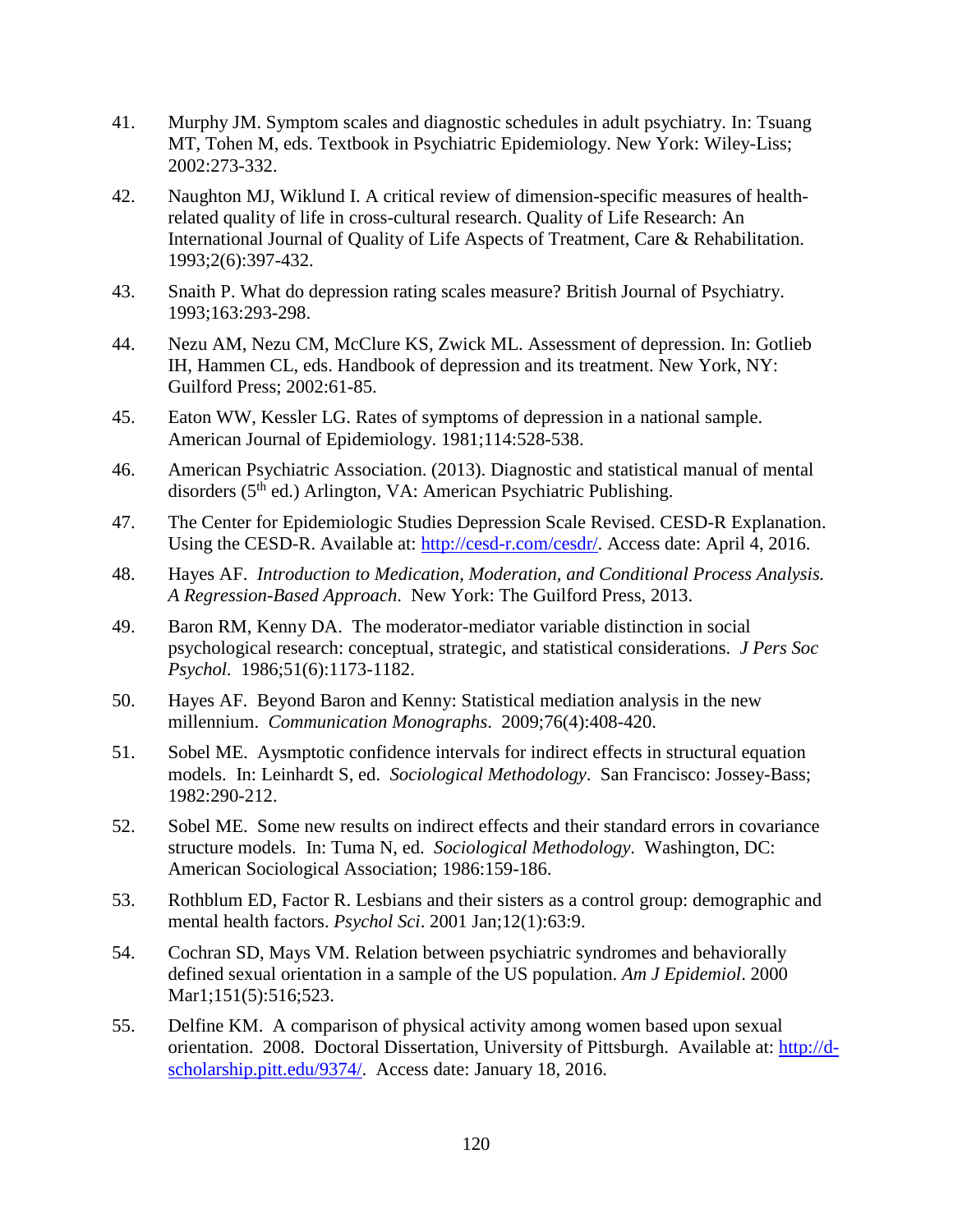41. Murphy JM. Symptom scales and diagnostic schedules in adult psychiatry. In: Tsuang MT, Tohen M, eds. Textbook in Psychiatric Epidemiology. New York: Wiley-Liss; 2002:273-332.

42. Naughton MJ, Wiklund I. A critical review of dimension-specific measures of health-related quality of life in cross-cultural research. Quality of Life Research: An International Journal of Quality of Life Aspects of Treatment, Care & Rehabilitation. 1993;2(6):397-432.

43. Snaith P. What do depression rating scales measure? British Journal of Psychiatry. 1993;163:293-298.

44. Nezu AM, Nezu CM, McClure KS, Zwick ML. Assessment of depression. In: Gotlieb IH, Hammen CL, eds. Handbook of depression and its treatment. New York, NY: Guilford Press; 2002:61-85.

45. Eaton WW, Kessler LG. Rates of symptoms of depression in a national sample. American Journal of Epidemiology. 1981;114:528-538.

46. American Psychiatric Association. (2013). Diagnostic and statistical manual of mental disorders (5th ed.) Arlington, VA: American Psychiatric Publishing.

47. The Center for Epidemiologic Studies Depression Scale Revised. CESD-R Explanation. Using the CESD-R. Available at: http://cesd-r.com/cesdr/. Access date: April 4, 2016.

48. Hayes AF. *Introduction to Medication, Moderation, and Conditional Process Analysis. A Regression-Based Approach*. New York: The Guilford Press, 2013.

49. Baron RM, Kenny DA. The moderator-mediator variable distinction in social psychological research: conceptual, strategic, and statistical considerations. *J Pers Soc Psychol.* 1986;51(6):1173-1182.

50. Hayes AF. Beyond Baron and Kenny: Statistical mediation analysis in the new millennium. *Communication Monographs*. 2009;76(4):408-420.

51. Sobel ME. Aysmptotic confidence intervals for indirect effects in structural equation models. In: Leinhardt S, ed. *Sociological Methodology*. San Francisco: Jossey-Bass; 1982:290-212.

52. Sobel ME. Some new results on indirect effects and their standard errors in covariance structure models. In: Tuma N, ed. *Sociological Methodology*. Washington, DC: American Sociological Association; 1986:159-186.

53. Rothblum ED, Factor R. Lesbians and their sisters as a control group: demographic and mental health factors. *Psychol Sci*. 2001 Jan;12(1):63:9.

54. Cochran SD, Mays VM. Relation between psychiatric syndromes and behaviorally defined sexual orientation in a sample of the US population. *Am J Epidemiol*. 2000 Mar1;151(5):516;523.

55. Delfine KM. A comparison of physical activity among women based upon sexual orientation. 2008. Doctoral Dissertation, University of Pittsburgh. Available at: http://d-scholarship.pitt.edu/9374/. Access date: January 18, 2016.